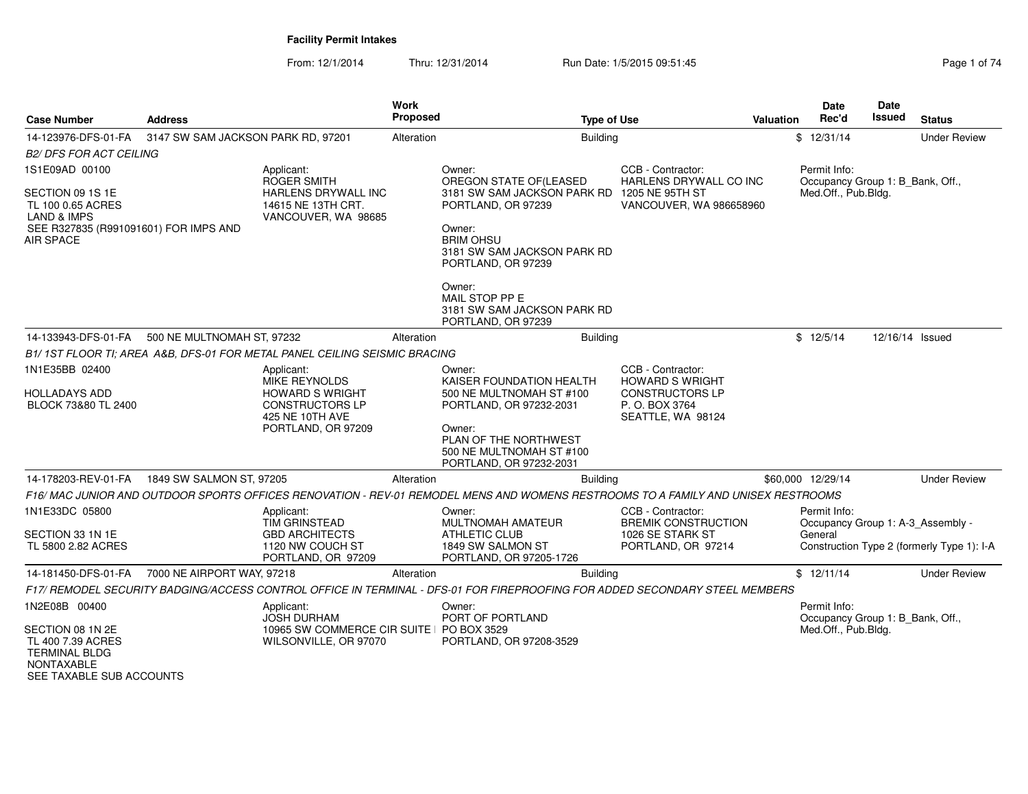# Facility Permit Intakes

From: 12/1/2014 Thru: 12/31/2014 Run Date: 1/5/2015 09:51:45

| Case Number | Address | Work Proposed | Type of Use | Valuation | Date Rec'd | Date Issued | Status |
|---|---|---|---|---|---|---|---|
| 14-123976-DFS-01-FA | 3147 SW SAM JACKSON PARK RD, 97201 | Alteration | Building | $ | 12/31/14 | | Under Review |

*B2/ DFS FOR ACT CEILING*

1S1E09AD 00100

SECTION 09 1S 1E
TL 100 0.65 ACRES
LAND & IMPS
SEE R327835 (R991091601) FOR IMPS AND AIR SPACE

Applicant:
ROGER SMITH
HARLENS DRYWALL INC
14615 NE 13TH CRT.
VANCOUVER, WA 98685

Owner:
OREGON STATE OF(LEASED
3181 SW SAM JACKSON PARK RD
PORTLAND, OR 97239

Owner:
BRIM OHSU
3181 SW SAM JACKSON PARK RD
PORTLAND, OR 97239

Owner:
MAIL STOP PP E
3181 SW SAM JACKSON PARK RD
PORTLAND, OR 97239

CCB - Contractor:
HARLENS DRYWALL CO INC
1205 NE 95TH ST
VANCOUVER, WA 986658960

Permit Info:
Occupancy Group 1: B_Bank, Off., Med.Off., Pub.Bldg.

| Case Number | Address | Work Proposed | Type of Use | Valuation | Date Rec'd | Date Issued | Status |
|---|---|---|---|---|---|---|---|
| 14-133943-DFS-01-FA | 500 NE MULTNOMAH ST, 97232 | Alteration | Building | $ | 12/5/14 | 12/16/14 | Issued |

*B1/ 1ST FLOOR TI; AREA A&B, DFS-01 FOR METAL PANEL CEILING SEISMIC BRACING*

1N1E35BB 02400

HOLLADAYS ADD
BLOCK 73&80 TL 2400

Applicant:
MIKE REYNOLDS
HOWARD S WRIGHT
CONSTRUCTORS LP
425 NE 10TH AVE
PORTLAND, OR 97209

Owner:
KAISER FOUNDATION HEALTH
500 NE MULTNOMAH ST #100
PORTLAND, OR 97232-2031

Owner:
PLAN OF THE NORTHWEST
500 NE MULTNOMAH ST #100
PORTLAND, OR 97232-2031

CCB - Contractor:
HOWARD S WRIGHT
CONSTRUCTORS LP
P. O. BOX 3764
SEATTLE, WA 98124

| Case Number | Address | Work Proposed | Type of Use | Valuation | Date Rec'd | Date Issued | Status |
|---|---|---|---|---|---|---|---|
| 14-178203-REV-01-FA | 1849 SW SALMON ST, 97205 | Alteration | Building | $60,000 | 12/29/14 | | Under Review |

*F16/ MAC JUNIOR AND OUTDOOR SPORTS OFFICES RENOVATION - REV-01 REMODEL MENS AND WOMENS RESTROOMS TO A FAMILY AND UNISEX RESTROOMS*

1N1E33DC 05800

SECTION 33 1N 1E
TL 5800 2.82 ACRES

Applicant:
TIM GRINSTEAD
GBD ARCHITECTS
1120 NW COUCH ST
PORTLAND, OR 97209

Owner:
MULTNOMAH AMATEUR
ATHLETIC CLUB
1849 SW SALMON ST
PORTLAND, OR 97205-1726

CCB - Contractor:
BREMIK CONSTRUCTION
1026 SE STARK ST
PORTLAND, OR 97214

Permit Info:
Occupancy Group 1: A-3_Assembly - General
Construction Type 2 (formerly Type 1): I-A

| Case Number | Address | Work Proposed | Type of Use | Valuation | Date Rec'd | Date Issued | Status |
|---|---|---|---|---|---|---|---|
| 14-181450-DFS-01-FA | 7000 NE AIRPORT WAY, 97218 | Alteration | Building | $ | 12/11/14 | | Under Review |

*F17/ REMODEL SECURITY BADGING/ACCESS CONTROL OFFICE IN TERMINAL - DFS-01 FOR FIREPROOFING FOR ADDED SECONDARY STEEL MEMBERS*

1N2E08B 00400

SECTION 08 1N 2E
TL 400 7.39 ACRES
TERMINAL BLDG
NONTAXABLE
SEE TAXABLE SUB ACCOUNTS

Applicant:
JOSH DURHAM
10965 SW COMMERCE CIR SUITE
WILSONVILLE, OR 97070

Owner:
PORT OF PORTLAND
PO BOX 3529
PORTLAND, OR 97208-3529

Permit Info:
Occupancy Group 1: B_Bank, Off., Med.Off., Pub.Bldg.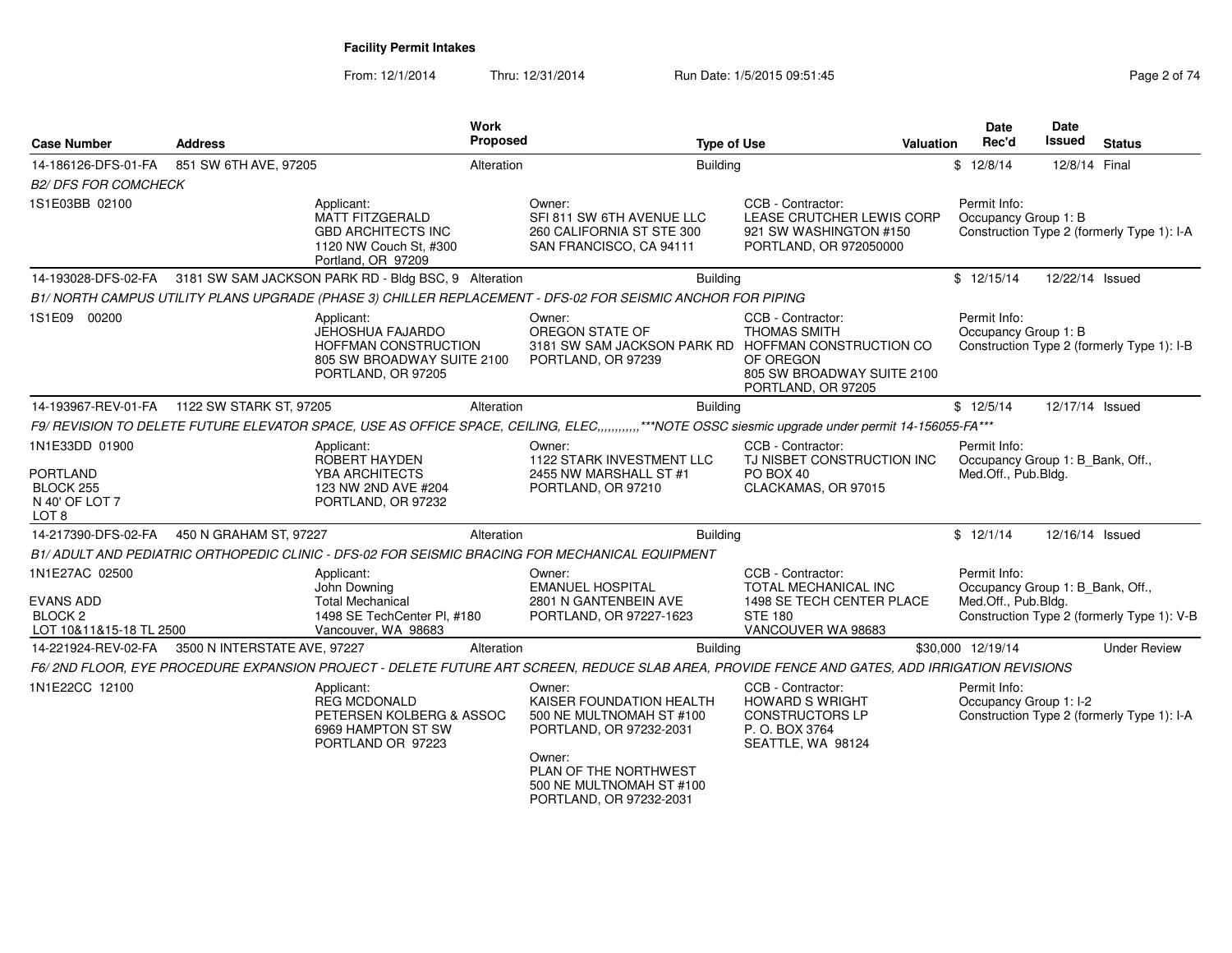**Facility Permit Intakes**

From: 12/1/2014 Thru: 12/31/2014 Run Date: 1/5/2015 09:51:45

| Case Number | Address | Work Proposed | Type of Use | Valuation | Date Rec'd | Date Issued | Status |
|---|---|---|---|---|---|---|---|
| 14-186126-DFS-01-FA | 851 SW 6TH AVE, 97205 | Alteration | Building | $ | 12/8/14 | 12/8/14 | Final |

*B2/ DFS FOR COMCHECK*

1S1E03BB 02100

Applicant: MATT FITZGERALD, GBD ARCHITECTS INC, 1120 NW Couch St, #300, Portland, OR 97209

Owner: SFI 811 SW 6TH AVENUE LLC, 260 CALIFORNIA ST STE 300, SAN FRANCISCO, CA 94111

CCB - Contractor: LEASE CRUTCHER LEWIS CORP, 921 SW WASHINGTON #150, PORTLAND, OR 972050000

Permit Info: Occupancy Group 1: B; Construction Type 2 (formerly Type 1): I-A

| Case Number | Address | Work Proposed | Type of Use | Valuation | Date Rec'd | Date Issued | Status |
|---|---|---|---|---|---|---|---|
| 14-193028-DFS-02-FA | 3181 SW SAM JACKSON PARK RD - Bldg BSC, 9 | Alteration | Building | $ | 12/15/14 | 12/22/14 | Issued |

*B1/ NORTH CAMPUS UTILITY PLANS UPGRADE (PHASE 3) CHILLER REPLACEMENT - DFS-02 FOR SEISMIC ANCHOR FOR PIPING*

1S1E09 00200

Applicant: JEHOSHUA FAJARDO, HOFFMAN CONSTRUCTION, 805 SW BROADWAY SUITE 2100, PORTLAND, OR 97205

Owner: OREGON STATE OF, 3181 SW SAM JACKSON PARK RD, PORTLAND, OR 97239

CCB - Contractor: THOMAS SMITH, HOFFMAN CONSTRUCTION CO OF OREGON, 805 SW BROADWAY SUITE 2100, PORTLAND, OR 97205

Permit Info: Occupancy Group 1: B; Construction Type 2 (formerly Type 1): I-B

| Case Number | Address | Work Proposed | Type of Use | Valuation | Date Rec'd | Date Issued | Status |
|---|---|---|---|---|---|---|---|
| 14-193967-REV-01-FA | 1122 SW STARK ST, 97205 | Alteration | Building | $ | 12/5/14 | 12/17/14 | Issued |

*F9/ REVISION TO DELETE FUTURE ELEVATOR SPACE, USE AS OFFICE SPACE, CEILING, ELEC,,,,,,,,,,,,***NOTE OSSC siesmic upgrade under permit 14-156055-FA****

1N1E33DD 01900

PORTLAND, BLOCK 255, N 40' OF LOT 7, LOT 8

Applicant: ROBERT HAYDEN, YBA ARCHITECTS, 123 NW 2ND AVE #204, PORTLAND, OR 97232

Owner: 1122 STARK INVESTMENT LLC, 2455 NW MARSHALL ST #1, PORTLAND, OR 97210

CCB - Contractor: TJ NISBET CONSTRUCTION INC, PO BOX 40, CLACKAMAS, OR 97015

Permit Info: Occupancy Group 1: B_Bank, Off., Med.Off., Pub.Bldg.

| Case Number | Address | Work Proposed | Type of Use | Valuation | Date Rec'd | Date Issued | Status |
|---|---|---|---|---|---|---|---|
| 14-217390-DFS-02-FA | 450 N GRAHAM ST, 97227 | Alteration | Building | $ | 12/1/14 | 12/16/14 | Issued |

*B1/ ADULT AND PEDIATRIC ORTHOPEDIC CLINIC - DFS-02 FOR SEISMIC BRACING FOR MECHANICAL EQUIPMENT*

1N1E27AC 02500

EVANS ADD, BLOCK 2, LOT 10&11&15-18 TL 2500

Applicant: John Downing, Total Mechanical, 1498 SE TechCenter Pl, #180, Vancouver, WA 98683

Owner: EMANUEL HOSPITAL, 2801 N GANTENBEIN AVE, PORTLAND, OR 97227-1623

CCB - Contractor: TOTAL MECHANICAL INC, 1498 SE TECH CENTER PLACE, STE 180, VANCOUVER WA 98683

Permit Info: Occupancy Group 1: B_Bank, Off., Med.Off., Pub.Bldg.; Construction Type 2 (formerly Type 1): V-B

| Case Number | Address | Work Proposed | Type of Use | Valuation | Date Rec'd | Date Issued | Status |
|---|---|---|---|---|---|---|---|
| 14-221924-REV-02-FA | 3500 N INTERSTATE AVE, 97227 | Alteration | Building | $30,000 | 12/19/14 | | Under Review |

*F6/ 2ND FLOOR, EYE PROCEDURE EXPANSION PROJECT - DELETE FUTURE ART SCREEN, REDUCE SLAB AREA, PROVIDE FENCE AND GATES, ADD IRRIGATION REVISIONS*

1N1E22CC 12100

Applicant: REG MCDONALD, PETERSEN KOLBERG & ASSOC, 6969 HAMPTON ST SW, PORTLAND OR 97223

Owner: KAISER FOUNDATION HEALTH, 500 NE MULTNOMAH ST #100, PORTLAND, OR 97232-2031

Owner: PLAN OF THE NORTHWEST, 500 NE MULTNOMAH ST #100, PORTLAND, OR 97232-2031

CCB - Contractor: HOWARD S WRIGHT CONSTRUCTORS LP, P. O. BOX 3764, SEATTLE, WA 98124

Permit Info: Occupancy Group 1: I-2; Construction Type 2 (formerly Type 1): I-A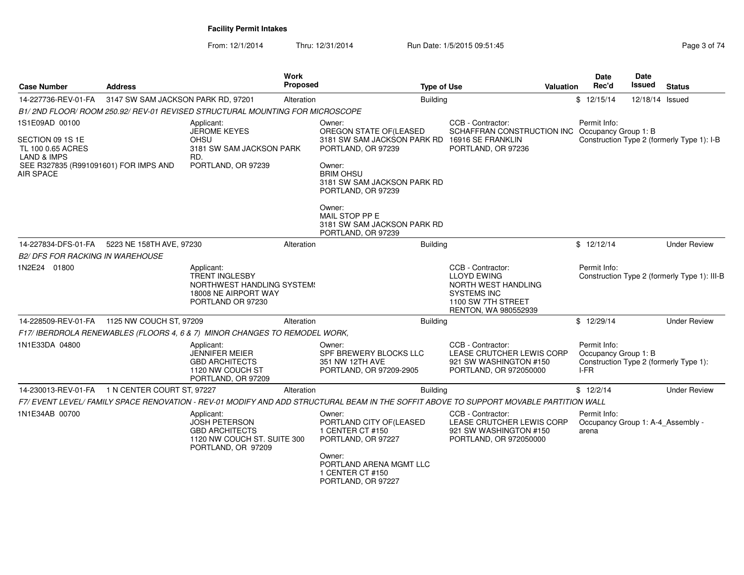**Facility Permit Intakes**

From: 12/1/2014 Thru: 12/31/2014 Run Date: 1/5/2015 09:51:45

| Case Number | Address | Work Proposed | Type of Use | Valuation | Date Rec'd | Date Issued | Status |
|---|---|---|---|---|---|---|---|
| 14-227736-REV-01-FA | 3147 SW SAM JACKSON PARK RD, 97201 | Alteration | Building | $ | 12/15/14 | 12/18/14 | Issued |

*B1/ 2ND FLOOR/ ROOM 250.92/ REV-01 REVISED STRUCTURAL MOUNTING FOR MICROSCOPE*

1S1E09AD 00100

SECTION 09 1S 1E
TL 100 0.65 ACRES
LAND & IMPS
SEE R327835 (R991091601) FOR IMPS AND AIR SPACE

Applicant:
JEROME KEYES
OHSU
3181 SW SAM JACKSON PARK RD.
PORTLAND, OR 97239

Owner:
OREGON STATE OF(LEASED
3181 SW SAM JACKSON PARK RD
PORTLAND, OR 97239

Owner:
BRIM OHSU
3181 SW SAM JACKSON PARK RD
PORTLAND, OR 97239

Owner:
MAIL STOP PP E
3181 SW SAM JACKSON PARK RD
PORTLAND, OR 97239

CCB - Contractor:
SCHAFFRAN CONSTRUCTION INC
16916 SE FRANKLIN
PORTLAND, OR 97236

Permit Info:
Occupancy Group 1: B
Construction Type 2 (formerly Type 1): I-B

| Case Number | Address | Work Proposed | Type of Use | Valuation | Date Rec'd | Date Issued | Status |
|---|---|---|---|---|---|---|---|
| 14-227834-DFS-01-FA | 5223 NE 158TH AVE, 97230 | Alteration | Building | $ | 12/12/14 | | Under Review |

*B2/ DFS FOR RACKING IN WAREHOUSE*

1N2E24 01800

Applicant:
TRENT INGLESBY
NORTHWEST HANDLING SYSTEMS
18008 NE AIRPORT WAY
PORTLAND OR 97230

CCB - Contractor:
LLOYD EWING
NORTH WEST HANDLING SYSTEMS INC
1100 SW 7TH STREET
RENTON, WA 980552939

Permit Info:
Construction Type 2 (formerly Type 1): III-B

| Case Number | Address | Work Proposed | Type of Use | Valuation | Date Rec'd | Date Issued | Status |
|---|---|---|---|---|---|---|---|
| 14-228509-REV-01-FA | 1125 NW COUCH ST, 97209 | Alteration | Building | $ | 12/29/14 | | Under Review |

*F17/ IBERDROLA RENEWABLES (FLOORS 4, 6 & 7) MINOR CHANGES TO REMODEL WORK,*

1N1E33DA 04800

Applicant:
JENNIFER MEIER
GBD ARCHITECTS
1120 NW COUCH ST
PORTLAND, OR 97209

Owner:
SPF BREWERY BLOCKS LLC
351 NW 12TH AVE
PORTLAND, OR 97209-2905

CCB - Contractor:
LEASE CRUTCHER LEWIS CORP
921 SW WASHINGTON #150
PORTLAND, OR 972050000

Permit Info:
Occupancy Group 1: B
Construction Type 2 (formerly Type 1): I-FR

| Case Number | Address | Work Proposed | Type of Use | Valuation | Date Rec'd | Date Issued | Status |
|---|---|---|---|---|---|---|---|
| 14-230013-REV-01-FA | 1 N CENTER COURT ST, 97227 | Alteration | Building | $ | 12/2/14 | | Under Review |

*F7/ EVENT LEVEL/ FAMILY SPACE RENOVATION - REV-01 MODIFY AND ADD STRUCTURAL BEAM IN THE SOFFIT ABOVE TO SUPPORT MOVABLE PARTITION WALL*

1N1E34AB 00700

Applicant:
JOSH PETERSON
GBD ARCHITECTS
1120 NW COUCH ST. SUITE 300
PORTLAND, OR 97209

Owner:
PORTLAND CITY OF(LEASED
1 CENTER CT #150
PORTLAND, OR 97227

Owner:
PORTLAND ARENA MGMT LLC
1 CENTER CT #150
PORTLAND, OR 97227

CCB - Contractor:
LEASE CRUTCHER LEWIS CORP
921 SW WASHINGTON #150
PORTLAND, OR 972050000

Permit Info:
Occupancy Group 1: A-4_Assembly - arena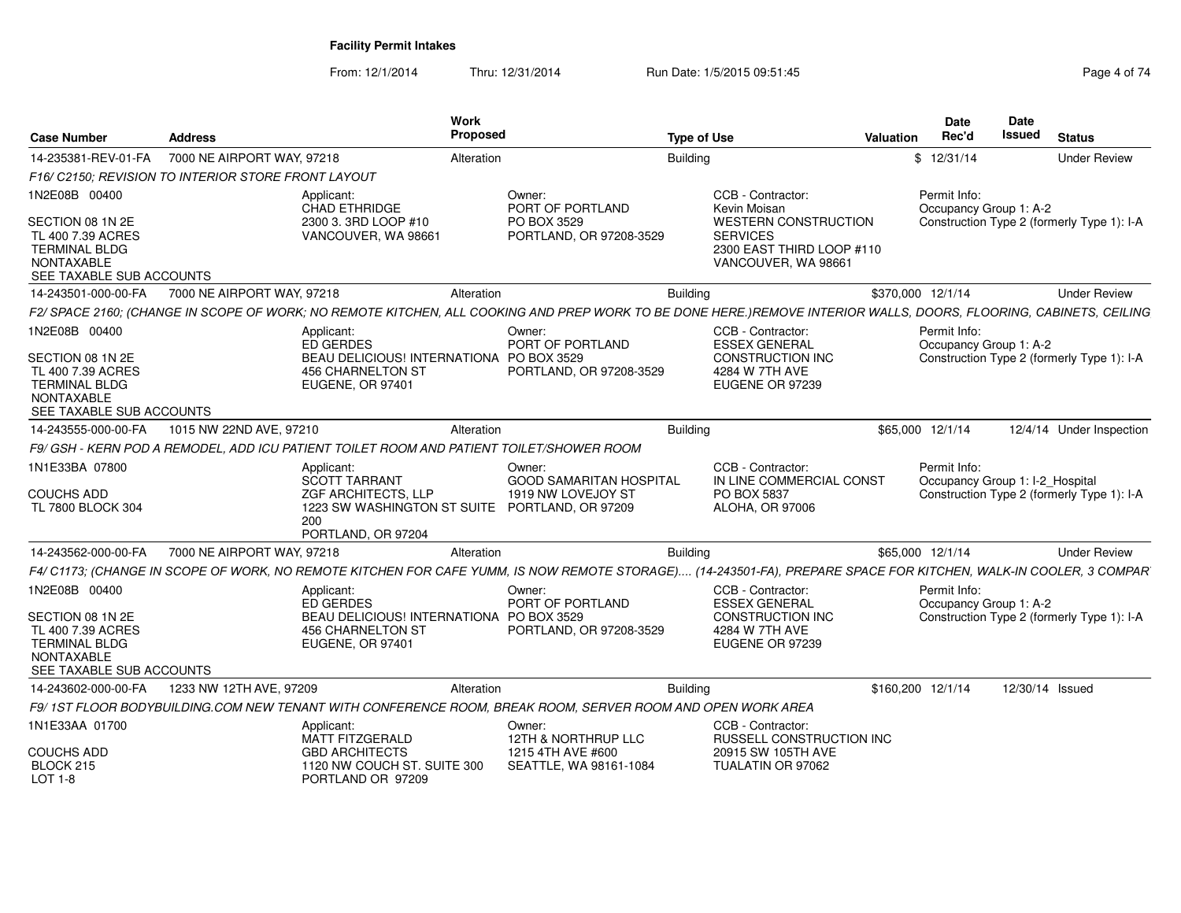# Facility Permit Intakes

From: 12/1/2014 Thru: 12/31/2014 Run Date: 1/5/2015 09:51:45

| Case Number | Address | Work Proposed | Type of Use | Valuation | Date Rec'd | Date Issued | Status |
|---|---|---|---|---|---|---|---|
| 14-235381-REV-01-FA | 7000 NE AIRPORT WAY, 97218 | Alteration | Building | $ | 12/31/14 | | Under Review |

*F16/ C2150; REVISION TO INTERIOR STORE FRONT LAYOUT*

1N2E08B 00400

SECTION 08 1N 2E
TL 400 7.39 ACRES
TERMINAL BLDG
NONTAXABLE
SEE TAXABLE SUB ACCOUNTS

Applicant:
CHAD ETHRIDGE
2300 3. 3RD LOOP #10
VANCOUVER, WA 98661

Owner:
PORT OF PORTLAND
PO BOX 3529
PORTLAND, OR 97208-3529

CCB - Contractor:
Kevin Moisan
WESTERN CONSTRUCTION SERVICES
2300 EAST THIRD LOOP #110
VANCOUVER, WA 98661

Permit Info:
Occupancy Group 1: A-2
Construction Type 2 (formerly Type 1): I-A

| Case Number | Address | Work Proposed | Type of Use | Valuation | Date Rec'd | Date Issued | Status |
|---|---|---|---|---|---|---|---|
| 14-243501-000-00-FA | 7000 NE AIRPORT WAY, 97218 | Alteration | Building | $370,000 | 12/1/14 | | Under Review |

*F2/ SPACE 2160; (CHANGE IN SCOPE OF WORK; NO REMOTE KITCHEN, ALL COOKING AND PREP WORK TO BE DONE HERE.)REMOVE INTERIOR WALLS, DOORS, FLOORING, CABINETS, CEILING*

1N2E08B 00400

SECTION 08 1N 2E
TL 400 7.39 ACRES
TERMINAL BLDG
NONTAXABLE
SEE TAXABLE SUB ACCOUNTS

Applicant:
ED GERDES
BEAU DELICIOUS! INTERNATIONA
456 CHARNELTON ST
EUGENE, OR 97401

Owner:
PORT OF PORTLAND
PO BOX 3529
PORTLAND, OR 97208-3529

CCB - Contractor:
ESSEX GENERAL CONSTRUCTION INC
4284 W 7TH AVE
EUGENE OR 97239

Permit Info:
Occupancy Group 1: A-2
Construction Type 2 (formerly Type 1): I-A

| Case Number | Address | Work Proposed | Type of Use | Valuation | Date Rec'd | Date Issued | Status |
|---|---|---|---|---|---|---|---|
| 14-243555-000-00-FA | 1015 NW 22ND AVE, 97210 | Alteration | Building | $65,000 | 12/1/14 | 12/4/14 | Under Inspection |

*F9/ GSH - KERN POD A REMODEL, ADD ICU PATIENT TOILET ROOM AND PATIENT TOILET/SHOWER ROOM*

1N1E33BA 07800

COUCHS ADD
TL 7800 BLOCK 304

Applicant:
SCOTT TARRANT
ZGF ARCHITECTS, LLP
1223 SW WASHINGTON ST SUITE 200
PORTLAND, OR 97204

Owner:
GOOD SAMARITAN HOSPITAL
1919 NW LOVEJOY ST
PORTLAND, OR 97209

CCB - Contractor:
IN LINE COMMERCIAL CONST
PO BOX 5837
ALOHA, OR 97006

Permit Info:
Occupancy Group 1: I-2_Hospital
Construction Type 2 (formerly Type 1): I-A

| Case Number | Address | Work Proposed | Type of Use | Valuation | Date Rec'd | Date Issued | Status |
|---|---|---|---|---|---|---|---|
| 14-243562-000-00-FA | 7000 NE AIRPORT WAY, 97218 | Alteration | Building | $65,000 | 12/1/14 | | Under Review |

*F4/ C1173; (CHANGE IN SCOPE OF WORK, NO REMOTE KITCHEN FOR CAFE YUMM, IS NOW REMOTE STORAGE).... (14-243501-FA), PREPARE SPACE FOR KITCHEN, WALK-IN COOLER, 3 COMPAR*

1N2E08B 00400

SECTION 08 1N 2E
TL 400 7.39 ACRES
TERMINAL BLDG
NONTAXABLE
SEE TAXABLE SUB ACCOUNTS

Applicant:
ED GERDES
BEAU DELICIOUS! INTERNATIONA
456 CHARNELTON ST
EUGENE, OR 97401

Owner:
PORT OF PORTLAND
PO BOX 3529
PORTLAND, OR 97208-3529

CCB - Contractor:
ESSEX GENERAL CONSTRUCTION INC
4284 W 7TH AVE
EUGENE OR 97239

Permit Info:
Occupancy Group 1: A-2
Construction Type 2 (formerly Type 1): I-A

| Case Number | Address | Work Proposed | Type of Use | Valuation | Date Rec'd | Date Issued | Status |
|---|---|---|---|---|---|---|---|
| 14-243602-000-00-FA | 1233 NW 12TH AVE, 97209 | Alteration | Building | $160,200 | 12/1/14 | 12/30/14 | Issued |

*F9/ 1ST FLOOR BODYBUILDING.COM NEW TENANT WITH CONFERENCE ROOM, BREAK ROOM, SERVER ROOM AND OPEN WORK AREA*

1N1E33AA 01700

COUCHS ADD
BLOCK 215
LOT 1-8

Applicant:
MATT FITZGERALD
GBD ARCHITECTS
1120 NW COUCH ST. SUITE 300
PORTLAND OR 97209

Owner:
12TH & NORTHRUP LLC
1215 4TH AVE #600
SEATTLE, WA 98161-1084

CCB - Contractor:
RUSSELL CONSTRUCTION INC
20915 SW 105TH AVE
TUALATIN OR 97062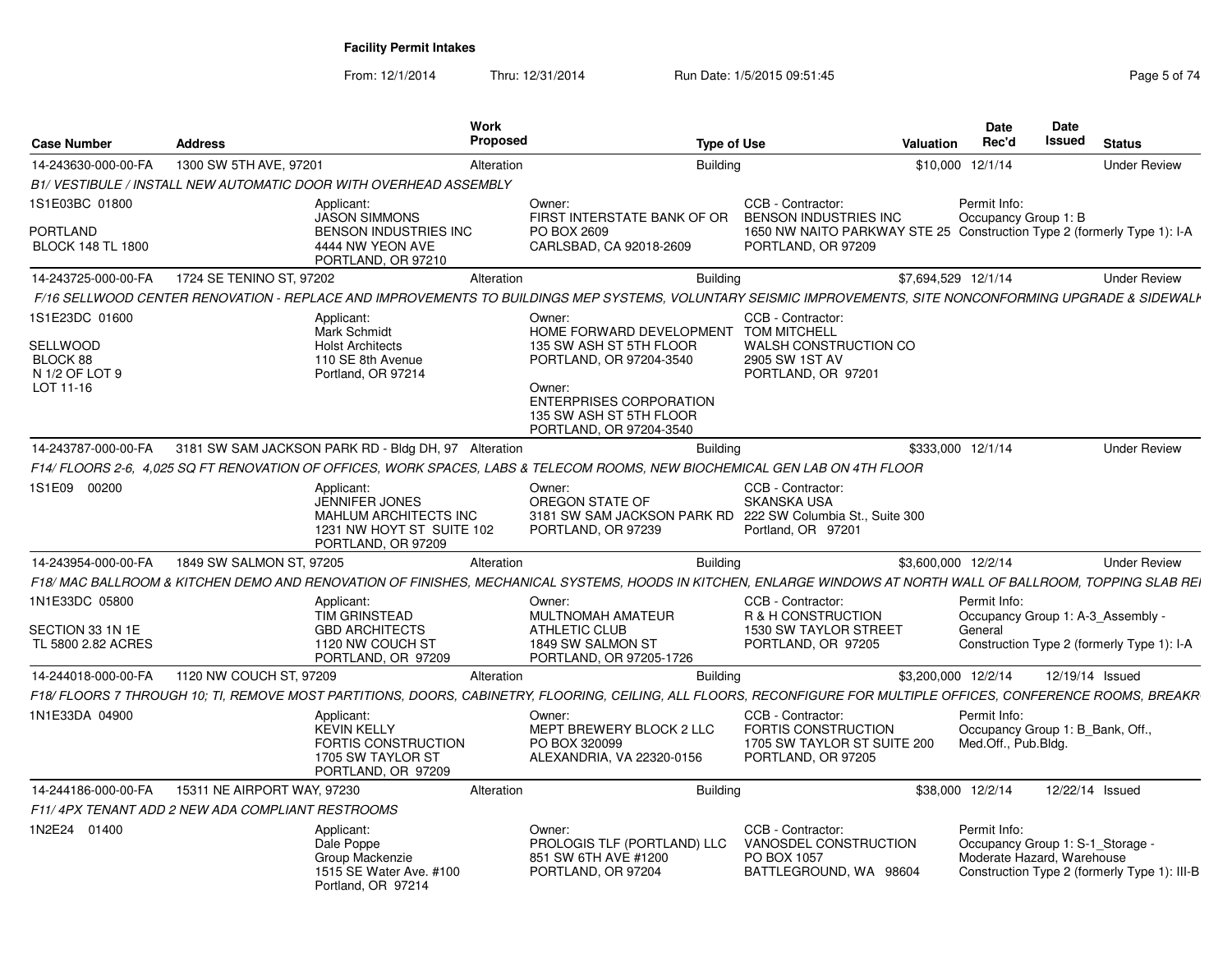**Facility Permit Intakes**

From: 12/1/2014 Thru: 12/31/2014 Run Date: 1/5/2015 09:51:45

| Case Number | Address | Work Proposed | Type of Use | Valuation | Date Rec'd | Date Issued | Status |
|---|---|---|---|---|---|---|---|
| 14-243630-000-00-FA | 1300 SW 5TH AVE, 97201 | Alteration | Building | $10,000 | 12/1/14 | | Under Review |

*B1/ VESTIBULE / INSTALL NEW AUTOMATIC DOOR WITH OVERHEAD ASSEMBLY*

1S1E03BC 01800
PORTLAND
BLOCK 148 TL 1800

Applicant: JASON SIMMONS, BENSON INDUSTRIES INC, 4444 NW YEON AVE, PORTLAND, OR 97210

Owner: FIRST INTERSTATE BANK OF OR, PO BOX 2609, CARLSBAD, CA 92018-2609

CCB - Contractor: BENSON INDUSTRIES INC, 1650 NW NAITO PARKWAY STE 25, PORTLAND, OR 97209

Permit Info: Occupancy Group 1: B; Construction Type 2 (formerly Type 1): I-A

| Case Number | Address | Work Proposed | Type of Use | Valuation | Date Rec'd | Date Issued | Status |
|---|---|---|---|---|---|---|---|
| 14-243725-000-00-FA | 1724 SE TENINO ST, 97202 | Alteration | Building | $7,694,529 | 12/1/14 | | Under Review |

*F/16 SELLWOOD CENTER RENOVATION - REPLACE AND IMPROVEMENTS TO BUILDINGS MEP SYSTEMS, VOLUNTARY SEISMIC IMPROVEMENTS, SITE NONCONFORMING UPGRADE & SIDEWALK*

1S1E23DC 01600
SELLWOOD
BLOCK 88
N 1/2 OF LOT 9
LOT 11-16

Applicant: Mark Schmidt, Holst Architects, 110 SE 8th Avenue, Portland, OR 97214

Owner: HOME FORWARD DEVELOPMENT, 135 SW ASH ST 5TH FLOOR, PORTLAND, OR 97204-3540

Owner: ENTERPRISES CORPORATION, 135 SW ASH ST 5TH FLOOR, PORTLAND, OR 97204-3540

CCB - Contractor: TOM MITCHELL, WALSH CONSTRUCTION CO, 2905 SW 1ST AV, PORTLAND, OR 97201

| Case Number | Address | Work Proposed | Type of Use | Valuation | Date Rec'd | Date Issued | Status |
|---|---|---|---|---|---|---|---|
| 14-243787-000-00-FA | 3181 SW SAM JACKSON PARK RD - Bldg DH, 97 | Alteration | Building | $333,000 | 12/1/14 | | Under Review |

*F14/ FLOORS 2-6, 4,025 SQ FT RENOVATION OF OFFICES, WORK SPACES, LABS & TELECOM ROOMS, NEW BIOCHEMICAL GEN LAB ON 4TH FLOOR*

1S1E09 00200

Applicant: JENNIFER JONES, MAHLUM ARCHITECTS INC, 1231 NW HOYT ST SUITE 102, PORTLAND, OR 97209

Owner: OREGON STATE OF, 3181 SW SAM JACKSON PARK RD, PORTLAND, OR 97239

CCB - Contractor: SKANSKA USA, 222 SW Columbia St., Suite 300, Portland, OR 97201

| Case Number | Address | Work Proposed | Type of Use | Valuation | Date Rec'd | Date Issued | Status |
|---|---|---|---|---|---|---|---|
| 14-243954-000-00-FA | 1849 SW SALMON ST, 97205 | Alteration | Building | $3,600,000 | 12/2/14 | | Under Review |

*F18/ MAC BALLROOM & KITCHEN DEMO AND RENOVATION OF FINISHES, MECHANICAL SYSTEMS, HOODS IN KITCHEN, ENLARGE WINDOWS AT NORTH WALL OF BALLROOM, TOPPING SLAB REI*

1N1E33DC 05800
SECTION 33 1N 1E
TL 5800 2.82 ACRES

Applicant: TIM GRINSTEAD, GBD ARCHITECTS, 1120 NW COUCH ST, PORTLAND, OR 97209

Owner: MULTNOMAH AMATEUR ATHLETIC CLUB, 1849 SW SALMON ST, PORTLAND, OR 97205-1726

CCB - Contractor: R & H CONSTRUCTION, 1530 SW TAYLOR STREET, PORTLAND, OR 97205

Permit Info: Occupancy Group 1: A-3_Assembly - General; Construction Type 2 (formerly Type 1): I-A

| Case Number | Address | Work Proposed | Type of Use | Valuation | Date Rec'd | Date Issued | Status |
|---|---|---|---|---|---|---|---|
| 14-244018-000-00-FA | 1120 NW COUCH ST, 97209 | Alteration | Building | $3,200,000 | 12/2/14 | 12/19/14 | Issued |

*F18/ FLOORS 7 THROUGH 10; TI, REMOVE MOST PARTITIONS, DOORS, CABINETRY, FLOORING, CEILING, ALL FLOORS, RECONFIGURE FOR MULTIPLE OFFICES, CONFERENCE ROOMS, BREAKR*

1N1E33DA 04900

Applicant: KEVIN KELLY, FORTIS CONSTRUCTION, 1705 SW TAYLOR ST, PORTLAND, OR 97209

Owner: MEPT BREWERY BLOCK 2 LLC, PO BOX 320099, ALEXANDRIA, VA 22320-0156

CCB - Contractor: FORTIS CONSTRUCTION, 1705 SW TAYLOR ST SUITE 200, PORTLAND, OR 97205

Permit Info: Occupancy Group 1: B_Bank, Off., Med.Off., Pub.Bldg.

| Case Number | Address | Work Proposed | Type of Use | Valuation | Date Rec'd | Date Issued | Status |
|---|---|---|---|---|---|---|---|
| 14-244186-000-00-FA | 15311 NE AIRPORT WAY, 97230 | Alteration | Building | $38,000 | 12/2/14 | 12/22/14 | Issued |

*F11/ 4PX TENANT ADD 2 NEW ADA COMPLIANT RESTROOMS*

1N2E24 01400

Applicant: Dale Poppe, Group Mackenzie, 1515 SE Water Ave. #100, Portland, OR 97214

Owner: PROLOGIS TLF (PORTLAND) LLC, 851 SW 6TH AVE #1200, PORTLAND, OR 97204

CCB - Contractor: VANOSDEL CONSTRUCTION, PO BOX 1057, BATTLEGROUND, WA 98604

Permit Info: Occupancy Group 1: S-1_Storage - Moderate Hazard, Warehouse; Construction Type 2 (formerly Type 1): III-B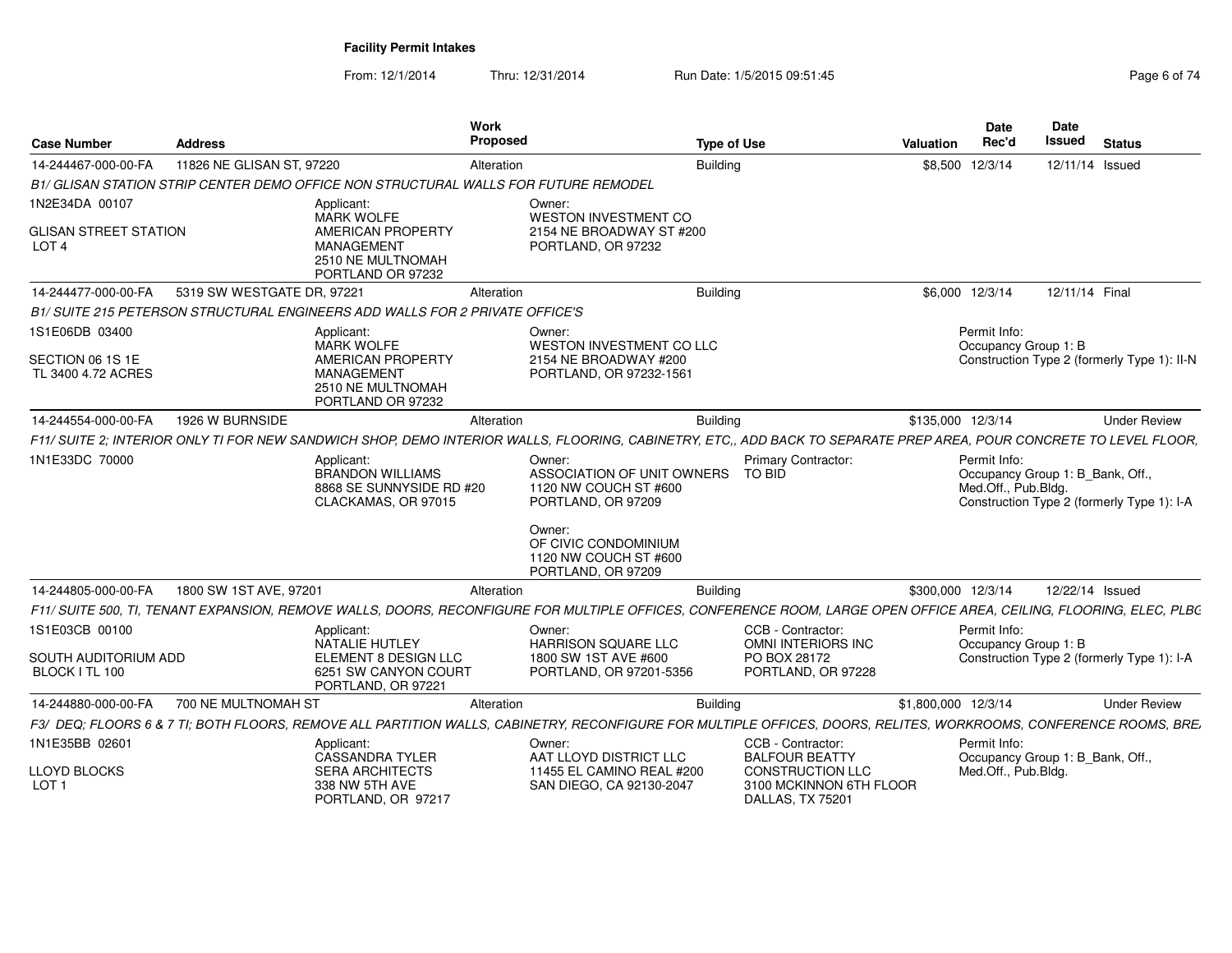**Facility Permit Intakes**

From: 12/1/2014 Thru: 12/31/2014 Run Date: 1/5/2015 09:51:45

| Case Number | Address | Work Proposed | Type of Use | Valuation | Date Rec'd | Date Issued | Status |
|---|---|---|---|---|---|---|---|
| 14-244467-000-00-FA | 11826 NE GLISAN ST, 97220 | Alteration | Building | $8,500 | 12/3/14 | 12/11/14 | Issued |

*B1/ GLISAN STATION STRIP CENTER DEMO OFFICE NON STRUCTURAL WALLS FOR FUTURE REMODEL*

1N2E34DA 00107
GLISAN STREET STATION
LOT 4

Applicant:
MARK WOLFE
AMERICAN PROPERTY MANAGEMENT
2510 NE MULTNOMAH
PORTLAND OR 97232

Owner:
WESTON INVESTMENT CO
2154 NE BROADWAY ST #200
PORTLAND, OR 97232

| Case Number | Address | Work Proposed | Type of Use | Valuation | Date Rec'd | Date Issued | Status |
|---|---|---|---|---|---|---|---|
| 14-244477-000-00-FA | 5319 SW WESTGATE DR, 97221 | Alteration | Building | $6,000 | 12/3/14 | 12/11/14 | Final |

*B1/ SUITE 215 PETERSON STRUCTURAL ENGINEERS ADD WALLS FOR 2 PRIVATE OFFICE'S*

1S1E06DB 03400
SECTION 06 1S 1E
TL 3400 4.72 ACRES

Applicant:
MARK WOLFE
AMERICAN PROPERTY MANAGEMENT
2510 NE MULTNOMAH
PORTLAND OR 97232

Owner:
WESTON INVESTMENT CO LLC
2154 NE BROADWAY #200
PORTLAND, OR 97232-1561

Permit Info:
Occupancy Group 1: B
Construction Type 2 (formerly Type 1): II-N

| Case Number | Address | Work Proposed | Type of Use | Valuation | Date Rec'd | Date Issued | Status |
|---|---|---|---|---|---|---|---|
| 14-244554-000-00-FA | 1926 W BURNSIDE | Alteration | Building | $135,000 | 12/3/14 | | Under Review |

*F11/ SUITE 2; INTERIOR ONLY TI FOR NEW SANDWICH SHOP, DEMO INTERIOR WALLS, FLOORING, CABINETRY, ETC,, ADD BACK TO SEPARATE PREP AREA, POUR CONCRETE TO LEVEL FLOOR,*

1N1E33DC 70000

Applicant:
BRANDON WILLIAMS
8868 SE SUNNYSIDE RD #20
CLACKAMAS, OR 97015

Owner:
ASSOCIATION OF UNIT OWNERS
1120 NW COUCH ST #600
PORTLAND, OR 97209

Owner:
OF CIVIC CONDOMINIUM
1120 NW COUCH ST #600
PORTLAND, OR 97209

Primary Contractor:
TO BID

Permit Info:
Occupancy Group 1: B_Bank, Off., Med.Off., Pub.Bldg.
Construction Type 2 (formerly Type 1): I-A

| Case Number | Address | Work Proposed | Type of Use | Valuation | Date Rec'd | Date Issued | Status |
|---|---|---|---|---|---|---|---|
| 14-244805-000-00-FA | 1800 SW 1ST AVE, 97201 | Alteration | Building | $300,000 | 12/3/14 | 12/22/14 | Issued |

*F11/ SUITE 500, TI, TENANT EXPANSION, REMOVE WALLS, DOORS, RECONFIGURE FOR MULTIPLE OFFICES, CONFERENCE ROOM, LARGE OPEN OFFICE AREA, CEILING, FLOORING, ELEC, PLBG*

1S1E03CB 00100
SOUTH AUDITORIUM ADD
BLOCK I TL 100

Applicant:
NATALIE HUTLEY
ELEMENT 8 DESIGN LLC
6251 SW CANYON COURT
PORTLAND, OR 97221

Owner:
HARRISON SQUARE LLC
1800 SW 1ST AVE #600
PORTLAND, OR 97201-5356

CCB - Contractor:
OMNI INTERIORS INC
PO BOX 28172
PORTLAND, OR 97228

Permit Info:
Occupancy Group 1: B
Construction Type 2 (formerly Type 1): I-A

| Case Number | Address | Work Proposed | Type of Use | Valuation | Date Rec'd | Date Issued | Status |
|---|---|---|---|---|---|---|---|
| 14-244880-000-00-FA | 700 NE MULTNOMAH ST | Alteration | Building | $1,800,000 | 12/3/14 | | Under Review |

*F3/ DEQ; FLOORS 6 & 7 TI; BOTH FLOORS, REMOVE ALL PARTITION WALLS, CABINETRY, RECONFIGURE FOR MULTIPLE OFFICES, DOORS, RELITES, WORKROOMS, CONFERENCE ROOMS, BRE*

1N1E35BB 02601
LLOYD BLOCKS
LOT 1

Applicant:
CASSANDRA TYLER
SERA ARCHITECTS
338 NW 5TH AVE
PORTLAND, OR 97217

Owner:
AAT LLOYD DISTRICT LLC
11455 EL CAMINO REAL #200
SAN DIEGO, CA 92130-2047

CCB - Contractor:
BALFOUR BEATTY CONSTRUCTION LLC
3100 MCKINNON 6TH FLOOR
DALLAS, TX 75201

Permit Info:
Occupancy Group 1: B_Bank, Off., Med.Off., Pub.Bldg.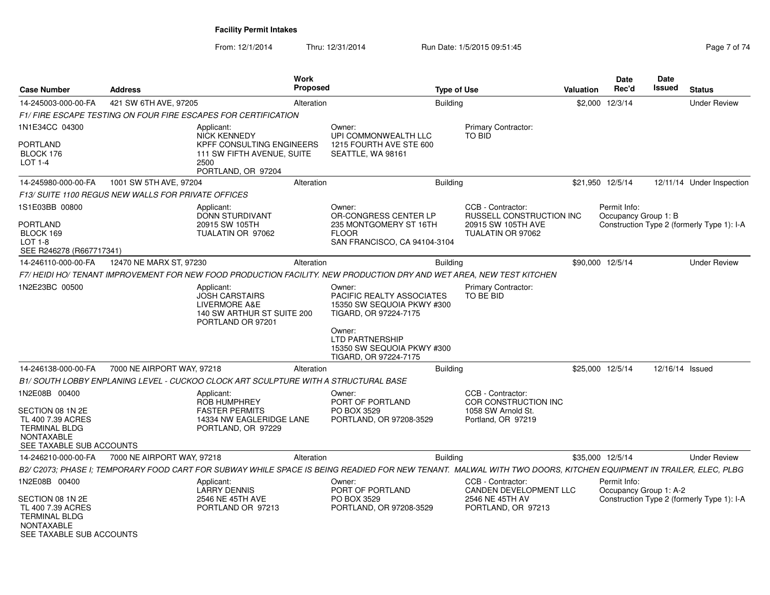# Facility Permit Intakes

From: 12/1/2014 Thru: 12/31/2014 Run Date: 1/5/2015 09:51:45

| Case Number | Address | Work Proposed | Type of Use | Valuation | Date Rec'd | Date Issued | Status |
|---|---|---|---|---|---|---|---|
| 14-245003-000-00-FA | 421 SW 6TH AVE, 97205 | Alteration | Building | $2,000 | 12/3/14 | | Under Review |

*F1/ FIRE ESCAPE TESTING ON FOUR FIRE ESCAPES FOR CERTIFICATION*

1N1E34CC 04300

PORTLAND
BLOCK 176
LOT 1-4

Applicant:
NICK KENNEDY
KPFF CONSULTING ENGINEERS
111 SW FIFTH AVENUE, SUITE 2500
PORTLAND, OR 97204

Owner:
UPI COMMONWEALTH LLC
1215 FOURTH AVE STE 600
SEATTLE, WA 98161

Primary Contractor:
TO BID

| Case Number | Address | Work Proposed | Type of Use | Valuation | Date Rec'd | Date Issued | Status |
|---|---|---|---|---|---|---|---|
| 14-245980-000-00-FA | 1001 SW 5TH AVE, 97204 | Alteration | Building | $21,950 | 12/5/14 | 12/11/14 | Under Inspection |

*F13/ SUITE 1100 REGUS NEW WALLS FOR PRIVATE OFFICES*

1S1E03BB 00800

PORTLAND
BLOCK 169
LOT 1-8
SEE R246278 (R667717341)

Applicant:
DONN STURDIVANT
20915 SW 105TH
TUALATIN OR 97062

Owner:
OR-CONGRESS CENTER LP
235 MONTGOMERY ST 16TH FLOOR
SAN FRANCISCO, CA 94104-3104

CCB - Contractor:
RUSSELL CONSTRUCTION INC
20915 SW 105TH AVE
TUALATIN OR 97062

Permit Info:
Occupancy Group 1: B
Construction Type 2 (formerly Type 1): I-A

| Case Number | Address | Work Proposed | Type of Use | Valuation | Date Rec'd | Date Issued | Status |
|---|---|---|---|---|---|---|---|
| 14-246110-000-00-FA | 12470 NE MARX ST, 97230 | Alteration | Building | $90,000 | 12/5/14 | | Under Review |

*F7/ HEIDI HO/ TENANT IMPROVEMENT FOR NEW FOOD PRODUCTION FACILITY. NEW PRODUCTION DRY AND WET AREA, NEW TEST KITCHEN*

1N2E23BC 00500

Applicant:
JOSH CARSTAIRS
LIVERMORE A&E
140 SW ARTHUR ST SUITE 200
PORTLAND OR 97201

Owner:
PACIFIC REALTY ASSOCIATES
15350 SW SEQUOIA PKWY #300
TIGARD, OR 97224-7175

Owner:
LTD PARTNERSHIP
15350 SW SEQUOIA PKWY #300
TIGARD, OR 97224-7175

Primary Contractor:
TO BE BID

| Case Number | Address | Work Proposed | Type of Use | Valuation | Date Rec'd | Date Issued | Status |
|---|---|---|---|---|---|---|---|
| 14-246138-000-00-FA | 7000 NE AIRPORT WAY, 97218 | Alteration | Building | $25,000 | 12/5/14 | 12/16/14 | Issued |

*B1/ SOUTH LOBBY ENPLANING LEVEL - CUCKOO CLOCK ART SCULPTURE WITH A STRUCTURAL BASE*

1N2E08B 00400

SECTION 08 1N 2E
TL 400 7.39 ACRES
TERMINAL BLDG
NONTAXABLE
SEE TAXABLE SUB ACCOUNTS

Applicant:
ROB HUMPHREY
FASTER PERMITS
14334 NW EAGLERIDGE LANE
PORTLAND, OR 97229

Owner:
PORT OF PORTLAND
PO BOX 3529
PORTLAND, OR 97208-3529

CCB - Contractor:
COR CONSTRUCTION INC
1058 SW Arnold St.
Portland, OR 97219

| Case Number | Address | Work Proposed | Type of Use | Valuation | Date Rec'd | Date Issued | Status |
|---|---|---|---|---|---|---|---|
| 14-246210-000-00-FA | 7000 NE AIRPORT WAY, 97218 | Alteration | Building | $35,000 | 12/5/14 | | Under Review |

*B2/ C2073; PHASE I; TEMPORARY FOOD CART FOR SUBWAY WHILE SPACE IS BEING READIED FOR NEW TENANT. MALWAL WITH TWO DOORS, KITCHEN EQUIPMENT IN TRAILER, ELEC, PLBG*

1N2E08B 00400

SECTION 08 1N 2E
TL 400 7.39 ACRES
TERMINAL BLDG
NONTAXABLE
SEE TAXABLE SUB ACCOUNTS

Applicant:
LARRY DENNIS
2546 NE 45TH AVE
PORTLAND OR 97213

Owner:
PORT OF PORTLAND
PO BOX 3529
PORTLAND, OR 97208-3529

CCB - Contractor:
CANDEN DEVELOPMENT LLC
2546 NE 45TH AV
PORTLAND, OR 97213

Permit Info:
Occupancy Group 1: A-2
Construction Type 2 (formerly Type 1): I-A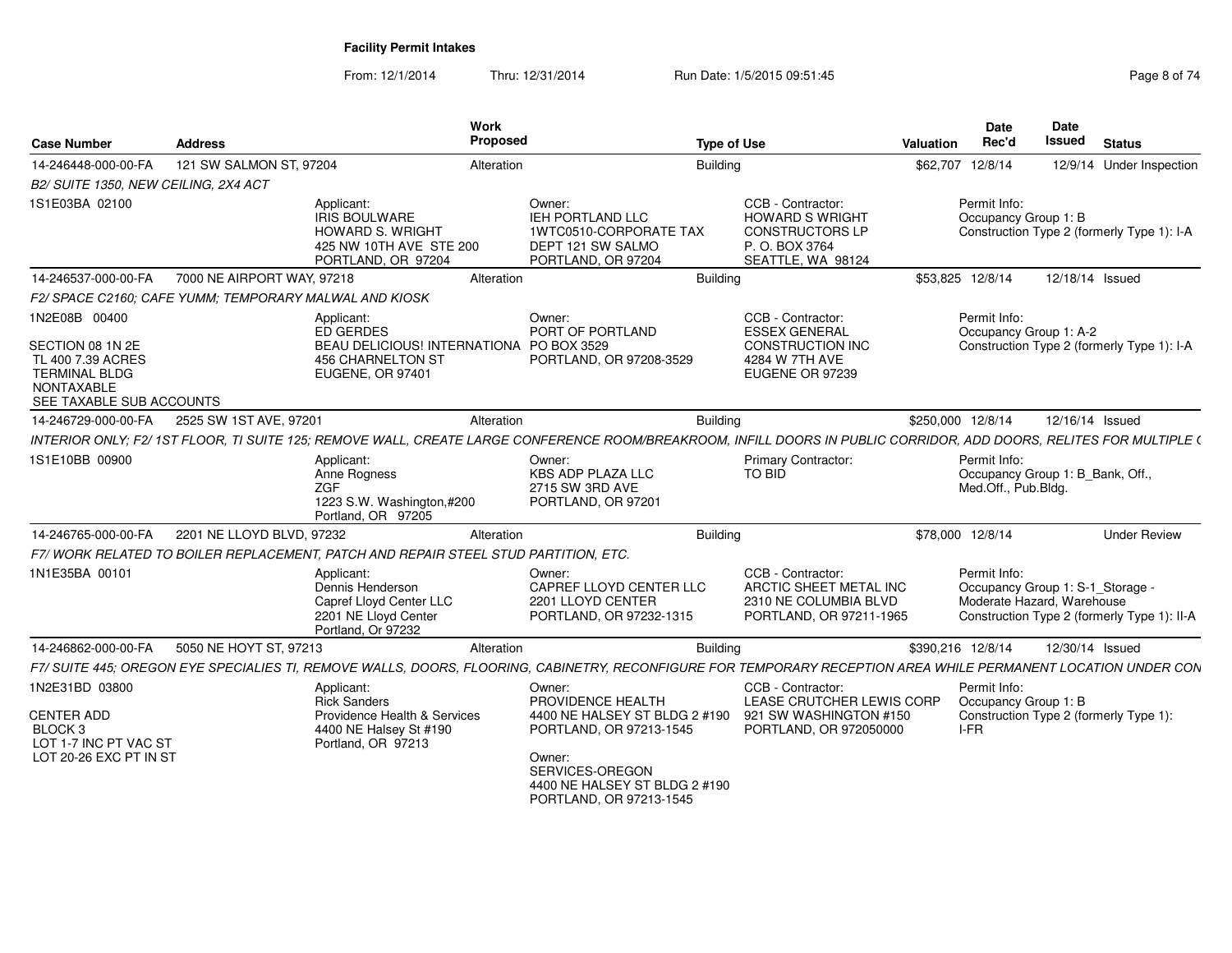**Facility Permit Intakes**

From: 12/1/2014 Thru: 12/31/2014 Run Date: 1/5/2015 09:51:45

| Case Number | Address | Work Proposed | Type of Use | Valuation | Date Rec'd | Date Issued | Status |
|---|---|---|---|---|---|---|---|
| 14-246448-000-00-FA | 121 SW SALMON ST, 97204 | Alteration | Building | $62,707 | 12/8/14 | 12/9/14 | Under Inspection |

B2/ SUITE 1350, NEW CEILING, 2X4 ACT

1S1E03BA 02100

Applicant: IRIS BOULWARE, HOWARD S. WRIGHT, 425 NW 10TH AVE STE 200, PORTLAND, OR 97204

Owner: IEH PORTLAND LLC, 1WTC0510-CORPORATE TAX, DEPT 121 SW SALMO, PORTLAND, OR 97204

CCB - Contractor: HOWARD S WRIGHT CONSTRUCTORS LP, P. O. BOX 3764, SEATTLE, WA 98124

Permit Info: Occupancy Group 1: B; Construction Type 2 (formerly Type 1): I-A

| Case Number | Address | Work Proposed | Type of Use | Valuation | Date Rec'd | Date Issued | Status |
|---|---|---|---|---|---|---|---|
| 14-246537-000-00-FA | 7000 NE AIRPORT WAY, 97218 | Alteration | Building | $53,825 | 12/8/14 | 12/18/14 | Issued |

F2/ SPACE C2160; CAFE YUMM; TEMPORARY MALWAL AND KIOSK

1N2E08B 00400

SECTION 08 1N 2E
TL 400 7.39 ACRES
TERMINAL BLDG
NONTAXABLE
SEE TAXABLE SUB ACCOUNTS

Applicant: ED GERDES, BEAU DELICIOUS! INTERNATIONA, 456 CHARNELTON ST, EUGENE, OR 97401

Owner: PORT OF PORTLAND, PO BOX 3529, PORTLAND, OR 97208-3529

CCB - Contractor: ESSEX GENERAL CONSTRUCTION INC, 4284 W 7TH AVE, EUGENE OR 97239

Permit Info: Occupancy Group 1: A-2; Construction Type 2 (formerly Type 1): I-A

| Case Number | Address | Work Proposed | Type of Use | Valuation | Date Rec'd | Date Issued | Status |
|---|---|---|---|---|---|---|---|
| 14-246729-000-00-FA | 2525 SW 1ST AVE, 97201 | Alteration | Building | $250,000 | 12/8/14 | 12/16/14 | Issued |

INTERIOR ONLY; F2/ 1ST FLOOR, TI SUITE 125; REMOVE WALL, CREATE LARGE CONFERENCE ROOM/BREAKROOM, INFILL DOORS IN PUBLIC CORRIDOR, ADD DOORS, RELITES FOR MULTIPLE (

1S1E10BB 00900

Applicant: Anne Rogness, ZGF, 1223 S.W. Washington,#200, Portland, OR 97205

Owner: KBS ADP PLAZA LLC, 2715 SW 3RD AVE, PORTLAND, OR 97201

Primary Contractor: TO BID

Permit Info: Occupancy Group 1: B_Bank, Off., Med.Off., Pub.Bldg.

| Case Number | Address | Work Proposed | Type of Use | Valuation | Date Rec'd | Date Issued | Status |
|---|---|---|---|---|---|---|---|
| 14-246765-000-00-FA | 2201 NE LLOYD BLVD, 97232 | Alteration | Building | $78,000 | 12/8/14 | | Under Review |

F7/ WORK RELATED TO BOILER REPLACEMENT, PATCH AND REPAIR STEEL STUD PARTITION, ETC.

1N1E35BA 00101

Applicant: Dennis Henderson, Capref Lloyd Center LLC, 2201 NE Lloyd Center, Portland, Or 97232

Owner: CAPREF LLOYD CENTER LLC, 2201 LLOYD CENTER, PORTLAND, OR 97232-1315

CCB - Contractor: ARCTIC SHEET METAL INC, 2310 NE COLUMBIA BLVD, PORTLAND, OR 97211-1965

Permit Info: Occupancy Group 1: S-1_Storage - Moderate Hazard, Warehouse; Construction Type 2 (formerly Type 1): II-A

| Case Number | Address | Work Proposed | Type of Use | Valuation | Date Rec'd | Date Issued | Status |
|---|---|---|---|---|---|---|---|
| 14-246862-000-00-FA | 5050 NE HOYT ST, 97213 | Alteration | Building | $390,216 | 12/8/14 | 12/30/14 | Issued |

F7/ SUITE 445; OREGON EYE SPECIALIES TI, REMOVE WALLS, DOORS, FLOORING, CABINETRY, RECONFIGURE FOR TEMPORARY RECEPTION AREA WHILE PERMANENT LOCATION UNDER CON

1N2E31BD 03800

CENTER ADD
BLOCK 3
LOT 1-7 INC PT VAC ST
LOT 20-26 EXC PT IN ST

Applicant: Rick Sanders, Providence Health & Services, 4400 NE Halsey St #190, Portland, OR 97213

Owner: PROVIDENCE HEALTH, 4400 NE HALSEY ST BLDG 2 #190, PORTLAND, OR 97213-1545

Owner: SERVICES-OREGON, 4400 NE HALSEY ST BLDG 2 #190, PORTLAND, OR 97213-1545

CCB - Contractor: LEASE CRUTCHER LEWIS CORP, 921 SW WASHINGTON #150, PORTLAND, OR 972050000

Permit Info: Occupancy Group 1: B; Construction Type 2 (formerly Type 1): I-FR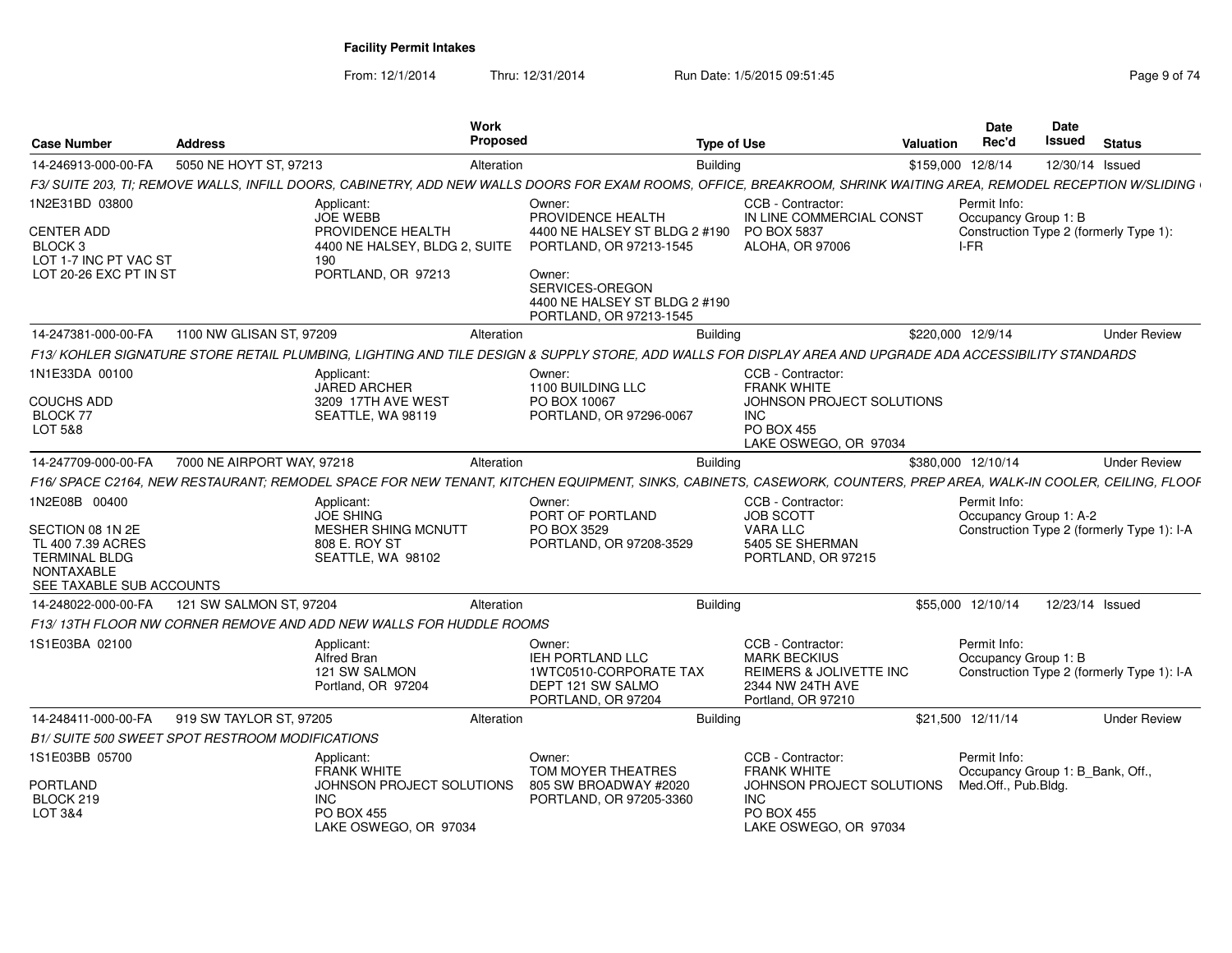**Facility Permit Intakes**

From: 12/1/2014 Thru: 12/31/2014 Run Date: 1/5/2015 09:51:45

| Case Number | Address | Work Proposed | Type of Use | Valuation | Date Rec'd | Date Issued | Status |
|---|---|---|---|---|---|---|---|
| 14-246913-000-00-FA | 5050 NE HOYT ST, 97213 | Alteration | Building | $159,000 | 12/8/14 | 12/30/14 | Issued |

*F3/ SUITE 203, TI; REMOVE WALLS, INFILL DOORS, CABINETRY, ADD NEW WALLS DOORS FOR EXAM ROOMS, OFFICE, BREAKROOM, SHRINK WAITING AREA, REMODEL RECEPTION W/SLIDING*

1N2E31BD 03800
CENTER ADD
BLOCK 3
LOT 1-7 INC PT VAC ST
LOT 20-26 EXC PT IN ST

Applicant:
JOE WEBB
PROVIDENCE HEALTH
4400 NE HALSEY, BLDG 2, SUITE 190
PORTLAND, OR 97213

Owner:
PROVIDENCE HEALTH
4400 NE HALSEY ST BLDG 2 #190
PORTLAND, OR 97213-1545

Owner:
SERVICES-OREGON
4400 NE HALSEY ST BLDG 2 #190
PORTLAND, OR 97213-1545

CCB - Contractor:
IN LINE COMMERCIAL CONST
PO BOX 5837
ALOHA, OR 97006

Permit Info:
Occupancy Group 1: B
Construction Type 2 (formerly Type 1): I-FR

| Case Number | Address | Work Proposed | Type of Use | Valuation | Date Rec'd | Date Issued | Status |
|---|---|---|---|---|---|---|---|
| 14-247381-000-00-FA | 1100 NW GLISAN ST, 97209 | Alteration | Building | $220,000 | 12/9/14 | | Under Review |

*F13/ KOHLER SIGNATURE STORE RETAIL PLUMBING, LIGHTING AND TILE DESIGN & SUPPLY STORE, ADD WALLS FOR DISPLAY AREA AND UPGRADE ADA ACCESSIBILITY STANDARDS*

1N1E33DA 00100
COUCHS ADD
BLOCK 77
LOT 5&8

Applicant:
JARED ARCHER
3209 17TH AVE WEST
SEATTLE, WA 98119

Owner:
1100 BUILDING LLC
PO BOX 10067
PORTLAND, OR 97296-0067

CCB - Contractor:
FRANK WHITE
JOHNSON PROJECT SOLUTIONS INC
PO BOX 455
LAKE OSWEGO, OR 97034

| Case Number | Address | Work Proposed | Type of Use | Valuation | Date Rec'd | Date Issued | Status |
|---|---|---|---|---|---|---|---|
| 14-247709-000-00-FA | 7000 NE AIRPORT WAY, 97218 | Alteration | Building | $380,000 | 12/10/14 | | Under Review |

*F16/ SPACE C2164, NEW RESTAURANT; REMODEL SPACE FOR NEW TENANT, KITCHEN EQUIPMENT, SINKS, CABINETS, CASEWORK, COUNTERS, PREP AREA, WALK-IN COOLER, CEILING, FLOOR*

1N2E08B 00400
SECTION 08 1N 2E
TL 400 7.39 ACRES
TERMINAL BLDG
NONTAXABLE
SEE TAXABLE SUB ACCOUNTS

Applicant:
JOE SHING
MESHER SHING MCNUTT
808 E. ROY ST
SEATTLE, WA 98102

Owner:
PORT OF PORTLAND
PO BOX 3529
PORTLAND, OR 97208-3529

CCB - Contractor:
JOB SCOTT
VARA LLC
5405 SE SHERMAN
PORTLAND, OR 97215

Permit Info:
Occupancy Group 1: A-2
Construction Type 2 (formerly Type 1): I-A

| Case Number | Address | Work Proposed | Type of Use | Valuation | Date Rec'd | Date Issued | Status |
|---|---|---|---|---|---|---|---|
| 14-248022-000-00-FA | 121 SW SALMON ST, 97204 | Alteration | Building | $55,000 | 12/10/14 | 12/23/14 | Issued |

*F13/ 13TH FLOOR NW CORNER REMOVE AND ADD NEW WALLS FOR HUDDLE ROOMS*

1S1E03BA 02100

Applicant:
Alfred Bran
121 SW SALMON
Portland, OR 97204

Owner:
IEH PORTLAND LLC
1WTC0510-CORPORATE TAX
DEPT 121 SW SALMO
PORTLAND, OR 97204

CCB - Contractor:
MARK BECKIUS
REIMERS & JOLIVETTE INC
2344 NW 24TH AVE
Portland, OR 97210

Permit Info:
Occupancy Group 1: B
Construction Type 2 (formerly Type 1): I-A

| Case Number | Address | Work Proposed | Type of Use | Valuation | Date Rec'd | Date Issued | Status |
|---|---|---|---|---|---|---|---|
| 14-248411-000-00-FA | 919 SW TAYLOR ST, 97205 | Alteration | Building | $21,500 | 12/11/14 | | Under Review |

*B1/ SUITE 500 SWEET SPOT RESTROOM MODIFICATIONS*

1S1E03BB 05700
PORTLAND
BLOCK 219
LOT 3&4

Applicant:
FRANK WHITE
JOHNSON PROJECT SOLUTIONS INC
PO BOX 455
LAKE OSWEGO, OR 97034

Owner:
TOM MOYER THEATRES
805 SW BROADWAY #2020
PORTLAND, OR 97205-3360

CCB - Contractor:
FRANK WHITE
JOHNSON PROJECT SOLUTIONS INC
PO BOX 455
LAKE OSWEGO, OR 97034

Permit Info:
Occupancy Group 1: B_Bank, Off., Med.Off., Pub.Bldg.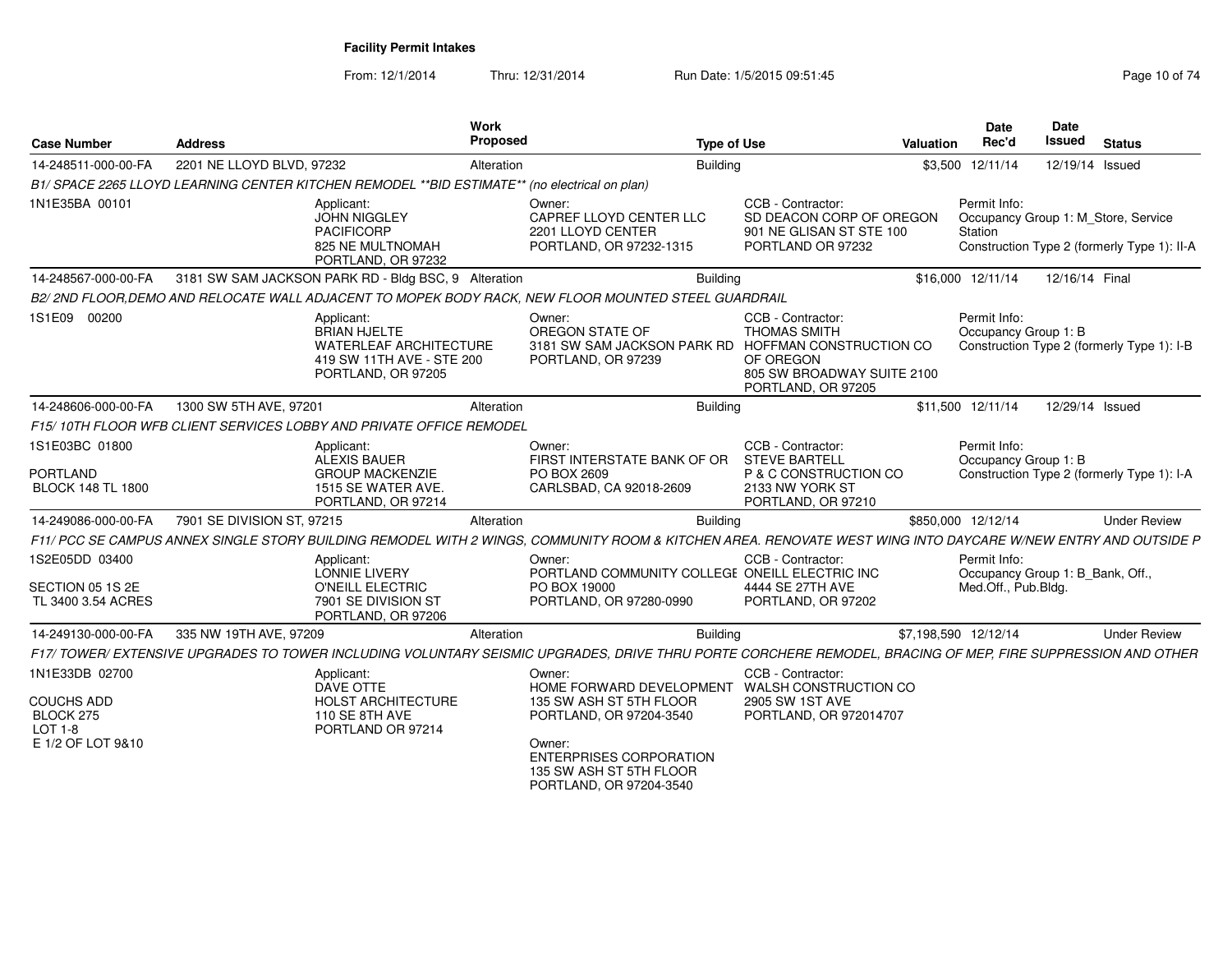**Facility Permit Intakes**

From: 12/1/2014 Thru: 12/31/2014 Run Date: 1/5/2015 09:51:45

| Case Number | Address | Work Proposed | Type of Use | Valuation | Date Rec'd | Date Issued | Status |
|---|---|---|---|---|---|---|---|
| 14-248511-000-00-FA | 2201 NE LLOYD BLVD, 97232 | Alteration | Building | $3,500 | 12/11/14 | 12/19/14 | Issued |
| | *B1/ SPACE 2265 LLOYD LEARNING CENTER KITCHEN REMODEL **BID ESTIMATE** (no electrical on plan)* | | | | | | |
| 1N1E35BA 00101 | Applicant: JOHN NIGGLEY PACIFICORP 825 NE MULTNOMAH PORTLAND, OR 97232 | Owner: CAPREF LLOYD CENTER LLC 2201 LLOYD CENTER PORTLAND, OR 97232-1315 | CCB - Contractor: SD DEACON CORP OF OREGON 901 NE GLISAN ST STE 100 PORTLAND OR 97232 | Permit Info: Occupancy Group 1: M_Store, Service Station Construction Type 2 (formerly Type 1): II-A | | | |
| 14-248567-000-00-FA | 3181 SW SAM JACKSON PARK RD - Bldg BSC, 9 | Alteration | Building | $16,000 | 12/11/14 | 12/16/14 | Final |
| | *B2/ 2ND FLOOR,DEMO AND RELOCATE WALL ADJACENT TO MOPEK BODY RACK, NEW FLOOR MOUNTED STEEL GUARDRAIL* | | | | | | |
| 1S1E09 00200 | Applicant: BRIAN HJELTE WATERLEAF ARCHITECTURE 419 SW 11TH AVE - STE 200 PORTLAND, OR 97205 | Owner: OREGON STATE OF 3181 SW SAM JACKSON PARK RD PORTLAND, OR 97239 | CCB - Contractor: THOMAS SMITH HOFFMAN CONSTRUCTION CO OF OREGON 805 SW BROADWAY SUITE 2100 PORTLAND, OR 97205 | Permit Info: Occupancy Group 1: B Construction Type 2 (formerly Type 1): I-B | | | |
| 14-248606-000-00-FA | 1300 SW 5TH AVE, 97201 | Alteration | Building | $11,500 | 12/11/14 | 12/29/14 | Issued |
| | *F15/ 10TH FLOOR WFB CLIENT SERVICES LOBBY AND PRIVATE OFFICE REMODEL* | | | | | | |
| 1S1E03BC 01800 PORTLAND BLOCK 148 TL 1800 | Applicant: ALEXIS BAUER GROUP MACKENZIE 1515 SE WATER AVE. PORTLAND, OR 97214 | Owner: FIRST INTERSTATE BANK OF OR PO BOX 2609 CARLSBAD, CA 92018-2609 | CCB - Contractor: STEVE BARTELL P & C CONSTRUCTION CO 2133 NW YORK ST PORTLAND, OR 97210 | Permit Info: Occupancy Group 1: B Construction Type 2 (formerly Type 1): I-A | | | |
| 14-249086-000-00-FA | 7901 SE DIVISION ST, 97215 | Alteration | Building | $850,000 | 12/12/14 | | Under Review |
| | *F11/ PCC SE CAMPUS ANNEX SINGLE STORY BUILDING REMODEL WITH 2 WINGS, COMMUNITY ROOM & KITCHEN AREA. RENOVATE WEST WING INTO DAYCARE W/NEW ENTRY AND OUTSIDE P* | | | | | | |
| 1S2E05DD 03400 SECTION 05 1S 2E TL 3400 3.54 ACRES | Applicant: LONNIE LIVERY O'NEILL ELECTRIC 7901 SE DIVISION ST PORTLAND, OR 97206 | Owner: PORTLAND COMMUNITY COLLEGE PO BOX 19000 PORTLAND, OR 97280-0990 | CCB - Contractor: ONEILL ELECTRIC INC 4444 SE 27TH AVE PORTLAND, OR 97202 | Permit Info: Occupancy Group 1: B_Bank, Off., Med.Off., Pub.Bldg. | | | |
| 14-249130-000-00-FA | 335 NW 19TH AVE, 97209 | Alteration | Building | $7,198,590 | 12/12/14 | | Under Review |
| | *F17/ TOWER/ EXTENSIVE UPGRADES TO TOWER INCLUDING VOLUNTARY SEISMIC UPGRADES, DRIVE THRU PORTE CORCHERE REMODEL, BRACING OF MEP, FIRE SUPPRESSION AND OTHER* | | | | | | |
| 1N1E33DB 02700 COUCHS ADD BLOCK 275 LOT 1-8 E 1/2 OF LOT 9&10 | Applicant: DAVE OTTE HOLST ARCHITECTURE 110 SE 8TH AVE PORTLAND OR 97214 | Owner: HOME FORWARD DEVELOPMENT 135 SW ASH ST 5TH FLOOR PORTLAND, OR 97204-3540 Owner: ENTERPRISES CORPORATION 135 SW ASH ST 5TH FLOOR PORTLAND, OR 97204-3540 | CCB - Contractor: WALSH CONSTRUCTION CO 2905 SW 1ST AVE PORTLAND, OR 972014707 | | | | |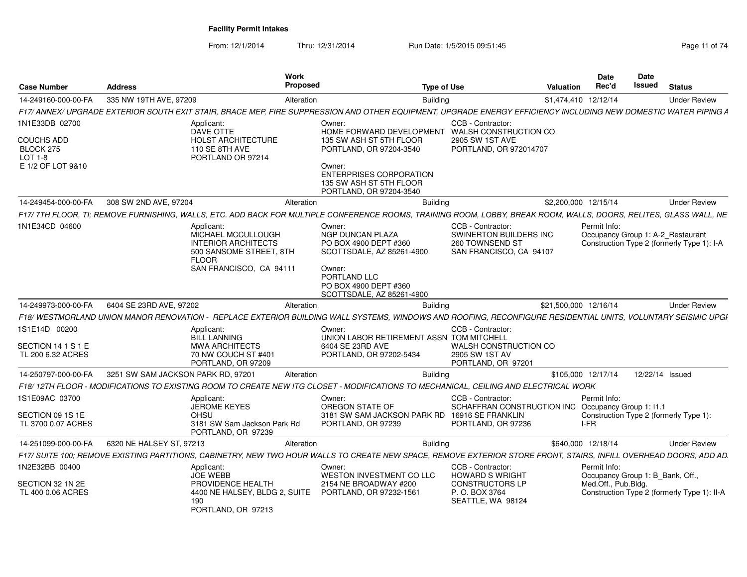# Facility Permit Intakes

From: 12/1/2014 Thru: 12/31/2014 Run Date: 1/5/2015 09:51:45

| Case Number | Address | Work Proposed | Type of Use | Valuation | Date Rec'd | Date Issued | Status |
|---|---|---|---|---|---|---|---|
| 14-249160-000-00-FA | 335 NW 19TH AVE, 97209 | Alteration | Building | $1,474,410 | 12/12/14 | | Under Review |

*F17/ ANNEX/ UPGRADE EXTERIOR SOUTH EXIT STAIR, BRACE MEP, FIRE SUPPRESSION AND OTHER EQUIPMENT, UPGRADE ENERGY EFFICIENCY INCLUDING NEW DOMESTIC WATER PIPING A*

1N1E33DB 02700

COUCHS ADD
BLOCK 275
LOT 1-8
E 1/2 OF LOT 9&10

Applicant:
DAVE OTTE
HOLST ARCHITECTURE
110 SE 8TH AVE
PORTLAND OR 97214

Owner:
HOME FORWARD DEVELOPMENT
135 SW ASH ST 5TH FLOOR
PORTLAND, OR 97204-3540

Owner:
ENTERPRISES CORPORATION
135 SW ASH ST 5TH FLOOR
PORTLAND, OR 97204-3540

CCB - Contractor:
WALSH CONSTRUCTION CO
2905 SW 1ST AVE
PORTLAND, OR 972014707

| Case Number | Address | Work Proposed | Type of Use | Valuation | Date Rec'd | Date Issued | Status |
|---|---|---|---|---|---|---|---|
| 14-249454-000-00-FA | 308 SW 2ND AVE, 97204 | Alteration | Building | $2,200,000 | 12/15/14 | | Under Review |

*F17/ 7TH FLOOR, TI; REMOVE FURNISHING, WALLS, ETC. ADD BACK FOR MULTIPLE CONFERENCE ROOMS, TRAINING ROOM, LOBBY, BREAK ROOM, WALLS, DOORS, RELITES, GLASS WALL, NE*

1N1E34CD 04600

Applicant:
MICHAEL MCCULLOUGH
INTERIOR ARCHITECTS
500 SANSOME STREET, 8TH FLOOR
SAN FRANCISCO, CA 94111

Owner:
NGP DUNCAN PLAZA
PO BOX 4900 DEPT #360
SCOTTSDALE, AZ 85261-4900

Owner:
PORTLAND LLC
PO BOX 4900 DEPT #360
SCOTTSDALE, AZ 85261-4900

CCB - Contractor:
SWINERTON BUILDERS INC
260 TOWNSEND ST
SAN FRANCISCO, CA 94107

Permit Info:
Occupancy Group 1: A-2_Restaurant
Construction Type 2 (formerly Type 1): I-A

| Case Number | Address | Work Proposed | Type of Use | Valuation | Date Rec'd | Date Issued | Status |
|---|---|---|---|---|---|---|---|
| 14-249973-000-00-FA | 6404 SE 23RD AVE, 97202 | Alteration | Building | $21,500,000 | 12/16/14 | | Under Review |

*F18/ WESTMORLAND UNION MANOR RENOVATION - REPLACE EXTERIOR BUILDING WALL SYSTEMS, WINDOWS AND ROOFING, RECONFIGURE RESIDENTIAL UNITS, VOLUNTARY SEISMIC UPGI*

1S1E14D 00200

SECTION 14 1 S 1 E
TL 200 6.32 ACRES

Applicant:
BILL LANNING
MWA ARCHITECTS
70 NW COUCH ST #401
PORTLAND, OR 97209

Owner:
UNION LABOR RETIREMENT ASSN
6404 SE 23RD AVE
PORTLAND, OR 97202-5434

CCB - Contractor:
TOM MITCHELL
WALSH CONSTRUCTION CO
2905 SW 1ST AV
PORTLAND, OR 97201

| Case Number | Address | Work Proposed | Type of Use | Valuation | Date Rec'd | Date Issued | Status |
|---|---|---|---|---|---|---|---|
| 14-250797-000-00-FA | 3251 SW SAM JACKSON PARK RD, 97201 | Alteration | Building | $105,000 | 12/17/14 | 12/22/14 | Issued |

*F18/ 12TH FLOOR - MODIFICATIONS TO EXISTING ROOM TO CREATE NEW ITG CLOSET - MODIFICATIONS TO MECHANICAL, CEILING AND ELECTRICAL WORK*

1S1E09AC 03700

SECTION 09 1S 1E
TL 3700 0.07 ACRES

Applicant:
JEROME KEYES
OHSU
3181 SW Sam Jackson Park Rd
PORTLAND, OR 97239

Owner:
OREGON STATE OF
3181 SW SAM JACKSON PARK RD
PORTLAND, OR 97239

CCB - Contractor:
SCHAFFRAN CONSTRUCTION INC
16916 SE FRANKLIN
PORTLAND, OR 97236

Permit Info:
Occupancy Group 1: I1.1
Construction Type 2 (formerly Type 1): I-FR

| Case Number | Address | Work Proposed | Type of Use | Valuation | Date Rec'd | Date Issued | Status |
|---|---|---|---|---|---|---|---|
| 14-251099-000-00-FA | 6320 NE HALSEY ST, 97213 | Alteration | Building | $640,000 | 12/18/14 | | Under Review |

*F17/ SUITE 100; REMOVE EXISTING PARTITIONS, CABINETRY, NEW TWO HOUR WALLS TO CREATE NEW SPACE, REMOVE EXTERIOR STORE FRONT, STAIRS, INFILL OVERHEAD DOORS, ADD AD.*

1N2E32BB 00400

SECTION 32 1N 2E
TL 400 0.06 ACRES

Applicant:
JOE WEBB
PROVIDENCE HEALTH
4400 NE HALSEY, BLDG 2, SUITE 190
PORTLAND, OR 97213

Owner:
WESTON INVESTMENT CO LLC
2154 NE BROADWAY #200
PORTLAND, OR 97232-1561

CCB - Contractor:
HOWARD S WRIGHT CONSTRUCTORS LP
P. O. BOX 3764
SEATTLE, WA 98124

Permit Info:
Occupancy Group 1: B_Bank, Off., Med.Off., Pub.Bldg.
Construction Type 2 (formerly Type 1): II-A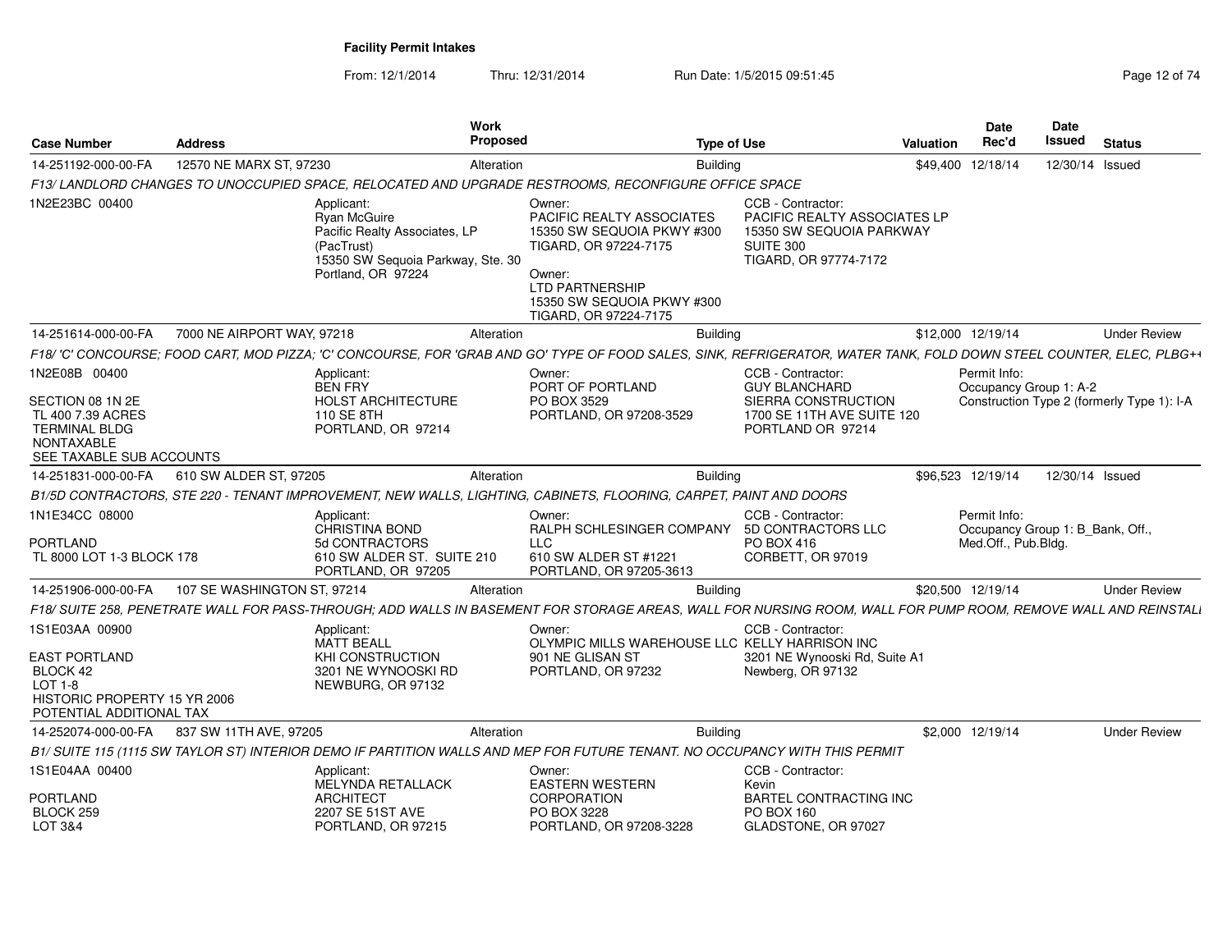**Facility Permit Intakes**

From: 12/1/2014 Thru: 12/31/2014 Run Date: 1/5/2015 09:51:45

| Case Number | Address | Work Proposed | Type of Use | Valuation | Date Rec'd | Date Issued | Status |
|---|---|---|---|---|---|---|---|
| 14-251192-000-00-FA | 12570 NE MARX ST, 97230 | Alteration | Building | $49,400 | 12/18/14 | 12/30/14 | Issued |

*F13/ LANDLORD CHANGES TO UNOCCUPIED SPACE, RELOCATED AND UPGRADE RESTROOMS, RECONFIGURE OFFICE SPACE*

1N2E23BC 00400

Applicant: Ryan McGuire, Pacific Realty Associates, LP (PacTrust), 15350 SW Sequoia Parkway, Ste. 30, Portland, OR 97224

Owner: PACIFIC REALTY ASSOCIATES, 15350 SW SEQUOIA PKWY #300, TIGARD, OR 97224-7175

Owner: LTD PARTNERSHIP, 15350 SW SEQUOIA PKWY #300, TIGARD, OR 97224-7175

CCB - Contractor: PACIFIC REALTY ASSOCIATES LP, 15350 SW SEQUOIA PARKWAY, SUITE 300, TIGARD, OR 97774-7172

| Case Number | Address | Work Proposed | Type of Use | Valuation | Date Rec'd | Date Issued | Status |
|---|---|---|---|---|---|---|---|
| 14-251614-000-00-FA | 7000 NE AIRPORT WAY, 97218 | Alteration | Building | $12,000 | 12/19/14 | | Under Review |

*F18/ 'C' CONCOURSE; FOOD CART, MOD PIZZA; 'C' CONCOURSE, FOR 'GRAB AND GO' TYPE OF FOOD SALES, SINK, REFRIGERATOR, WATER TANK, FOLD DOWN STEEL COUNTER, ELEC, PLBG++*

1N2E08B 00400

SECTION 08 1N 2E
TL 400 7.39 ACRES
TERMINAL BLDG
NONTAXABLE
SEE TAXABLE SUB ACCOUNTS

Applicant: BEN FRY, HOLST ARCHITECTURE, 110 SE 8TH, PORTLAND, OR 97214

Owner: PORT OF PORTLAND, PO BOX 3529, PORTLAND, OR 97208-3529

CCB - Contractor: GUY BLANCHARD, SIERRA CONSTRUCTION, 1700 SE 11TH AVE SUITE 120, PORTLAND OR 97214

Permit Info: Occupancy Group 1: A-2; Construction Type 2 (formerly Type 1): I-A

| Case Number | Address | Work Proposed | Type of Use | Valuation | Date Rec'd | Date Issued | Status |
|---|---|---|---|---|---|---|---|
| 14-251831-000-00-FA | 610 SW ALDER ST, 97205 | Alteration | Building | $96,523 | 12/19/14 | 12/30/14 | Issued |

*B1/5D CONTRACTORS, STE 220 - TENANT IMPROVEMENT, NEW WALLS, LIGHTING, CABINETS, FLOORING, CARPET, PAINT AND DOORS*

1N1E34CC 08000

PORTLAND
TL 8000 LOT 1-3 BLOCK 178

Applicant: CHRISTINA BOND, 5d CONTRACTORS, 610 SW ALDER ST. SUITE 210, PORTLAND, OR 97205

Owner: RALPH SCHLESINGER COMPANY LLC, 610 SW ALDER ST #1221, PORTLAND, OR 97205-3613

CCB - Contractor: 5D CONTRACTORS LLC, PO BOX 416, CORBETT, OR 97019

Permit Info: Occupancy Group 1: B_Bank, Off., Med.Off., Pub.Bldg.

| Case Number | Address | Work Proposed | Type of Use | Valuation | Date Rec'd | Date Issued | Status |
|---|---|---|---|---|---|---|---|
| 14-251906-000-00-FA | 107 SE WASHINGTON ST, 97214 | Alteration | Building | $20,500 | 12/19/14 | | Under Review |

*F18/ SUITE 258, PENETRATE WALL FOR PASS-THROUGH; ADD WALLS IN BASEMENT FOR STORAGE AREAS, WALL FOR NURSING ROOM, WALL FOR PUMP ROOM, REMOVE WALL AND REINSTALI*

1S1E03AA 00900

EAST PORTLAND
BLOCK 42
LOT 1-8
HISTORIC PROPERTY 15 YR 2006
POTENTIAL ADDITIONAL TAX

Applicant: MATT BEALL, KHI CONSTRUCTION, 3201 NE WYNOOSKI RD, NEWBURG, OR 97132

Owner: OLYMPIC MILLS WAREHOUSE LLC, 901 NE GLISAN ST, PORTLAND, OR 97232

CCB - Contractor: KELLY HARRISON INC, 3201 NE Wynooski Rd, Suite A1, Newberg, OR 97132

| Case Number | Address | Work Proposed | Type of Use | Valuation | Date Rec'd | Date Issued | Status |
|---|---|---|---|---|---|---|---|
| 14-252074-000-00-FA | 837 SW 11TH AVE, 97205 | Alteration | Building | $2,000 | 12/19/14 | | Under Review |

*B1/ SUITE 115 (1115 SW TAYLOR ST) INTERIOR DEMO IF PARTITION WALLS AND MEP FOR FUTURE TENANT. NO OCCUPANCY WITH THIS PERMIT*

1S1E04AA 00400

PORTLAND
BLOCK 259
LOT 3&4

Applicant: MELYNDA RETALLACK, ARCHITECT, 2207 SE 51ST AVE, PORTLAND, OR 97215

Owner: EASTERN WESTERN CORPORATION, PO BOX 3228, PORTLAND, OR 97208-3228

CCB - Contractor: Kevin, BARTEL CONTRACTING INC, PO BOX 160, GLADSTONE, OR 97027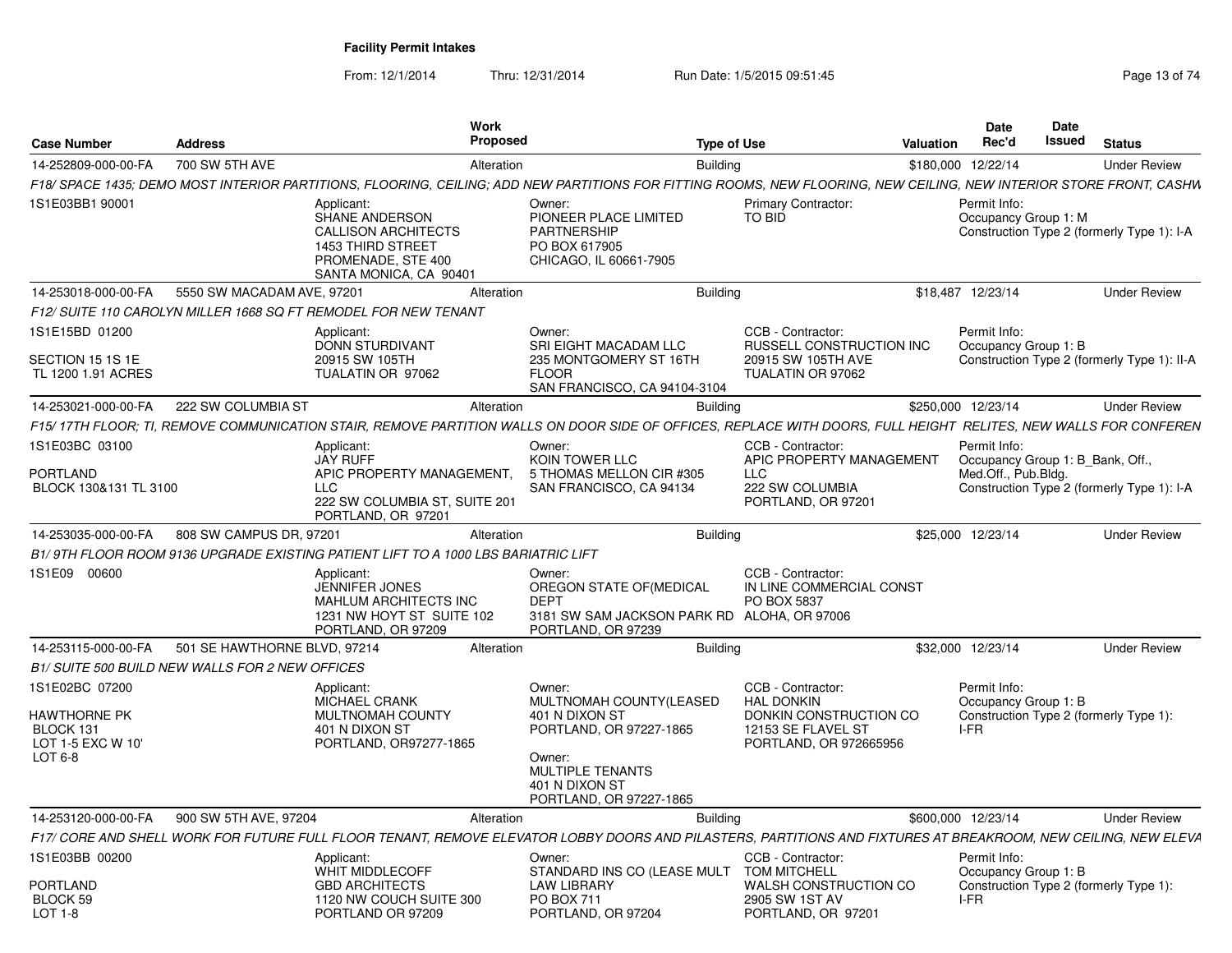**Facility Permit Intakes**

From: 12/1/2014 Thru: 12/31/2014 Run Date: 1/5/2015 09:51:45

| Case Number | Address | Work Proposed | Type of Use | Valuation | Date Rec'd | Date Issued | Status |
|---|---|---|---|---|---|---|---|
| 14-252809-000-00-FA | 700 SW 5TH AVE | Alteration | Building | $180,000 | 12/22/14 | | Under Review |

*F18/ SPACE 1435; DEMO MOST INTERIOR PARTITIONS, FLOORING, CEILING; ADD NEW PARTITIONS FOR FITTING ROOMS, NEW FLOORING, NEW CEILING, NEW INTERIOR STORE FRONT, CASHW*

1S1E03BB1 90001

Applicant: SHANE ANDERSON, CALLISON ARCHITECTS, 1453 THIRD STREET PROMENADE, STE 400, SANTA MONICA, CA 90401

Owner: PIONEER PLACE LIMITED PARTNERSHIP, PO BOX 617905, CHICAGO, IL 60661-7905

Primary Contractor: TO BID

Permit Info: Occupancy Group 1: M; Construction Type 2 (formerly Type 1): I-A

| Case Number | Address | Work Proposed | Type of Use | Valuation | Date Rec'd | Date Issued | Status |
|---|---|---|---|---|---|---|---|
| 14-253018-000-00-FA | 5550 SW MACADAM AVE, 97201 | Alteration | Building | $18,487 | 12/23/14 | | Under Review |

*F12/ SUITE 110 CAROLYN MILLER 1668 SQ FT REMODEL FOR NEW TENANT*

1S1E15BD 01200
SECTION 15 1S 1E
TL 1200 1.91 ACRES

Applicant: DONN STURDIVANT, 20915 SW 105TH, TUALATIN OR 97062

Owner: SRI EIGHT MACADAM LLC, 235 MONTGOMERY ST 16TH FLOOR, SAN FRANCISCO, CA 94104-3104

CCB - Contractor: RUSSELL CONSTRUCTION INC, 20915 SW 105TH AVE, TUALATIN OR 97062

Permit Info: Occupancy Group 1: B; Construction Type 2 (formerly Type 1): II-A

| Case Number | Address | Work Proposed | Type of Use | Valuation | Date Rec'd | Date Issued | Status |
|---|---|---|---|---|---|---|---|
| 14-253021-000-00-FA | 222 SW COLUMBIA ST | Alteration | Building | $250,000 | 12/23/14 | | Under Review |

*F15/ 17TH FLOOR; TI, REMOVE COMMUNICATION STAIR, REMOVE PARTITION WALLS ON DOOR SIDE OF OFFICES, REPLACE WITH DOORS, FULL HEIGHT RELITES, NEW WALLS FOR CONFEREN*

1S1E03BC 03100
PORTLAND
BLOCK 130&131 TL 3100

Applicant: JAY RUFF, APIC PROPERTY MANAGEMENT, LLC, 222 SW COLUMBIA ST, SUITE 201, PORTLAND, OR 97201

Owner: KOIN TOWER LLC, 5 THOMAS MELLON CIR #305, SAN FRANCISCO, CA 94134

CCB - Contractor: APIC PROPERTY MANAGEMENT LLC, 222 SW COLUMBIA, PORTLAND, OR 97201

Permit Info: Occupancy Group 1: B_Bank, Off., Med.Off., Pub.Bldg.; Construction Type 2 (formerly Type 1): I-A

| Case Number | Address | Work Proposed | Type of Use | Valuation | Date Rec'd | Date Issued | Status |
|---|---|---|---|---|---|---|---|
| 14-253035-000-00-FA | 808 SW CAMPUS DR, 97201 | Alteration | Building | $25,000 | 12/23/14 | | Under Review |

*B1/ 9TH FLOOR ROOM 9136 UPGRADE EXISTING PATIENT LIFT TO A 1000 LBS BARIATRIC LIFT*

1S1E09 00600

Applicant: JENNIFER JONES, MAHLUM ARCHITECTS INC, 1231 NW HOYT ST SUITE 102, PORTLAND, OR 97209

Owner: OREGON STATE OF(MEDICAL DEPT, 3181 SW SAM JACKSON PARK RD, PORTLAND, OR 97239

CCB - Contractor: IN LINE COMMERCIAL CONST, PO BOX 5837, ALOHA, OR 97006

| Case Number | Address | Work Proposed | Type of Use | Valuation | Date Rec'd | Date Issued | Status |
|---|---|---|---|---|---|---|---|
| 14-253115-000-00-FA | 501 SE HAWTHORNE BLVD, 97214 | Alteration | Building | $32,000 | 12/23/14 | | Under Review |

*B1/ SUITE 500 BUILD NEW WALLS FOR 2 NEW OFFICES*

1S1E02BC 07200
HAWTHORNE PK
BLOCK 131
LOT 1-5 EXC W 10'
LOT 6-8

Applicant: MICHAEL CRANK, MULTNOMAH COUNTY, 401 N DIXON ST, PORTLAND, OR97277-1865

Owner: MULTNOMAH COUNTY(LEASED, 401 N DIXON ST, PORTLAND, OR 97227-1865

Owner: MULTIPLE TENANTS, 401 N DIXON ST, PORTLAND, OR 97227-1865

CCB - Contractor: HAL DONKIN, DONKIN CONSTRUCTION CO, 12153 SE FLAVEL ST, PORTLAND, OR 972665956

Permit Info: Occupancy Group 1: B; Construction Type 2 (formerly Type 1): I-FR

| Case Number | Address | Work Proposed | Type of Use | Valuation | Date Rec'd | Date Issued | Status |
|---|---|---|---|---|---|---|---|
| 14-253120-000-00-FA | 900 SW 5TH AVE, 97204 | Alteration | Building | $600,000 | 12/23/14 | | Under Review |

*F17/ CORE AND SHELL WORK FOR FUTURE FULL FLOOR TENANT, REMOVE ELEVATOR LOBBY DOORS AND PILASTERS, PARTITIONS AND FIXTURES AT BREAKROOM, NEW CEILING, NEW ELEVA*

1S1E03BB 00200
PORTLAND
BLOCK 59
LOT 1-8

Applicant: WHIT MIDDLECOFF, GBD ARCHITECTS, 1120 NW COUCH SUITE 300, PORTLAND OR 97209

Owner: STANDARD INS CO (LEASE MULT LAW LIBRARY, PO BOX 711, PORTLAND, OR 97204

CCB - Contractor: TOM MITCHELL, WALSH CONSTRUCTION CO, 2905 SW 1ST AV, PORTLAND, OR 97201

Permit Info: Occupancy Group 1: B; Construction Type 2 (formerly Type 1): I-FR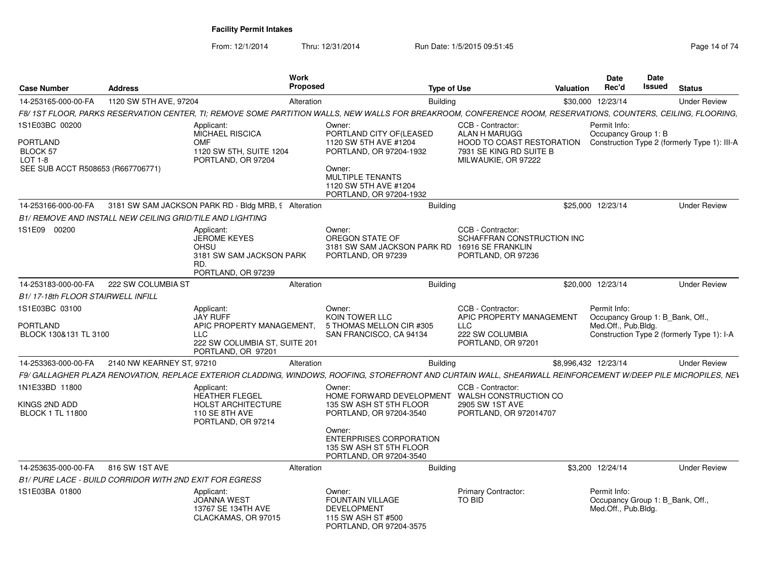**Facility Permit Intakes**

From: 12/1/2014 Thru: 12/31/2014 Run Date: 1/5/2015 09:51:45

| Case Number | Address | Work Proposed | Type of Use | Valuation | Date Rec'd | Date Issued | Status |
|---|---|---|---|---|---|---|---|
| 14-253165-000-00-FA | 1120 SW 5TH AVE, 97204 | Alteration | Building | $30,000 | 12/23/14 | | Under Review |
| 14-253166-000-00-FA | 3181 SW SAM JACKSON PARK RD - Bldg MRB, 9 | Alteration | Building | $25,000 | 12/23/14 | | Under Review |
| 14-253183-000-00-FA | 222 SW COLUMBIA ST | Alteration | Building | $20,000 | 12/23/14 | | Under Review |
| 14-253363-000-00-FA | 2140 NW KEARNEY ST, 97210 | Alteration | Building | $8,996,432 | 12/23/14 | | Under Review |
| 14-253635-000-00-FA | 816 SW 1ST AVE | Alteration | Building | $3,200 | 12/24/14 | | Under Review |

**14-253165-000-00-FA** — *F8/ 1ST FLOOR, PARKS RESERVATION CENTER, TI; REMOVE SOME PARTITION WALLS, NEW WALLS FOR BREAKROOM, CONFERENCE ROOM, RESERVATIONS, COUNTERS, CEILING, FLOORING,*

1S1E03BC 00200
PORTLAND
BLOCK 57
LOT 1-8
SEE SUB ACCT R508653 (R667706771)

Applicant:
MICHAEL RISCICA
OMF
1120 SW 5TH, SUITE 1204
PORTLAND, OR 97204

Owner:
PORTLAND CITY OF(LEASED
1120 SW 5TH AVE #1204
PORTLAND, OR 97204-1932

Owner:
MULTIPLE TENANTS
1120 SW 5TH AVE #1204
PORTLAND, OR 97204-1932

CCB - Contractor:
ALAN H MARUGG
HOOD TO COAST RESTORATION
7931 SE KING RD SUITE B
MILWAUKIE, OR 97222

Permit Info:
Occupancy Group 1: B
Construction Type 2 (formerly Type 1): III-A

**14-253166-000-00-FA** — *B1/ REMOVE AND INSTALL NEW CEILING GRID/TILE AND LIGHTING*

1S1E09 00200

Applicant:
JEROME KEYES
OHSU
3181 SW SAM JACKSON PARK RD.
PORTLAND, OR 97239

Owner:
OREGON STATE OF
3181 SW SAM JACKSON PARK RD
PORTLAND, OR 97239

CCB - Contractor:
SCHAFFRAN CONSTRUCTION INC
16916 SE FRANKLIN
PORTLAND, OR 97236

**14-253183-000-00-FA** — *B1/ 17-18th FLOOR STAIRWELL INFILL*

1S1E03BC 03100
PORTLAND
BLOCK 130&131 TL 3100

Applicant:
JAY RUFF
APIC PROPERTY MANAGEMENT, LLC
222 SW COLUMBIA ST, SUITE 201
PORTLAND, OR 97201

Owner:
KOIN TOWER LLC
5 THOMAS MELLON CIR #305
SAN FRANCISCO, CA 94134

CCB - Contractor:
APIC PROPERTY MANAGEMENT LLC
222 SW COLUMBIA
PORTLAND, OR 97201

Permit Info:
Occupancy Group 1: B_Bank, Off., Med.Off., Pub.Bldg.
Construction Type 2 (formerly Type 1): I-A

**14-253363-000-00-FA** — *F9/ GALLAGHER PLAZA RENOVATION, REPLACE EXTERIOR CLADDING, WINDOWS, ROOFING, STOREFRONT AND CURTAIN WALL, SHEARWALL REINFORCEMENT W/DEEP PILE MICROPILES, NEW*

1N1E33BD 11800
KINGS 2ND ADD
BLOCK 1 TL 11800

Applicant:
HEATHER FLEGEL
HOLST ARCHITECTURE
110 SE 8TH AVE
PORTLAND, OR 97214

Owner:
HOME FORWARD DEVELOPMENT
135 SW ASH ST 5TH FLOOR
PORTLAND, OR 97204-3540

Owner:
ENTERPRISES CORPORATION
135 SW ASH ST 5TH FLOOR
PORTLAND, OR 97204-3540

CCB - Contractor:
WALSH CONSTRUCTION CO
2905 SW 1ST AVE
PORTLAND, OR 972014707

**14-253635-000-00-FA** — *B1/ PURE LACE - BUILD CORRIDOR WITH 2ND EXIT FOR EGRESS*

1S1E03BA 01800

Applicant:
JOANNA WEST
13767 SE 134TH AVE
CLACKAMAS, OR 97015

Owner:
FOUNTAIN VILLAGE DEVELOPMENT
115 SW ASH ST #500
PORTLAND, OR 97204-3575

Primary Contractor:
TO BID

Permit Info:
Occupancy Group 1: B_Bank, Off., Med.Off., Pub.Bldg.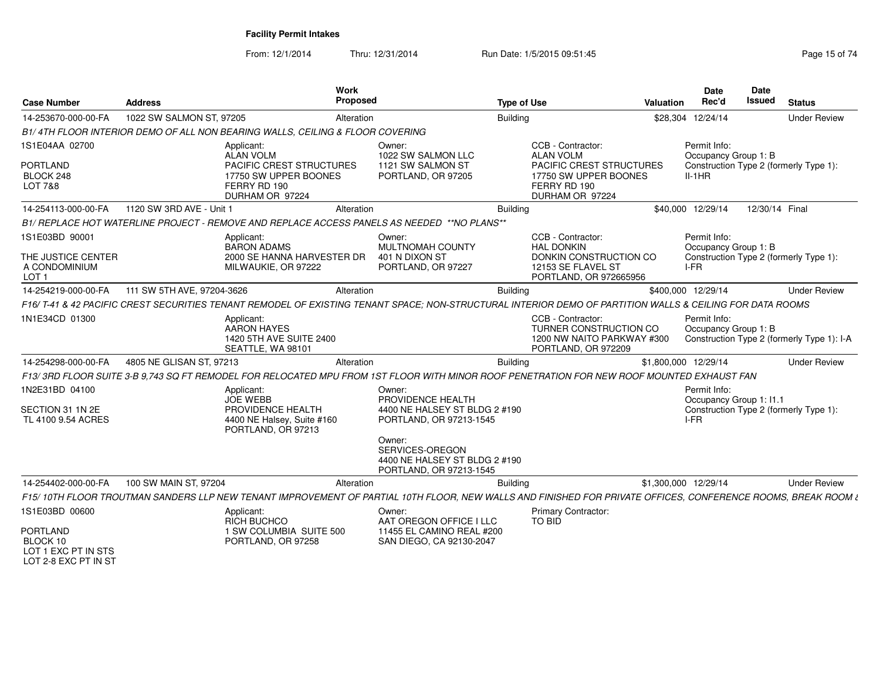# Facility Permit Intakes

From: 12/1/2014 Thru: 12/31/2014 Run Date: 1/5/2015 09:51:45

| Case Number | Address | Work Proposed | Type of Use | Valuation | Date Rec'd | Date Issued | Status |
|---|---|---|---|---|---|---|---|
| 14-253670-000-00-FA | 1022 SW SALMON ST, 97205 | Alteration | Building | $28,304 | 12/24/14 | | Under Review |

*B1/ 4TH FLOOR INTERIOR DEMO OF ALL NON BEARING WALLS, CEILING & FLOOR COVERING*

1S1E04AA 02700
PORTLAND
BLOCK 248
LOT 7&8

Applicant:
ALAN VOLM
PACIFIC CREST STRUCTURES
17750 SW UPPER BOONES FERRY RD 190
DURHAM OR 97224

Owner:
1022 SW SALMON LLC
1121 SW SALMON ST
PORTLAND, OR 97205

CCB - Contractor:
ALAN VOLM
PACIFIC CREST STRUCTURES
17750 SW UPPER BOONES FERRY RD 190
DURHAM OR 97224

Permit Info:
Occupancy Group 1: B
Construction Type 2 (formerly Type 1): II-1HR

| Case Number | Address | Work Proposed | Type of Use | Valuation | Date Rec'd | Date Issued | Status |
|---|---|---|---|---|---|---|---|
| 14-254113-000-00-FA | 1120 SW 3RD AVE - Unit 1 | Alteration | Building | $40,000 | 12/29/14 | 12/30/14 | Final |

*B1/ REPLACE HOT WATERLINE PROJECT - REMOVE AND REPLACE ACCESS PANELS AS NEEDED **NO PLANS***

1S1E03BD 90001
THE JUSTICE CENTER
A CONDOMINIUM
LOT 1

Applicant:
BARON ADAMS
2000 SE HANNA HARVESTER DR
MILWAUKIE, OR 97222

Owner:
MULTNOMAH COUNTY
401 N DIXON ST
PORTLAND, OR 97227

CCB - Contractor:
HAL DONKIN
DONKIN CONSTRUCTION CO
12153 SE FLAVEL ST
PORTLAND, OR 972665956

Permit Info:
Occupancy Group 1: B
Construction Type 2 (formerly Type 1): I-FR

| Case Number | Address | Work Proposed | Type of Use | Valuation | Date Rec'd | Date Issued | Status |
|---|---|---|---|---|---|---|---|
| 14-254219-000-00-FA | 111 SW 5TH AVE, 97204-3626 | Alteration | Building | $400,000 | 12/29/14 | | Under Review |

*F16/ T-41 & 42 PACIFIC CREST SECURITIES TENANT REMODEL OF EXISTING TENANT SPACE; NON-STRUCTURAL INTERIOR DEMO OF PARTITION WALLS & CEILING FOR DATA ROOMS*

1N1E34CD 01300

Applicant:
AARON HAYES
1420 5TH AVE SUITE 2400
SEATTLE, WA 98101

CCB - Contractor:
TURNER CONSTRUCTION CO
1200 NW NAITO PARKWAY #300
PORTLAND, OR 972209

Permit Info:
Occupancy Group 1: B
Construction Type 2 (formerly Type 1): I-A

| Case Number | Address | Work Proposed | Type of Use | Valuation | Date Rec'd | Date Issued | Status |
|---|---|---|---|---|---|---|---|
| 14-254298-000-00-FA | 4805 NE GLISAN ST, 97213 | Alteration | Building | $1,800,000 | 12/29/14 | | Under Review |

*F13/ 3RD FLOOR SUITE 3-B 9,743 SQ FT REMODEL FOR RELOCATED MPU FROM 1ST FLOOR WITH MINOR ROOF PENETRATION FOR NEW ROOF MOUNTED EXHAUST FAN*

1N2E31BD 04100
SECTION 31 1N 2E
TL 4100 9.54 ACRES

Applicant:
JOE WEBB
PROVIDENCE HEALTH
4400 NE Halsey, Suite #160
PORTLAND, OR 97213

Owner:
PROVIDENCE HEALTH
4400 NE HALSEY ST BLDG 2 #190
PORTLAND, OR 97213-1545

Owner:
SERVICES-OREGON
4400 NE HALSEY ST BLDG 2 #190
PORTLAND, OR 97213-1545

Permit Info:
Occupancy Group 1: I1.1
Construction Type 2 (formerly Type 1): I-FR

| Case Number | Address | Work Proposed | Type of Use | Valuation | Date Rec'd | Date Issued | Status |
|---|---|---|---|---|---|---|---|
| 14-254402-000-00-FA | 100 SW MAIN ST, 97204 | Alteration | Building | $1,300,000 | 12/29/14 | | Under Review |

*F15/ 10TH FLOOR TROUTMAN SANDERS LLP NEW TENANT IMPROVEMENT OF PARTIAL 10TH FLOOR, NEW WALLS AND FINISHED FOR PRIVATE OFFICES, CONFERENCE ROOMS, BREAK ROOM &*

1S1E03BD 00600
PORTLAND
BLOCK 10
LOT 1 EXC PT IN STS
LOT 2-8 EXC PT IN ST

Applicant:
RICH BUCHCO
1 SW COLUMBIA SUITE 500
PORTLAND, OR 97258

Owner:
AAT OREGON OFFICE I LLC
11455 EL CAMINO REAL #200
SAN DIEGO, CA 92130-2047

Primary Contractor:
TO BID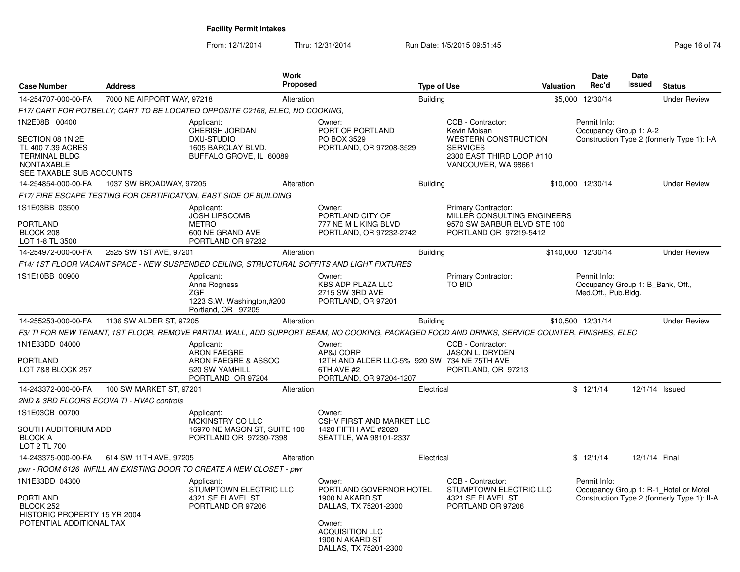# Facility Permit Intakes

From: 12/1/2014 Thru: 12/31/2014 Run Date: 1/5/2015 09:51:45

| Case Number | Address | Work Proposed | Type of Use | Valuation | Date Rec'd | Date Issued | Status |
|---|---|---|---|---|---|---|---|
| 14-254707-000-00-FA | 7000 NE AIRPORT WAY, 97218 | Alteration | Building | $5,000 | 12/30/14 | | Under Review |

*F17/ CART FOR POTBELLY; CART TO BE LOCATED OPPOSITE C2168, ELEC, NO COOKING,*

1N2E08B 00400

SECTION 08 1N 2E
TL 400 7.39 ACRES
TERMINAL BLDG
NONTAXABLE
SEE TAXABLE SUB ACCOUNTS

Applicant:
CHERISH JORDAN
DXU-STUDIO
1605 BARCLAY BLVD.
BUFFALO GROVE, IL 60089

Owner:
PORT OF PORTLAND
PO BOX 3529
PORTLAND, OR 97208-3529

CCB - Contractor:
Kevin Moisan
WESTERN CONSTRUCTION SERVICES
2300 EAST THIRD LOOP #110
VANCOUVER, WA 98661

Permit Info:
Occupancy Group 1: A-2
Construction Type 2 (formerly Type 1): I-A

---

| Case Number | Address | Work Proposed | Type of Use | Valuation | Date Rec'd | Date Issued | Status |
|---|---|---|---|---|---|---|---|
| 14-254854-000-00-FA | 1037 SW BROADWAY, 97205 | Alteration | Building | $10,000 | 12/30/14 | | Under Review |

*F17/ FIRE ESCAPE TESTING FOR CERTIFICATION, EAST SIDE OF BUILDING*

1S1E03BB 03500

PORTLAND
BLOCK 208
LOT 1-8 TL 3500

Applicant:
JOSH LIPSCOMB
METRO
600 NE GRAND AVE
PORTLAND OR 97232

Owner:
PORTLAND CITY OF
777 NE M L KING BLVD
PORTLAND, OR 97232-2742

Primary Contractor:
MILLER CONSULTING ENGINEERS
9570 SW BARBUR BLVD STE 100
PORTLAND OR 97219-5412

---

| Case Number | Address | Work Proposed | Type of Use | Valuation | Date Rec'd | Date Issued | Status |
|---|---|---|---|---|---|---|---|
| 14-254972-000-00-FA | 2525 SW 1ST AVE, 97201 | Alteration | Building | $140,000 | 12/30/14 | | Under Review |

*F14/ 1ST FLOOR VACANT SPACE - NEW SUSPENDED CEILING, STRUCTURAL SOFFITS AND LIGHT FIXTURES*

1S1E10BB 00900

Applicant:
Anne Rogness
ZGF
1223 S.W. Washington,#200
Portland, OR 97205

Owner:
KBS ADP PLAZA LLC
2715 SW 3RD AVE
PORTLAND, OR 97201

Primary Contractor:
TO BID

Permit Info:
Occupancy Group 1: B_Bank, Off., Med.Off., Pub.Bldg.

---

| Case Number | Address | Work Proposed | Type of Use | Valuation | Date Rec'd | Date Issued | Status |
|---|---|---|---|---|---|---|---|
| 14-255253-000-00-FA | 1136 SW ALDER ST, 97205 | Alteration | Building | $10,500 | 12/31/14 | | Under Review |

*F3/ TI FOR NEW TENANT, 1ST FLOOR, REMOVE PARTIAL WALL, ADD SUPPORT BEAM, NO COOKING, PACKAGED FOOD AND DRINKS, SERVICE COUNTER, FINISHES, ELEC*

1N1E33DD 04000

PORTLAND
LOT 7&8 BLOCK 257

Applicant:
ARON FAEGRE
ARON FAEGRE & ASSOC
520 SW YAMHILL
PORTLAND OR 97204

Owner:
AP&J CORP
12TH AND ALDER LLC-5% 920 SW 6TH AVE #2
PORTLAND, OR 97204-1207

CCB - Contractor:
JASON L. DRYDEN
734 NE 75TH AVE
PORTLAND, OR 97213

---

| Case Number | Address | Work Proposed | Type of Use | Valuation | Date Rec'd | Date Issued | Status |
|---|---|---|---|---|---|---|---|
| 14-243372-000-00-FA | 100 SW MARKET ST, 97201 | Alteration | Electrical | $ | 12/1/14 | 12/1/14 | Issued |

*2ND & 3RD FLOORS ECOVA TI - HVAC controls*

1S1E03CB 00700

SOUTH AUDITORIUM ADD
BLOCK A
LOT 2 TL 700

Applicant:
MCKINSTRY CO LLC
16970 NE MASON ST, SUITE 100
PORTLAND OR 97230-7398

Owner:
CSHV FIRST AND MARKET LLC
1420 FIFTH AVE #2020
SEATTLE, WA 98101-2337

---

| Case Number | Address | Work Proposed | Type of Use | Valuation | Date Rec'd | Date Issued | Status |
|---|---|---|---|---|---|---|---|
| 14-243375-000-00-FA | 614 SW 11TH AVE, 97205 | Alteration | Electrical | $ | 12/1/14 | 12/1/14 | Final |

*pwr - ROOM 6126 INFILL AN EXISTING DOOR TO CREATE A NEW CLOSET - pwr*

1N1E33DD 04300

PORTLAND
BLOCK 252
HISTORIC PROPERTY 15 YR 2004
POTENTIAL ADDITIONAL TAX

Applicant:
STUMPTOWN ELECTRIC LLC
4321 SE FLAVEL ST
PORTLAND OR 97206

Owner:
PORTLAND GOVERNOR HOTEL
1900 N AKARD ST
DALLAS, TX 75201-2300

Owner:
ACQUISITION LLC
1900 N AKARD ST
DALLAS, TX 75201-2300

CCB - Contractor:
STUMPTOWN ELECTRIC LLC
4321 SE FLAVEL ST
PORTLAND OR 97206

Permit Info:
Occupancy Group 1: R-1_Hotel or Motel
Construction Type 2 (formerly Type 1): II-A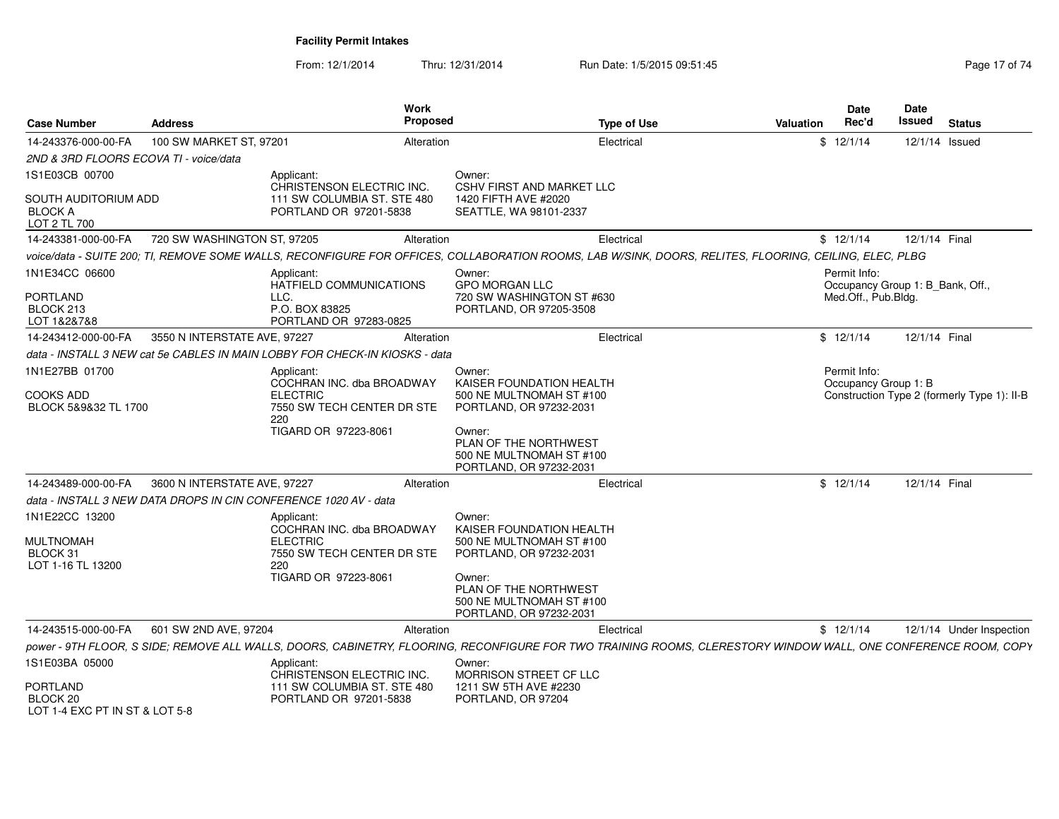**Facility Permit Intakes**

From: 12/1/2014 Thru: 12/31/2014 Run Date: 1/5/2015 09:51:45

| Case Number | Address | Work Proposed | Type of Use | Valuation | Date Rec'd | Date Issued | Status |
|---|---|---|---|---|---|---|---|
| 14-243376-000-00-FA | 100 SW MARKET ST, 97201 | Alteration | Electrical | $ | 12/1/14 | 12/1/14 | Issued |
| 14-243381-000-00-FA | 720 SW WASHINGTON ST, 97205 | Alteration | Electrical | $ | 12/1/14 | 12/1/14 | Final |
| 14-243412-000-00-FA | 3550 N INTERSTATE AVE, 97227 | Alteration | Electrical | $ | 12/1/14 | 12/1/14 | Final |
| 14-243489-000-00-FA | 3600 N INTERSTATE AVE, 97227 | Alteration | Electrical | $ | 12/1/14 | 12/1/14 | Final |
| 14-243515-000-00-FA | 601 SW 2ND AVE, 97204 | Alteration | Electrical | $ | 12/1/14 | 12/1/14 | Under Inspection |

**14-243376-000-00-FA** — 100 SW MARKET ST, 97201

*2ND & 3RD FLOORS ECOVA TI - voice/data*

1S1E03CB 00700
SOUTH AUDITORIUM ADD
BLOCK A
LOT 2 TL 700

Applicant:
CHRISTENSON ELECTRIC INC.
111 SW COLUMBIA ST. STE 480
PORTLAND OR 97201-5838

Owner:
CSHV FIRST AND MARKET LLC
1420 FIFTH AVE #2020
SEATTLE, WA 98101-2337

**14-243381-000-00-FA** — 720 SW WASHINGTON ST, 97205

*voice/data - SUITE 200; TI, REMOVE SOME WALLS, RECONFIGURE FOR OFFICES, COLLABORATION ROOMS, LAB W/SINK, DOORS, RELITES, FLOORING, CEILING, ELEC, PLBG*

1N1E34CC 06600
PORTLAND
BLOCK 213
LOT 1&2&7&8

Applicant:
HATFIELD COMMUNICATIONS LLC.
P.O. BOX 83825
PORTLAND OR 97283-0825

Owner:
GPO MORGAN LLC
720 SW WASHINGTON ST #630
PORTLAND, OR 97205-3508

Permit Info:
Occupancy Group 1: B_Bank, Off., Med.Off., Pub.Bldg.

**14-243412-000-00-FA** — 3550 N INTERSTATE AVE, 97227

*data - INSTALL 3 NEW cat 5e CABLES IN MAIN LOBBY FOR CHECK-IN KIOSKS - data*

1N1E27BB 01700
COOKS ADD
BLOCK 5&9&32 TL 1700

Applicant:
COCHRAN INC. dba BROADWAY ELECTRIC
7550 SW TECH CENTER DR STE 220
TIGARD OR 97223-8061

Owner:
KAISER FOUNDATION HEALTH
500 NE MULTNOMAH ST #100
PORTLAND, OR 97232-2031

Owner:
PLAN OF THE NORTHWEST
500 NE MULTNOMAH ST #100
PORTLAND, OR 97232-2031

Permit Info:
Occupancy Group 1: B
Construction Type 2 (formerly Type 1): II-B

**14-243489-000-00-FA** — 3600 N INTERSTATE AVE, 97227

*data - INSTALL 3 NEW DATA DROPS IN CIN CONFERENCE 1020 AV - data*

1N1E22CC 13200
MULTNOMAH
BLOCK 31
LOT 1-16 TL 13200

Applicant:
COCHRAN INC. dba BROADWAY ELECTRIC
7550 SW TECH CENTER DR STE 220
TIGARD OR 97223-8061

Owner:
KAISER FOUNDATION HEALTH
500 NE MULTNOMAH ST #100
PORTLAND, OR 97232-2031

Owner:
PLAN OF THE NORTHWEST
500 NE MULTNOMAH ST #100
PORTLAND, OR 97232-2031

**14-243515-000-00-FA** — 601 SW 2ND AVE, 97204

*power - 9TH FLOOR, S SIDE; REMOVE ALL WALLS, DOORS, CABINETRY, FLOORING, RECONFIGURE FOR TWO TRAINING ROOMS, CLERESTORY WINDOW WALL, ONE CONFERENCE ROOM, COPY*

1S1E03BA 05000
PORTLAND
BLOCK 20
LOT 1-4 EXC PT IN ST & LOT 5-8

Applicant:
CHRISTENSON ELECTRIC INC.
111 SW COLUMBIA ST. STE 480
PORTLAND OR 97201-5838

Owner:
MORRISON STREET CF LLC
1211 SW 5TH AVE #2230
PORTLAND, OR 97204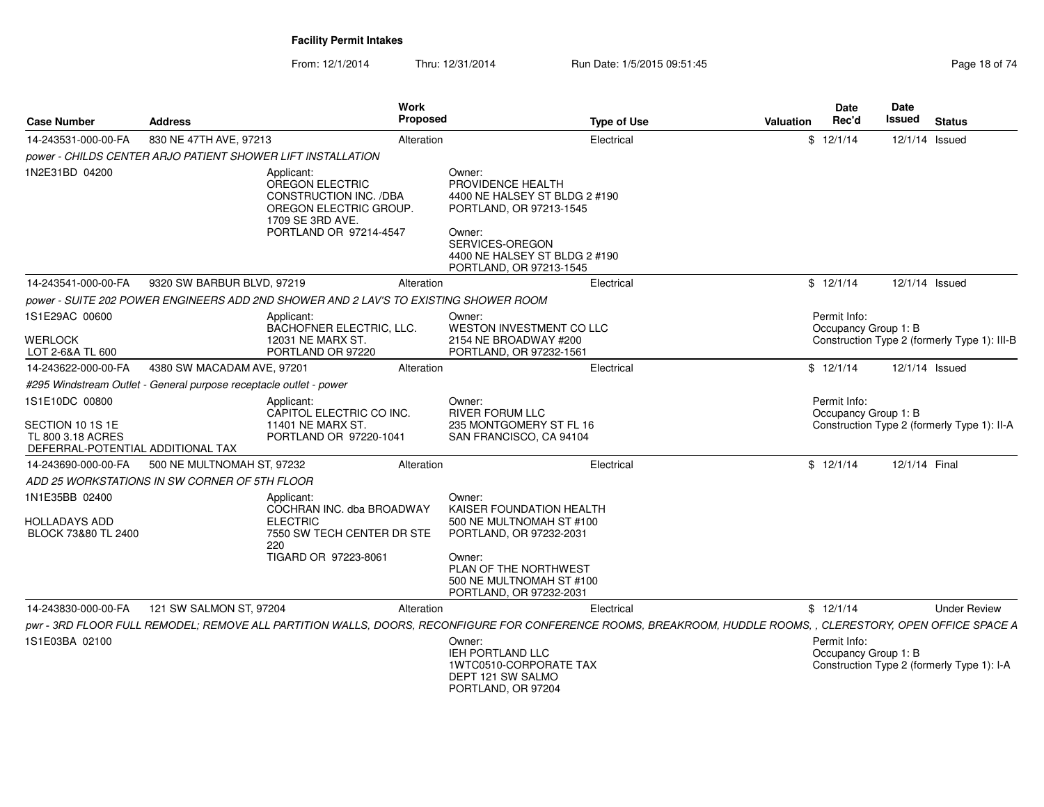## Facility Permit Intakes

From: 12/1/2014 Thru: 12/31/2014 Run Date: 1/5/2015 09:51:45

| Case Number | Address | Work Proposed | Type of Use | Valuation | Date Rec'd | Date Issued | Status |
|---|---|---|---|---|---|---|---|
| 14-243531-000-00-FA | 830 NE 47TH AVE, 97213 | Alteration | Electrical | $ | 12/1/14 | 12/1/14 | Issued |

*power - CHILDS CENTER ARJO PATIENT SHOWER LIFT INSTALLATION*

1N2E31BD 04200

Applicant:
OREGON ELECTRIC CONSTRUCTION INC. /DBA OREGON ELECTRIC GROUP.
1709 SE 3RD AVE.
PORTLAND OR 97214-4547

Owner:
PROVIDENCE HEALTH
4400 NE HALSEY ST BLDG 2 #190
PORTLAND, OR 97213-1545

Owner:
SERVICES-OREGON
4400 NE HALSEY ST BLDG 2 #190
PORTLAND, OR 97213-1545

| Case Number | Address | Work Proposed | Type of Use | Valuation | Date Rec'd | Date Issued | Status |
|---|---|---|---|---|---|---|---|
| 14-243541-000-00-FA | 9320 SW BARBUR BLVD, 97219 | Alteration | Electrical | $ | 12/1/14 | 12/1/14 | Issued |

*power - SUITE 202 POWER ENGINEERS ADD 2ND SHOWER AND 2 LAV'S TO EXISTING SHOWER ROOM*

1S1E29AC 00600

WERLOCK
LOT 2-6&A TL 600

Applicant:
BACHOFNER ELECTRIC, LLC.
12031 NE MARX ST.
PORTLAND OR 97220

Owner:
WESTON INVESTMENT CO LLC
2154 NE BROADWAY #200
PORTLAND, OR 97232-1561

Permit Info:
Occupancy Group 1: B
Construction Type 2 (formerly Type 1): III-B

| Case Number | Address | Work Proposed | Type of Use | Valuation | Date Rec'd | Date Issued | Status |
|---|---|---|---|---|---|---|---|
| 14-243622-000-00-FA | 4380 SW MACADAM AVE, 97201 | Alteration | Electrical | $ | 12/1/14 | 12/1/14 | Issued |

*#295 Windstream Outlet - General purpose receptacle outlet - power*

1S1E10DC 00800

SECTION 10 1S 1E
TL 800 3.18 ACRES
DEFERRAL-POTENTIAL ADDITIONAL TAX

Applicant:
CAPITOL ELECTRIC CO INC.
11401 NE MARX ST.
PORTLAND OR 97220-1041

Owner:
RIVER FORUM LLC
235 MONTGOMERY ST FL 16
SAN FRANCISCO, CA 94104

Permit Info:
Occupancy Group 1: B
Construction Type 2 (formerly Type 1): II-A

| Case Number | Address | Work Proposed | Type of Use | Valuation | Date Rec'd | Date Issued | Status |
|---|---|---|---|---|---|---|---|
| 14-243690-000-00-FA | 500 NE MULTNOMAH ST, 97232 | Alteration | Electrical | $ | 12/1/14 | 12/1/14 | Final |

*ADD 25 WORKSTATIONS IN SW CORNER OF 5TH FLOOR*

1N1E35BB 02400

HOLLADAYS ADD
BLOCK 73&80 TL 2400

Applicant:
COCHRAN INC. dba BROADWAY ELECTRIC
7550 SW TECH CENTER DR STE 220
TIGARD OR 97223-8061

Owner:
KAISER FOUNDATION HEALTH
500 NE MULTNOMAH ST #100
PORTLAND, OR 97232-2031

Owner:
PLAN OF THE NORTHWEST
500 NE MULTNOMAH ST #100
PORTLAND, OR 97232-2031

| Case Number | Address | Work Proposed | Type of Use | Valuation | Date Rec'd | Date Issued | Status |
|---|---|---|---|---|---|---|---|
| 14-243830-000-00-FA | 121 SW SALMON ST, 97204 | Alteration | Electrical | $ | 12/1/14 | | Under Review |

*pwr - 3RD FLOOR FULL REMODEL; REMOVE ALL PARTITION WALLS, DOORS, RECONFIGURE FOR CONFERENCE ROOMS, BREAKROOM, HUDDLE ROOMS, , CLERESTORY, OPEN OFFICE SPACE A*

1S1E03BA 02100

Owner:
IEH PORTLAND LLC
1WTC0510-CORPORATE TAX
DEPT 121 SW SALMO
PORTLAND, OR 97204

Permit Info:
Occupancy Group 1: B
Construction Type 2 (formerly Type 1): I-A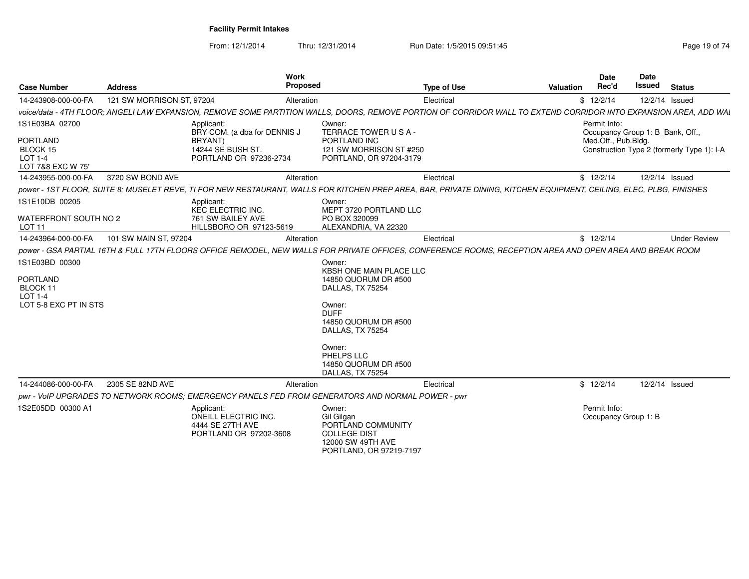**Facility Permit Intakes**

From: 12/1/2014 Thru: 12/31/2014 Run Date: 1/5/2015 09:51:45

| Case Number | Address | Work Proposed | Type of Use | Valuation | Date Rec'd | Date Issued | Status |
|---|---|---|---|---|---|---|---|
| 14-243908-000-00-FA | 121 SW MORRISON ST, 97204 | Alteration | Electrical | $ | 12/2/14 | 12/2/14 | Issued |

*voice/data - 4TH FLOOR; ANGELI LAW EXPANSION, REMOVE SOME PARTITION WALLS, DOORS, REMOVE PORTION OF CORRIDOR WALL TO EXTEND CORRIDOR INTO EXPANSION AREA, ADD WAL*

1S1E03BA 02700

PORTLAND
BLOCK 15
LOT 1-4
LOT 7&8 EXC W 75'

Applicant:
BRY COM. (a dba for DENNIS J BRYANT)
14244 SE BUSH ST.
PORTLAND OR 97236-2734

Owner:
TERRACE TOWER U S A - PORTLAND INC
121 SW MORRISON ST #250
PORTLAND, OR 97204-3179

Permit Info:
Occupancy Group 1: B_Bank, Off., Med.Off., Pub.Bldg.
Construction Type 2 (formerly Type 1): I-A

| Case Number | Address | Work Proposed | Type of Use | Valuation | Date Rec'd | Date Issued | Status |
|---|---|---|---|---|---|---|---|
| 14-243955-000-00-FA | 3720 SW BOND AVE | Alteration | Electrical | $ | 12/2/14 | 12/2/14 | Issued |

*power - 1ST FLOOR, SUITE 8; MUSELET REVE, TI FOR NEW RESTAURANT, WALLS FOR KITCHEN PREP AREA, BAR, PRIVATE DINING, KITCHEN EQUIPMENT, CEILING, ELEC, PLBG, FINISHES*

1S1E10DB 00205

WATERFRONT SOUTH NO 2
LOT 11

Applicant:
KEC ELECTRIC INC.
761 SW BAILEY AVE
HILLSBORO OR 97123-5619

Owner:
MEPT 3720 PORTLAND LLC
PO BOX 320099
ALEXANDRIA, VA 22320

| Case Number | Address | Work Proposed | Type of Use | Valuation | Date Rec'd | Date Issued | Status |
|---|---|---|---|---|---|---|---|
| 14-243964-000-00-FA | 101 SW MAIN ST, 97204 | Alteration | Electrical | $ | 12/2/14 | | Under Review |

*power - GSA PARTIAL 16TH & FULL 17TH FLOORS OFFICE REMODEL, NEW WALLS FOR PRIVATE OFFICES, CONFERENCE ROOMS, RECEPTION AREA AND OPEN AREA AND BREAK ROOM*

1S1E03BD 00300

PORTLAND
BLOCK 11
LOT 1-4
LOT 5-8 EXC PT IN STS

Owner:
KBSH ONE MAIN PLACE LLC
14850 QUORUM DR #500
DALLAS, TX 75254

Owner:
DUFF
14850 QUORUM DR #500
DALLAS, TX 75254

Owner:
PHELPS LLC
14850 QUORUM DR #500
DALLAS, TX 75254

| Case Number | Address | Work Proposed | Type of Use | Valuation | Date Rec'd | Date Issued | Status |
|---|---|---|---|---|---|---|---|
| 14-244086-000-00-FA | 2305 SE 82ND AVE | Alteration | Electrical | $ | 12/2/14 | 12/2/14 | Issued |

*pwr - VoIP UPGRADES TO NETWORK ROOMS; EMERGENCY PANELS FED FROM GENERATORS AND NORMAL POWER - pwr*

1S2E05DD 00300 A1

Applicant:
ONEILL ELECTRIC INC.
4444 SE 27TH AVE
PORTLAND OR 97202-3608

Owner:
Gil Gilgan
PORTLAND COMMUNITY COLLEGE DIST
12000 SW 49TH AVE
PORTLAND, OR 97219-7197

Permit Info:
Occupancy Group 1: B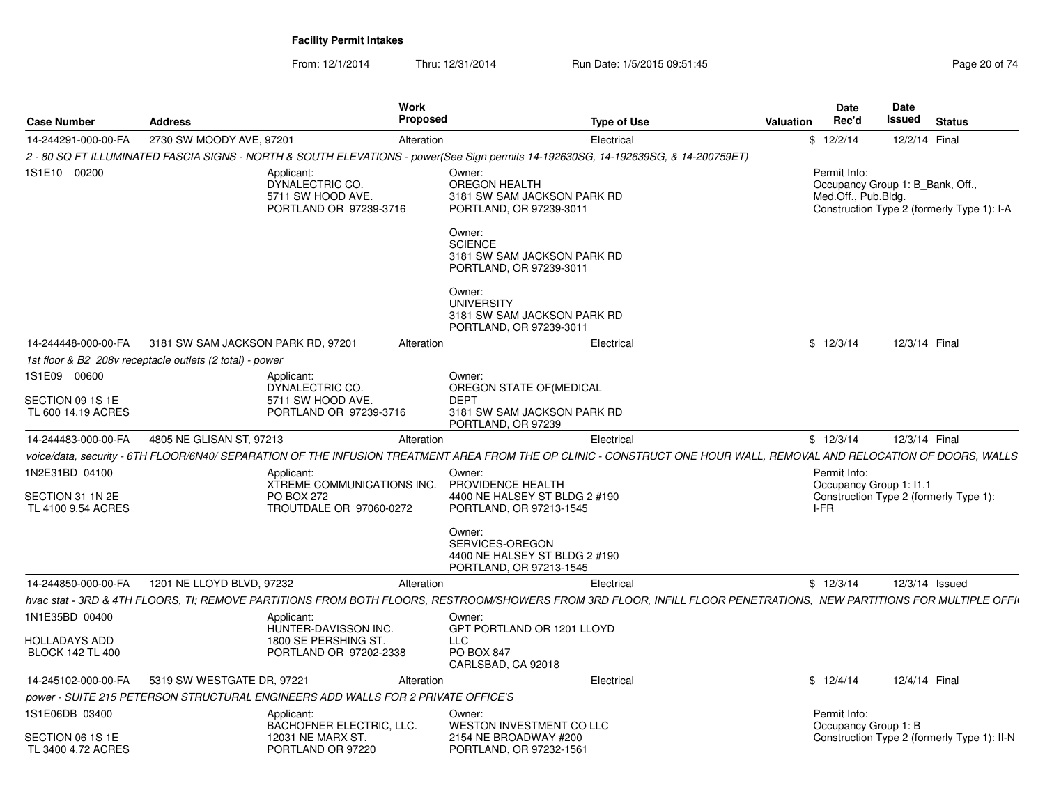## Facility Permit Intakes

From: 12/1/2014 Thru: 12/31/2014 Run Date: 1/5/2015 09:51:45

| Case Number | Address | Work Proposed | Type of Use | Valuation | Date Rec'd | Date Issued | Status |
|---|---|---|---|---|---|---|---|
| 14-244291-000-00-FA | 2730 SW MOODY AVE, 97201 | Alteration | Electrical | $ | 12/2/14 | 12/2/14 | Final |

*2 - 80 SQ FT ILLUMINATED FASCIA SIGNS - NORTH & SOUTH ELEVATIONS - power(See Sign permits 14-192630SG, 14-192639SG, & 14-200759ET)*

1S1E10 00200

Applicant:
DYNALECTRIC CO.
5711 SW HOOD AVE.
PORTLAND OR 97239-3716

Owner:
OREGON HEALTH
3181 SW SAM JACKSON PARK RD
PORTLAND, OR 97239-3011

Owner:
SCIENCE
3181 SW SAM JACKSON PARK RD
PORTLAND, OR 97239-3011

Owner:
UNIVERSITY
3181 SW SAM JACKSON PARK RD
PORTLAND, OR 97239-3011

Permit Info:
Occupancy Group 1: B_Bank, Off., Med.Off., Pub.Bldg.
Construction Type 2 (formerly Type 1): I-A

---

| Case Number | Address | Work Proposed | Type of Use | Valuation | Date Rec'd | Date Issued | Status |
|---|---|---|---|---|---|---|---|
| 14-244448-000-00-FA | 3181 SW SAM JACKSON PARK RD, 97201 | Alteration | Electrical | $ | 12/3/14 | 12/3/14 | Final |

*1st floor & B2 208v receptacle outlets (2 total) - power*

1S1E09 00600

SECTION 09 1S 1E
TL 600 14.19 ACRES

Applicant:
DYNALECTRIC CO.
5711 SW HOOD AVE.
PORTLAND OR 97239-3716

Owner:
OREGON STATE OF(MEDICAL DEPT
3181 SW SAM JACKSON PARK RD
PORTLAND, OR 97239

---

| Case Number | Address | Work Proposed | Type of Use | Valuation | Date Rec'd | Date Issued | Status |
|---|---|---|---|---|---|---|---|
| 14-244483-000-00-FA | 4805 NE GLISAN ST, 97213 | Alteration | Electrical | $ | 12/3/14 | 12/3/14 | Final |

*voice/data, security - 6TH FLOOR/6N40/ SEPARATION OF THE INFUSION TREATMENT AREA FROM THE OP CLINIC - CONSTRUCT ONE HOUR WALL, REMOVAL AND RELOCATION OF DOORS, WALLS*

1N2E31BD 04100

SECTION 31 1N 2E
TL 4100 9.54 ACRES

Applicant:
XTREME COMMUNICATIONS INC.
PO BOX 272
TROUTDALE OR 97060-0272

Owner:
PROVIDENCE HEALTH
4400 NE HALSEY ST BLDG 2 #190
PORTLAND, OR 97213-1545

Owner:
SERVICES-OREGON
4400 NE HALSEY ST BLDG 2 #190
PORTLAND, OR 97213-1545

Permit Info:
Occupancy Group 1: I1.1
Construction Type 2 (formerly Type 1): I-FR

---

| Case Number | Address | Work Proposed | Type of Use | Valuation | Date Rec'd | Date Issued | Status |
|---|---|---|---|---|---|---|---|
| 14-244850-000-00-FA | 1201 NE LLOYD BLVD, 97232 | Alteration | Electrical | $ | 12/3/14 | 12/3/14 | Issued |

*hvac stat - 3RD & 4TH FLOORS, TI; REMOVE PARTITIONS FROM BOTH FLOORS, RESTROOM/SHOWERS FROM 3RD FLOOR, INFILL FLOOR PENETRATIONS, NEW PARTITIONS FOR MULTIPLE OFFI*

1N1E35BD 00400

HOLLADAYS ADD
BLOCK 142 TL 400

Applicant:
HUNTER-DAVISSON INC.
1800 SE PERSHING ST.
PORTLAND OR 97202-2338

Owner:
GPT PORTLAND OR 1201 LLOYD LLC
PO BOX 847
CARLSBAD, CA 92018

---

| Case Number | Address | Work Proposed | Type of Use | Valuation | Date Rec'd | Date Issued | Status |
|---|---|---|---|---|---|---|---|
| 14-245102-000-00-FA | 5319 SW WESTGATE DR, 97221 | Alteration | Electrical | $ | 12/4/14 | 12/4/14 | Final |

*power - SUITE 215 PETERSON STRUCTURAL ENGINEERS ADD WALLS FOR 2 PRIVATE OFFICE'S*

1S1E06DB 03400

SECTION 06 1S 1E
TL 3400 4.72 ACRES

Applicant:
BACHOFNER ELECTRIC, LLC.
12031 NE MARX ST.
PORTLAND OR 97220

Owner:
WESTON INVESTMENT CO LLC
2154 NE BROADWAY #200
PORTLAND, OR 97232-1561

Permit Info:
Occupancy Group 1: B
Construction Type 2 (formerly Type 1): II-N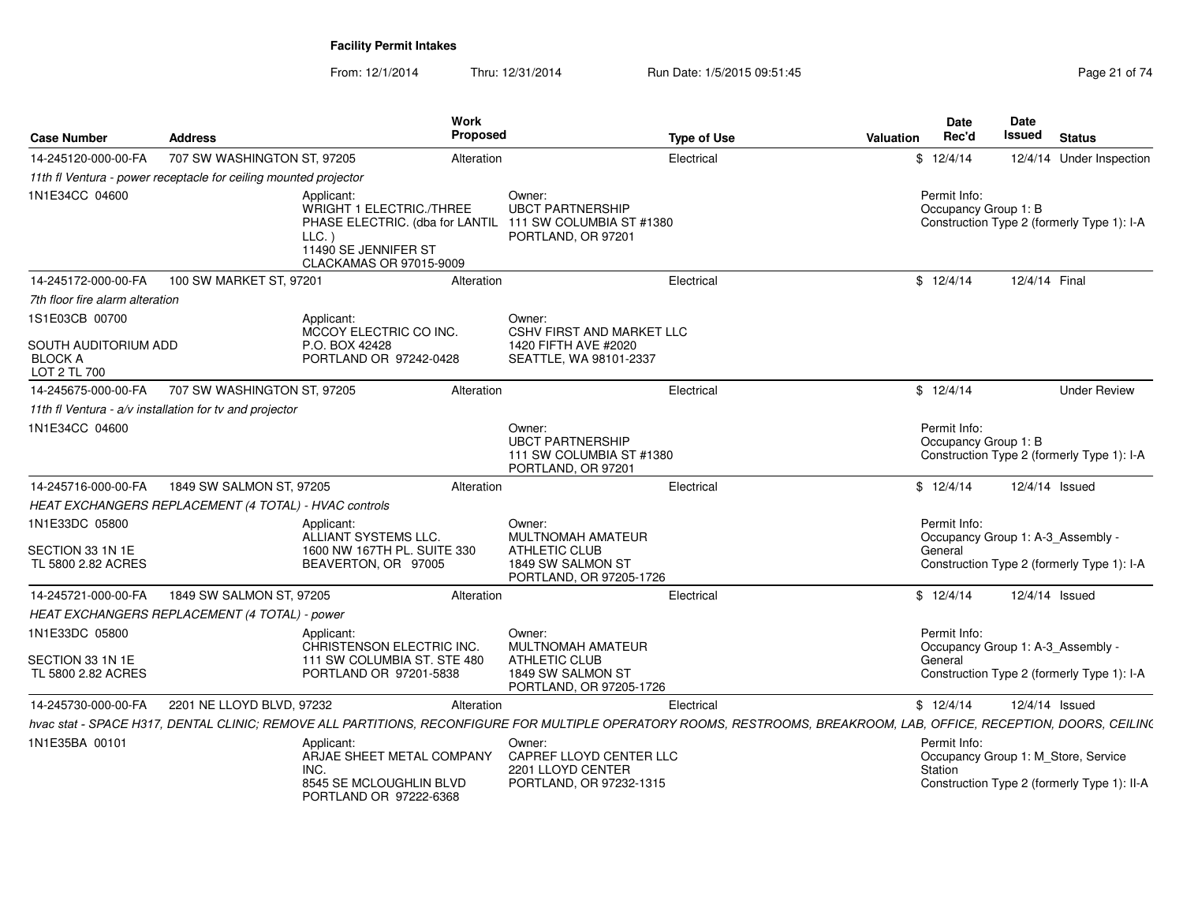**Facility Permit Intakes**

From: 12/1/2014 Thru: 12/31/2014 Run Date: 1/5/2015 09:51:45

| Case Number | Address | Work Proposed | Type of Use | Valuation | Date Rec'd | Date Issued | Status |
|---|---|---|---|---|---|---|---|
| 14-245120-000-00-FA | 707 SW WASHINGTON ST, 97205 | Alteration | Electrical | $ | 12/4/14 | 12/4/14 | Under Inspection |
| *11th fl Ventura - power receptacle for ceiling mounted projector* | | | | | | | |
| 1N1E34CC 04600 | Applicant: WRIGHT 1 ELECTRIC./THREE PHASE ELECTRIC. (dba for LANTIL LLC. ) 11490 SE JENNIFER ST CLACKAMAS OR 97015-9009 | Owner: UBCT PARTNERSHIP 111 SW COLUMBIA ST #1380 PORTLAND, OR 97201 | | | Permit Info: Occupancy Group 1: B Construction Type 2 (formerly Type 1): I-A | | |
| 14-245172-000-00-FA | 100 SW MARKET ST, 97201 | Alteration | Electrical | $ | 12/4/14 | 12/4/14 | Final |
| *7th floor fire alarm alteration* | | | | | | | |
| 1S1E03CB 00700 SOUTH AUDITORIUM ADD BLOCK A LOT 2 TL 700 | Applicant: MCCOY ELECTRIC CO INC. P.O. BOX 42428 PORTLAND OR 97242-0428 | Owner: CSHV FIRST AND MARKET LLC 1420 FIFTH AVE #2020 SEATTLE, WA 98101-2337 | | | | | |
| 14-245675-000-00-FA | 707 SW WASHINGTON ST, 97205 | Alteration | Electrical | $ | 12/4/14 | | Under Review |
| *11th fl Ventura - a/v installation for tv and projector* | | | | | | | |
| 1N1E34CC 04600 | | Owner: UBCT PARTNERSHIP 111 SW COLUMBIA ST #1380 PORTLAND, OR 97201 | | | Permit Info: Occupancy Group 1: B Construction Type 2 (formerly Type 1): I-A | | |
| 14-245716-000-00-FA | 1849 SW SALMON ST, 97205 | Alteration | Electrical | $ | 12/4/14 | 12/4/14 | Issued |
| *HEAT EXCHANGERS REPLACEMENT (4 TOTAL) - HVAC controls* | | | | | | | |
| 1N1E33DC 05800 SECTION 33 1N 1E TL 5800 2.82 ACRES | Applicant: ALLIANT SYSTEMS LLC. 1600 NW 167TH PL. SUITE 330 BEAVERTON, OR 97005 | Owner: MULTNOMAH AMATEUR ATHLETIC CLUB 1849 SW SALMON ST PORTLAND, OR 97205-1726 | | | Permit Info: Occupancy Group 1: A-3_Assembly - General Construction Type 2 (formerly Type 1): I-A | | |
| 14-245721-000-00-FA | 1849 SW SALMON ST, 97205 | Alteration | Electrical | $ | 12/4/14 | 12/4/14 | Issued |
| *HEAT EXCHANGERS REPLACEMENT (4 TOTAL) - power* | | | | | | | |
| 1N1E33DC 05800 SECTION 33 1N 1E TL 5800 2.82 ACRES | Applicant: CHRISTENSON ELECTRIC INC. 111 SW COLUMBIA ST. STE 480 PORTLAND OR 97201-5838 | Owner: MULTNOMAH AMATEUR ATHLETIC CLUB 1849 SW SALMON ST PORTLAND, OR 97205-1726 | | | Permit Info: Occupancy Group 1: A-3_Assembly - General Construction Type 2 (formerly Type 1): I-A | | |
| 14-245730-000-00-FA | 2201 NE LLOYD BLVD, 97232 | Alteration | Electrical | $ | 12/4/14 | 12/4/14 | Issued |
| *hvac stat - SPACE H317, DENTAL CLINIC; REMOVE ALL PARTITIONS, RECONFIGURE FOR MULTIPLE OPERATORY ROOMS, RESTROOMS, BREAKROOM, LAB, OFFICE, RECEPTION, DOORS, CEILING* | | | | | | | |
| 1N1E35BA 00101 | Applicant: ARJAE SHEET METAL COMPANY INC. 8545 SE MCLOUGHLIN BLVD PORTLAND OR 97222-6368 | Owner: CAPREF LLOYD CENTER LLC 2201 LLOYD CENTER PORTLAND, OR 97232-1315 | | | Permit Info: Occupancy Group 1: M_Store, Service Station Construction Type 2 (formerly Type 1): II-A | | |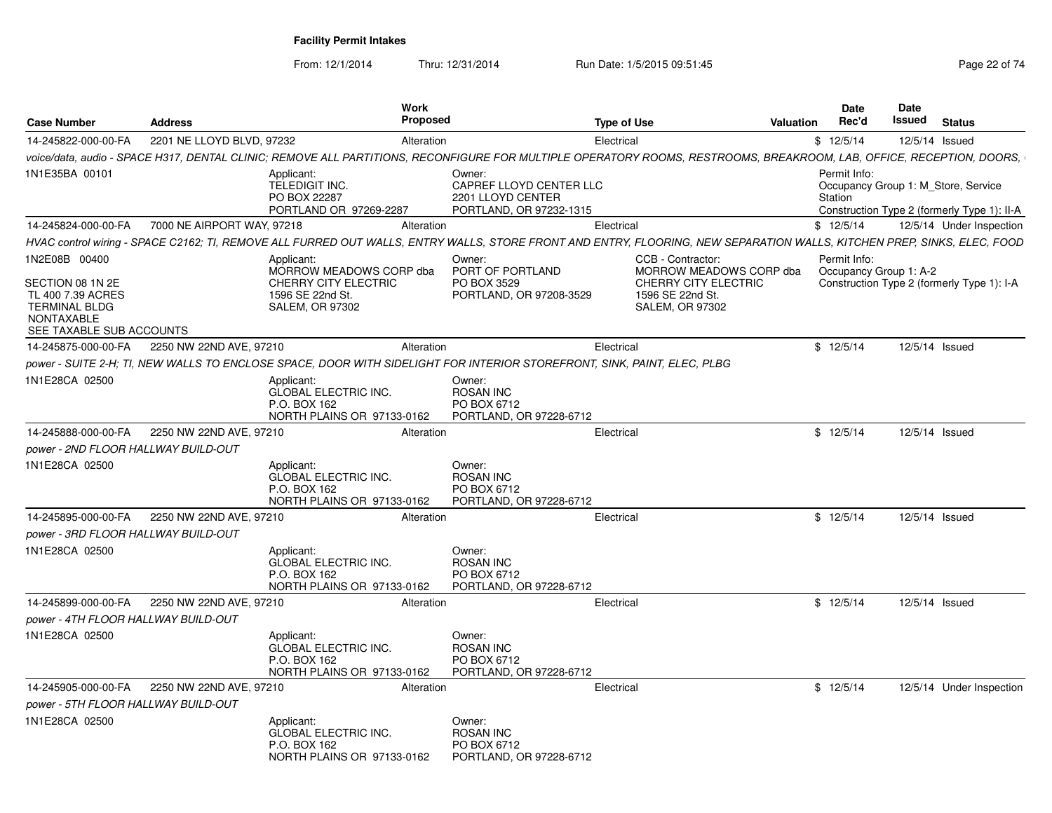**Facility Permit Intakes**

From: 12/1/2014 Thru: 12/31/2014 Run Date: 1/5/2015 09:51:45

| Case Number | Address | Work Proposed | Type of Use | Valuation | Date Rec'd | Date Issued | Status |
|---|---|---|---|---|---|---|---|
| 14-245822-000-00-FA | 2201 NE LLOYD BLVD, 97232 | Alteration | Electrical | $ | 12/5/14 | 12/5/14 | Issued |

*voice/data, audio - SPACE H317, DENTAL CLINIC; REMOVE ALL PARTITIONS, RECONFIGURE FOR MULTIPLE OPERATORY ROOMS, RESTROOMS, BREAKROOM, LAB, OFFICE, RECEPTION, DOORS,*

1N1E35BA 00101

Applicant: TELEDIGIT INC. PO BOX 22287 PORTLAND OR 97269-2287

Owner: CAPREF LLOYD CENTER LLC 2201 LLOYD CENTER PORTLAND, OR 97232-1315

Permit Info: Occupancy Group 1: M_Store, Service Station; Construction Type 2 (formerly Type 1): II-A

| Case Number | Address | Work Proposed | Type of Use | Valuation | Date Rec'd | Date Issued | Status |
|---|---|---|---|---|---|---|---|
| 14-245824-000-00-FA | 7000 NE AIRPORT WAY, 97218 | Alteration | Electrical | $ | 12/5/14 | 12/5/14 | Under Inspection |

*HVAC control wiring - SPACE C2162; TI, REMOVE ALL FURRED OUT WALLS, ENTRY WALLS, STORE FRONT AND ENTRY, FLOORING, NEW SEPARATION WALLS, KITCHEN PREP, SINKS, ELEC, FOOD*

1N2E08B 00400

SECTION 08 1N 2E TL 400 7.39 ACRES TERMINAL BLDG NONTAXABLE SEE TAXABLE SUB ACCOUNTS

Applicant: MORROW MEADOWS CORP dba CHERRY CITY ELECTRIC 1596 SE 22nd St. SALEM, OR 97302

Owner: PORT OF PORTLAND PO BOX 3529 PORTLAND, OR 97208-3529

CCB - Contractor: MORROW MEADOWS CORP dba CHERRY CITY ELECTRIC 1596 SE 22nd St. SALEM, OR 97302

Permit Info: Occupancy Group 1: A-2; Construction Type 2 (formerly Type 1): I-A

| Case Number | Address | Work Proposed | Type of Use | Valuation | Date Rec'd | Date Issued | Status |
|---|---|---|---|---|---|---|---|
| 14-245875-000-00-FA | 2250 NW 22ND AVE, 97210 | Alteration | Electrical | $ | 12/5/14 | 12/5/14 | Issued |

*power - SUITE 2-H; TI, NEW WALLS TO ENCLOSE SPACE, DOOR WITH SIDELIGHT FOR INTERIOR STOREFRONT, SINK, PAINT, ELEC, PLBG*

1N1E28CA 02500

Applicant: GLOBAL ELECTRIC INC. P.O. BOX 162 NORTH PLAINS OR 97133-0162

Owner: ROSAN INC PO BOX 6712 PORTLAND, OR 97228-6712

| Case Number | Address | Work Proposed | Type of Use | Valuation | Date Rec'd | Date Issued | Status |
|---|---|---|---|---|---|---|---|
| 14-245888-000-00-FA | 2250 NW 22ND AVE, 97210 | Alteration | Electrical | $ | 12/5/14 | 12/5/14 | Issued |

*power - 2ND FLOOR HALLWAY BUILD-OUT*

1N1E28CA 02500

Applicant: GLOBAL ELECTRIC INC. P.O. BOX 162 NORTH PLAINS OR 97133-0162

Owner: ROSAN INC PO BOX 6712 PORTLAND, OR 97228-6712

| Case Number | Address | Work Proposed | Type of Use | Valuation | Date Rec'd | Date Issued | Status |
|---|---|---|---|---|---|---|---|
| 14-245895-000-00-FA | 2250 NW 22ND AVE, 97210 | Alteration | Electrical | $ | 12/5/14 | 12/5/14 | Issued |

*power - 3RD FLOOR HALLWAY BUILD-OUT*

1N1E28CA 02500

Applicant: GLOBAL ELECTRIC INC. P.O. BOX 162 NORTH PLAINS OR 97133-0162

Owner: ROSAN INC PO BOX 6712 PORTLAND, OR 97228-6712

| Case Number | Address | Work Proposed | Type of Use | Valuation | Date Rec'd | Date Issued | Status |
|---|---|---|---|---|---|---|---|
| 14-245899-000-00-FA | 2250 NW 22ND AVE, 97210 | Alteration | Electrical | $ | 12/5/14 | 12/5/14 | Issued |

*power - 4TH FLOOR HALLWAY BUILD-OUT*

1N1E28CA 02500

Applicant: GLOBAL ELECTRIC INC. P.O. BOX 162 NORTH PLAINS OR 97133-0162

Owner: ROSAN INC PO BOX 6712 PORTLAND, OR 97228-6712

| Case Number | Address | Work Proposed | Type of Use | Valuation | Date Rec'd | Date Issued | Status |
|---|---|---|---|---|---|---|---|
| 14-245905-000-00-FA | 2250 NW 22ND AVE, 97210 | Alteration | Electrical | $ | 12/5/14 | 12/5/14 | Under Inspection |

*power - 5TH FLOOR HALLWAY BUILD-OUT*

1N1E28CA 02500

Applicant: GLOBAL ELECTRIC INC. P.O. BOX 162 NORTH PLAINS OR 97133-0162

Owner: ROSAN INC PO BOX 6712 PORTLAND, OR 97228-6712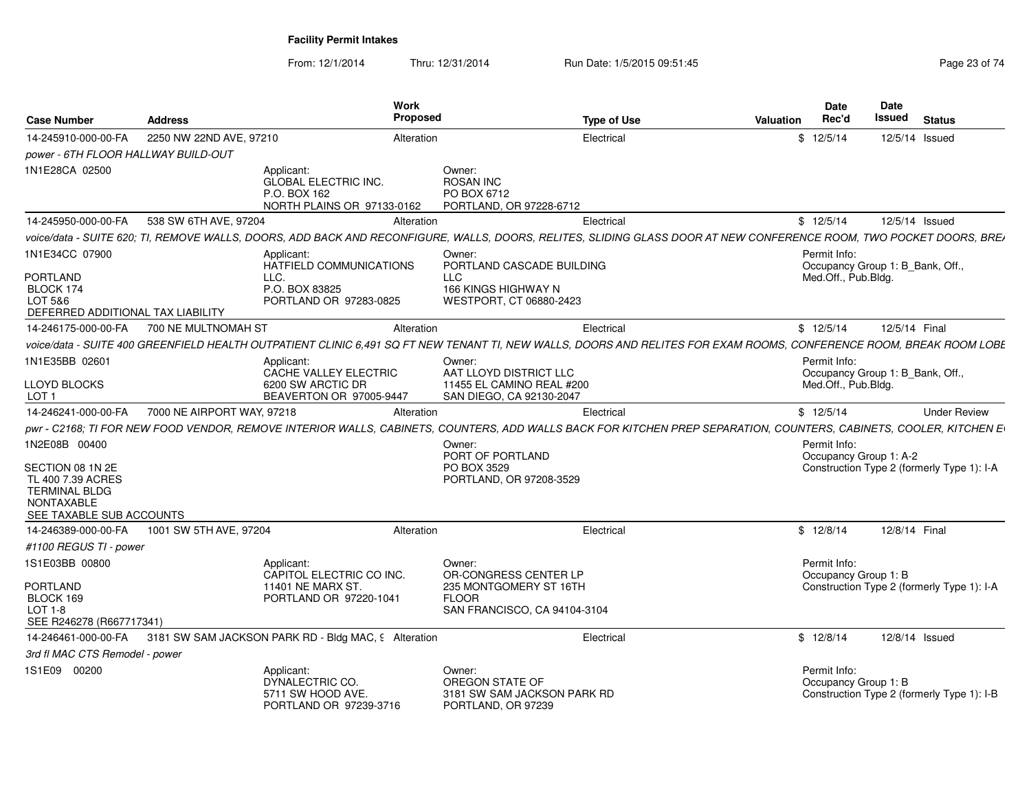**Facility Permit Intakes**

From: 12/1/2014 Thru: 12/31/2014 Run Date: 1/5/2015 09:51:45

| Case Number | Address | Work Proposed | Type of Use | Valuation | Date Rec'd | Date Issued | Status |
|---|---|---|---|---|---|---|---|
| 14-245910-000-00-FA | 2250 NW 22ND AVE, 97210 | Alteration | Electrical | $ | 12/5/14 | 12/5/14 | Issued |

*power - 6TH FLOOR HALLWAY BUILD-OUT*

1N1E28CA 02500

Applicant: GLOBAL ELECTRIC INC. P.O. BOX 162 NORTH PLAINS OR 97133-0162

Owner: ROSAN INC PO BOX 6712 PORTLAND, OR 97228-6712

| Case Number | Address | Work Proposed | Type of Use | Valuation | Date Rec'd | Date Issued | Status |
|---|---|---|---|---|---|---|---|
| 14-245950-000-00-FA | 538 SW 6TH AVE, 97204 | Alteration | Electrical | $ | 12/5/14 | 12/5/14 | Issued |

*voice/data - SUITE 620; TI, REMOVE WALLS, DOORS, ADD BACK AND RECONFIGURE, WALLS, DOORS, RELITES, SLIDING GLASS DOOR AT NEW CONFERENCE ROOM, TWO POCKET DOORS, BRE*

1N1E34CC 07900

PORTLAND
BLOCK 174
LOT 5&6
DEFERRED ADDITIONAL TAX LIABILITY

Applicant: HATFIELD COMMUNICATIONS LLC. P.O. BOX 83825 PORTLAND OR 97283-0825

Owner: PORTLAND CASCADE BUILDING LLC 166 KINGS HIGHWAY N WESTPORT, CT 06880-2423

Permit Info: Occupancy Group 1: B_Bank, Off., Med.Off., Pub.Bldg.

| Case Number | Address | Work Proposed | Type of Use | Valuation | Date Rec'd | Date Issued | Status |
|---|---|---|---|---|---|---|---|
| 14-246175-000-00-FA | 700 NE MULTNOMAH ST | Alteration | Electrical | $ | 12/5/14 | 12/5/14 | Final |

*voice/data - SUITE 400 GREENFIELD HEALTH OUTPATIENT CLINIC 6,491 SQ FT NEW TENANT TI, NEW WALLS, DOORS AND RELITES FOR EXAM ROOMS, CONFERENCE ROOM, BREAK ROOM LOBE*

1N1E35BB 02601

LLOYD BLOCKS
LOT 1

Applicant: CACHE VALLEY ELECTRIC 6200 SW ARCTIC DR BEAVERTON OR 97005-9447

Owner: AAT LLOYD DISTRICT LLC 11455 EL CAMINO REAL #200 SAN DIEGO, CA 92130-2047

Permit Info: Occupancy Group 1: B_Bank, Off., Med.Off., Pub.Bldg.

| Case Number | Address | Work Proposed | Type of Use | Valuation | Date Rec'd | Date Issued | Status |
|---|---|---|---|---|---|---|---|
| 14-246241-000-00-FA | 7000 NE AIRPORT WAY, 97218 | Alteration | Electrical | $ | 12/5/14 | | Under Review |

*pwr - C2168; TI FOR NEW FOOD VENDOR, REMOVE INTERIOR WALLS, CABINETS, COUNTERS, ADD WALLS BACK FOR KITCHEN PREP SEPARATION, COUNTERS, CABINETS, COOLER, KITCHEN E*

1N2E08B 00400

SECTION 08 1N 2E
TL 400 7.39 ACRES
TERMINAL BLDG
NONTAXABLE
SEE TAXABLE SUB ACCOUNTS

Owner: PORT OF PORTLAND PO BOX 3529 PORTLAND, OR 97208-3529

Permit Info: Occupancy Group 1: A-2 Construction Type 2 (formerly Type 1): I-A

| Case Number | Address | Work Proposed | Type of Use | Valuation | Date Rec'd | Date Issued | Status |
|---|---|---|---|---|---|---|---|
| 14-246389-000-00-FA | 1001 SW 5TH AVE, 97204 | Alteration | Electrical | $ | 12/8/14 | 12/8/14 | Final |

*#1100 REGUS TI - power*

1S1E03BB 00800

PORTLAND
BLOCK 169
LOT 1-8
SEE R246278 (R667717341)

Applicant: CAPITOL ELECTRIC CO INC. 11401 NE MARX ST. PORTLAND OR 97220-1041

Owner: OR-CONGRESS CENTER LP 235 MONTGOMERY ST 16TH FLOOR SAN FRANCISCO, CA 94104-3104

Permit Info: Occupancy Group 1: B Construction Type 2 (formerly Type 1): I-A

| Case Number | Address | Work Proposed | Type of Use | Valuation | Date Rec'd | Date Issued | Status |
|---|---|---|---|---|---|---|---|
| 14-246461-000-00-FA | 3181 SW SAM JACKSON PARK RD - Bldg MAC, 9 | Alteration | Electrical | $ | 12/8/14 | 12/8/14 | Issued |

*3rd fl MAC CTS Remodel - power*

1S1E09 00200

Applicant: DYNALECTRIC CO. 5711 SW HOOD AVE. PORTLAND OR 97239-3716

Owner: OREGON STATE OF 3181 SW SAM JACKSON PARK RD PORTLAND, OR 97239

Permit Info: Occupancy Group 1: B Construction Type 2 (formerly Type 1): I-B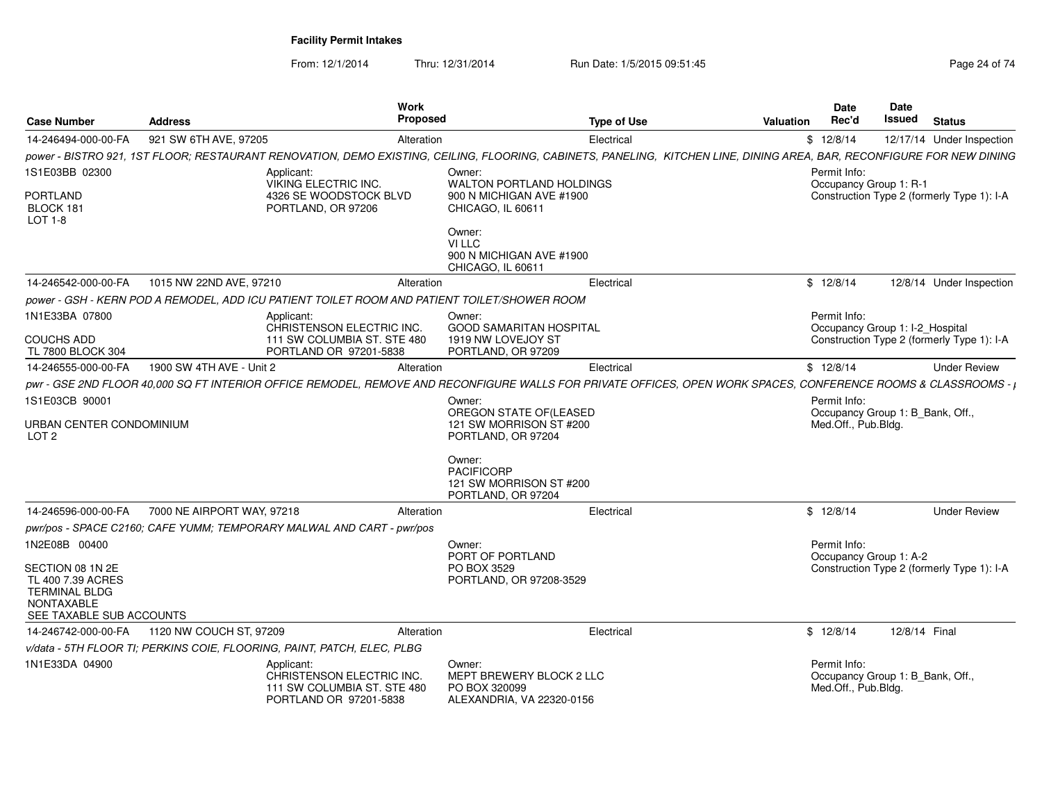# Facility Permit Intakes

From: 12/1/2014 Thru: 12/31/2014 Run Date: 1/5/2015 09:51:45

| Case Number | Address | Work Proposed | Type of Use | Valuation | Date Rec'd | Date Issued | Status |
|---|---|---|---|---|---|---|---|
| 14-246494-000-00-FA | 921 SW 6TH AVE, 97205 | Alteration | Electrical | $ | 12/8/14 | 12/17/14 | Under Inspection |

*power - BISTRO 921, 1ST FLOOR; RESTAURANT RENOVATION, DEMO EXISTING, CEILING, FLOORING, CABINETS, PANELING, KITCHEN LINE, DINING AREA, BAR, RECONFIGURE FOR NEW DINING*

1S1E03BB 02300

PORTLAND
BLOCK 181
LOT 1-8

Applicant:
VIKING ELECTRIC INC.
4326 SE WOODSTOCK BLVD
PORTLAND, OR 97206

Owner:
WALTON PORTLAND HOLDINGS
900 N MICHIGAN AVE #1900
CHICAGO, IL 60611

Owner:
VI LLC
900 N MICHIGAN AVE #1900
CHICAGO, IL 60611

Permit Info:
Occupancy Group 1: R-1
Construction Type 2 (formerly Type 1): I-A

| Case Number | Address | Work Proposed | Type of Use | Valuation | Date Rec'd | Date Issued | Status |
|---|---|---|---|---|---|---|---|
| 14-246542-000-00-FA | 1015 NW 22ND AVE, 97210 | Alteration | Electrical | $ | 12/8/14 | 12/8/14 | Under Inspection |

*power - GSH - KERN POD A REMODEL, ADD ICU PATIENT TOILET ROOM AND PATIENT TOILET/SHOWER ROOM*

1N1E33BA 07800

COUCHS ADD
TL 7800 BLOCK 304

Applicant:
CHRISTENSON ELECTRIC INC.
111 SW COLUMBIA ST. STE 480
PORTLAND OR 97201-5838

Owner:
GOOD SAMARITAN HOSPITAL
1919 NW LOVEJOY ST
PORTLAND, OR 97209

Permit Info:
Occupancy Group 1: I-2_Hospital
Construction Type 2 (formerly Type 1): I-A

| Case Number | Address | Work Proposed | Type of Use | Valuation | Date Rec'd | Date Issued | Status |
|---|---|---|---|---|---|---|---|
| 14-246555-000-00-FA | 1900 SW 4TH AVE - Unit 2 | Alteration | Electrical | $ | 12/8/14 | | Under Review |

*pwr - GSE 2ND FLOOR 40,000 SQ FT INTERIOR OFFICE REMODEL, REMOVE AND RECONFIGURE WALLS FOR PRIVATE OFFICES, OPEN WORK SPACES, CONFERENCE ROOMS & CLASSROOMS -*

1S1E03CB 90001

URBAN CENTER CONDOMINIUM
LOT 2

Owner:
OREGON STATE OF(LEASED
121 SW MORRISON ST #200
PORTLAND, OR 97204

Owner:
PACIFICORP
121 SW MORRISON ST #200
PORTLAND, OR 97204

Permit Info:
Occupancy Group 1: B_Bank, Off., Med.Off., Pub.Bldg.

| Case Number | Address | Work Proposed | Type of Use | Valuation | Date Rec'd | Date Issued | Status |
|---|---|---|---|---|---|---|---|
| 14-246596-000-00-FA | 7000 NE AIRPORT WAY, 97218 | Alteration | Electrical | $ | 12/8/14 | | Under Review |

*pwr/pos - SPACE C2160; CAFE YUMM; TEMPORARY MALWAL AND CART - pwr/pos*

1N2E08B 00400

SECTION 08 1N 2E
TL 400 7.39 ACRES
TERMINAL BLDG
NONTAXABLE
SEE TAXABLE SUB ACCOUNTS

Owner:
PORT OF PORTLAND
PO BOX 3529
PORTLAND, OR 97208-3529

Permit Info:
Occupancy Group 1: A-2
Construction Type 2 (formerly Type 1): I-A

| Case Number | Address | Work Proposed | Type of Use | Valuation | Date Rec'd | Date Issued | Status |
|---|---|---|---|---|---|---|---|
| 14-246742-000-00-FA | 1120 NW COUCH ST, 97209 | Alteration | Electrical | $ | 12/8/14 | 12/8/14 | Final |

*v/data - 5TH FLOOR TI; PERKINS COIE, FLOORING, PAINT, PATCH, ELEC, PLBG*

1N1E33DA 04900

Applicant:
CHRISTENSON ELECTRIC INC.
111 SW COLUMBIA ST. STE 480
PORTLAND OR 97201-5838

Owner:
MEPT BREWERY BLOCK 2 LLC
PO BOX 320099
ALEXANDRIA, VA 22320-0156

Permit Info:
Occupancy Group 1: B_Bank, Off., Med.Off., Pub.Bldg.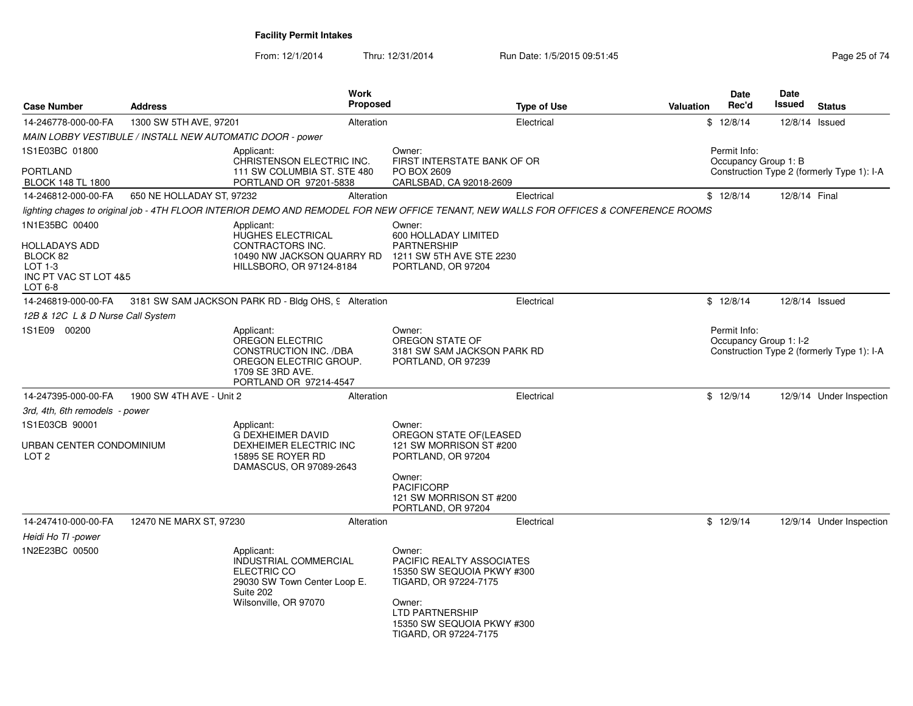**Facility Permit Intakes**

From: 12/1/2014 Thru: 12/31/2014 Run Date: 1/5/2015 09:51:45

| Case Number | Address | Work Proposed | Type of Use | Valuation | Date Rec'd | Date Issued | Status |
|---|---|---|---|---|---|---|---|
| 14-246778-000-00-FA | 1300 SW 5TH AVE, 97201 | Alteration | Electrical | $ | 12/8/14 | 12/8/14 | Issued |

*MAIN LOBBY VESTIBULE / INSTALL NEW AUTOMATIC DOOR - power*

1S1E03BC 01800
PORTLAND
BLOCK 148 TL 1800

Applicant:
CHRISTENSON ELECTRIC INC.
111 SW COLUMBIA ST. STE 480
PORTLAND OR 97201-5838

Owner:
FIRST INTERSTATE BANK OF OR
PO BOX 2609
CARLSBAD, CA 92018-2609

Permit Info:
Occupancy Group 1: B
Construction Type 2 (formerly Type 1): I-A

| Case Number | Address | Work Proposed | Type of Use | Valuation | Date Rec'd | Date Issued | Status |
|---|---|---|---|---|---|---|---|
| 14-246812-000-00-FA | 650 NE HOLLADAY ST, 97232 | Alteration | Electrical | $ | 12/8/14 | 12/8/14 | Final |

*lighting chages to original job - 4TH FLOOR INTERIOR DEMO AND REMODEL FOR NEW OFFICE TENANT, NEW WALLS FOR OFFICES & CONFERENCE ROOMS*

1N1E35BC 00400
HOLLADAYS ADD
BLOCK 82
LOT 1-3
INC PT VAC ST LOT 4&5
LOT 6-8

Applicant:
HUGHES ELECTRICAL CONTRACTORS INC.
10490 NW JACKSON QUARRY RD
HILLSBORO, OR 97124-8184

Owner:
600 HOLLADAY LIMITED PARTNERSHIP
1211 SW 5TH AVE STE 2230
PORTLAND, OR 97204

| Case Number | Address | Work Proposed | Type of Use | Valuation | Date Rec'd | Date Issued | Status |
|---|---|---|---|---|---|---|---|
| 14-246819-000-00-FA | 3181 SW SAM JACKSON PARK RD - Bldg OHS, 9 | Alteration | Electrical | $ | 12/8/14 | 12/8/14 | Issued |

*12B & 12C L & D Nurse Call System*

1S1E09 00200

Applicant:
OREGON ELECTRIC CONSTRUCTION INC. /DBA OREGON ELECTRIC GROUP.
1709 SE 3RD AVE.
PORTLAND OR 97214-4547

Owner:
OREGON STATE OF
3181 SW SAM JACKSON PARK RD
PORTLAND, OR 97239

Permit Info:
Occupancy Group 1: I-2
Construction Type 2 (formerly Type 1): I-A

| Case Number | Address | Work Proposed | Type of Use | Valuation | Date Rec'd | Date Issued | Status |
|---|---|---|---|---|---|---|---|
| 14-247395-000-00-FA | 1900 SW 4TH AVE - Unit 2 | Alteration | Electrical | $ | 12/9/14 | 12/9/14 | Under Inspection |

*3rd, 4th, 6th remodels - power*

1S1E03CB 90001
URBAN CENTER CONDOMINIUM
LOT 2

Applicant:
G DEXHEIMER DAVID
DEXHEIMER ELECTRIC INC
15895 SE ROYER RD
DAMASCUS, OR 97089-2643

Owner:
OREGON STATE OF(LEASED
121 SW MORRISON ST #200
PORTLAND, OR 97204

Owner:
PACIFICORP
121 SW MORRISON ST #200
PORTLAND, OR 97204

| Case Number | Address | Work Proposed | Type of Use | Valuation | Date Rec'd | Date Issued | Status |
|---|---|---|---|---|---|---|---|
| 14-247410-000-00-FA | 12470 NE MARX ST, 97230 | Alteration | Electrical | $ | 12/9/14 | 12/9/14 | Under Inspection |

*Heidi Ho TI -power*

1N2E23BC 00500

Applicant:
INDUSTRIAL COMMERCIAL ELECTRIC CO
29030 SW Town Center Loop E. Suite 202
Wilsonville, OR 97070

Owner:
PACIFIC REALTY ASSOCIATES
15350 SW SEQUOIA PKWY #300
TIGARD, OR 97224-7175

Owner:
LTD PARTNERSHIP
15350 SW SEQUOIA PKWY #300
TIGARD, OR 97224-7175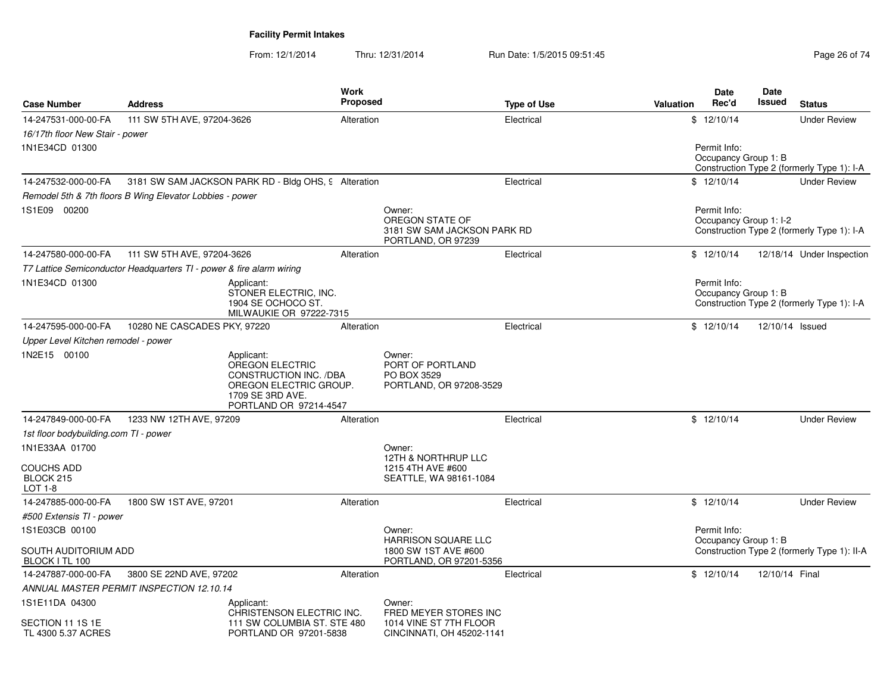**Facility Permit Intakes**

From: 12/1/2014 Thru: 12/31/2014 Run Date: 1/5/2015 09:51:45

| Case Number | Address | Work Proposed | Type of Use | Valuation | Date Rec'd | Date Issued | Status |
|---|---|---|---|---|---|---|---|
| 14-247531-000-00-FA | 111 SW 5TH AVE, 97204-3626 | Alteration | Electrical | $ | 12/10/14 | | Under Review |
| *16/17th floor New Stair - power* | | | | | | | |
| 1N1E34CD 01300 | | | | | Permit Info: Occupancy Group 1: B Construction Type 2 (formerly Type 1): I-A | | |
| 14-247532-000-00-FA | 3181 SW SAM JACKSON PARK RD - Bldg OHS, 9 | Alteration | Electrical | $ | 12/10/14 | | Under Review |
| *Remodel 5th & 7th floors B Wing Elevator Lobbies - power* | | | | | | | |
| 1S1E09 00200 | | Owner: OREGON STATE OF 3181 SW SAM JACKSON PARK RD PORTLAND, OR 97239 | | | Permit Info: Occupancy Group 1: I-2 Construction Type 2 (formerly Type 1): I-A | | |
| 14-247580-000-00-FA | 111 SW 5TH AVE, 97204-3626 | Alteration | Electrical | $ | 12/10/14 | 12/18/14 | Under Inspection |
| *T7 Lattice Semiconductor Headquarters TI - power & fire alarm wiring* | | | | | | | |
| 1N1E34CD 01300 | Applicant: STONER ELECTRIC, INC. 1904 SE OCHOCO ST. MILWAUKIE OR 97222-7315 | | | | Permit Info: Occupancy Group 1: B Construction Type 2 (formerly Type 1): I-A | | |
| 14-247595-000-00-FA | 10280 NE CASCADES PKY, 97220 | Alteration | Electrical | $ | 12/10/14 | 12/10/14 | Issued |
| *Upper Level Kitchen remodel - power* | | | | | | | |
| 1N2E15 00100 | Applicant: OREGON ELECTRIC CONSTRUCTION INC. /DBA OREGON ELECTRIC GROUP. 1709 SE 3RD AVE. PORTLAND OR 97214-4547 | Owner: PORT OF PORTLAND PO BOX 3529 PORTLAND, OR 97208-3529 | | | | | |
| 14-247849-000-00-FA | 1233 NW 12TH AVE, 97209 | Alteration | Electrical | $ | 12/10/14 | | Under Review |
| *1st floor bodybuilding.com TI - power* | | | | | | | |
| 1N1E33AA 01700 COUCHS ADD BLOCK 215 LOT 1-8 | | Owner: 12TH & NORTHRUP LLC 1215 4TH AVE #600 SEATTLE, WA 98161-1084 | | | | | |
| 14-247885-000-00-FA | 1800 SW 1ST AVE, 97201 | Alteration | Electrical | $ | 12/10/14 | | Under Review |
| *#500 Extensis TI - power* | | | | | | | |
| 1S1E03CB 00100 SOUTH AUDITORIUM ADD BLOCK I TL 100 | | Owner: HARRISON SQUARE LLC 1800 SW 1ST AVE #600 PORTLAND, OR 97201-5356 | | | Permit Info: Occupancy Group 1: B Construction Type 2 (formerly Type 1): II-A | | |
| 14-247887-000-00-FA | 3800 SE 22ND AVE, 97202 | Alteration | Electrical | $ | 12/10/14 | 12/10/14 | Final |
| *ANNUAL MASTER PERMIT INSPECTION 12.10.14* | | | | | | | |
| 1S1E11DA 04300 SECTION 11 1S 1E TL 4300 5.37 ACRES | Applicant: CHRISTENSON ELECTRIC INC. 111 SW COLUMBIA ST. STE 480 PORTLAND OR 97201-5838 | Owner: FRED MEYER STORES INC 1014 VINE ST 7TH FLOOR CINCINNATI, OH 45202-1141 | | | | | |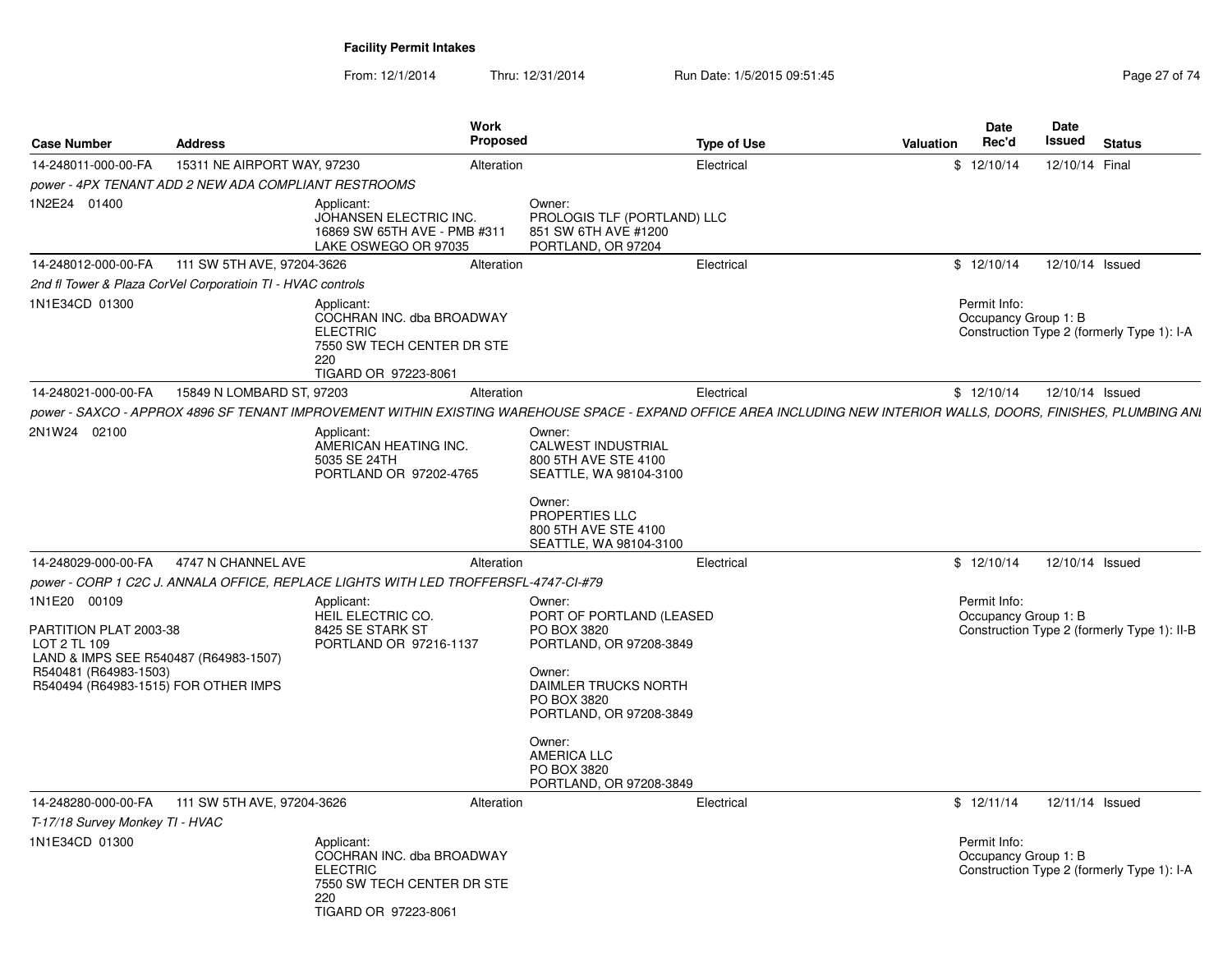**Facility Permit Intakes**

From: 12/1/2014 Thru: 12/31/2014 Run Date: 1/5/2015 09:51:45

| Case Number | Address | Work Proposed | Type of Use | Valuation | Date Rec'd | Date Issued | Status |
|---|---|---|---|---|---|---|---|
| 14-248011-000-00-FA | 15311 NE AIRPORT WAY, 97230 | Alteration | Electrical | $ | 12/10/14 | 12/10/14 | Final |

*power - 4PX TENANT ADD 2 NEW ADA COMPLIANT RESTROOMS*

1N2E24 01400

Applicant:
JOHANSEN ELECTRIC INC.
16869 SW 65TH AVE - PMB #311
LAKE OSWEGO OR 97035

Owner:
PROLOGIS TLF (PORTLAND) LLC
851 SW 6TH AVE #1200
PORTLAND, OR 97204

| Case Number | Address | Work Proposed | Type of Use | Valuation | Date Rec'd | Date Issued | Status |
|---|---|---|---|---|---|---|---|
| 14-248012-000-00-FA | 111 SW 5TH AVE, 97204-3626 | Alteration | Electrical | $ | 12/10/14 | 12/10/14 | Issued |

*2nd fl Tower & Plaza CorVel Corporatioin TI - HVAC controls*

1N1E34CD 01300

Applicant:
COCHRAN INC. dba BROADWAY ELECTRIC
7550 SW TECH CENTER DR STE 220
TIGARD OR 97223-8061

Permit Info:
Occupancy Group 1: B
Construction Type 2 (formerly Type 1): I-A

| Case Number | Address | Work Proposed | Type of Use | Valuation | Date Rec'd | Date Issued | Status |
|---|---|---|---|---|---|---|---|
| 14-248021-000-00-FA | 15849 N LOMBARD ST, 97203 | Alteration | Electrical | $ | 12/10/14 | 12/10/14 | Issued |

*power - SAXCO - APPROX 4896 SF TENANT IMPROVEMENT WITHIN EXISTING WAREHOUSE SPACE - EXPAND OFFICE AREA INCLUDING NEW INTERIOR WALLS, DOORS, FINISHES, PLUMBING ANI*

2N1W24 02100

Applicant:
AMERICAN HEATING INC.
5035 SE 24TH
PORTLAND OR 97202-4765

Owner:
CALWEST INDUSTRIAL
800 5TH AVE STE 4100
SEATTLE, WA 98104-3100

Owner:
PROPERTIES LLC
800 5TH AVE STE 4100
SEATTLE, WA 98104-3100

| Case Number | Address | Work Proposed | Type of Use | Valuation | Date Rec'd | Date Issued | Status |
|---|---|---|---|---|---|---|---|
| 14-248029-000-00-FA | 4747 N CHANNEL AVE | Alteration | Electrical | $ | 12/10/14 | 12/10/14 | Issued |

*power - CORP 1 C2C J. ANNALA OFFICE, REPLACE LIGHTS WITH LED TROFFERSFL-4747-CI-#79*

1N1E20 00109

PARTITION PLAT 2003-38
LOT 2 TL 109
LAND & IMPS SEE R540487 (R64983-1507)
R540481 (R64983-1503)
R540494 (R64983-1515) FOR OTHER IMPS

Applicant:
HEIL ELECTRIC CO.
8425 SE STARK ST
PORTLAND OR 97216-1137

Owner:
PORT OF PORTLAND (LEASED
PO BOX 3820
PORTLAND, OR 97208-3849

Owner:
DAIMLER TRUCKS NORTH
PO BOX 3820
PORTLAND, OR 97208-3849

Owner:
AMERICA LLC
PO BOX 3820
PORTLAND, OR 97208-3849

Permit Info:
Occupancy Group 1: B
Construction Type 2 (formerly Type 1): II-B

| Case Number | Address | Work Proposed | Type of Use | Valuation | Date Rec'd | Date Issued | Status |
|---|---|---|---|---|---|---|---|
| 14-248280-000-00-FA | 111 SW 5TH AVE, 97204-3626 | Alteration | Electrical | $ | 12/11/14 | 12/11/14 | Issued |

*T-17/18 Survey Monkey TI - HVAC*

1N1E34CD 01300

Applicant:
COCHRAN INC. dba BROADWAY ELECTRIC
7550 SW TECH CENTER DR STE 220
TIGARD OR 97223-8061

Permit Info:
Occupancy Group 1: B
Construction Type 2 (formerly Type 1): I-A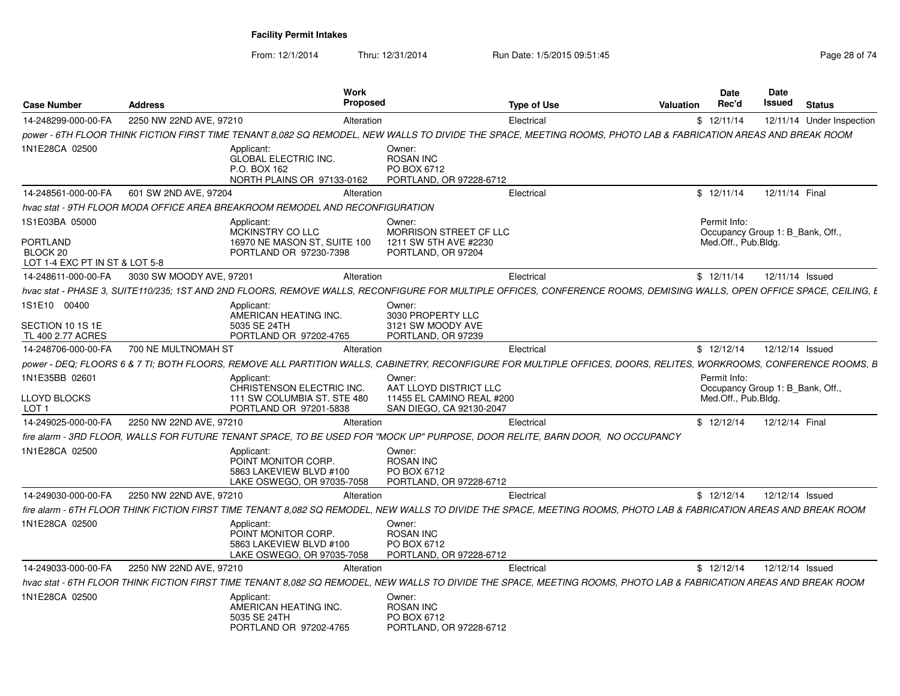**Facility Permit Intakes**

From: 12/1/2014 Thru: 12/31/2014 Run Date: 1/5/2015 09:51:45

| Case Number | Address | Work Proposed | Type of Use | Valuation | Date Rec'd | Date Issued | Status |
|---|---|---|---|---|---|---|---|
| 14-248299-000-00-FA | 2250 NW 22ND AVE, 97210 | Alteration | Electrical | $ | 12/11/14 | 12/11/14 | Under Inspection |
| *power - 6TH FLOOR THINK FICTION FIRST TIME TENANT 8,082 SQ REMODEL, NEW WALLS TO DIVIDE THE SPACE, MEETING ROOMS, PHOTO LAB & FABRICATION AREAS AND BREAK ROOM* | | | | | | | |
| 1N1E28CA 02500 | Applicant: GLOBAL ELECTRIC INC. P.O. BOX 162 NORTH PLAINS OR 97133-0162 | Owner: ROSAN INC PO BOX 6712 PORTLAND, OR 97228-6712 | | | | | |
| 14-248561-000-00-FA | 601 SW 2ND AVE, 97204 | Alteration | Electrical | $ | 12/11/14 | 12/11/14 | Final |
| *hvac stat - 9TH FLOOR MODA OFFICE AREA BREAKROOM REMODEL AND RECONFIGURATION* | | | | | | | |
| 1S1E03BA 05000 PORTLAND BLOCK 20 LOT 1-4 EXC PT IN ST & LOT 5-8 | Applicant: MCKINSTRY CO LLC 16970 NE MASON ST, SUITE 100 PORTLAND OR 97230-7398 | Owner: MORRISON STREET CF LLC 1211 SW 5TH AVE #2230 PORTLAND, OR 97204 | | | Permit Info: Occupancy Group 1: B_Bank, Off., Med.Off., Pub.Bldg. | | |
| 14-248611-000-00-FA | 3030 SW MOODY AVE, 97201 | Alteration | Electrical | $ | 12/11/14 | 12/11/14 | Issued |
| *hvac stat - PHASE 3, SUITE110/235; 1ST AND 2ND FLOORS, REMOVE WALLS, RECONFIGURE FOR MULTIPLE OFFICES, CONFERENCE ROOMS, DEMISING WALLS, OPEN OFFICE SPACE, CEILING, E* | | | | | | | |
| 1S1E10 00400 SECTION 10 1S 1E TL 400 2.77 ACRES | Applicant: AMERICAN HEATING INC. 5035 SE 24TH PORTLAND OR 97202-4765 | Owner: 3030 PROPERTY LLC 3121 SW MOODY AVE PORTLAND, OR 97239 | | | | | |
| 14-248706-000-00-FA | 700 NE MULTNOMAH ST | Alteration | Electrical | $ | 12/12/14 | 12/12/14 | Issued |
| *power - DEQ; FLOORS 6 & 7 TI; BOTH FLOORS, REMOVE ALL PARTITION WALLS, CABINETRY, RECONFIGURE FOR MULTIPLE OFFICES, DOORS, RELITES, WORKROOMS, CONFERENCE ROOMS, B* | | | | | | | |
| 1N1E35BB 02601 LLOYD BLOCKS LOT 1 | Applicant: CHRISTENSON ELECTRIC INC. 111 SW COLUMBIA ST. STE 480 PORTLAND OR 97201-5838 | Owner: AAT LLOYD DISTRICT LLC 11455 EL CAMINO REAL #200 SAN DIEGO, CA 92130-2047 | | | Permit Info: Occupancy Group 1: B_Bank, Off., Med.Off., Pub.Bldg. | | |
| 14-249025-000-00-FA | 2250 NW 22ND AVE, 97210 | Alteration | Electrical | $ | 12/12/14 | 12/12/14 | Final |
| *fire alarm - 3RD FLOOR, WALLS FOR FUTURE TENANT SPACE, TO BE USED FOR "MOCK UP" PURPOSE, DOOR RELITE, BARN DOOR, NO OCCUPANCY* | | | | | | | |
| 1N1E28CA 02500 | Applicant: POINT MONITOR CORP. 5863 LAKEVIEW BLVD #100 LAKE OSWEGO, OR 97035-7058 | Owner: ROSAN INC PO BOX 6712 PORTLAND, OR 97228-6712 | | | | | |
| 14-249030-000-00-FA | 2250 NW 22ND AVE, 97210 | Alteration | Electrical | $ | 12/12/14 | 12/12/14 | Issued |
| *fire alarm - 6TH FLOOR THINK FICTION FIRST TIME TENANT 8,082 SQ REMODEL, NEW WALLS TO DIVIDE THE SPACE, MEETING ROOMS, PHOTO LAB & FABRICATION AREAS AND BREAK ROOM* | | | | | | | |
| 1N1E28CA 02500 | Applicant: POINT MONITOR CORP. 5863 LAKEVIEW BLVD #100 LAKE OSWEGO, OR 97035-7058 | Owner: ROSAN INC PO BOX 6712 PORTLAND, OR 97228-6712 | | | | | |
| 14-249033-000-00-FA | 2250 NW 22ND AVE, 97210 | Alteration | Electrical | $ | 12/12/14 | 12/12/14 | Issued |
| *hvac stat - 6TH FLOOR THINK FICTION FIRST TIME TENANT 8,082 SQ REMODEL, NEW WALLS TO DIVIDE THE SPACE, MEETING ROOMS, PHOTO LAB & FABRICATION AREAS AND BREAK ROOM* | | | | | | | |
| 1N1E28CA 02500 | Applicant: AMERICAN HEATING INC. 5035 SE 24TH PORTLAND OR 97202-4765 | Owner: ROSAN INC PO BOX 6712 PORTLAND, OR 97228-6712 | | | | | |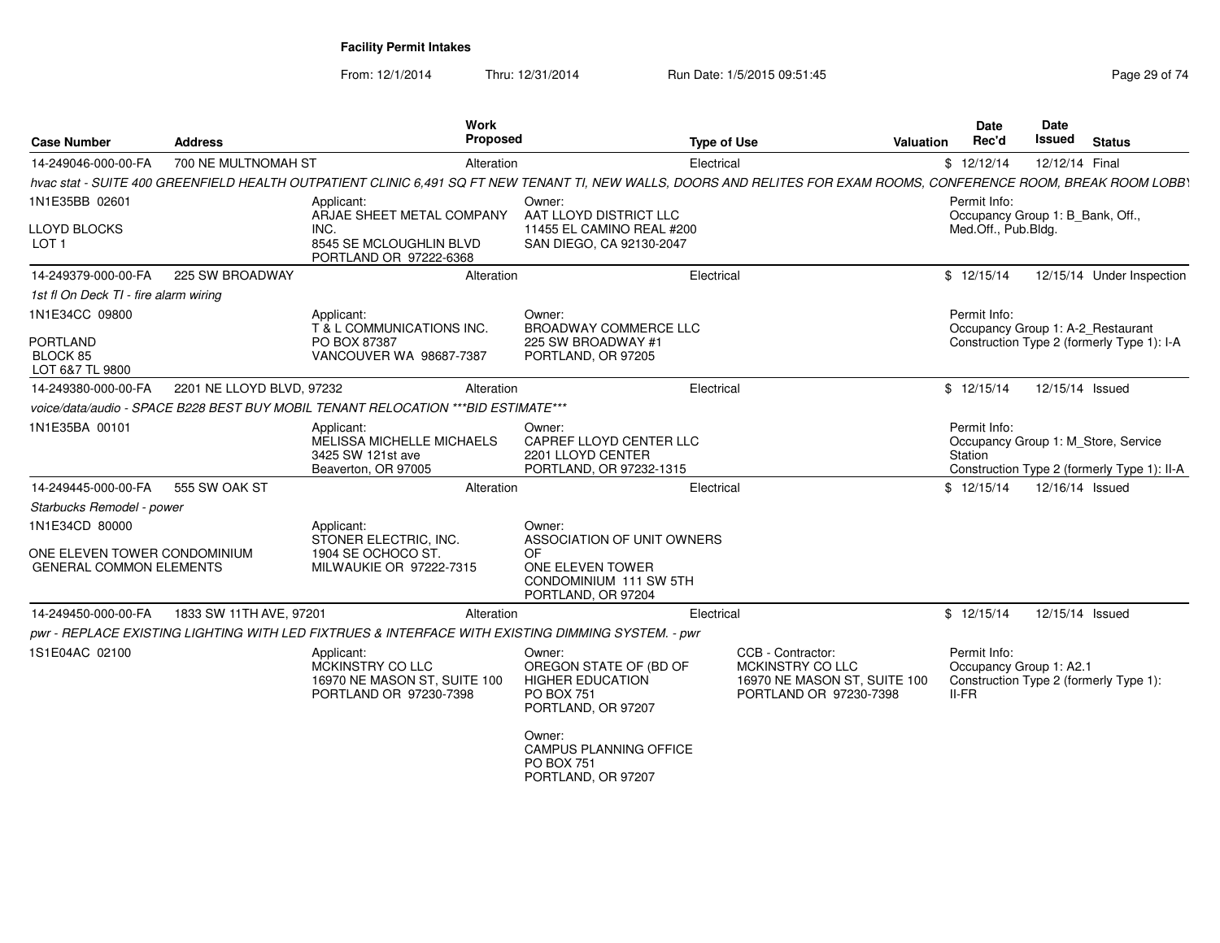**Facility Permit Intakes**

From: 12/1/2014 Thru: 12/31/2014 Run Date: 1/5/2015 09:51:45

| Case Number | Address | Work Proposed | Type of Use | Valuation | Date Rec'd | Date Issued | Status |
|---|---|---|---|---|---|---|---|
| 14-249046-000-00-FA | 700 NE MULTNOMAH ST | Alteration | Electrical | $ | 12/12/14 | 12/12/14 | Final |

*hvac stat - SUITE 400 GREENFIELD HEALTH OUTPATIENT CLINIC 6,491 SQ FT NEW TENANT TI, NEW WALLS, DOORS AND RELITES FOR EXAM ROOMS, CONFERENCE ROOM, BREAK ROOM LOBBY*

1N1E35BB 02601

LLOYD BLOCKS
LOT 1

Applicant:
ARJAE SHEET METAL COMPANY INC.
8545 SE MCLOUGHLIN BLVD
PORTLAND OR 97222-6368

Owner:
AAT LLOYD DISTRICT LLC
11455 EL CAMINO REAL #200
SAN DIEGO, CA 92130-2047

Permit Info:
Occupancy Group 1: B_Bank, Off., Med.Off., Pub.Bldg.

| Case Number | Address | Work Proposed | Type of Use | Valuation | Date Rec'd | Date Issued | Status |
|---|---|---|---|---|---|---|---|
| 14-249379-000-00-FA | 225 SW BROADWAY | Alteration | Electrical | $ | 12/15/14 | 12/15/14 | Under Inspection |

*1st fl On Deck TI - fire alarm wiring*

1N1E34CC 09800

PORTLAND
BLOCK 85
LOT 6&7 TL 9800

Applicant:
T & L COMMUNICATIONS INC.
PO BOX 87387
VANCOUVER WA 98687-7387

Owner:
BROADWAY COMMERCE LLC
225 SW BROADWAY #1
PORTLAND, OR 97205

Permit Info:
Occupancy Group 1: A-2_Restaurant
Construction Type 2 (formerly Type 1): I-A

| Case Number | Address | Work Proposed | Type of Use | Valuation | Date Rec'd | Date Issued | Status |
|---|---|---|---|---|---|---|---|
| 14-249380-000-00-FA | 2201 NE LLOYD BLVD, 97232 | Alteration | Electrical | $ | 12/15/14 | 12/15/14 | Issued |

*voice/data/audio - SPACE B228 BEST BUY MOBIL TENANT RELOCATION ***BID ESTIMATE****

1N1E35BA 00101

Applicant:
MELISSA MICHELLE MICHAELS
3425 SW 121st ave
Beaverton, OR 97005

Owner:
CAPREF LLOYD CENTER LLC
2201 LLOYD CENTER
PORTLAND, OR 97232-1315

Permit Info:
Occupancy Group 1: M_Store, Service Station
Construction Type 2 (formerly Type 1): II-A

| Case Number | Address | Work Proposed | Type of Use | Valuation | Date Rec'd | Date Issued | Status |
|---|---|---|---|---|---|---|---|
| 14-249445-000-00-FA | 555 SW OAK ST | Alteration | Electrical | $ | 12/15/14 | 12/16/14 | Issued |

*Starbucks Remodel - power*

1N1E34CD 80000

ONE ELEVEN TOWER CONDOMINIUM
GENERAL COMMON ELEMENTS

Applicant:
STONER ELECTRIC, INC.
1904 SE OCHOCO ST.
MILWAUKIE OR 97222-7315

Owner:
ASSOCIATION OF UNIT OWNERS OF
ONE ELEVEN TOWER CONDOMINIUM 111 SW 5TH
PORTLAND, OR 97204

| Case Number | Address | Work Proposed | Type of Use | Valuation | Date Rec'd | Date Issued | Status |
|---|---|---|---|---|---|---|---|
| 14-249450-000-00-FA | 1833 SW 11TH AVE, 97201 | Alteration | Electrical | $ | 12/15/14 | 12/15/14 | Issued |

*pwr - REPLACE EXISTING LIGHTING WITH LED FIXTRUES & INTERFACE WITH EXISTING DIMMING SYSTEM. - pwr*

1S1E04AC 02100

Applicant:
MCKINSTRY CO LLC
16970 NE MASON ST, SUITE 100
PORTLAND OR 97230-7398

Owner:
OREGON STATE OF (BD OF HIGHER EDUCATION
PO BOX 751
PORTLAND, OR 97207

Owner:
CAMPUS PLANNING OFFICE
PO BOX 751
PORTLAND, OR 97207

CCB - Contractor:
MCKINSTRY CO LLC
16970 NE MASON ST, SUITE 100
PORTLAND OR 97230-7398

Permit Info:
Occupancy Group 1: A2.1
Construction Type 2 (formerly Type 1): II-FR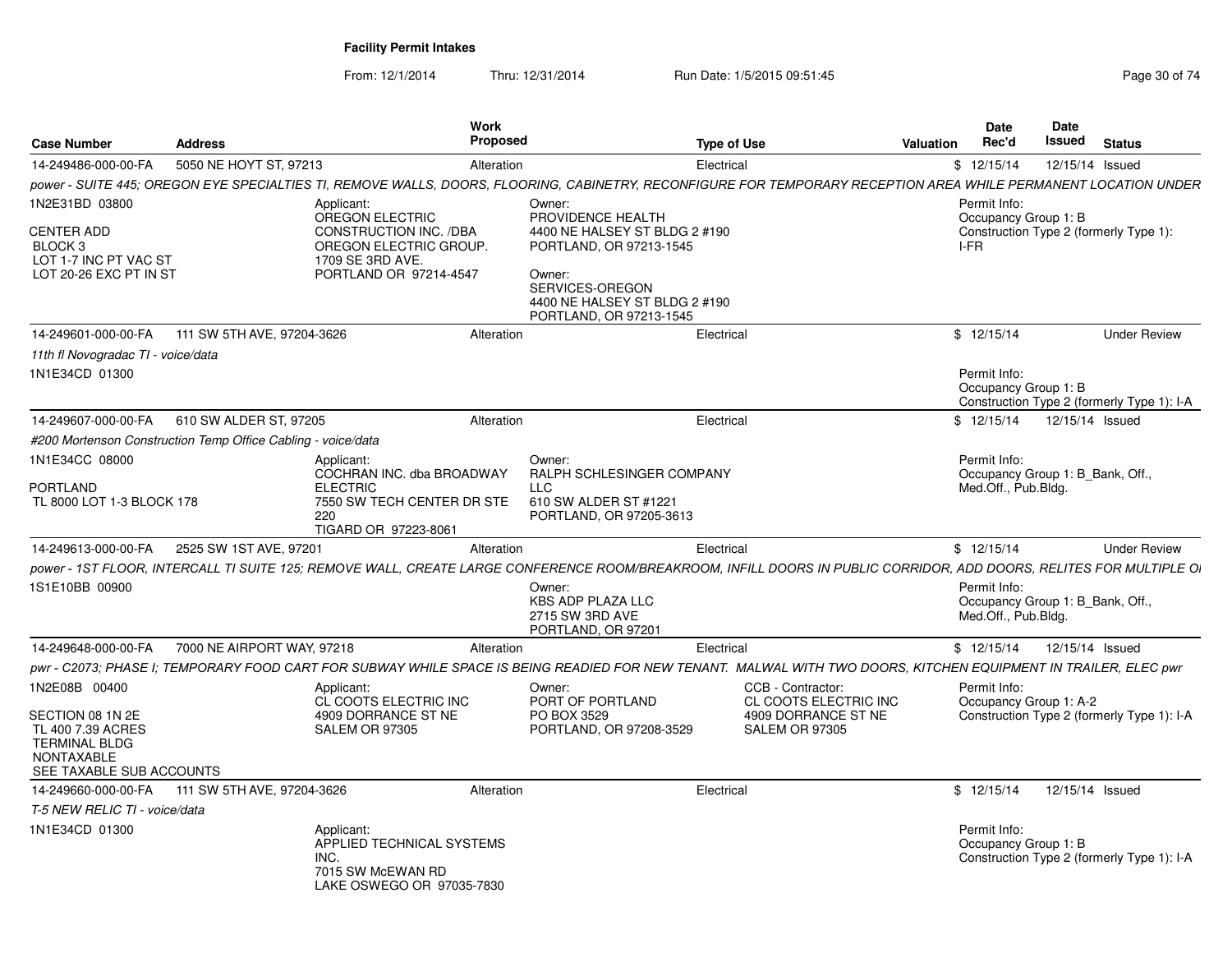**Facility Permit Intakes**

From: 12/1/2014 Thru: 12/31/2014 Run Date: 1/5/2015 09:51:45

| Case Number | Address | Work Proposed | Type of Use | Valuation | Date Rec'd | Date Issued | Status |
|---|---|---|---|---|---|---|---|
| 14-249486-000-00-FA | 5050 NE HOYT ST, 97213 | Alteration | Electrical | $ | 12/15/14 | 12/15/14 | Issued |

*power - SUITE 445; OREGON EYE SPECIALTIES TI, REMOVE WALLS, DOORS, FLOORING, CABINETRY, RECONFIGURE FOR TEMPORARY RECEPTION AREA WHILE PERMANENT LOCATION UNDER*

1N2E31BD 03800

CENTER ADD
BLOCK 3
LOT 1-7 INC PT VAC ST
LOT 20-26 EXC PT IN ST

Applicant:
OREGON ELECTRIC CONSTRUCTION INC. /DBA OREGON ELECTRIC GROUP.
1709 SE 3RD AVE.
PORTLAND OR 97214-4547

Owner:
PROVIDENCE HEALTH
4400 NE HALSEY ST BLDG 2 #190
PORTLAND, OR 97213-1545

Owner:
SERVICES-OREGON
4400 NE HALSEY ST BLDG 2 #190
PORTLAND, OR 97213-1545

Permit Info:
Occupancy Group 1: B
Construction Type 2 (formerly Type 1): I-FR

---

| Case Number | Address | Work Proposed | Type of Use | Valuation | Date Rec'd | Date Issued | Status |
|---|---|---|---|---|---|---|---|
| 14-249601-000-00-FA | 111 SW 5TH AVE, 97204-3626 | Alteration | Electrical | $ | 12/15/14 | | Under Review |

*11th fl Novogradac TI - voice/data*

1N1E34CD 01300

Permit Info:
Occupancy Group 1: B
Construction Type 2 (formerly Type 1): I-A

---

| Case Number | Address | Work Proposed | Type of Use | Valuation | Date Rec'd | Date Issued | Status |
|---|---|---|---|---|---|---|---|
| 14-249607-000-00-FA | 610 SW ALDER ST, 97205 | Alteration | Electrical | $ | 12/15/14 | 12/15/14 | Issued |

*#200 Mortenson Construction Temp Office Cabling - voice/data*

1N1E34CC 08000

PORTLAND
TL 8000 LOT 1-3 BLOCK 178

Applicant:
COCHRAN INC. dba BROADWAY ELECTRIC
7550 SW TECH CENTER DR STE 220
TIGARD OR 97223-8061

Owner:
RALPH SCHLESINGER COMPANY LLC
610 SW ALDER ST #1221
PORTLAND, OR 97205-3613

Permit Info:
Occupancy Group 1: B_Bank, Off., Med.Off., Pub.Bldg.

---

| Case Number | Address | Work Proposed | Type of Use | Valuation | Date Rec'd | Date Issued | Status |
|---|---|---|---|---|---|---|---|
| 14-249613-000-00-FA | 2525 SW 1ST AVE, 97201 | Alteration | Electrical | $ | 12/15/14 | | Under Review |

*power - 1ST FLOOR, INTERCALL TI SUITE 125; REMOVE WALL, CREATE LARGE CONFERENCE ROOM/BREAKROOM, INFILL DOORS IN PUBLIC CORRIDOR, ADD DOORS, RELITES FOR MULTIPLE OI*

1S1E10BB 00900

Owner:
KBS ADP PLAZA LLC
2715 SW 3RD AVE
PORTLAND, OR 97201

Permit Info:
Occupancy Group 1: B_Bank, Off., Med.Off., Pub.Bldg.

---

| Case Number | Address | Work Proposed | Type of Use | Valuation | Date Rec'd | Date Issued | Status |
|---|---|---|---|---|---|---|---|
| 14-249648-000-00-FA | 7000 NE AIRPORT WAY, 97218 | Alteration | Electrical | $ | 12/15/14 | 12/15/14 | Issued |

*pwr - C2073; PHASE I; TEMPORARY FOOD CART FOR SUBWAY WHILE SPACE IS BEING READIED FOR NEW TENANT. MALWAL WITH TWO DOORS, KITCHEN EQUIPMENT IN TRAILER, ELEC pwr*

1N2E08B 00400

SECTION 08 1N 2E
TL 400 7.39 ACRES
TERMINAL BLDG
NONTAXABLE
SEE TAXABLE SUB ACCOUNTS

Applicant:
CL COOTS ELECTRIC INC
4909 DORRANCE ST NE
SALEM OR 97305

Owner:
PORT OF PORTLAND
PO BOX 3529
PORTLAND, OR 97208-3529

CCB - Contractor:
CL COOTS ELECTRIC INC
4909 DORRANCE ST NE
SALEM OR 97305

Permit Info:
Occupancy Group 1: A-2
Construction Type 2 (formerly Type 1): I-A

---

| Case Number | Address | Work Proposed | Type of Use | Valuation | Date Rec'd | Date Issued | Status |
|---|---|---|---|---|---|---|---|
| 14-249660-000-00-FA | 111 SW 5TH AVE, 97204-3626 | Alteration | Electrical | $ | 12/15/14 | 12/15/14 | Issued |

*T-5 NEW RELIC TI - voice/data*

1N1E34CD 01300

Applicant:
APPLIED TECHNICAL SYSTEMS INC.
7015 SW McEWAN RD
LAKE OSWEGO OR 97035-7830

Permit Info:
Occupancy Group 1: B
Construction Type 2 (formerly Type 1): I-A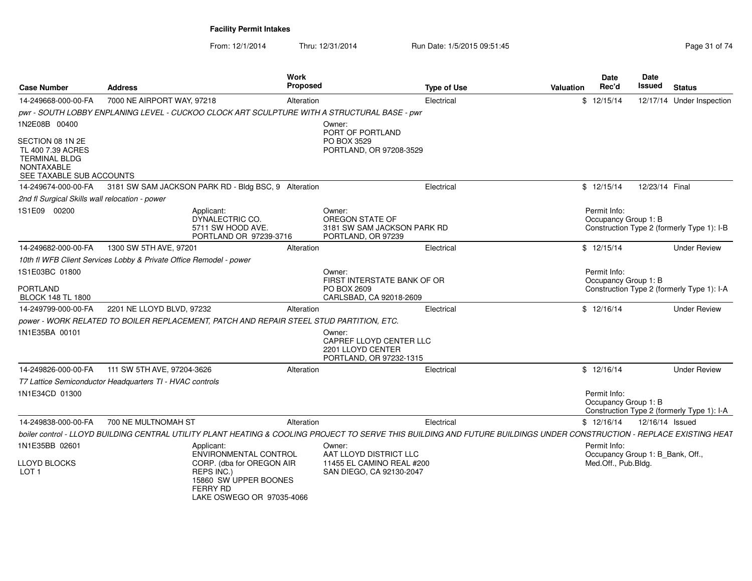**Facility Permit Intakes**

From: 12/1/2014 Thru: 12/31/2014 Run Date: 1/5/2015 09:51:45

| Case Number | Address | Work Proposed | Type of Use | Valuation | Date Rec'd | Date Issued | Status |
|---|---|---|---|---|---|---|---|
| 14-249668-000-00-FA | 7000 NE AIRPORT WAY, 97218 | Alteration | Electrical | $ | 12/15/14 | 12/17/14 | Under Inspection |

*pwr - SOUTH LOBBY ENPLANING LEVEL - CUCKOO CLOCK ART SCULPTURE WITH A STRUCTURAL BASE - pwr*

1N2E08B 00400

SECTION 08 1N 2E
TL 400 7.39 ACRES
TERMINAL BLDG
NONTAXABLE
SEE TAXABLE SUB ACCOUNTS

Owner:
PORT OF PORTLAND
PO BOX 3529
PORTLAND, OR 97208-3529

| Case Number | Address | Work Proposed | Type of Use | Valuation | Date Rec'd | Date Issued | Status |
|---|---|---|---|---|---|---|---|
| 14-249674-000-00-FA | 3181 SW SAM JACKSON PARK RD - Bldg BSC, 9 | Alteration | Electrical | $ | 12/15/14 | 12/23/14 | Final |

*2nd fl Surgical Skills wall relocation - power*

1S1E09 00200

Applicant:
DYNALECTRIC CO.
5711 SW HOOD AVE.
PORTLAND OR 97239-3716

Owner:
OREGON STATE OF
3181 SW SAM JACKSON PARK RD
PORTLAND, OR 97239

Permit Info:
Occupancy Group 1: B
Construction Type 2 (formerly Type 1): I-B

| Case Number | Address | Work Proposed | Type of Use | Valuation | Date Rec'd | Date Issued | Status |
|---|---|---|---|---|---|---|---|
| 14-249682-000-00-FA | 1300 SW 5TH AVE, 97201 | Alteration | Electrical | $ | 12/15/14 | | Under Review |

*10th fl WFB Client Services Lobby & Private Office Remodel - power*

1S1E03BC 01800

PORTLAND
BLOCK 148 TL 1800

Owner:
FIRST INTERSTATE BANK OF OR
PO BOX 2609
CARLSBAD, CA 92018-2609

Permit Info:
Occupancy Group 1: B
Construction Type 2 (formerly Type 1): I-A

| Case Number | Address | Work Proposed | Type of Use | Valuation | Date Rec'd | Date Issued | Status |
|---|---|---|---|---|---|---|---|
| 14-249799-000-00-FA | 2201 NE LLOYD BLVD, 97232 | Alteration | Electrical | $ | 12/16/14 | | Under Review |

*power - WORK RELATED TO BOILER REPLACEMENT, PATCH AND REPAIR STEEL STUD PARTITION, ETC.*

1N1E35BA 00101

Owner:
CAPREF LLOYD CENTER LLC
2201 LLOYD CENTER
PORTLAND, OR 97232-1315

| Case Number | Address | Work Proposed | Type of Use | Valuation | Date Rec'd | Date Issued | Status |
|---|---|---|---|---|---|---|---|
| 14-249826-000-00-FA | 111 SW 5TH AVE, 97204-3626 | Alteration | Electrical | $ | 12/16/14 | | Under Review |

*T7 Lattice Semiconductor Headquarters TI - HVAC controls*

1N1E34CD 01300

Permit Info:
Occupancy Group 1: B
Construction Type 2 (formerly Type 1): I-A

| Case Number | Address | Work Proposed | Type of Use | Valuation | Date Rec'd | Date Issued | Status |
|---|---|---|---|---|---|---|---|
| 14-249838-000-00-FA | 700 NE MULTNOMAH ST | Alteration | Electrical | $ | 12/16/14 | 12/16/14 | Issued |

*boiler control - LLOYD BUILDING CENTRAL UTILITY PLANT HEATING & COOLING PROJECT TO SERVE THIS BUILDING AND FUTURE BUILDINGS UNDER CONSTRUCTION - REPLACE EXISTING HEAT*

1N1E35BB 02601

LLOYD BLOCKS
LOT 1

Applicant:
ENVIRONMENTAL CONTROL
CORP. (dba for OREGON AIR
REPS INC.)
15860 SW UPPER BOONES
FERRY RD
LAKE OSWEGO OR 97035-4066

Owner:
AAT LLOYD DISTRICT LLC
11455 EL CAMINO REAL #200
SAN DIEGO, CA 92130-2047

Permit Info:
Occupancy Group 1: B_Bank, Off.,
Med.Off., Pub.Bldg.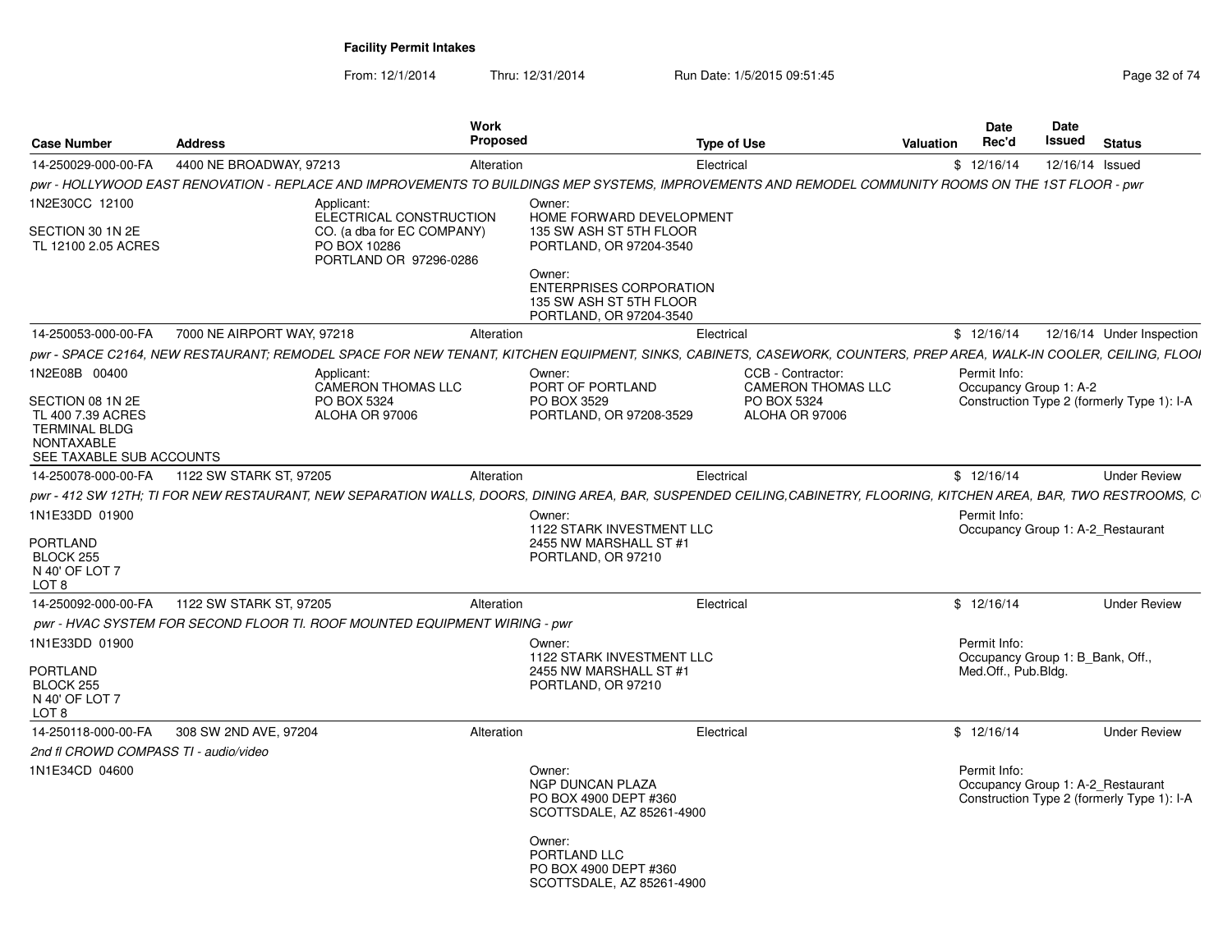# Facility Permit Intakes

From: 12/1/2014 Thru: 12/31/2014 Run Date: 1/5/2015 09:51:45

| Case Number | Address | Work Proposed | Type of Use | Valuation | Date Rec'd | Date Issued | Status |
|---|---|---|---|---|---|---|---|
| 14-250029-000-00-FA | 4400 NE BROADWAY, 97213 | Alteration | Electrical | $ | 12/16/14 | 12/16/14 | Issued |

*pwr - HOLLYWOOD EAST RENOVATION - REPLACE AND IMPROVEMENTS TO BUILDINGS MEP SYSTEMS, IMPROVEMENTS AND REMODEL COMMUNITY ROOMS ON THE 1ST FLOOR - pwr*

1N2E30CC 12100

SECTION 30 1N 2E
TL 12100 2.05 ACRES

Applicant:
ELECTRICAL CONSTRUCTION CO. (a dba for EC COMPANY)
PO BOX 10286
PORTLAND OR 97296-0286

Owner:
HOME FORWARD DEVELOPMENT
135 SW ASH ST 5TH FLOOR
PORTLAND, OR 97204-3540

Owner:
ENTERPRISES CORPORATION
135 SW ASH ST 5TH FLOOR
PORTLAND, OR 97204-3540

| Case Number | Address | Work Proposed | Type of Use | Valuation | Date Rec'd | Date Issued | Status |
|---|---|---|---|---|---|---|---|
| 14-250053-000-00-FA | 7000 NE AIRPORT WAY, 97218 | Alteration | Electrical | $ | 12/16/14 | 12/16/14 | Under Inspection |

*pwr - SPACE C2164, NEW RESTAURANT; REMODEL SPACE FOR NEW TENANT, KITCHEN EQUIPMENT, SINKS, CABINETS, CASEWORK, COUNTERS, PREP AREA, WALK-IN COOLER, CEILING, FLOOI*

1N2E08B 00400

SECTION 08 1N 2E
TL 400 7.39 ACRES
TERMINAL BLDG
NONTAXABLE
SEE TAXABLE SUB ACCOUNTS

Applicant:
CAMERON THOMAS LLC
PO BOX 5324
ALOHA OR 97006

Owner:
PORT OF PORTLAND
PO BOX 3529
PORTLAND, OR 97208-3529

CCB - Contractor:
CAMERON THOMAS LLC
PO BOX 5324
ALOHA OR 97006

Permit Info:
Occupancy Group 1: A-2
Construction Type 2 (formerly Type 1): I-A

| Case Number | Address | Work Proposed | Type of Use | Valuation | Date Rec'd | Date Issued | Status |
|---|---|---|---|---|---|---|---|
| 14-250078-000-00-FA | 1122 SW STARK ST, 97205 | Alteration | Electrical | $ | 12/16/14 | | Under Review |

*pwr - 412 SW 12TH; TI FOR NEW RESTAURANT, NEW SEPARATION WALLS, DOORS, DINING AREA, BAR, SUSPENDED CEILING,CABINETRY, FLOORING, KITCHEN AREA, BAR, TWO RESTROOMS, C*

1N1E33DD 01900

PORTLAND
BLOCK 255
N 40' OF LOT 7
LOT 8

Owner:
1122 STARK INVESTMENT LLC
2455 NW MARSHALL ST #1
PORTLAND, OR 97210

Permit Info:
Occupancy Group 1: A-2_Restaurant

| Case Number | Address | Work Proposed | Type of Use | Valuation | Date Rec'd | Date Issued | Status |
|---|---|---|---|---|---|---|---|
| 14-250092-000-00-FA | 1122 SW STARK ST, 97205 | Alteration | Electrical | $ | 12/16/14 | | Under Review |

*pwr - HVAC SYSTEM FOR SECOND FLOOR TI. ROOF MOUNTED EQUIPMENT WIRING - pwr*

1N1E33DD 01900

PORTLAND
BLOCK 255
N 40' OF LOT 7
LOT 8

Owner:
1122 STARK INVESTMENT LLC
2455 NW MARSHALL ST #1
PORTLAND, OR 97210

Permit Info:
Occupancy Group 1: B_Bank, Off., Med.Off., Pub.Bldg.

| Case Number | Address | Work Proposed | Type of Use | Valuation | Date Rec'd | Date Issued | Status |
|---|---|---|---|---|---|---|---|
| 14-250118-000-00-FA | 308 SW 2ND AVE, 97204 | Alteration | Electrical | $ | 12/16/14 | | Under Review |

*2nd fl CROWD COMPASS TI - audio/video*

1N1E34CD 04600

Owner:
NGP DUNCAN PLAZA
PO BOX 4900 DEPT #360
SCOTTSDALE, AZ 85261-4900

Owner:
PORTLAND LLC
PO BOX 4900 DEPT #360
SCOTTSDALE, AZ 85261-4900

Permit Info:
Occupancy Group 1: A-2_Restaurant
Construction Type 2 (formerly Type 1): I-A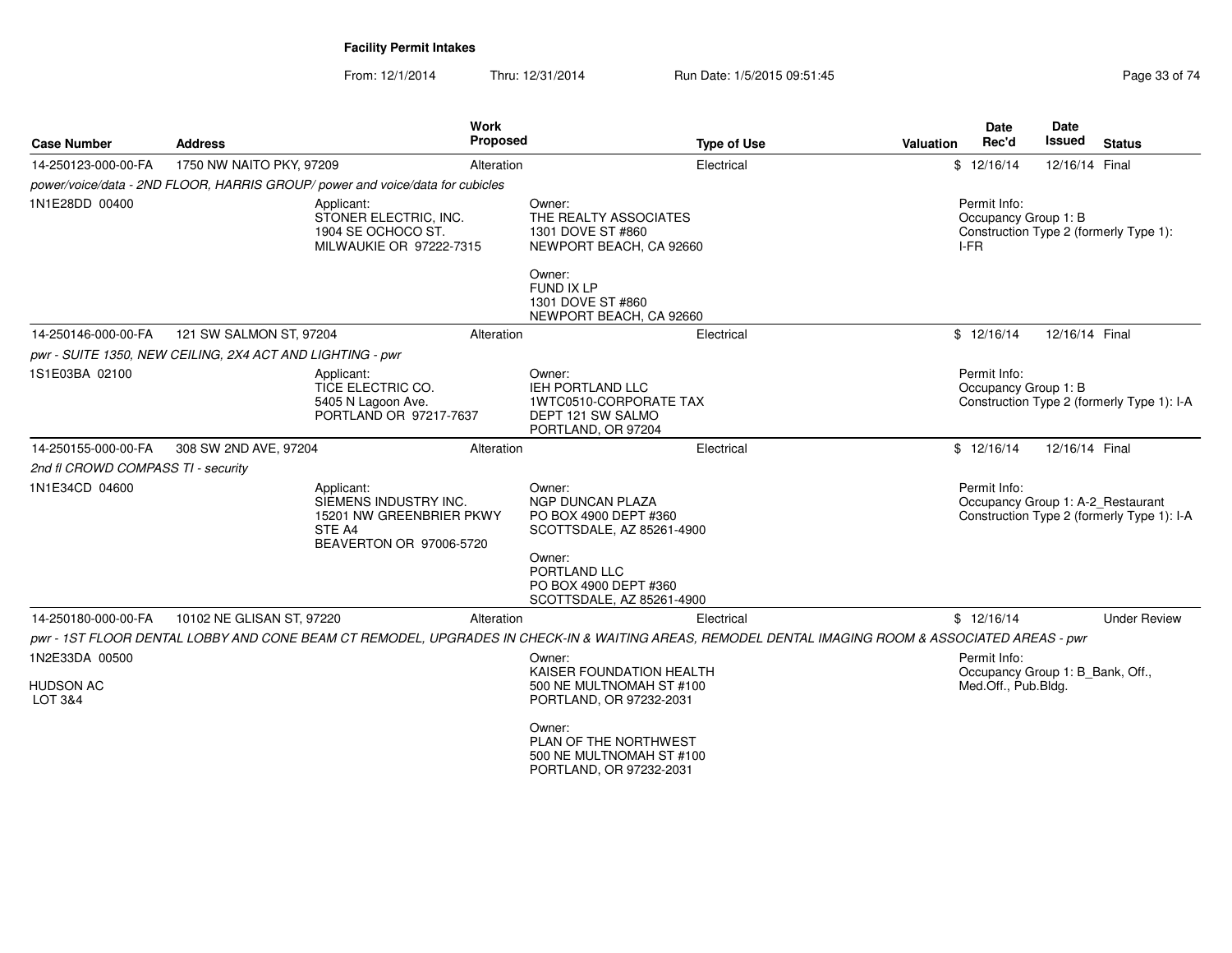**Facility Permit Intakes**

From: 12/1/2014 Thru: 12/31/2014 Run Date: 1/5/2015 09:51:45

| Case Number | Address | Work Proposed | Type of Use | Valuation | Date Rec'd | Date Issued | Status |
|---|---|---|---|---|---|---|---|
| 14-250123-000-00-FA | 1750 NW NAITO PKY, 97209 | Alteration | Electrical | $ | 12/16/14 | 12/16/14 | Final |

*power/voice/data - 2ND FLOOR, HARRIS GROUP/ power and voice/data for cubicles*

1N1E28DD 00400

Applicant:
STONER ELECTRIC, INC.
1904 SE OCHOCO ST.
MILWAUKIE OR 97222-7315

Owner:
THE REALTY ASSOCIATES
1301 DOVE ST #860
NEWPORT BEACH, CA 92660

Owner:
FUND IX LP
1301 DOVE ST #860
NEWPORT BEACH, CA 92660

Permit Info:
Occupancy Group 1: B
Construction Type 2 (formerly Type 1): I-FR

---

| Case Number | Address | Work Proposed | Type of Use | Valuation | Date Rec'd | Date Issued | Status |
|---|---|---|---|---|---|---|---|
| 14-250146-000-00-FA | 121 SW SALMON ST, 97204 | Alteration | Electrical | $ | 12/16/14 | 12/16/14 | Final |

*pwr - SUITE 1350, NEW CEILING, 2X4 ACT AND LIGHTING - pwr*

1S1E03BA 02100

Applicant:
TICE ELECTRIC CO.
5405 N Lagoon Ave.
PORTLAND OR 97217-7637

Owner:
IEH PORTLAND LLC
1WTC0510-CORPORATE TAX
DEPT 121 SW SALMO
PORTLAND, OR 97204

Permit Info:
Occupancy Group 1: B
Construction Type 2 (formerly Type 1): I-A

---

| Case Number | Address | Work Proposed | Type of Use | Valuation | Date Rec'd | Date Issued | Status |
|---|---|---|---|---|---|---|---|
| 14-250155-000-00-FA | 308 SW 2ND AVE, 97204 | Alteration | Electrical | $ | 12/16/14 | 12/16/14 | Final |

*2nd fl CROWD COMPASS TI - security*

1N1E34CD 04600

Applicant:
SIEMENS INDUSTRY INC.
15201 NW GREENBRIER PKWY
STE A4
BEAVERTON OR 97006-5720

Owner:
NGP DUNCAN PLAZA
PO BOX 4900 DEPT #360
SCOTTSDALE, AZ 85261-4900

Owner:
PORTLAND LLC
PO BOX 4900 DEPT #360
SCOTTSDALE, AZ 85261-4900

Permit Info:
Occupancy Group 1: A-2_Restaurant
Construction Type 2 (formerly Type 1): I-A

---

| Case Number | Address | Work Proposed | Type of Use | Valuation | Date Rec'd | Date Issued | Status |
|---|---|---|---|---|---|---|---|
| 14-250180-000-00-FA | 10102 NE GLISAN ST, 97220 | Alteration | Electrical | $ | 12/16/14 | | Under Review |

*pwr - 1ST FLOOR DENTAL LOBBY AND CONE BEAM CT REMODEL, UPGRADES IN CHECK-IN & WAITING AREAS, REMODEL DENTAL IMAGING ROOM & ASSOCIATED AREAS - pwr*

1N2E33DA 00500

HUDSON AC
LOT 3&4

Owner:
KAISER FOUNDATION HEALTH
500 NE MULTNOMAH ST #100
PORTLAND, OR 97232-2031

Owner:
PLAN OF THE NORTHWEST
500 NE MULTNOMAH ST #100
PORTLAND, OR 97232-2031

Permit Info:
Occupancy Group 1: B_Bank, Off., Med.Off., Pub.Bldg.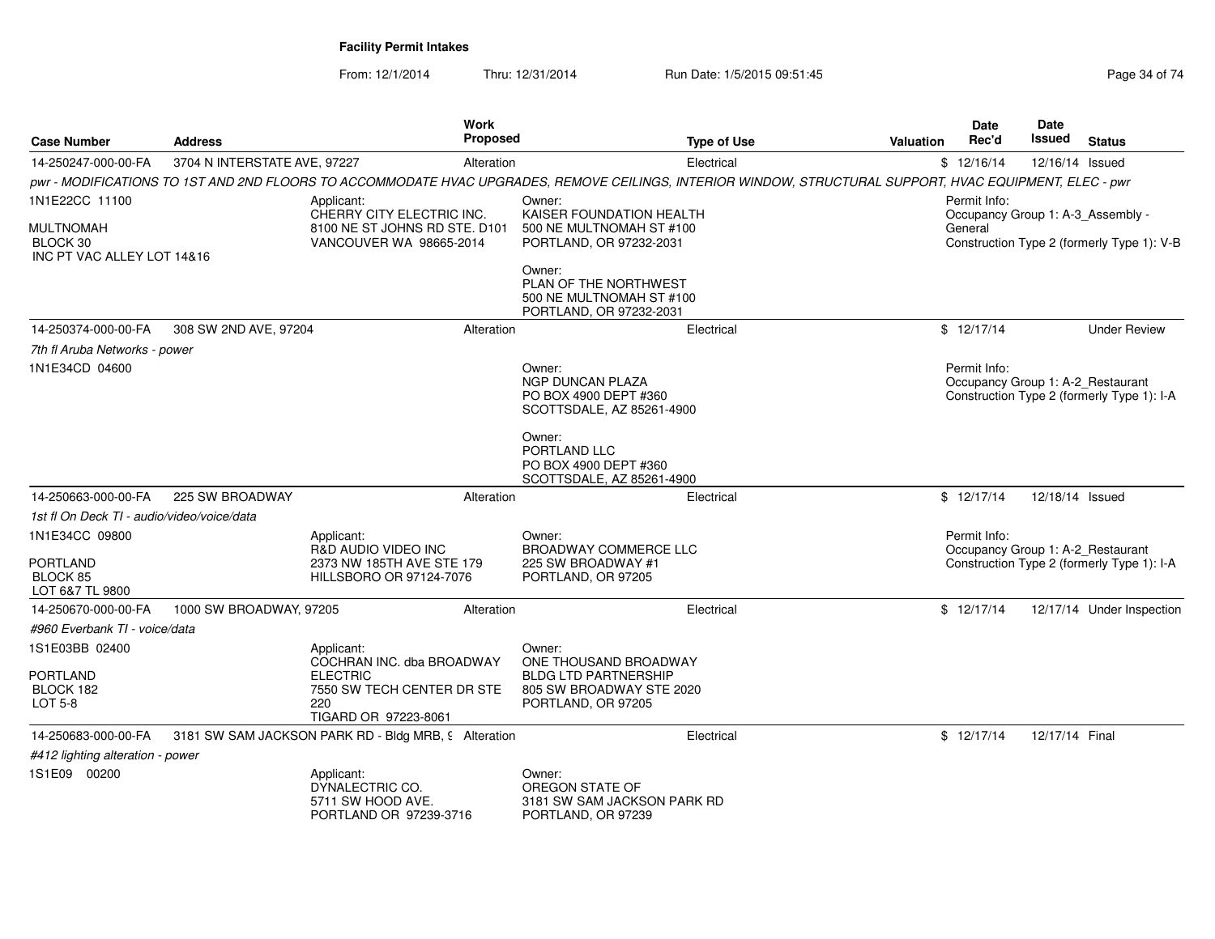**Facility Permit Intakes**

From: 12/1/2014 Thru: 12/31/2014 Run Date: 1/5/2015 09:51:45

| Case Number | Address | Work Proposed | Type of Use | Valuation | Date Rec'd | Date Issued | Status |
|---|---|---|---|---|---|---|---|
| 14-250247-000-00-FA | 3704 N INTERSTATE AVE, 97227 | Alteration | Electrical | $ | 12/16/14 | 12/16/14 | Issued |

*pwr - MODIFICATIONS TO 1ST AND 2ND FLOORS TO ACCOMMODATE HVAC UPGRADES, REMOVE CEILINGS, INTERIOR WINDOW, STRUCTURAL SUPPORT, HVAC EQUIPMENT, ELEC - pwr*

1N1E22CC 11100
MULTNOMAH
BLOCK 30
INC PT VAC ALLEY LOT 14&16

Applicant:
CHERRY CITY ELECTRIC INC.
8100 NE ST JOHNS RD STE. D101
VANCOUVER WA 98665-2014

Owner:
KAISER FOUNDATION HEALTH
500 NE MULTNOMAH ST #100
PORTLAND, OR 97232-2031

Owner:
PLAN OF THE NORTHWEST
500 NE MULTNOMAH ST #100
PORTLAND, OR 97232-2031

Permit Info:
Occupancy Group 1: A-3_Assembly - General
Construction Type 2 (formerly Type 1): V-B

| Case Number | Address | Work Proposed | Type of Use | Valuation | Date Rec'd | Date Issued | Status |
|---|---|---|---|---|---|---|---|
| 14-250374-000-00-FA | 308 SW 2ND AVE, 97204 | Alteration | Electrical | $ | 12/17/14 | | Under Review |

*7th fl Aruba Networks - power*

1N1E34CD 04600

Owner:
NGP DUNCAN PLAZA
PO BOX 4900 DEPT #360
SCOTTSDALE, AZ 85261-4900

Owner:
PORTLAND LLC
PO BOX 4900 DEPT #360
SCOTTSDALE, AZ 85261-4900

Permit Info:
Occupancy Group 1: A-2_Restaurant
Construction Type 2 (formerly Type 1): I-A

| Case Number | Address | Work Proposed | Type of Use | Valuation | Date Rec'd | Date Issued | Status |
|---|---|---|---|---|---|---|---|
| 14-250663-000-00-FA | 225 SW BROADWAY | Alteration | Electrical | $ | 12/17/14 | 12/18/14 | Issued |

*1st fl On Deck TI - audio/video/voice/data*

1N1E34CC 09800
PORTLAND
BLOCK 85
LOT 6&7 TL 9800

Applicant:
R&D AUDIO VIDEO INC
2373 NW 185TH AVE STE 179
HILLSBORO OR 97124-7076

Owner:
BROADWAY COMMERCE LLC
225 SW BROADWAY #1
PORTLAND, OR 97205

Permit Info:
Occupancy Group 1: A-2_Restaurant
Construction Type 2 (formerly Type 1): I-A

| Case Number | Address | Work Proposed | Type of Use | Valuation | Date Rec'd | Date Issued | Status |
|---|---|---|---|---|---|---|---|
| 14-250670-000-00-FA | 1000 SW BROADWAY, 97205 | Alteration | Electrical | $ | 12/17/14 | 12/17/14 | Under Inspection |

*#960 Everbank TI - voice/data*

1S1E03BB 02400
PORTLAND
BLOCK 182
LOT 5-8

Applicant:
COCHRAN INC. dba BROADWAY ELECTRIC
7550 SW TECH CENTER DR STE 220
TIGARD OR 97223-8061

Owner:
ONE THOUSAND BROADWAY BLDG LTD PARTNERSHIP
805 SW BROADWAY STE 2020
PORTLAND, OR 97205

| Case Number | Address | Work Proposed | Type of Use | Valuation | Date Rec'd | Date Issued | Status |
|---|---|---|---|---|---|---|---|
| 14-250683-000-00-FA | 3181 SW SAM JACKSON PARK RD - Bldg MRB, 9 | Alteration | Electrical | $ | 12/17/14 | 12/17/14 | Final |

*#412 lighting alteration - power*

1S1E09 00200

Applicant:
DYNALECTRIC CO.
5711 SW HOOD AVE.
PORTLAND OR 97239-3716

Owner:
OREGON STATE OF
3181 SW SAM JACKSON PARK RD
PORTLAND, OR 97239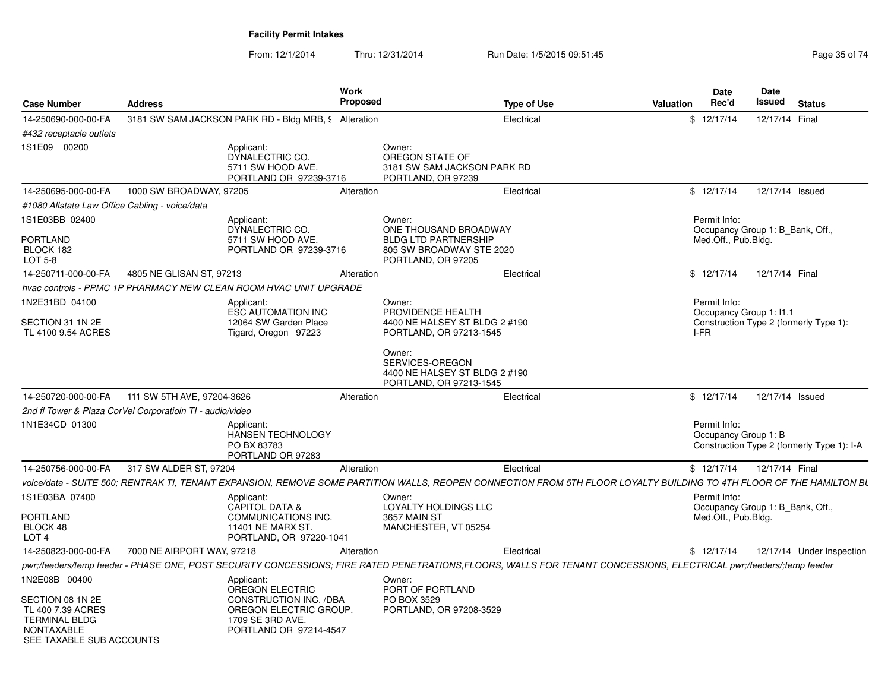# Facility Permit Intakes

From: 12/1/2014 Thru: 12/31/2014 Run Date: 1/5/2015 09:51:45

| Case Number | Address | Work Proposed | Type of Use | Valuation | Date Rec'd | Date Issued | Status |
|---|---|---|---|---|---|---|---|
| 14-250690-000-00-FA | 3181 SW SAM JACKSON PARK RD - Bldg MRB, 9 | Alteration | Electrical | $ | 12/17/14 | 12/17/14 | Final |
| #432 receptacle outlets | | | | | | | |
| 1S1E09 00200 | Applicant: DYNALECTRIC CO. 5711 SW HOOD AVE. PORTLAND OR 97239-3716 | | Owner: OREGON STATE OF 3181 SW SAM JACKSON PARK RD PORTLAND, OR 97239 | | | | |
| 14-250695-000-00-FA | 1000 SW BROADWAY, 97205 | Alteration | Electrical | $ | 12/17/14 | 12/17/14 | Issued |
| #1080 Allstate Law Office Cabling - voice/data | | | | | | | |
| 1S1E03BB 02400 PORTLAND BLOCK 182 LOT 5-8 | Applicant: DYNALECTRIC CO. 5711 SW HOOD AVE. PORTLAND OR 97239-3716 | | Owner: ONE THOUSAND BROADWAY BLDG LTD PARTNERSHIP 805 SW BROADWAY STE 2020 PORTLAND, OR 97205 | | Permit Info: Occupancy Group 1: B_Bank, Off., Med.Off., Pub.Bldg. | | |
| 14-250711-000-00-FA | 4805 NE GLISAN ST, 97213 | Alteration | Electrical | $ | 12/17/14 | 12/17/14 | Final |
| hvac controls - PPMC 1P PHARMACY NEW CLEAN ROOM HVAC UNIT UPGRADE | | | | | | | |
| 1N2E31BD 04100 SECTION 31 1N 2E TL 4100 9.54 ACRES | Applicant: ESC AUTOMATION INC 12064 SW Garden Place Tigard, Oregon 97223 | | Owner: PROVIDENCE HEALTH 4400 NE HALSEY ST BLDG 2 #190 PORTLAND, OR 97213-1545; Owner: SERVICES-OREGON 4400 NE HALSEY ST BLDG 2 #190 PORTLAND, OR 97213-1545 | | Permit Info: Occupancy Group 1: I1.1 Construction Type 2 (formerly Type 1): I-FR | | |
| 14-250720-000-00-FA | 111 SW 5TH AVE, 97204-3626 | Alteration | Electrical | $ | 12/17/14 | 12/17/14 | Issued |
| 2nd fl Tower & Plaza CorVel Corporatioin TI - audio/video | | | | | | | |
| 1N1E34CD 01300 | Applicant: HANSEN TECHNOLOGY PO BX 83783 PORTLAND OR 97283 | | | | Permit Info: Occupancy Group 1: B Construction Type 2 (formerly Type 1): I-A | | |
| 14-250756-000-00-FA | 317 SW ALDER ST, 97204 | Alteration | Electrical | $ | 12/17/14 | 12/17/14 | Final |
| voice/data - SUITE 500; RENTRAK TI, TENANT EXPANSION, REMOVE SOME PARTITION WALLS, REOPEN CONNECTION FROM 5TH FLOOR LOYALTY BUILDING TO 4TH FLOOR OF THE HAMILTON BL | | | | | | | |
| 1S1E03BA 07400 PORTLAND BLOCK 48 LOT 4 | Applicant: CAPITOL DATA & COMMUNICATIONS INC. 11401 NE MARX ST. PORTLAND, OR 97220-1041 | | Owner: LOYALTY HOLDINGS LLC 3657 MAIN ST MANCHESTER, VT 05254 | | Permit Info: Occupancy Group 1: B_Bank, Off., Med.Off., Pub.Bldg. | | |
| 14-250823-000-00-FA | 7000 NE AIRPORT WAY, 97218 | Alteration | Electrical | $ | 12/17/14 | 12/17/14 | Under Inspection |
| pwr;/feeders/temp feeder - PHASE ONE, POST SECURITY CONCESSIONS; FIRE RATED PENETRATIONS,FLOORS, WALLS FOR TENANT CONCESSIONS, ELECTRICAL pwr;/feeders/;temp feeder | | | | | | | |
| 1N2E08B 00400 SECTION 08 1N 2E TL 400 7.39 ACRES TERMINAL BLDG NONTAXABLE SEE TAXABLE SUB ACCOUNTS | Applicant: OREGON ELECTRIC CONSTRUCTION INC. /DBA OREGON ELECTRIC GROUP. 1709 SE 3RD AVE. PORTLAND OR 97214-4547 | | Owner: PORT OF PORTLAND PO BOX 3529 PORTLAND, OR 97208-3529 | | | | |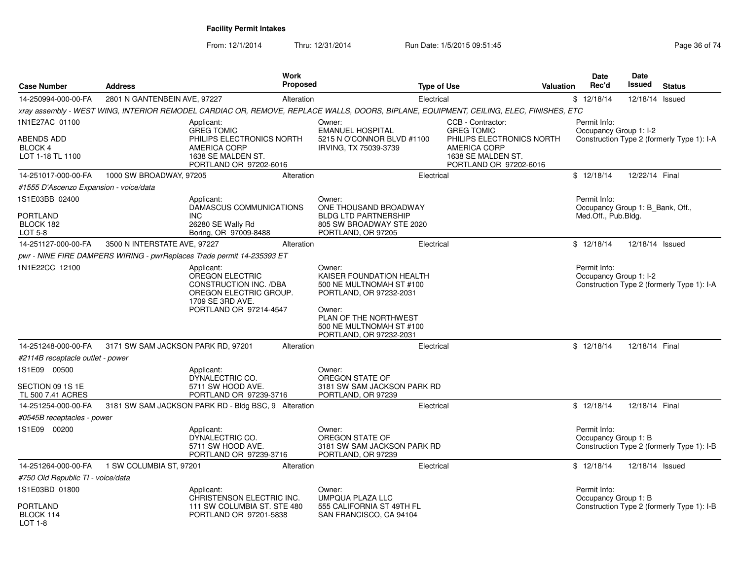**Facility Permit Intakes**

From: 12/1/2014 Thru: 12/31/2014 Run Date: 1/5/2015 09:51:45

| Case Number | Address | Work Proposed | Type of Use | Valuation | Date Rec'd | Date Issued | Status |
|---|---|---|---|---|---|---|---|
| 14-250994-000-00-FA | 2801 N GANTENBEIN AVE, 97227 | Alteration | Electrical | $ | 12/18/14 | 12/18/14 | Issued |

*xray assembly - WEST WING, INTERIOR REMODEL CARDIAC OR, REMOVE, REPLACE WALLS, DOORS, BIPLANE, EQUIPMENT, CEILING, ELEC, FINISHES, ETC*

1N1E27AC 01100
ABENDS ADD
BLOCK 4
LOT 1-18 TL 1100

Applicant: GREG TOMIC, PHILIPS ELECTRONICS NORTH AMERICA CORP, 1638 SE MALDEN ST., PORTLAND OR 97202-6016

Owner: EMANUEL HOSPITAL, 5215 N O'CONNOR BLVD #1100, IRVING, TX 75039-3739

CCB - Contractor: GREG TOMIC, PHILIPS ELECTRONICS NORTH AMERICA CORP, 1638 SE MALDEN ST., PORTLAND OR 97202-6016

Permit Info: Occupancy Group 1: I-2; Construction Type 2 (formerly Type 1): I-A

| Case Number | Address | Work Proposed | Type of Use | Valuation | Date Rec'd | Date Issued | Status |
|---|---|---|---|---|---|---|---|
| 14-251017-000-00-FA | 1000 SW BROADWAY, 97205 | Alteration | Electrical | $ | 12/18/14 | 12/22/14 | Final |

*#1555 D'Ascenzo Expansion - voice/data*

1S1E03BB 02400
PORTLAND
BLOCK 182
LOT 5-8

Applicant: DAMASCUS COMMUNICATIONS INC, 26280 SE Wally Rd, Boring, OR 97009-8488

Owner: ONE THOUSAND BROADWAY BLDG LTD PARTNERSHIP, 805 SW BROADWAY STE 2020, PORTLAND, OR 97205

Permit Info: Occupancy Group 1: B_Bank, Off., Med.Off., Pub.Bldg.

| Case Number | Address | Work Proposed | Type of Use | Valuation | Date Rec'd | Date Issued | Status |
|---|---|---|---|---|---|---|---|
| 14-251127-000-00-FA | 3500 N INTERSTATE AVE, 97227 | Alteration | Electrical | $ | 12/18/14 | 12/18/14 | Issued |

*pwr - NINE FIRE DAMPERS WIRING - pwrReplaces Trade permit 14-235393 ET*

1N1E22CC 12100

Applicant: OREGON ELECTRIC CONSTRUCTION INC. /DBA OREGON ELECTRIC GROUP., 1709 SE 3RD AVE., PORTLAND OR 97214-4547

Owner: KAISER FOUNDATION HEALTH, 500 NE MULTNOMAH ST #100, PORTLAND, OR 97232-2031

Owner: PLAN OF THE NORTHWEST, 500 NE MULTNOMAH ST #100, PORTLAND, OR 97232-2031

Permit Info: Occupancy Group 1: I-2; Construction Type 2 (formerly Type 1): I-A

| Case Number | Address | Work Proposed | Type of Use | Valuation | Date Rec'd | Date Issued | Status |
|---|---|---|---|---|---|---|---|
| 14-251248-000-00-FA | 3171 SW SAM JACKSON PARK RD, 97201 | Alteration | Electrical | $ | 12/18/14 | 12/18/14 | Final |

*#2114B receptacle outlet - power*

1S1E09 00500
SECTION 09 1S 1E
TL 500 7.41 ACRES

Applicant: DYNALECTRIC CO., 5711 SW HOOD AVE., PORTLAND OR 97239-3716

Owner: OREGON STATE OF, 3181 SW SAM JACKSON PARK RD, PORTLAND, OR 97239

| Case Number | Address | Work Proposed | Type of Use | Valuation | Date Rec'd | Date Issued | Status |
|---|---|---|---|---|---|---|---|
| 14-251254-000-00-FA | 3181 SW SAM JACKSON PARK RD - Bldg BSC, 9 | Alteration | Electrical | $ | 12/18/14 | 12/18/14 | Final |

*#0545B receptacles - power*

1S1E09 00200

Applicant: DYNALECTRIC CO., 5711 SW HOOD AVE., PORTLAND OR 97239-3716

Owner: OREGON STATE OF, 3181 SW SAM JACKSON PARK RD, PORTLAND, OR 97239

Permit Info: Occupancy Group 1: B; Construction Type 2 (formerly Type 1): I-B

| Case Number | Address | Work Proposed | Type of Use | Valuation | Date Rec'd | Date Issued | Status |
|---|---|---|---|---|---|---|---|
| 14-251264-000-00-FA | 1 SW COLUMBIA ST, 97201 | Alteration | Electrical | $ | 12/18/14 | 12/18/14 | Issued |

*#750 Old Republic TI - voice/data*

1S1E03BD 01800
PORTLAND
BLOCK 114
LOT 1-8

Applicant: CHRISTENSON ELECTRIC INC., 111 SW COLUMBIA ST. STE 480, PORTLAND OR 97201-5838

Owner: UMPQUA PLAZA LLC, 555 CALIFORNIA ST 49TH FL, SAN FRANCISCO, CA 94104

Permit Info: Occupancy Group 1: B; Construction Type 2 (formerly Type 1): I-B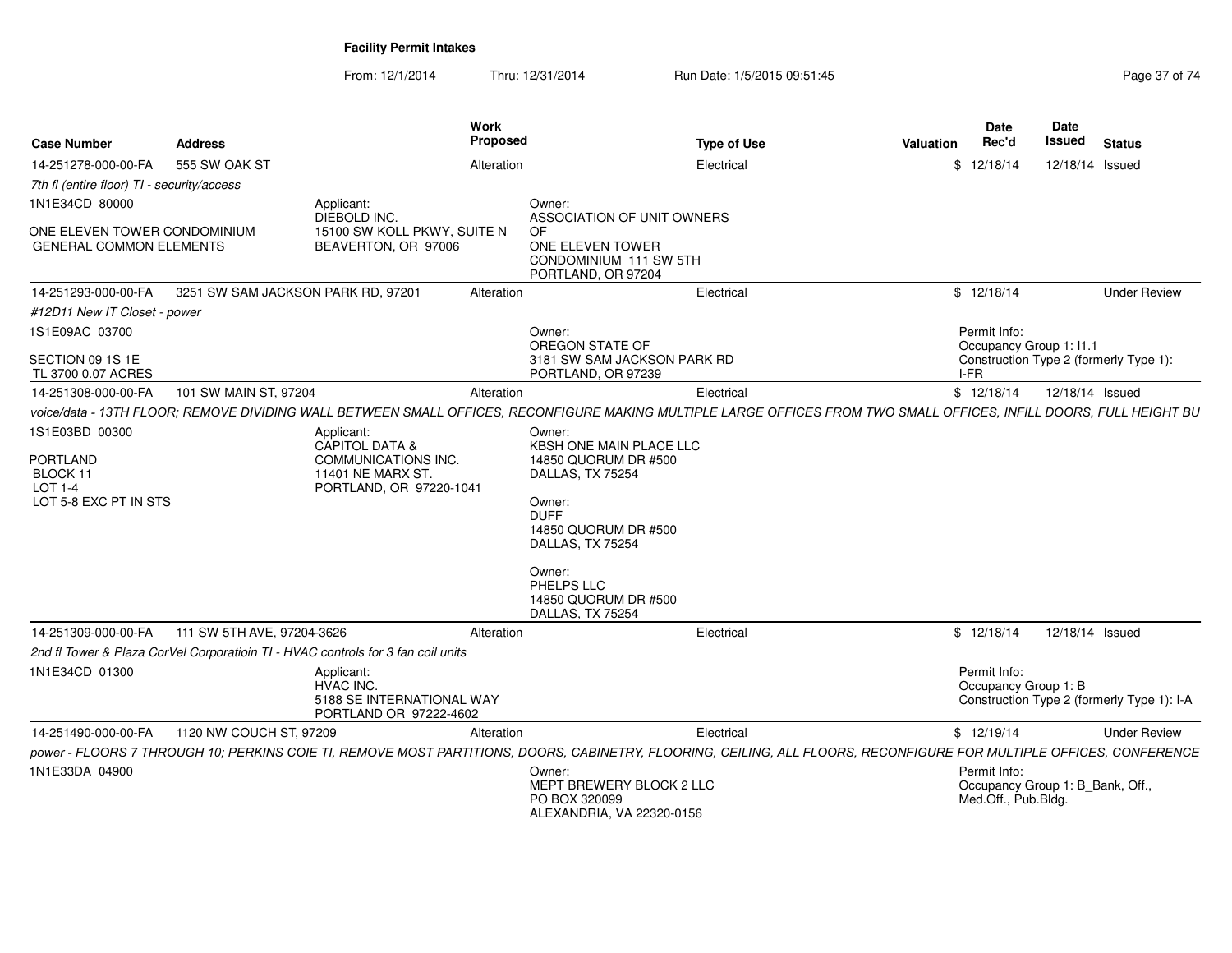# Facility Permit Intakes

From: 12/1/2014 Thru: 12/31/2014 Run Date: 1/5/2015 09:51:45

| Case Number | Address | Work Proposed | Type of Use | Valuation | Date Rec'd | Date Issued | Status |
|---|---|---|---|---|---|---|---|
| 14-251278-000-00-FA | 555 SW OAK ST | Alteration | Electrical | $ | 12/18/14 | 12/18/14 | Issued |

*7th fl (entire floor) TI - security/access*

1N1E34CD 80000

ONE ELEVEN TOWER CONDOMINIUM GENERAL COMMON ELEMENTS

Applicant: DIEBOLD INC. 15100 SW KOLL PKWY, SUITE N BEAVERTON, OR 97006

Owner: ASSOCIATION OF UNIT OWNERS OF ONE ELEVEN TOWER CONDOMINIUM 111 SW 5TH PORTLAND, OR 97204

| Case Number | Address | Work Proposed | Type of Use | Valuation | Date Rec'd | Date Issued | Status |
|---|---|---|---|---|---|---|---|
| 14-251293-000-00-FA | 3251 SW SAM JACKSON PARK RD, 97201 | Alteration | Electrical | $ | 12/18/14 | | Under Review |

*#12D11 New IT Closet - power*

1S1E09AC 03700

SECTION 09 1S 1E TL 3700 0.07 ACRES

Owner: OREGON STATE OF 3181 SW SAM JACKSON PARK RD PORTLAND, OR 97239

Permit Info: Occupancy Group 1: I1.1 Construction Type 2 (formerly Type 1): I-FR

| Case Number | Address | Work Proposed | Type of Use | Valuation | Date Rec'd | Date Issued | Status |
|---|---|---|---|---|---|---|---|
| 14-251308-000-00-FA | 101 SW MAIN ST, 97204 | Alteration | Electrical | $ | 12/18/14 | 12/18/14 | Issued |

*voice/data - 13TH FLOOR; REMOVE DIVIDING WALL BETWEEN SMALL OFFICES, RECONFIGURE MAKING MULTIPLE LARGE OFFICES FROM TWO SMALL OFFICES, INFILL DOORS, FULL HEIGHT BU*

1S1E03BD 00300

PORTLAND BLOCK 11 LOT 1-4 LOT 5-8 EXC PT IN STS

Applicant: CAPITOL DATA & COMMUNICATIONS INC. 11401 NE MARX ST. PORTLAND, OR 97220-1041

Owner: KBSH ONE MAIN PLACE LLC 14850 QUORUM DR #500 DALLAS, TX 75254

Owner: DUFF 14850 QUORUM DR #500 DALLAS, TX 75254

Owner: PHELPS LLC 14850 QUORUM DR #500 DALLAS, TX 75254

| Case Number | Address | Work Proposed | Type of Use | Valuation | Date Rec'd | Date Issued | Status |
|---|---|---|---|---|---|---|---|
| 14-251309-000-00-FA | 111 SW 5TH AVE, 97204-3626 | Alteration | Electrical | $ | 12/18/14 | 12/18/14 | Issued |

*2nd fl Tower & Plaza CorVel Corporatioin TI - HVAC controls for 3 fan coil units*

1N1E34CD 01300

Applicant: HVAC INC. 5188 SE INTERNATIONAL WAY PORTLAND OR 97222-4602

Permit Info: Occupancy Group 1: B Construction Type 2 (formerly Type 1): I-A

| Case Number | Address | Work Proposed | Type of Use | Valuation | Date Rec'd | Date Issued | Status |
|---|---|---|---|---|---|---|---|
| 14-251490-000-00-FA | 1120 NW COUCH ST, 97209 | Alteration | Electrical | $ | 12/19/14 | | Under Review |

*power - FLOORS 7 THROUGH 10; PERKINS COIE TI, REMOVE MOST PARTITIONS, DOORS, CABINETRY, FLOORING, CEILING, ALL FLOORS, RECONFIGURE FOR MULTIPLE OFFICES, CONFERENCE*

1N1E33DA 04900

Owner: MEPT BREWERY BLOCK 2 LLC PO BOX 320099 ALEXANDRIA, VA 22320-0156

Permit Info: Occupancy Group 1: B_Bank, Off., Med.Off., Pub.Bldg.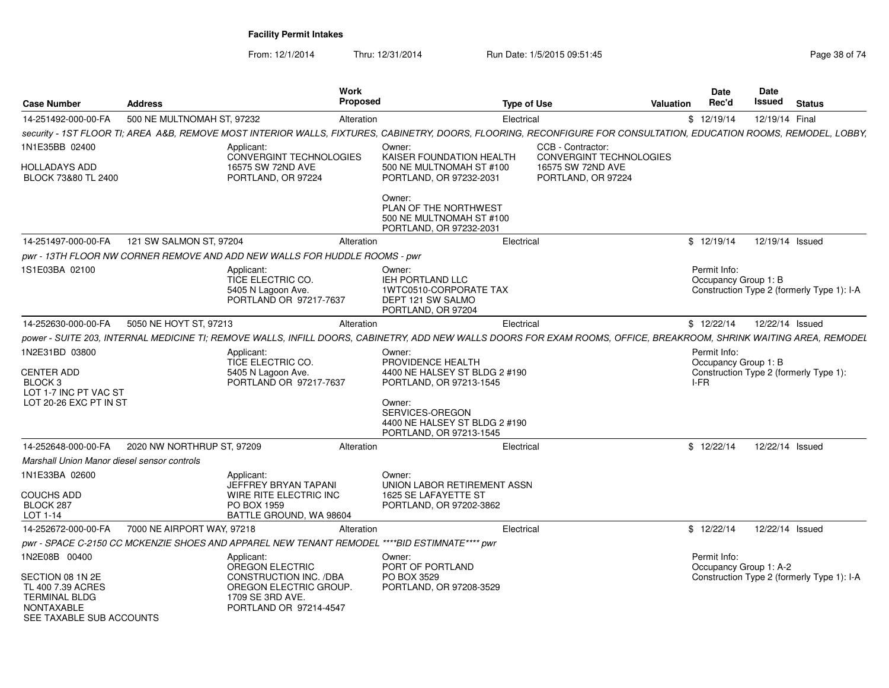**Facility Permit Intakes**

From: 12/1/2014 Thru: 12/31/2014 Run Date: 1/5/2015 09:51:45

| Case Number | Address | Work Proposed | Type of Use | Valuation | Date Rec'd | Date Issued | Status |
|---|---|---|---|---|---|---|---|
| 14-251492-000-00-FA | 500 NE MULTNOMAH ST, 97232 | Alteration | Electrical | $ | 12/19/14 | 12/19/14 | Final |

*security - 1ST FLOOR TI; AREA A&B, REMOVE MOST INTERIOR WALLS, FIXTURES, CABINETRY, DOORS, FLOORING, RECONFIGURE FOR CONSULTATION, EDUCATION ROOMS, REMODEL, LOBBY,*

1N1E35BB 02400

HOLLADAYS ADD
BLOCK 73&80 TL 2400

Applicant:
CONVERGINT TECHNOLOGIES
16575 SW 72ND AVE
PORTLAND, OR 97224

Owner:
KAISER FOUNDATION HEALTH
500 NE MULTNOMAH ST #100
PORTLAND, OR 97232-2031

Owner:
PLAN OF THE NORTHWEST
500 NE MULTNOMAH ST #100
PORTLAND, OR 97232-2031

CCB - Contractor:
CONVERGINT TECHNOLOGIES
16575 SW 72ND AVE
PORTLAND, OR 97224

---

| Case Number | Address | Work Proposed | Type of Use | Valuation | Date Rec'd | Date Issued | Status |
|---|---|---|---|---|---|---|---|
| 14-251497-000-00-FA | 121 SW SALMON ST, 97204 | Alteration | Electrical | $ | 12/19/14 | 12/19/14 | Issued |

*pwr - 13TH FLOOR NW CORNER REMOVE AND ADD NEW WALLS FOR HUDDLE ROOMS - pwr*

1S1E03BA 02100

Applicant:
TICE ELECTRIC CO.
5405 N Lagoon Ave.
PORTLAND OR 97217-7637

Owner:
IEH PORTLAND LLC
1WTC0510-CORPORATE TAX
DEPT 121 SW SALMO
PORTLAND, OR 97204

Permit Info:
Occupancy Group 1: B
Construction Type 2 (formerly Type 1): I-A

---

| Case Number | Address | Work Proposed | Type of Use | Valuation | Date Rec'd | Date Issued | Status |
|---|---|---|---|---|---|---|---|
| 14-252630-000-00-FA | 5050 NE HOYT ST, 97213 | Alteration | Electrical | $ | 12/22/14 | 12/22/14 | Issued |

*power - SUITE 203, INTERNAL MEDICINE TI; REMOVE WALLS, INFILL DOORS, CABINETRY, ADD NEW WALLS DOORS FOR EXAM ROOMS, OFFICE, BREAKROOM, SHRINK WAITING AREA, REMODEL*

1N2E31BD 03800

CENTER ADD
BLOCK 3
LOT 1-7 INC PT VAC ST
LOT 20-26 EXC PT IN ST

Applicant:
TICE ELECTRIC CO.
5405 N Lagoon Ave.
PORTLAND OR 97217-7637

Owner:
PROVIDENCE HEALTH
4400 NE HALSEY ST BLDG 2 #190
PORTLAND, OR 97213-1545

Owner:
SERVICES-OREGON
4400 NE HALSEY ST BLDG 2 #190
PORTLAND, OR 97213-1545

Permit Info:
Occupancy Group 1: B
Construction Type 2 (formerly Type 1): I-FR

---

| Case Number | Address | Work Proposed | Type of Use | Valuation | Date Rec'd | Date Issued | Status |
|---|---|---|---|---|---|---|---|
| 14-252648-000-00-FA | 2020 NW NORTHRUP ST, 97209 | Alteration | Electrical | $ | 12/22/14 | 12/22/14 | Issued |

*Marshall Union Manor diesel sensor controls*

1N1E33BA 02600

COUCHS ADD
BLOCK 287
LOT 1-14

Applicant:
JEFFREY BRYAN TAPANI
WIRE RITE ELECTRIC INC
PO BOX 1959
BATTLE GROUND, WA 98604

Owner:
UNION LABOR RETIREMENT ASSN
1625 SE LAFAYETTE ST
PORTLAND, OR 97202-3862

---

| Case Number | Address | Work Proposed | Type of Use | Valuation | Date Rec'd | Date Issued | Status |
|---|---|---|---|---|---|---|---|
| 14-252672-000-00-FA | 7000 NE AIRPORT WAY, 97218 | Alteration | Electrical | $ | 12/22/14 | 12/22/14 | Issued |

*pwr - SPACE C-2150 CC MCKENZIE SHOES AND APPAREL NEW TENANT REMODEL ****BID ESTIMNATE**** pwr*

1N2E08B 00400

SECTION 08 1N 2E
TL 400 7.39 ACRES
TERMINAL BLDG
NONTAXABLE
SEE TAXABLE SUB ACCOUNTS

Applicant:
OREGON ELECTRIC
CONSTRUCTION INC. /DBA
OREGON ELECTRIC GROUP.
1709 SE 3RD AVE.
PORTLAND OR 97214-4547

Owner:
PORT OF PORTLAND
PO BOX 3529
PORTLAND, OR 97208-3529

Permit Info:
Occupancy Group 1: A-2
Construction Type 2 (formerly Type 1): I-A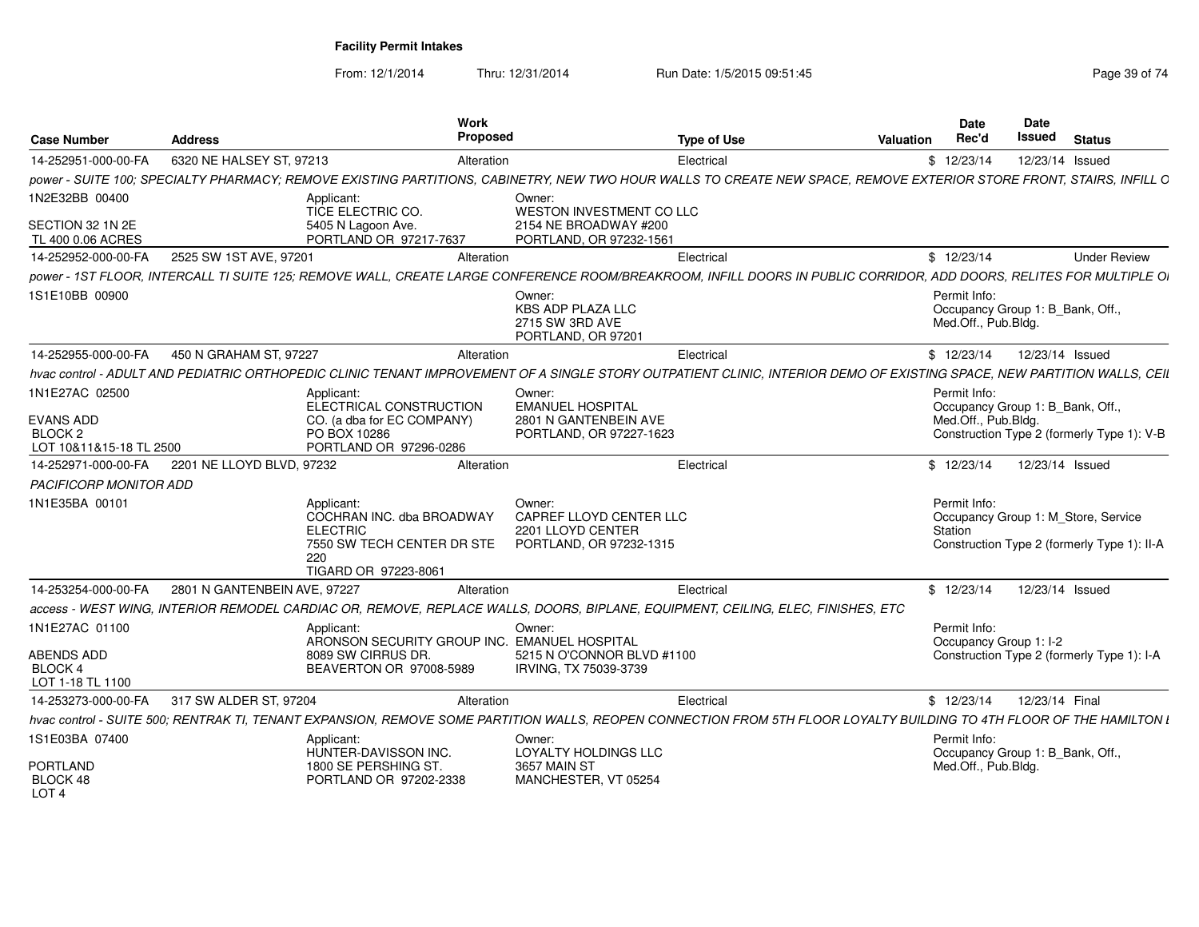## Facility Permit Intakes

From: 12/1/2014 Thru: 12/31/2014 Run Date: 1/5/2015 09:51:45

| Case Number | Address | Work Proposed | Type of Use | Valuation | Date Rec'd | Date Issued | Status |
|---|---|---|---|---|---|---|---|
| 14-252951-000-00-FA | 6320 NE HALSEY ST, 97213 | Alteration | Electrical | $ | 12/23/14 | 12/23/14 | Issued |

*power - SUITE 100; SPECIALTY PHARMACY; REMOVE EXISTING PARTITIONS, CABINETRY, NEW TWO HOUR WALLS TO CREATE NEW SPACE, REMOVE EXTERIOR STORE FRONT, STAIRS, INFILL O*

1N2E32BB 00400
SECTION 32 1N 2E
TL 400 0.06 ACRES

Applicant: TICE ELECTRIC CO. 5405 N Lagoon Ave. PORTLAND OR 97217-7637

Owner: WESTON INVESTMENT CO LLC 2154 NE BROADWAY #200 PORTLAND, OR 97232-1561

| Case Number | Address | Work Proposed | Type of Use | Valuation | Date Rec'd | Date Issued | Status |
|---|---|---|---|---|---|---|---|
| 14-252952-000-00-FA | 2525 SW 1ST AVE, 97201 | Alteration | Electrical | $ | 12/23/14 | | Under Review |

*power - 1ST FLOOR, INTERCALL TI SUITE 125; REMOVE WALL, CREATE LARGE CONFERENCE ROOM/BREAKROOM, INFILL DOORS IN PUBLIC CORRIDOR, ADD DOORS, RELITES FOR MULTIPLE O*

1S1E10BB 00900

Owner: KBS ADP PLAZA LLC 2715 SW 3RD AVE PORTLAND, OR 97201

Permit Info: Occupancy Group 1: B_Bank, Off., Med.Off., Pub.Bldg.

| Case Number | Address | Work Proposed | Type of Use | Valuation | Date Rec'd | Date Issued | Status |
|---|---|---|---|---|---|---|---|
| 14-252955-000-00-FA | 450 N GRAHAM ST, 97227 | Alteration | Electrical | $ | 12/23/14 | 12/23/14 | Issued |

*hvac control - ADULT AND PEDIATRIC ORTHOPEDIC CLINIC TENANT IMPROVEMENT OF A SINGLE STORY OUTPATIENT CLINIC, INTERIOR DEMO OF EXISTING SPACE, NEW PARTITION WALLS, CEIL*

1N1E27AC 02500
EVANS ADD
BLOCK 2
LOT 10&11&15-18 TL 2500

Applicant: ELECTRICAL CONSTRUCTION CO. (a dba for EC COMPANY) PO BOX 10286 PORTLAND OR 97296-0286

Owner: EMANUEL HOSPITAL 2801 N GANTENBEIN AVE PORTLAND, OR 97227-1623

Permit Info: Occupancy Group 1: B_Bank, Off., Med.Off., Pub.Bldg. Construction Type 2 (formerly Type 1): V-B

| Case Number | Address | Work Proposed | Type of Use | Valuation | Date Rec'd | Date Issued | Status |
|---|---|---|---|---|---|---|---|
| 14-252971-000-00-FA | 2201 NE LLOYD BLVD, 97232 | Alteration | Electrical | $ | 12/23/14 | 12/23/14 | Issued |

*PACIFICORP MONITOR ADD*

1N1E35BA 00101

Applicant: COCHRAN INC. dba BROADWAY ELECTRIC 7550 SW TECH CENTER DR STE 220 TIGARD OR 97223-8061

Owner: CAPREF LLOYD CENTER LLC 2201 LLOYD CENTER PORTLAND, OR 97232-1315

Permit Info: Occupancy Group 1: M_Store, Service Station Construction Type 2 (formerly Type 1): II-A

| Case Number | Address | Work Proposed | Type of Use | Valuation | Date Rec'd | Date Issued | Status |
|---|---|---|---|---|---|---|---|
| 14-253254-000-00-FA | 2801 N GANTENBEIN AVE, 97227 | Alteration | Electrical | $ | 12/23/14 | 12/23/14 | Issued |

*access - WEST WING, INTERIOR REMODEL CARDIAC OR, REMOVE, REPLACE WALLS, DOORS, BIPLANE, EQUIPMENT, CEILING, ELEC, FINISHES, ETC*

1N1E27AC 01100
ABENDS ADD
BLOCK 4
LOT 1-18 TL 1100

Applicant: ARONSON SECURITY GROUP INC. 8089 SW CIRRUS DR. BEAVERTON OR 97008-5989

Owner: EMANUEL HOSPITAL 5215 N O'CONNOR BLVD #1100 IRVING, TX 75039-3739

Permit Info: Occupancy Group 1: I-2 Construction Type 2 (formerly Type 1): I-A

| Case Number | Address | Work Proposed | Type of Use | Valuation | Date Rec'd | Date Issued | Status |
|---|---|---|---|---|---|---|---|
| 14-253273-000-00-FA | 317 SW ALDER ST, 97204 | Alteration | Electrical | $ | 12/23/14 | 12/23/14 | Final |

*hvac control - SUITE 500; RENTRAK TI, TENANT EXPANSION, REMOVE SOME PARTITION WALLS, REOPEN CONNECTION FROM 5TH FLOOR LOYALTY BUILDING TO 4TH FLOOR OF THE HAMILTON I*

1S1E03BA 07400
PORTLAND
BLOCK 48
LOT 4

Applicant: HUNTER-DAVISSON INC. 1800 SE PERSHING ST. PORTLAND OR 97202-2338

Owner: LOYALTY HOLDINGS LLC 3657 MAIN ST MANCHESTER, VT 05254

Permit Info: Occupancy Group 1: B_Bank, Off., Med.Off., Pub.Bldg.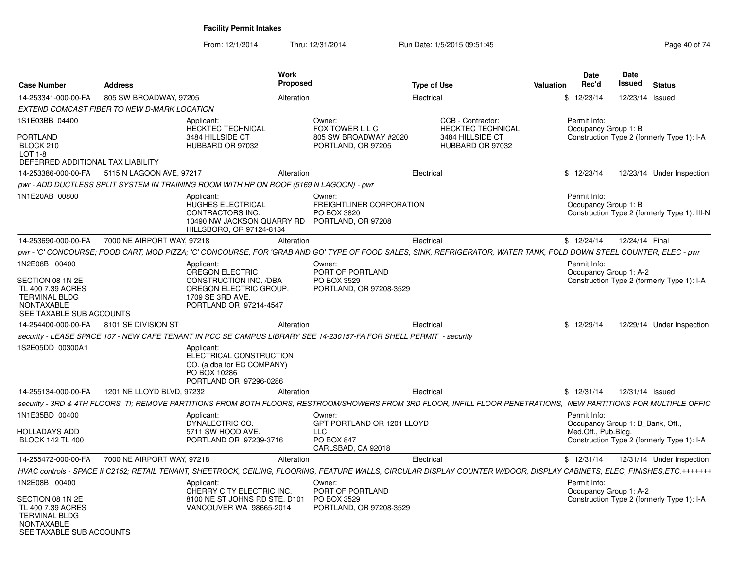# Facility Permit Intakes

From: 12/1/2014 Thru: 12/31/2014 Run Date: 1/5/2015 09:51:45

| Case Number | Address | Work Proposed | Type of Use | Valuation | Date Rec'd | Date Issued | Status |
|---|---|---|---|---|---|---|---|
| 14-253341-000-00-FA | 805 SW BROADWAY, 97205 | Alteration | Electrical | $ | 12/23/14 | 12/23/14 | Issued |

*EXTEND COMCAST FIBER TO NEW D-MARK LOCATION*

1S1E03BB 04400

PORTLAND
BLOCK 210
LOT 1-8
DEFERRED ADDITIONAL TAX LIABILITY

Applicant:
HECKTEC TECHNICAL
3484 HILLSIDE CT
HUBBARD OR 97032

Owner:
FOX TOWER L L C
805 SW BROADWAY #2020
PORTLAND, OR 97205

CCB - Contractor:
HECKTEC TECHNICAL
3484 HILLSIDE CT
HUBBARD OR 97032

Permit Info:
Occupancy Group 1: B
Construction Type 2 (formerly Type 1): I-A

| Case Number | Address | Work Proposed | Type of Use | Valuation | Date Rec'd | Date Issued | Status |
|---|---|---|---|---|---|---|---|
| 14-253386-000-00-FA | 5115 N LAGOON AVE, 97217 | Alteration | Electrical | $ | 12/23/14 | 12/23/14 | Under Inspection |

*pwr - ADD DUCTLESS SPLIT SYSTEM IN TRAINING ROOM WITH HP ON ROOF (5169 N LAGOON) - pwr*

1N1E20AB 00800

Applicant:
HUGHES ELECTRICAL CONTRACTORS INC.
10490 NW JACKSON QUARRY RD
HILLSBORO, OR 97124-8184

Owner:
FREIGHTLINER CORPORATION
PO BOX 3820
PORTLAND, OR 97208

Permit Info:
Occupancy Group 1: B
Construction Type 2 (formerly Type 1): III-N

| Case Number | Address | Work Proposed | Type of Use | Valuation | Date Rec'd | Date Issued | Status |
|---|---|---|---|---|---|---|---|
| 14-253690-000-00-FA | 7000 NE AIRPORT WAY, 97218 | Alteration | Electrical | $ | 12/24/14 | 12/24/14 | Final |

*pwr - 'C' CONCOURSE; FOOD CART, MOD PIZZA; 'C' CONCOURSE, FOR 'GRAB AND GO' TYPE OF FOOD SALES, SINK, REFRIGERATOR, WATER TANK, FOLD DOWN STEEL COUNTER, ELEC - pwr*

1N2E08B 00400

SECTION 08 1N 2E
TL 400 7.39 ACRES
TERMINAL BLDG
NONTAXABLE
SEE TAXABLE SUB ACCOUNTS

Applicant:
OREGON ELECTRIC CONSTRUCTION INC. /DBA OREGON ELECTRIC GROUP.
1709 SE 3RD AVE.
PORTLAND OR 97214-4547

Owner:
PORT OF PORTLAND
PO BOX 3529
PORTLAND, OR 97208-3529

Permit Info:
Occupancy Group 1: A-2
Construction Type 2 (formerly Type 1): I-A

| Case Number | Address | Work Proposed | Type of Use | Valuation | Date Rec'd | Date Issued | Status |
|---|---|---|---|---|---|---|---|
| 14-254400-000-00-FA | 8101 SE DIVISION ST | Alteration | Electrical | $ | 12/29/14 | 12/29/14 | Under Inspection |

*security - LEASE SPACE 107 - NEW CAFE TENANT IN PCC SE CAMPUS LIBRARY SEE 14-230157-FA FOR SHELL PERMIT - security*

1S2E05DD 00300A1

Applicant:
ELECTRICAL CONSTRUCTION CO. (a dba for EC COMPANY)
PO BOX 10286
PORTLAND OR 97296-0286

| Case Number | Address | Work Proposed | Type of Use | Valuation | Date Rec'd | Date Issued | Status |
|---|---|---|---|---|---|---|---|
| 14-255134-000-00-FA | 1201 NE LLOYD BLVD, 97232 | Alteration | Electrical | $ | 12/31/14 | 12/31/14 | Issued |

*security - 3RD & 4TH FLOORS, TI; REMOVE PARTITIONS FROM BOTH FLOORS, RESTROOM/SHOWERS FROM 3RD FLOOR, INFILL FLOOR PENETRATIONS, NEW PARTITIONS FOR MULTIPLE OFFIC*

1N1E35BD 00400

HOLLADAYS ADD
BLOCK 142 TL 400

Applicant:
DYNALECTRIC CO.
5711 SW HOOD AVE.
PORTLAND OR 97239-3716

Owner:
GPT PORTLAND OR 1201 LLOYD LLC
PO BOX 847
CARLSBAD, CA 92018

Permit Info:
Occupancy Group 1: B_Bank, Off., Med.Off., Pub.Bldg.
Construction Type 2 (formerly Type 1): I-A

| Case Number | Address | Work Proposed | Type of Use | Valuation | Date Rec'd | Date Issued | Status |
|---|---|---|---|---|---|---|---|
| 14-255472-000-00-FA | 7000 NE AIRPORT WAY, 97218 | Alteration | Electrical | $ | 12/31/14 | 12/31/14 | Under Inspection |

*HVAC controls - SPACE # C2152; RETAIL TENANT, SHEETROCK, CEILING, FLOORING, FEATURE WALLS, CIRCULAR DISPLAY COUNTER W/DOOR, DISPLAY CABINETS, ELEC, FINISHES,ETC.+++++++*

1N2E08B 00400

SECTION 08 1N 2E
TL 400 7.39 ACRES
TERMINAL BLDG
NONTAXABLE
SEE TAXABLE SUB ACCOUNTS

Applicant:
CHERRY CITY ELECTRIC INC.
8100 NE ST JOHNS RD STE. D101
VANCOUVER WA 98665-2014

Owner:
PORT OF PORTLAND
PO BOX 3529
PORTLAND, OR 97208-3529

Permit Info:
Occupancy Group 1: A-2
Construction Type 2 (formerly Type 1): I-A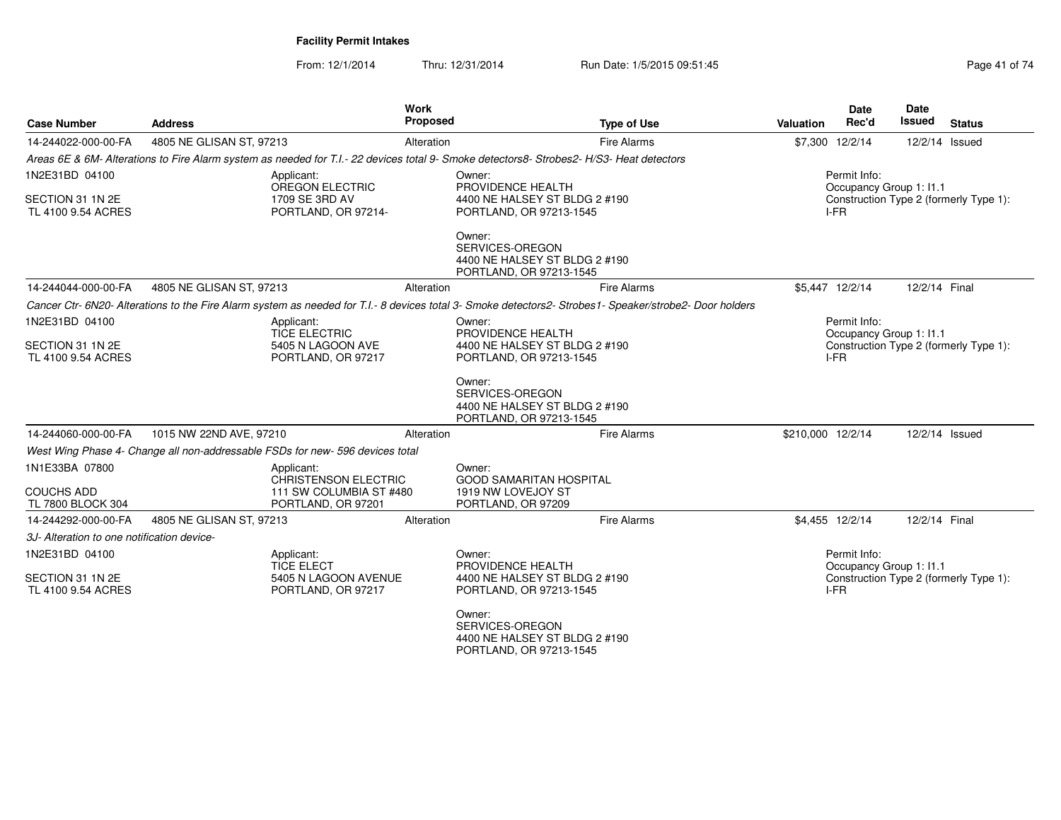**Facility Permit Intakes**

From: 12/1/2014 Thru: 12/31/2014 Run Date: 1/5/2015 09:51:45

| Case Number | Address | Work Proposed | Type of Use | Valuation | Date Rec'd | Date Issued | Status |
|---|---|---|---|---|---|---|---|
| 14-244022-000-00-FA | 4805 NE GLISAN ST, 97213 | Alteration | Fire Alarms | $7,300 | 12/2/14 | 12/2/14 | Issued |

*Areas 6E & 6M- Alterations to Fire Alarm system as needed for T.I.- 22 devices total 9- Smoke detectors8- Strobes2- H/S3- Heat detectors*

1N2E31BD 04100
SECTION 31 1N 2E
TL 4100 9.54 ACRES

Applicant:
OREGON ELECTRIC
1709 SE 3RD AV
PORTLAND, OR 97214-

Owner:
PROVIDENCE HEALTH
4400 NE HALSEY ST BLDG 2 #190
PORTLAND, OR 97213-1545

Owner:
SERVICES-OREGON
4400 NE HALSEY ST BLDG 2 #190
PORTLAND, OR 97213-1545

Permit Info:
Occupancy Group 1: I1.1
Construction Type 2 (formerly Type 1): I-FR

| Case Number | Address | Work Proposed | Type of Use | Valuation | Date Rec'd | Date Issued | Status |
|---|---|---|---|---|---|---|---|
| 14-244044-000-00-FA | 4805 NE GLISAN ST, 97213 | Alteration | Fire Alarms | $5,447 | 12/2/14 | 12/2/14 | Final |

*Cancer Ctr- 6N20- Alterations to the Fire Alarm system as needed for T.I.- 8 devices total 3- Smoke detectors2- Strobes1- Speaker/strobe2- Door holders*

1N2E31BD 04100
SECTION 31 1N 2E
TL 4100 9.54 ACRES

Applicant:
TICE ELECTRIC
5405 N LAGOON AVE
PORTLAND, OR 97217

Owner:
PROVIDENCE HEALTH
4400 NE HALSEY ST BLDG 2 #190
PORTLAND, OR 97213-1545

Owner:
SERVICES-OREGON
4400 NE HALSEY ST BLDG 2 #190
PORTLAND, OR 97213-1545

Permit Info:
Occupancy Group 1: I1.1
Construction Type 2 (formerly Type 1): I-FR

| Case Number | Address | Work Proposed | Type of Use | Valuation | Date Rec'd | Date Issued | Status |
|---|---|---|---|---|---|---|---|
| 14-244060-000-00-FA | 1015 NW 22ND AVE, 97210 | Alteration | Fire Alarms | $210,000 | 12/2/14 | 12/2/14 | Issued |

*West Wing Phase 4- Change all non-addressable FSDs for new- 596 devices total*

1N1E33BA 07800
COUCHS ADD
TL 7800 BLOCK 304

Applicant:
CHRISTENSON ELECTRIC
111 SW COLUMBIA ST #480
PORTLAND, OR 97201

Owner:
GOOD SAMARITAN HOSPITAL
1919 NW LOVEJOY ST
PORTLAND, OR 97209

| Case Number | Address | Work Proposed | Type of Use | Valuation | Date Rec'd | Date Issued | Status |
|---|---|---|---|---|---|---|---|
| 14-244292-000-00-FA | 4805 NE GLISAN ST, 97213 | Alteration | Fire Alarms | $4,455 | 12/2/14 | 12/2/14 | Final |

*3J- Alteration to one notification device-*

1N2E31BD 04100
SECTION 31 1N 2E
TL 4100 9.54 ACRES

Applicant:
TICE ELECT
5405 N LAGOON AVENUE
PORTLAND, OR 97217

Owner:
PROVIDENCE HEALTH
4400 NE HALSEY ST BLDG 2 #190
PORTLAND, OR 97213-1545

Owner:
SERVICES-OREGON
4400 NE HALSEY ST BLDG 2 #190
PORTLAND, OR 97213-1545

Permit Info:
Occupancy Group 1: I1.1
Construction Type 2 (formerly Type 1): I-FR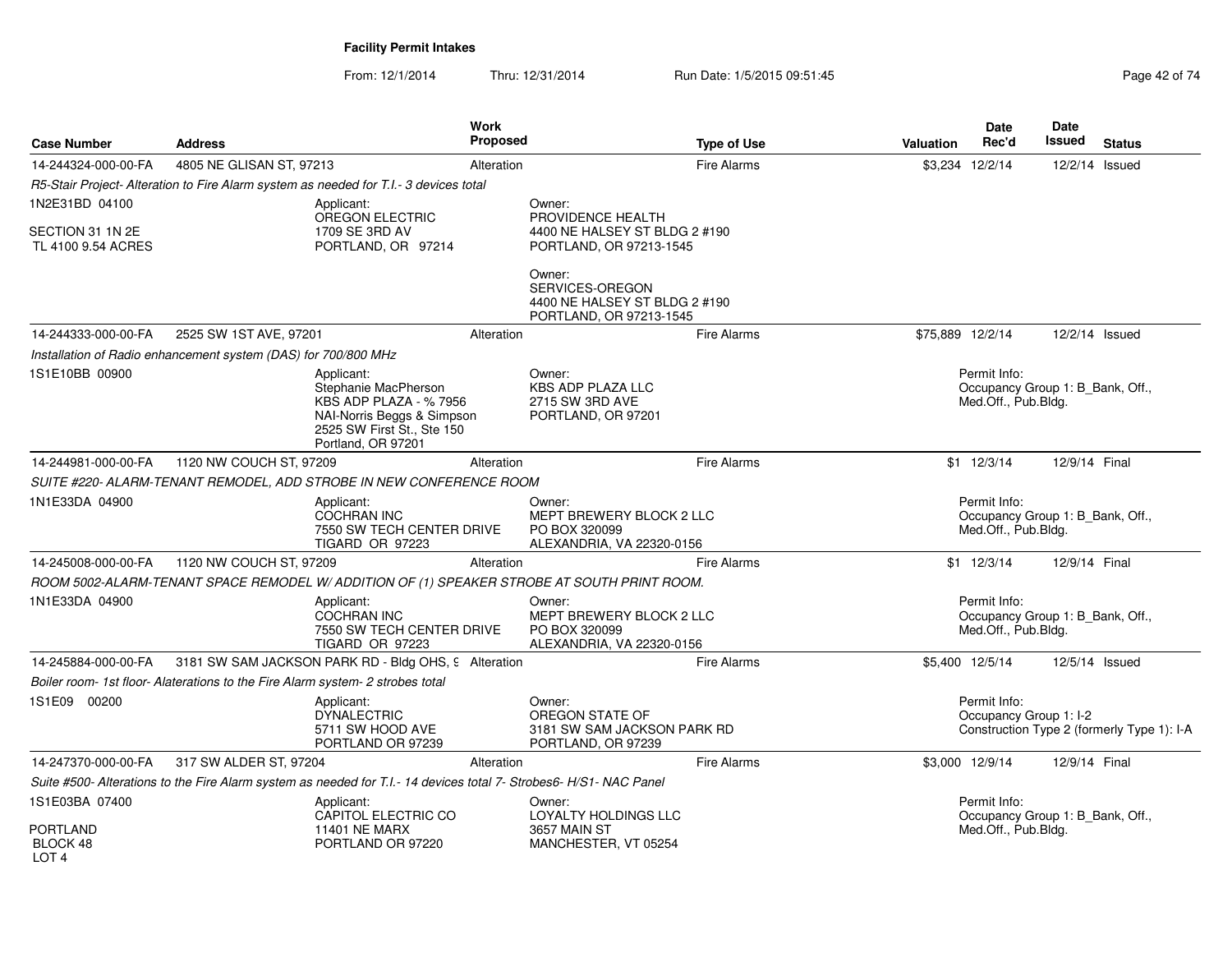**Facility Permit Intakes**

From: 12/1/2014 Thru: 12/31/2014 Run Date: 1/5/2015 09:51:45

| Case Number | Address | Work Proposed | Type of Use | Valuation | Date Rec'd | Date Issued | Status |
|---|---|---|---|---|---|---|---|
| 14-244324-000-00-FA | 4805 NE GLISAN ST, 97213 | Alteration | Fire Alarms | $3,234 | 12/2/14 | 12/2/14 | Issued |

*R5-Stair Project- Alteration to Fire Alarm system as needed for T.I.- 3 devices total*

1N2E31BD 04100

SECTION 31 1N 2E
TL 4100 9.54 ACRES

Applicant:
OREGON ELECTRIC
1709 SE 3RD AV
PORTLAND, OR 97214

Owner:
PROVIDENCE HEALTH
4400 NE HALSEY ST BLDG 2 #190
PORTLAND, OR 97213-1545

Owner:
SERVICES-OREGON
4400 NE HALSEY ST BLDG 2 #190
PORTLAND, OR 97213-1545

| Case Number | Address | Work Proposed | Type of Use | Valuation | Date Rec'd | Date Issued | Status |
|---|---|---|---|---|---|---|---|
| 14-244333-000-00-FA | 2525 SW 1ST AVE, 97201 | Alteration | Fire Alarms | $75,889 | 12/2/14 | 12/2/14 | Issued |

*Installation of Radio enhancement system (DAS) for 700/800 MHz*

1S1E10BB 00900

Applicant:
Stephanie MacPherson
KBS ADP PLAZA - % 7956
NAI-Norris Beggs & Simpson
2525 SW First St., Ste 150
Portland, OR 97201

Owner:
KBS ADP PLAZA LLC
2715 SW 3RD AVE
PORTLAND, OR 97201

Permit Info:
Occupancy Group 1: B_Bank, Off., Med.Off., Pub.Bldg.

| Case Number | Address | Work Proposed | Type of Use | Valuation | Date Rec'd | Date Issued | Status |
|---|---|---|---|---|---|---|---|
| 14-244981-000-00-FA | 1120 NW COUCH ST, 97209 | Alteration | Fire Alarms | $1 | 12/3/14 | 12/9/14 | Final |

*SUITE #220- ALARM-TENANT REMODEL, ADD STROBE IN NEW CONFERENCE ROOM*

1N1E33DA 04900

Applicant:
COCHRAN INC
7550 SW TECH CENTER DRIVE
TIGARD OR 97223

Owner:
MEPT BREWERY BLOCK 2 LLC
PO BOX 320099
ALEXANDRIA, VA 22320-0156

Permit Info:
Occupancy Group 1: B_Bank, Off., Med.Off., Pub.Bldg.

| Case Number | Address | Work Proposed | Type of Use | Valuation | Date Rec'd | Date Issued | Status |
|---|---|---|---|---|---|---|---|
| 14-245008-000-00-FA | 1120 NW COUCH ST, 97209 | Alteration | Fire Alarms | $1 | 12/3/14 | 12/9/14 | Final |

*ROOM 5002-ALARM-TENANT SPACE REMODEL W/ ADDITION OF (1) SPEAKER STROBE AT SOUTH PRINT ROOM.*

1N1E33DA 04900

Applicant:
COCHRAN INC
7550 SW TECH CENTER DRIVE
TIGARD OR 97223

Owner:
MEPT BREWERY BLOCK 2 LLC
PO BOX 320099
ALEXANDRIA, VA 22320-0156

Permit Info:
Occupancy Group 1: B_Bank, Off., Med.Off., Pub.Bldg.

| Case Number | Address | Work Proposed | Type of Use | Valuation | Date Rec'd | Date Issued | Status |
|---|---|---|---|---|---|---|---|
| 14-245884-000-00-FA | 3181 SW SAM JACKSON PARK RD - Bldg OHS, 9 | Alteration | Fire Alarms | $5,400 | 12/5/14 | 12/5/14 | Issued |

*Boiler room- 1st floor- Alaterations to the Fire Alarm system- 2 strobes total*

1S1E09 00200

Applicant:
DYNALECTRIC
5711 SW HOOD AVE
PORTLAND OR 97239

Owner:
OREGON STATE OF
3181 SW SAM JACKSON PARK RD
PORTLAND, OR 97239

Permit Info:
Occupancy Group 1: I-2
Construction Type 2 (formerly Type 1): I-A

| Case Number | Address | Work Proposed | Type of Use | Valuation | Date Rec'd | Date Issued | Status |
|---|---|---|---|---|---|---|---|
| 14-247370-000-00-FA | 317 SW ALDER ST, 97204 | Alteration | Fire Alarms | $3,000 | 12/9/14 | 12/9/14 | Final |

*Suite #500- Alterations to the Fire Alarm system as needed for T.I.- 14 devices total 7- Strobes6- H/S1- NAC Panel*

1S1E03BA 07400

PORTLAND
BLOCK 48
LOT 4

Applicant:
CAPITOL ELECTRIC CO
11401 NE MARX
PORTLAND OR 97220

Owner:
LOYALTY HOLDINGS LLC
3657 MAIN ST
MANCHESTER, VT 05254

Permit Info:
Occupancy Group 1: B_Bank, Off., Med.Off., Pub.Bldg.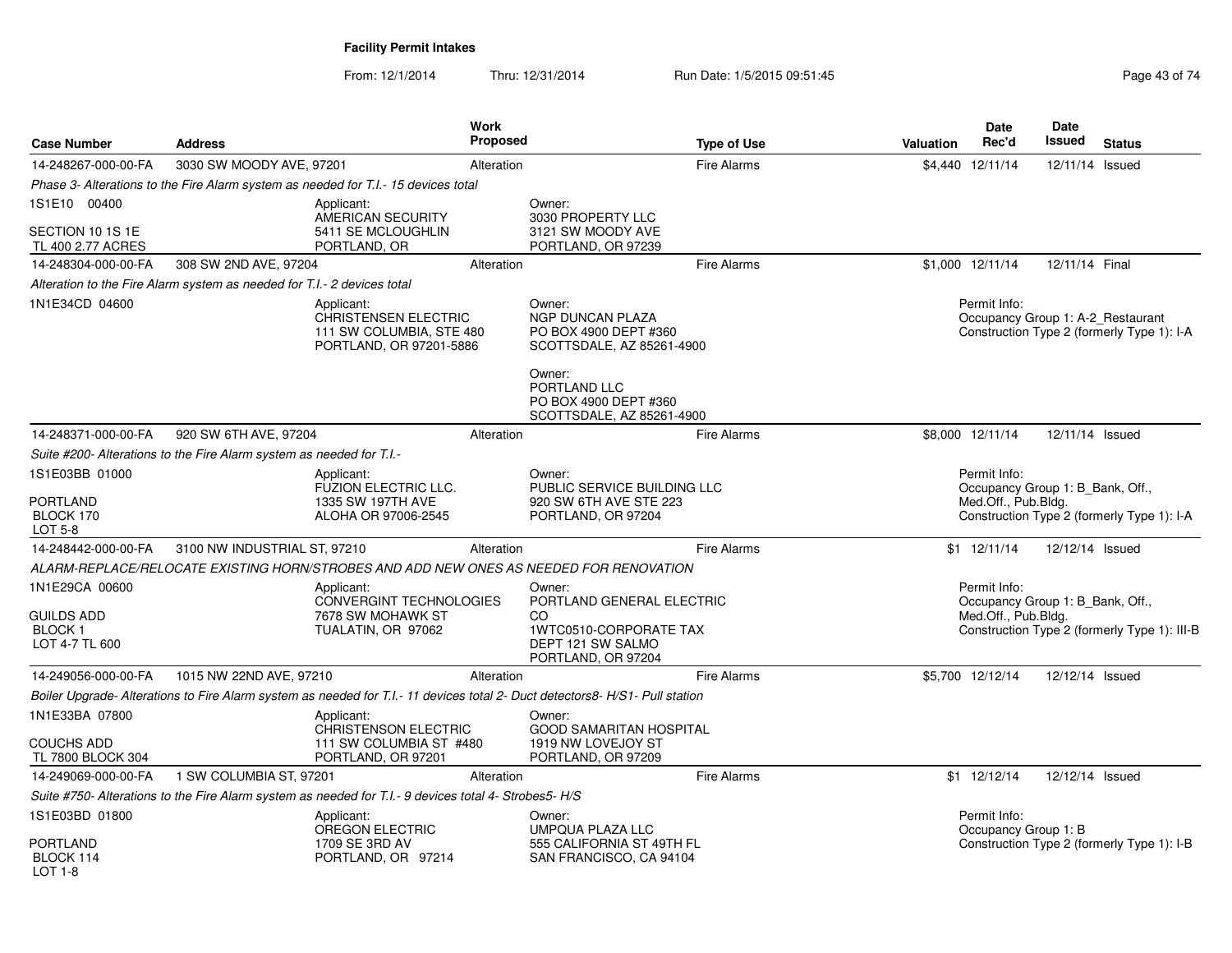**Facility Permit Intakes**

From: 12/1/2014 Thru: 12/31/2014 Run Date: 1/5/2015 09:51:45

| Case Number | Address | Work Proposed | Type of Use | Valuation | Date Rec'd | Date Issued | Status |
|---|---|---|---|---|---|---|---|
| 14-248267-000-00-FA | 3030 SW MOODY AVE, 97201 | Alteration | Fire Alarms | $4,440 | 12/11/14 | 12/11/14 | Issued |

*Phase 3- Alterations to the Fire Alarm system as needed for T.I.- 15 devices total*

1S1E10 00400

SECTION 10 1S 1E
TL 400 2.77 ACRES

Applicant:
AMERICAN SECURITY
5411 SE MCLOUGHLIN
PORTLAND, OR

Owner:
3030 PROPERTY LLC
3121 SW MOODY AVE
PORTLAND, OR 97239

| Case Number | Address | Work Proposed | Type of Use | Valuation | Date Rec'd | Date Issued | Status |
|---|---|---|---|---|---|---|---|
| 14-248304-000-00-FA | 308 SW 2ND AVE, 97204 | Alteration | Fire Alarms | $1,000 | 12/11/14 | 12/11/14 | Final |

*Alteration to the Fire Alarm system as needed for T.I.- 2 devices total*

1N1E34CD 04600

Applicant:
CHRISTENSEN ELECTRIC
111 SW COLUMBIA, STE 480
PORTLAND, OR 97201-5886

Owner:
NGP DUNCAN PLAZA
PO BOX 4900 DEPT #360
SCOTTSDALE, AZ 85261-4900

Owner:
PORTLAND LLC
PO BOX 4900 DEPT #360
SCOTTSDALE, AZ 85261-4900

Permit Info:
Occupancy Group 1: A-2_Restaurant
Construction Type 2 (formerly Type 1): I-A

| Case Number | Address | Work Proposed | Type of Use | Valuation | Date Rec'd | Date Issued | Status |
|---|---|---|---|---|---|---|---|
| 14-248371-000-00-FA | 920 SW 6TH AVE, 97204 | Alteration | Fire Alarms | $8,000 | 12/11/14 | 12/11/14 | Issued |

*Suite #200- Alterations to the Fire Alarm system as needed for T.I.-*

1S1E03BB 01000

PORTLAND
BLOCK 170
LOT 5-8

Applicant:
FUZION ELECTRIC LLC.
1335 SW 197TH AVE
ALOHA OR 97006-2545

Owner:
PUBLIC SERVICE BUILDING LLC
920 SW 6TH AVE STE 223
PORTLAND, OR 97204

Permit Info:
Occupancy Group 1: B_Bank, Off., Med.Off., Pub.Bldg.
Construction Type 2 (formerly Type 1): I-A

| Case Number | Address | Work Proposed | Type of Use | Valuation | Date Rec'd | Date Issued | Status |
|---|---|---|---|---|---|---|---|
| 14-248442-000-00-FA | 3100 NW INDUSTRIAL ST, 97210 | Alteration | Fire Alarms | $1 | 12/11/14 | 12/12/14 | Issued |

*ALARM-REPLACE/RELOCATE EXISTING HORN/STROBES AND ADD NEW ONES AS NEEDED FOR RENOVATION*

1N1E29CA 00600

GUILDS ADD
BLOCK 1
LOT 4-7 TL 600

Applicant:
CONVERGINT TECHNOLOGIES
7678 SW MOHAWK ST
TUALATIN, OR 97062

Owner:
PORTLAND GENERAL ELECTRIC CO
1WTC0510-CORPORATE TAX
DEPT 121 SW SALMO
PORTLAND, OR 97204

Permit Info:
Occupancy Group 1: B_Bank, Off., Med.Off., Pub.Bldg.
Construction Type 2 (formerly Type 1): III-B

| Case Number | Address | Work Proposed | Type of Use | Valuation | Date Rec'd | Date Issued | Status |
|---|---|---|---|---|---|---|---|
| 14-249056-000-00-FA | 1015 NW 22ND AVE, 97210 | Alteration | Fire Alarms | $5,700 | 12/12/14 | 12/12/14 | Issued |

*Boiler Upgrade- Alterations to Fire Alarm system as needed for T.I.- 11 devices total 2- Duct detectors8- H/S1- Pull station*

1N1E33BA 07800

COUCHS ADD
TL 7800 BLOCK 304

Applicant:
CHRISTENSON ELECTRIC
111 SW COLUMBIA ST #480
PORTLAND, OR 97201

Owner:
GOOD SAMARITAN HOSPITAL
1919 NW LOVEJOY ST
PORTLAND, OR 97209

| Case Number | Address | Work Proposed | Type of Use | Valuation | Date Rec'd | Date Issued | Status |
|---|---|---|---|---|---|---|---|
| 14-249069-000-00-FA | 1 SW COLUMBIA ST, 97201 | Alteration | Fire Alarms | $1 | 12/12/14 | 12/12/14 | Issued |

*Suite #750- Alterations to the Fire Alarm system as needed for T.I.- 9 devices total 4- Strobes5- H/S*

1S1E03BD 01800

PORTLAND
BLOCK 114
LOT 1-8

Applicant:
OREGON ELECTRIC
1709 SE 3RD AV
PORTLAND, OR 97214

Owner:
UMPQUA PLAZA LLC
555 CALIFORNIA ST 49TH FL
SAN FRANCISCO, CA 94104

Permit Info:
Occupancy Group 1: B
Construction Type 2 (formerly Type 1): I-B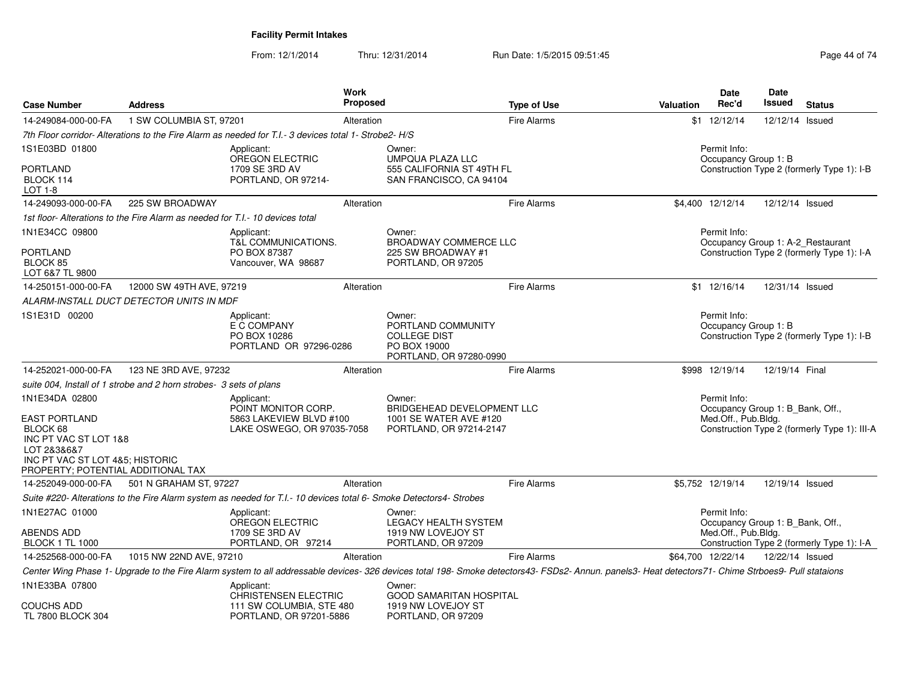**Facility Permit Intakes**

From: 12/1/2014 Thru: 12/31/2014 Run Date: 1/5/2015 09:51:45

| Case Number | Address | Work Proposed | Type of Use | Valuation | Date Rec'd | Date Issued | Status |
|---|---|---|---|---|---|---|---|
| 14-249084-000-00-FA | 1 SW COLUMBIA ST, 97201 | Alteration | Fire Alarms | $1 | 12/12/14 | 12/12/14 | Issued |

*7th Floor corridor- Alterations to the Fire Alarm as needed for T.I.- 3 devices total 1- Strobe2- H/S*

1S1E03BD 01800
PORTLAND
BLOCK 114
LOT 1-8

Applicant: OREGON ELECTRIC, 1709 SE 3RD AV, PORTLAND, OR 97214-

Owner: UMPQUA PLAZA LLC, 555 CALIFORNIA ST 49TH FL, SAN FRANCISCO, CA 94104

Permit Info: Occupancy Group 1: B; Construction Type 2 (formerly Type 1): I-B

| Case Number | Address | Work Proposed | Type of Use | Valuation | Date Rec'd | Date Issued | Status |
|---|---|---|---|---|---|---|---|
| 14-249093-000-00-FA | 225 SW BROADWAY | Alteration | Fire Alarms | $4,400 | 12/12/14 | 12/12/14 | Issued |

*1st floor- Alterations to the Fire Alarm as needed for T.I.- 10 devices total*

1N1E34CC 09800
PORTLAND
BLOCK 85
LOT 6&7 TL 9800

Applicant: T&L COMMUNICATIONS., PO BOX 87387, Vancouver, WA 98687

Owner: BROADWAY COMMERCE LLC, 225 SW BROADWAY #1, PORTLAND, OR 97205

Permit Info: Occupancy Group 1: A-2_Restaurant; Construction Type 2 (formerly Type 1): I-A

| Case Number | Address | Work Proposed | Type of Use | Valuation | Date Rec'd | Date Issued | Status |
|---|---|---|---|---|---|---|---|
| 14-250151-000-00-FA | 12000 SW 49TH AVE, 97219 | Alteration | Fire Alarms | $1 | 12/16/14 | 12/31/14 | Issued |

*ALARM-INSTALL DUCT DETECTOR UNITS IN MDF*

1S1E31D 00200

Applicant: E C COMPANY, PO BOX 10286, PORTLAND OR 97296-0286

Owner: PORTLAND COMMUNITY COLLEGE DIST, PO BOX 19000, PORTLAND, OR 97280-0990

Permit Info: Occupancy Group 1: B; Construction Type 2 (formerly Type 1): I-B

| Case Number | Address | Work Proposed | Type of Use | Valuation | Date Rec'd | Date Issued | Status |
|---|---|---|---|---|---|---|---|
| 14-252021-000-00-FA | 123 NE 3RD AVE, 97232 | Alteration | Fire Alarms | $998 | 12/19/14 | 12/19/14 | Final |

*suite 004, Install of 1 strobe and 2 horn strobes- 3 sets of plans*

1N1E34DA 02800
EAST PORTLAND
BLOCK 68
INC PT VAC ST LOT 1&8
LOT 2&3&6&7
INC PT VAC ST LOT 4&5; HISTORIC PROPERTY; POTENTIAL ADDITIONAL TAX

Applicant: POINT MONITOR CORP., 5863 LAKEVIEW BLVD #100, LAKE OSWEGO, OR 97035-7058

Owner: BRIDGEHEAD DEVELOPMENT LLC, 1001 SE WATER AVE #120, PORTLAND, OR 97214-2147

Permit Info: Occupancy Group 1: B_Bank, Off., Med.Off., Pub.Bldg.; Construction Type 2 (formerly Type 1): III-A

| Case Number | Address | Work Proposed | Type of Use | Valuation | Date Rec'd | Date Issued | Status |
|---|---|---|---|---|---|---|---|
| 14-252049-000-00-FA | 501 N GRAHAM ST, 97227 | Alteration | Fire Alarms | $5,752 | 12/19/14 | 12/19/14 | Issued |

*Suite #220- Alterations to the Fire Alarm system as needed for T.I.- 10 devices total 6- Smoke Detectors4- Strobes*

1N1E27AC 01000
ABENDS ADD
BLOCK 1 TL 1000

Applicant: OREGON ELECTRIC, 1709 SE 3RD AV, PORTLAND, OR 97214

Owner: LEGACY HEALTH SYSTEM, 1919 NW LOVEJOY ST, PORTLAND, OR 97209

Permit Info: Occupancy Group 1: B_Bank, Off., Med.Off., Pub.Bldg.; Construction Type 2 (formerly Type 1): I-A

| Case Number | Address | Work Proposed | Type of Use | Valuation | Date Rec'd | Date Issued | Status |
|---|---|---|---|---|---|---|---|
| 14-252568-000-00-FA | 1015 NW 22ND AVE, 97210 | Alteration | Fire Alarms | $64,700 | 12/22/14 | 12/22/14 | Issued |

*Center Wing Phase 1- Upgrade to the Fire Alarm system to all addressable devices- 326 devices total 198- Smoke detectors43- FSDs2- Annun. panels3- Heat detectors71- Chime Strboes9- Pull stataions*

1N1E33BA 07800
COUCHS ADD
TL 7800 BLOCK 304

Applicant: CHRISTENSEN ELECTRIC, 111 SW COLUMBIA, STE 480, PORTLAND, OR 97201-5886

Owner: GOOD SAMARITAN HOSPITAL, 1919 NW LOVEJOY ST, PORTLAND, OR 97209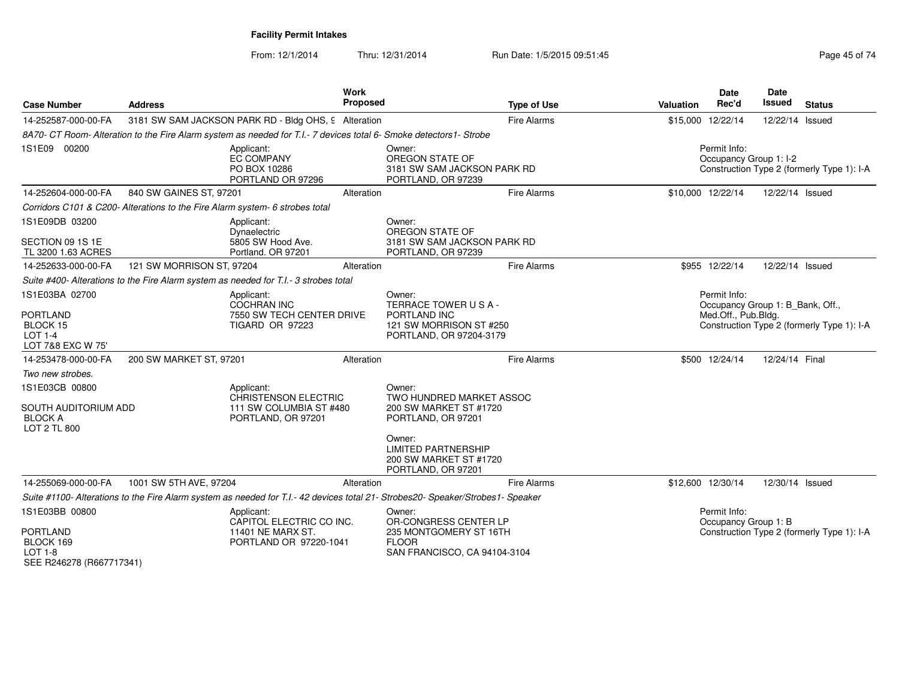**Facility Permit Intakes**

From: 12/1/2014 Thru: 12/31/2014 Run Date: 1/5/2015 09:51:45

| Case Number | Address | Work Proposed | Type of Use | Valuation | Date Rec'd | Date Issued | Status |
|---|---|---|---|---|---|---|---|
| 14-252587-000-00-FA | 3181 SW SAM JACKSON PARK RD - Bldg OHS, 9 | Alteration | Fire Alarms | $15,000 | 12/22/14 | 12/22/14 | Issued |

*8A70- CT Room- Alteration to the Fire Alarm system as needed for T.I.- 7 devices total 6- Smoke detectors1- Strobe*

1S1E09 00200

Applicant: EC COMPANY, PO BOX 10286, PORTLAND OR 97296

Owner: OREGON STATE OF, 3181 SW SAM JACKSON PARK RD, PORTLAND, OR 97239

Permit Info: Occupancy Group 1: I-2; Construction Type 2 (formerly Type 1): I-A

| Case Number | Address | Work Proposed | Type of Use | Valuation | Date Rec'd | Date Issued | Status |
|---|---|---|---|---|---|---|---|
| 14-252604-000-00-FA | 840 SW GAINES ST, 97201 | Alteration | Fire Alarms | $10,000 | 12/22/14 | 12/22/14 | Issued |

*Corridors C101 & C200- Alterations to the Fire Alarm system- 6 strobes total*

1S1E09DB 03200
SECTION 09 1S 1E
TL 3200 1.63 ACRES

Applicant: Dynaelectric, 5805 SW Hood Ave., Portland. OR 97201

Owner: OREGON STATE OF, 3181 SW SAM JACKSON PARK RD, PORTLAND, OR 97239

| Case Number | Address | Work Proposed | Type of Use | Valuation | Date Rec'd | Date Issued | Status |
|---|---|---|---|---|---|---|---|
| 14-252633-000-00-FA | 121 SW MORRISON ST, 97204 | Alteration | Fire Alarms | $955 | 12/22/14 | 12/22/14 | Issued |

*Suite #400- Alterations to the Fire Alarm system as needed for T.I.- 3 strobes total*

1S1E03BA 02700
PORTLAND
BLOCK 15
LOT 1-4
LOT 7&8 EXC W 75'

Applicant: COCHRAN INC, 7550 SW TECH CENTER DRIVE, TIGARD OR 97223

Owner: TERRACE TOWER U S A - PORTLAND INC, 121 SW MORRISON ST #250, PORTLAND, OR 97204-3179

Permit Info: Occupancy Group 1: B_Bank, Off., Med.Off., Pub.Bldg.; Construction Type 2 (formerly Type 1): I-A

| Case Number | Address | Work Proposed | Type of Use | Valuation | Date Rec'd | Date Issued | Status |
|---|---|---|---|---|---|---|---|
| 14-253478-000-00-FA | 200 SW MARKET ST, 97201 | Alteration | Fire Alarms | $500 | 12/24/14 | 12/24/14 | Final |

*Two new strobes.*

1S1E03CB 00800
SOUTH AUDITORIUM ADD
BLOCK A
LOT 2 TL 800

Applicant: CHRISTENSON ELECTRIC, 111 SW COLUMBIA ST #480, PORTLAND, OR 97201

Owner: TWO HUNDRED MARKET ASSOC, 200 SW MARKET ST #1720, PORTLAND, OR 97201

Owner: LIMITED PARTNERSHIP, 200 SW MARKET ST #1720, PORTLAND, OR 97201

| Case Number | Address | Work Proposed | Type of Use | Valuation | Date Rec'd | Date Issued | Status |
|---|---|---|---|---|---|---|---|
| 14-255069-000-00-FA | 1001 SW 5TH AVE, 97204 | Alteration | Fire Alarms | $12,600 | 12/30/14 | 12/30/14 | Issued |

*Suite #1100- Alterations to the Fire Alarm system as needed for T.I.- 42 devices total 21- Strobes20- Speaker/Strobes1- Speaker*

1S1E03BB 00800
PORTLAND
BLOCK 169
LOT 1-8
SEE R246278 (R667717341)

Applicant: CAPITOL ELECTRIC CO INC., 11401 NE MARX ST., PORTLAND OR 97220-1041

Owner: OR-CONGRESS CENTER LP, 235 MONTGOMERY ST 16TH FLOOR, SAN FRANCISCO, CA 94104-3104

Permit Info: Occupancy Group 1: B; Construction Type 2 (formerly Type 1): I-A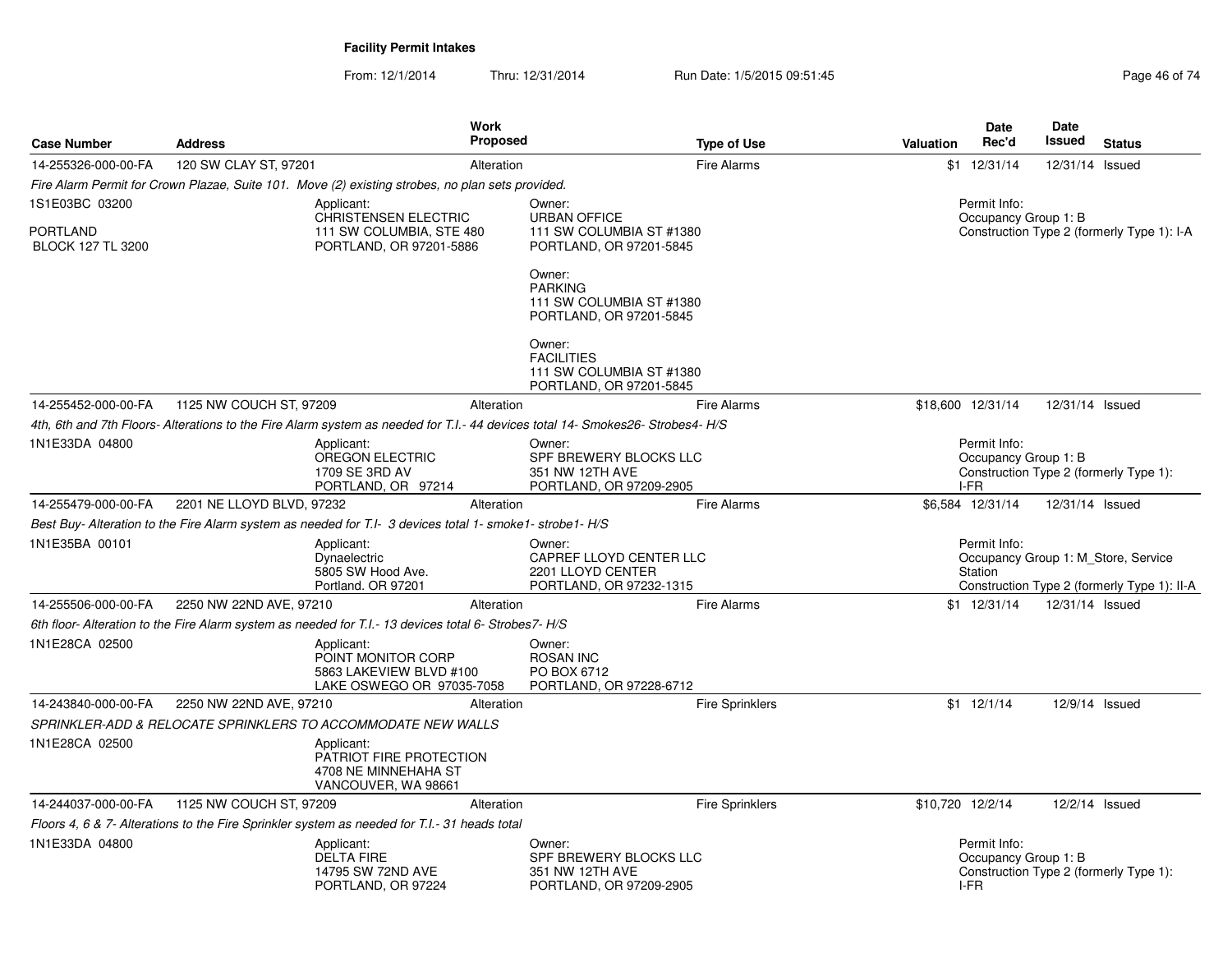# Facility Permit Intakes

From: 12/1/2014 Thru: 12/31/2014 Run Date: 1/5/2015 09:51:45

| Case Number | Address | Work Proposed | Type of Use | Valuation | Date Rec'd | Date Issued | Status |
|---|---|---|---|---|---|---|---|
| 14-255326-000-00-FA | 120 SW CLAY ST, 97201 | Alteration | Fire Alarms | $1 | 12/31/14 | 12/31/14 | Issued |

*Fire Alarm Permit for Crown Plazae, Suite 101. Move (2) existing strobes, no plan sets provided.*

1S1E03BC 03200
PORTLAND
BLOCK 127 TL 3200

Applicant:
CHRISTENSEN ELECTRIC
111 SW COLUMBIA, STE 480
PORTLAND, OR 97201-5886

Owner:
URBAN OFFICE
111 SW COLUMBIA ST #1380
PORTLAND, OR 97201-5845

Owner:
PARKING
111 SW COLUMBIA ST #1380
PORTLAND, OR 97201-5845

Owner:
FACILITIES
111 SW COLUMBIA ST #1380
PORTLAND, OR 97201-5845

Permit Info:
Occupancy Group 1: B
Construction Type 2 (formerly Type 1): I-A

| Case Number | Address | Work Proposed | Type of Use | Valuation | Date Rec'd | Date Issued | Status |
|---|---|---|---|---|---|---|---|
| 14-255452-000-00-FA | 1125 NW COUCH ST, 97209 | Alteration | Fire Alarms | $18,600 | 12/31/14 | 12/31/14 | Issued |

*4th, 6th and 7th Floors- Alterations to the Fire Alarm system as needed for T.I.- 44 devices total 14- Smokes26- Strobes4- H/S*

1N1E33DA 04800

Applicant:
OREGON ELECTRIC
1709 SE 3RD AV
PORTLAND, OR 97214

Owner:
SPF BREWERY BLOCKS LLC
351 NW 12TH AVE
PORTLAND, OR 97209-2905

Permit Info:
Occupancy Group 1: B
Construction Type 2 (formerly Type 1): I-FR

| Case Number | Address | Work Proposed | Type of Use | Valuation | Date Rec'd | Date Issued | Status |
|---|---|---|---|---|---|---|---|
| 14-255479-000-00-FA | 2201 NE LLOYD BLVD, 97232 | Alteration | Fire Alarms | $6,584 | 12/31/14 | 12/31/14 | Issued |

*Best Buy- Alteration to the Fire Alarm system as needed for T.I- 3 devices total 1- smoke1- strobe1- H/S*

1N1E35BA 00101

Applicant:
Dynaelectric
5805 SW Hood Ave.
Portland. OR 97201

Owner:
CAPREF LLOYD CENTER LLC
2201 LLOYD CENTER
PORTLAND, OR 97232-1315

Permit Info:
Occupancy Group 1: M_Store, Service Station
Construction Type 2 (formerly Type 1): II-A

| Case Number | Address | Work Proposed | Type of Use | Valuation | Date Rec'd | Date Issued | Status |
|---|---|---|---|---|---|---|---|
| 14-255506-000-00-FA | 2250 NW 22ND AVE, 97210 | Alteration | Fire Alarms | $1 | 12/31/14 | 12/31/14 | Issued |

*6th floor- Alteration to the Fire Alarm system as needed for T.I.- 13 devices total 6- Strobes7- H/S*

1N1E28CA 02500

Applicant:
POINT MONITOR CORP
5863 LAKEVIEW BLVD #100
LAKE OSWEGO OR 97035-7058

Owner:
ROSAN INC
PO BOX 6712
PORTLAND, OR 97228-6712

| Case Number | Address | Work Proposed | Type of Use | Valuation | Date Rec'd | Date Issued | Status |
|---|---|---|---|---|---|---|---|
| 14-243840-000-00-FA | 2250 NW 22ND AVE, 97210 | Alteration | Fire Sprinklers | $1 | 12/1/14 | 12/9/14 | Issued |

*SPRINKLER-ADD & RELOCATE SPRINKLERS TO ACCOMMODATE NEW WALLS*

1N1E28CA 02500

Applicant:
PATRIOT FIRE PROTECTION
4708 NE MINNEHAHA ST
VANCOUVER, WA 98661

| Case Number | Address | Work Proposed | Type of Use | Valuation | Date Rec'd | Date Issued | Status |
|---|---|---|---|---|---|---|---|
| 14-244037-000-00-FA | 1125 NW COUCH ST, 97209 | Alteration | Fire Sprinklers | $10,720 | 12/2/14 | 12/2/14 | Issued |

*Floors 4, 6 & 7- Alterations to the Fire Sprinkler system as needed for T.I.- 31 heads total*

1N1E33DA 04800

Applicant:
DELTA FIRE
14795 SW 72ND AVE
PORTLAND, OR 97224

Owner:
SPF BREWERY BLOCKS LLC
351 NW 12TH AVE
PORTLAND, OR 97209-2905

Permit Info:
Occupancy Group 1: B
Construction Type 2 (formerly Type 1): I-FR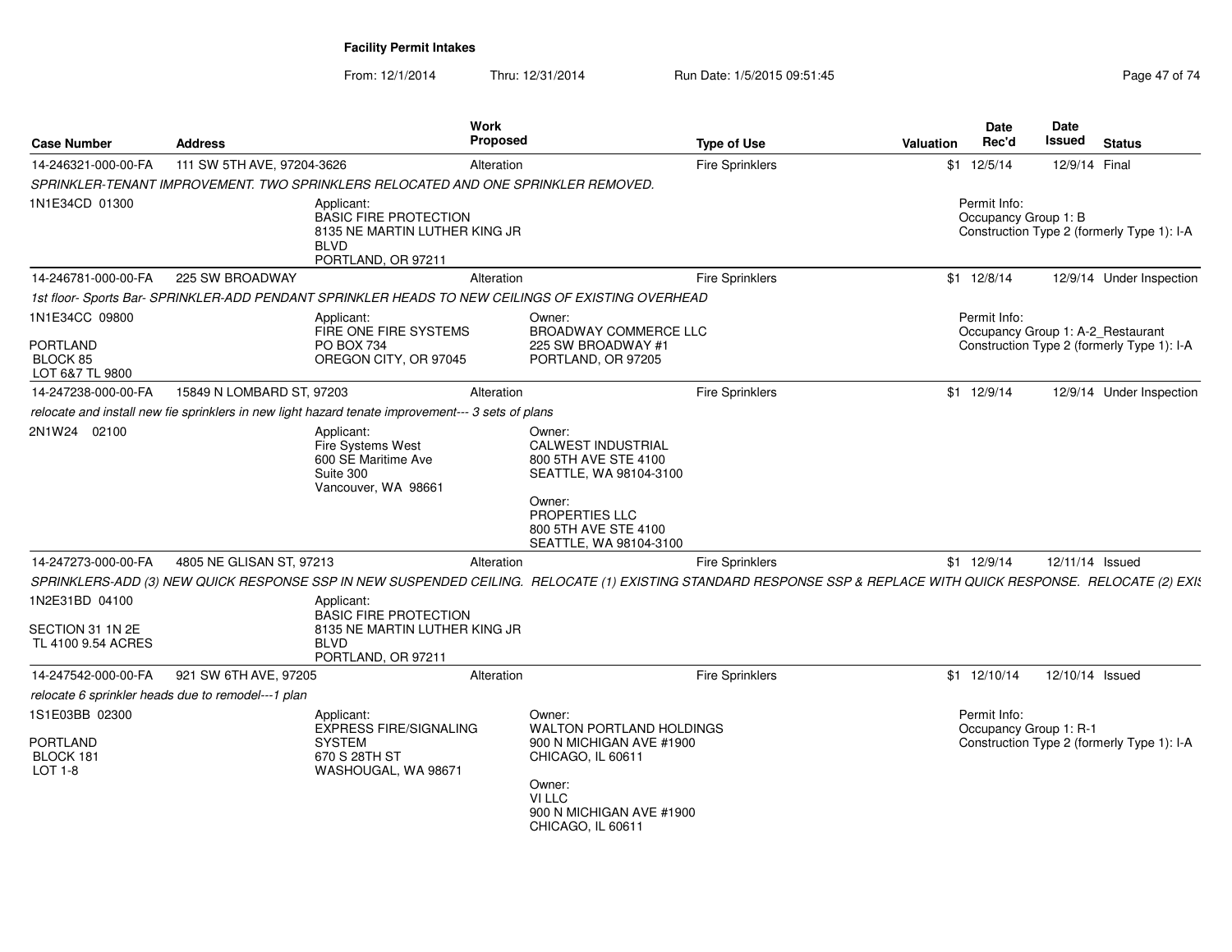**Facility Permit Intakes**

From: 12/1/2014 Thru: 12/31/2014 Run Date: 1/5/2015 09:51:45

| Case Number | Address | Work Proposed | Type of Use | Valuation | Date Rec'd | Date Issued | Status |
|---|---|---|---|---|---|---|---|
| 14-246321-000-00-FA | 111 SW 5TH AVE, 97204-3626 | Alteration | Fire Sprinklers | $1 | 12/5/14 | 12/9/14 | Final |

*SPRINKLER-TENANT IMPROVEMENT. TWO SPRINKLERS RELOCATED AND ONE SPRINKLER REMOVED.*

1N1E34CD 01300

Applicant:
BASIC FIRE PROTECTION
8135 NE MARTIN LUTHER KING JR BLVD
PORTLAND, OR 97211

Permit Info:
Occupancy Group 1: B
Construction Type 2 (formerly Type 1): I-A

| Case Number | Address | Work Proposed | Type of Use | Valuation | Date Rec'd | Date Issued | Status |
|---|---|---|---|---|---|---|---|
| 14-246781-000-00-FA | 225 SW BROADWAY | Alteration | Fire Sprinklers | $1 | 12/8/14 | 12/9/14 | Under Inspection |

*1st floor- Sports Bar- SPRINKLER-ADD PENDANT SPRINKLER HEADS TO NEW CEILINGS OF EXISTING OVERHEAD*

1N1E34CC 09800
PORTLAND
BLOCK 85
LOT 6&7 TL 9800

Applicant:
FIRE ONE FIRE SYSTEMS
PO BOX 734
OREGON CITY, OR 97045

Owner:
BROADWAY COMMERCE LLC
225 SW BROADWAY #1
PORTLAND, OR 97205

Permit Info:
Occupancy Group 1: A-2_Restaurant
Construction Type 2 (formerly Type 1): I-A

| Case Number | Address | Work Proposed | Type of Use | Valuation | Date Rec'd | Date Issued | Status |
|---|---|---|---|---|---|---|---|
| 14-247238-000-00-FA | 15849 N LOMBARD ST, 97203 | Alteration | Fire Sprinklers | $1 | 12/9/14 | 12/9/14 | Under Inspection |

*relocate and install new fie sprinklers in new light hazard tenate improvement--- 3 sets of plans*

2N1W24 02100

Applicant:
Fire Systems West
600 SE Maritime Ave
Suite 300
Vancouver, WA 98661

Owner:
CALWEST INDUSTRIAL
800 5TH AVE STE 4100
SEATTLE, WA 98104-3100

Owner:
PROPERTIES LLC
800 5TH AVE STE 4100
SEATTLE, WA 98104-3100

| Case Number | Address | Work Proposed | Type of Use | Valuation | Date Rec'd | Date Issued | Status |
|---|---|---|---|---|---|---|---|
| 14-247273-000-00-FA | 4805 NE GLISAN ST, 97213 | Alteration | Fire Sprinklers | $1 | 12/9/14 | 12/11/14 | Issued |

*SPRINKLERS-ADD (3) NEW QUICK RESPONSE SSP IN NEW SUSPENDED CEILING. RELOCATE (1) EXISTING STANDARD RESPONSE SSP & REPLACE WITH QUICK RESPONSE. RELOCATE (2) EXIS*

1N2E31BD 04100
SECTION 31 1N 2E
TL 4100 9.54 ACRES

Applicant:
BASIC FIRE PROTECTION
8135 NE MARTIN LUTHER KING JR BLVD
PORTLAND, OR 97211

| Case Number | Address | Work Proposed | Type of Use | Valuation | Date Rec'd | Date Issued | Status |
|---|---|---|---|---|---|---|---|
| 14-247542-000-00-FA | 921 SW 6TH AVE, 97205 | Alteration | Fire Sprinklers | $1 | 12/10/14 | 12/10/14 | Issued |

*relocate 6 sprinkler heads due to remodel---1 plan*

1S1E03BB 02300
PORTLAND
BLOCK 181
LOT 1-8

Applicant:
EXPRESS FIRE/SIGNALING SYSTEM
670 S 28TH ST
WASHOUGAL, WA 98671

Owner:
WALTON PORTLAND HOLDINGS
900 N MICHIGAN AVE #1900
CHICAGO, IL 60611

Owner:
VI LLC
900 N MICHIGAN AVE #1900
CHICAGO, IL 60611

Permit Info:
Occupancy Group 1: R-1
Construction Type 2 (formerly Type 1): I-A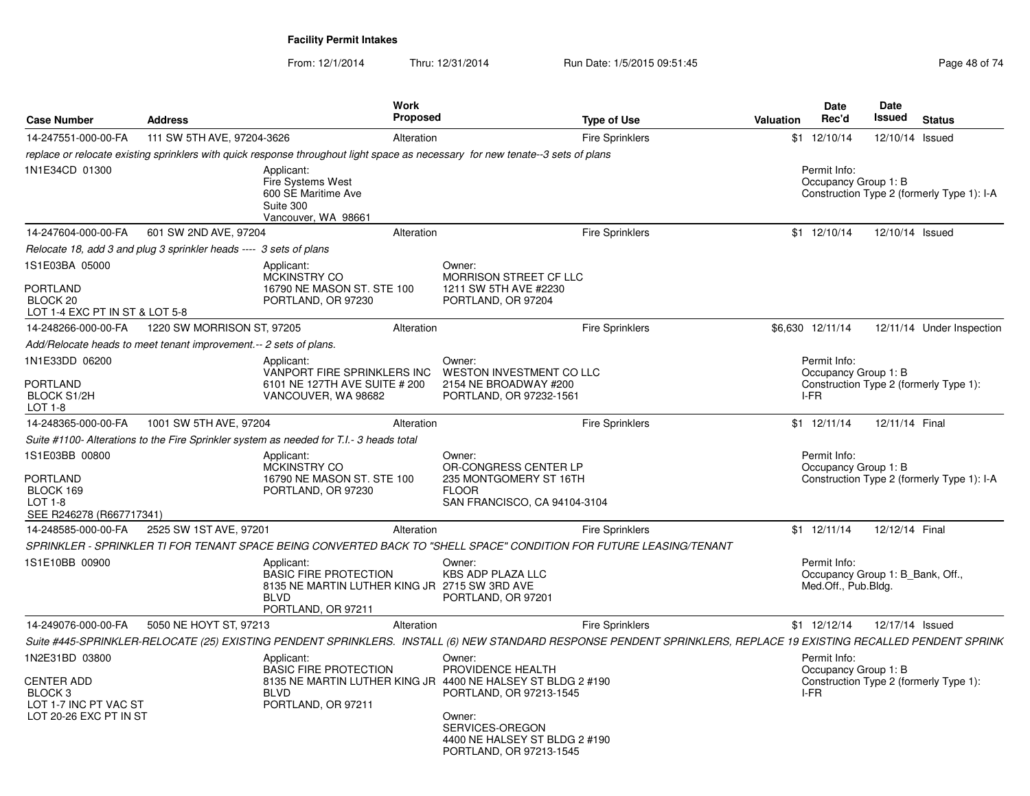**Facility Permit Intakes**

From: 12/1/2014 Thru: 12/31/2014 Run Date: 1/5/2015 09:51:45

| Case Number | Address | Work Proposed | Type of Use | Valuation | Date Rec'd | Date Issued | Status |
|---|---|---|---|---|---|---|---|
| 14-247551-000-00-FA | 111 SW 5TH AVE, 97204-3626 | Alteration | Fire Sprinklers | $1 | 12/10/14 | 12/10/14 | Issued |

*replace or relocate existing sprinklers with quick response throughout light space as necessary for new tenate--3 sets of plans*

1N1E34CD 01300

Applicant:
Fire Systems West
600 SE Maritime Ave
Suite 300
Vancouver, WA 98661

Permit Info:
Occupancy Group 1: B
Construction Type 2 (formerly Type 1): I-A

| Case Number | Address | Work Proposed | Type of Use | Valuation | Date Rec'd | Date Issued | Status |
|---|---|---|---|---|---|---|---|
| 14-247604-000-00-FA | 601 SW 2ND AVE, 97204 | Alteration | Fire Sprinklers | $1 | 12/10/14 | 12/10/14 | Issued |

*Relocate 18, add 3 and plug 3 sprinkler heads ---- 3 sets of plans*

1S1E03BA 05000

PORTLAND
BLOCK 20
LOT 1-4 EXC PT IN ST & LOT 5-8

Applicant:
MCKINSTRY CO
16790 NE MASON ST. STE 100
PORTLAND, OR 97230

Owner:
MORRISON STREET CF LLC
1211 SW 5TH AVE #2230
PORTLAND, OR 97204

| Case Number | Address | Work Proposed | Type of Use | Valuation | Date Rec'd | Date Issued | Status |
|---|---|---|---|---|---|---|---|
| 14-248266-000-00-FA | 1220 SW MORRISON ST, 97205 | Alteration | Fire Sprinklers | $6,630 | 12/11/14 | 12/11/14 | Under Inspection |

*Add/Relocate heads to meet tenant improvement.-- 2 sets of plans.*

1N1E33DD 06200

PORTLAND
BLOCK S1/2H
LOT 1-8

Applicant:
VANPORT FIRE SPRINKLERS INC
6101 NE 127TH AVE SUITE # 200
VANCOUVER, WA 98682

Owner:
WESTON INVESTMENT CO LLC
2154 NE BROADWAY #200
PORTLAND, OR 97232-1561

Permit Info:
Occupancy Group 1: B
Construction Type 2 (formerly Type 1): I-FR

| Case Number | Address | Work Proposed | Type of Use | Valuation | Date Rec'd | Date Issued | Status |
|---|---|---|---|---|---|---|---|
| 14-248365-000-00-FA | 1001 SW 5TH AVE, 97204 | Alteration | Fire Sprinklers | $1 | 12/11/14 | 12/11/14 | Final |

*Suite #1100- Alterations to the Fire Sprinkler system as needed for T.I.- 3 heads total*

1S1E03BB 00800

PORTLAND
BLOCK 169
LOT 1-8
SEE R246278 (R667717341)

Applicant:
MCKINSTRY CO
16790 NE MASON ST. STE 100
PORTLAND, OR 97230

Owner:
OR-CONGRESS CENTER LP
235 MONTGOMERY ST 16TH FLOOR
SAN FRANCISCO, CA 94104-3104

Permit Info:
Occupancy Group 1: B
Construction Type 2 (formerly Type 1): I-A

| Case Number | Address | Work Proposed | Type of Use | Valuation | Date Rec'd | Date Issued | Status |
|---|---|---|---|---|---|---|---|
| 14-248585-000-00-FA | 2525 SW 1ST AVE, 97201 | Alteration | Fire Sprinklers | $1 | 12/11/14 | 12/12/14 | Final |

*SPRINKLER - SPRINKLER TI FOR TENANT SPACE BEING CONVERTED BACK TO "SHELL SPACE" CONDITION FOR FUTURE LEASING/TENANT*

1S1E10BB 00900

Applicant:
BASIC FIRE PROTECTION
8135 NE MARTIN LUTHER KING JR BLVD
PORTLAND, OR 97211

Owner:
KBS ADP PLAZA LLC
2715 SW 3RD AVE
PORTLAND, OR 97201

Permit Info:
Occupancy Group 1: B_Bank, Off., Med.Off., Pub.Bldg.

| Case Number | Address | Work Proposed | Type of Use | Valuation | Date Rec'd | Date Issued | Status |
|---|---|---|---|---|---|---|---|
| 14-249076-000-00-FA | 5050 NE HOYT ST, 97213 | Alteration | Fire Sprinklers | $1 | 12/12/14 | 12/17/14 | Issued |

*Suite #445-SPRINKLER-RELOCATE (25) EXISTING PENDENT SPRINKLERS. INSTALL (6) NEW STANDARD RESPONSE PENDENT SPRINKLERS, REPLACE 19 EXISTING RECALLED PENDENT SPRINK*

1N2E31BD 03800

CENTER ADD
BLOCK 3
LOT 1-7 INC PT VAC ST
LOT 20-26 EXC PT IN ST

Applicant:
BASIC FIRE PROTECTION
8135 NE MARTIN LUTHER KING JR BLVD
PORTLAND, OR 97211

Owner:
PROVIDENCE HEALTH
4400 NE HALSEY ST BLDG 2 #190
PORTLAND, OR 97213-1545

Owner:
SERVICES-OREGON
4400 NE HALSEY ST BLDG 2 #190
PORTLAND, OR 97213-1545

Permit Info:
Occupancy Group 1: B
Construction Type 2 (formerly Type 1): I-FR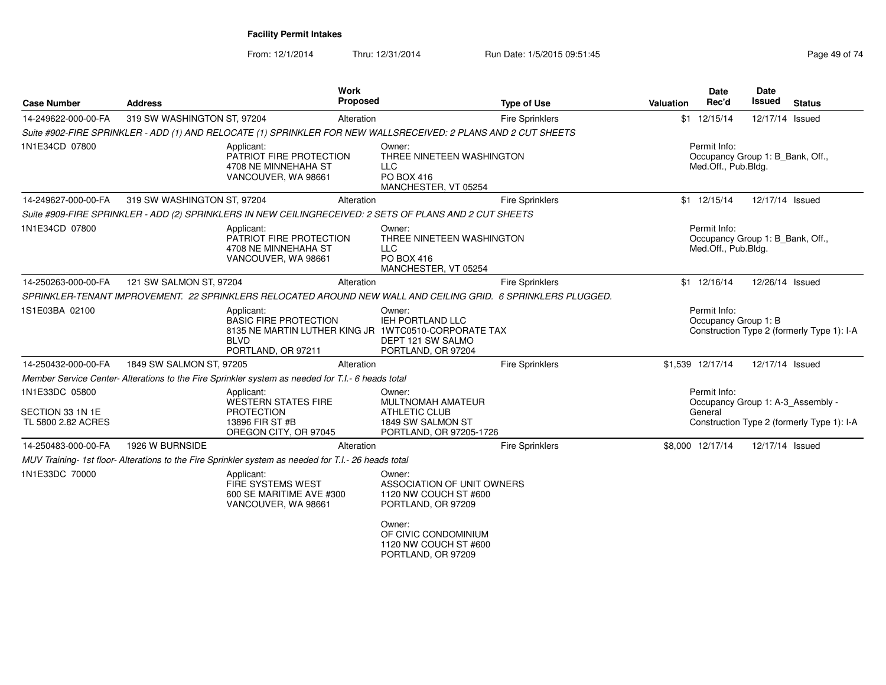**Facility Permit Intakes**

From: 12/1/2014 Thru: 12/31/2014 Run Date: 1/5/2015 09:51:45

| Case Number | Address | Work Proposed | Type of Use | Valuation | Date Rec'd | Date Issued | Status |
|---|---|---|---|---|---|---|---|
| 14-249622-000-00-FA | 319 SW WASHINGTON ST, 97204 | Alteration | Fire Sprinklers | $1 | 12/15/14 | 12/17/14 | Issued |

*Suite #902-FIRE SPRINKLER - ADD (1) AND RELOCATE (1) SPRINKLER FOR NEW WALLSRECEIVED: 2 PLANS AND 2 CUT SHEETS*

1N1E34CD 07800

Applicant: PATRIOT FIRE PROTECTION, 4708 NE MINNEHAHA ST, VANCOUVER, WA 98661

Owner: THREE NINETEEN WASHINGTON LLC, PO BOX 416, MANCHESTER, VT 05254

Permit Info: Occupancy Group 1: B_Bank, Off., Med.Off., Pub.Bldg.

---

| Case Number | Address | Work Proposed | Type of Use | Valuation | Date Rec'd | Date Issued | Status |
|---|---|---|---|---|---|---|---|
| 14-249627-000-00-FA | 319 SW WASHINGTON ST, 97204 | Alteration | Fire Sprinklers | $1 | 12/15/14 | 12/17/14 | Issued |

*Suite #909-FIRE SPRINKLER - ADD (2) SPRINKLERS IN NEW CEILINGRECEIVED: 2 SETS OF PLANS AND 2 CUT SHEETS*

1N1E34CD 07800

Applicant: PATRIOT FIRE PROTECTION, 4708 NE MINNEHAHA ST, VANCOUVER, WA 98661

Owner: THREE NINETEEN WASHINGTON LLC, PO BOX 416, MANCHESTER, VT 05254

Permit Info: Occupancy Group 1: B_Bank, Off., Med.Off., Pub.Bldg.

---

| Case Number | Address | Work Proposed | Type of Use | Valuation | Date Rec'd | Date Issued | Status |
|---|---|---|---|---|---|---|---|
| 14-250263-000-00-FA | 121 SW SALMON ST, 97204 | Alteration | Fire Sprinklers | $1 | 12/16/14 | 12/26/14 | Issued |

*SPRINKLER-TENANT IMPROVEMENT. 22 SPRINKLERS RELOCATED AROUND NEW WALL AND CEILING GRID. 6 SPRINKLERS PLUGGED.*

1S1E03BA 02100

Applicant: BASIC FIRE PROTECTION, 8135 NE MARTIN LUTHER KING JR BLVD, PORTLAND, OR 97211

Owner: IEH PORTLAND LLC, 1WTC0510-CORPORATE TAX, DEPT 121 SW SALMO, PORTLAND, OR 97204

Permit Info: Occupancy Group 1: B; Construction Type 2 (formerly Type 1): I-A

---

| Case Number | Address | Work Proposed | Type of Use | Valuation | Date Rec'd | Date Issued | Status |
|---|---|---|---|---|---|---|---|
| 14-250432-000-00-FA | 1849 SW SALMON ST, 97205 | Alteration | Fire Sprinklers | $1,539 | 12/17/14 | 12/17/14 | Issued |

*Member Service Center- Alterations to the Fire Sprinkler system as needed for T.I.- 6 heads total*

1N1E33DC 05800

SECTION 33 1N 1E TL 5800 2.82 ACRES

Applicant: WESTERN STATES FIRE PROTECTION, 13896 FIR ST #B, OREGON CITY, OR 97045

Owner: MULTNOMAH AMATEUR ATHLETIC CLUB, 1849 SW SALMON ST, PORTLAND, OR 97205-1726

Permit Info: Occupancy Group 1: A-3_Assembly - General; Construction Type 2 (formerly Type 1): I-A

---

| Case Number | Address | Work Proposed | Type of Use | Valuation | Date Rec'd | Date Issued | Status |
|---|---|---|---|---|---|---|---|
| 14-250483-000-00-FA | 1926 W BURNSIDE | Alteration | Fire Sprinklers | $8,000 | 12/17/14 | 12/17/14 | Issued |

*MUV Training- 1st floor- Alterations to the Fire Sprinkler system as needed for T.I.- 26 heads total*

1N1E33DC 70000

Applicant: FIRE SYSTEMS WEST, 600 SE MARITIME AVE #300, VANCOUVER, WA 98661

Owner: ASSOCIATION OF UNIT OWNERS, 1120 NW COUCH ST #600, PORTLAND, OR 97209

Owner: OF CIVIC CONDOMINIUM, 1120 NW COUCH ST #600, PORTLAND, OR 97209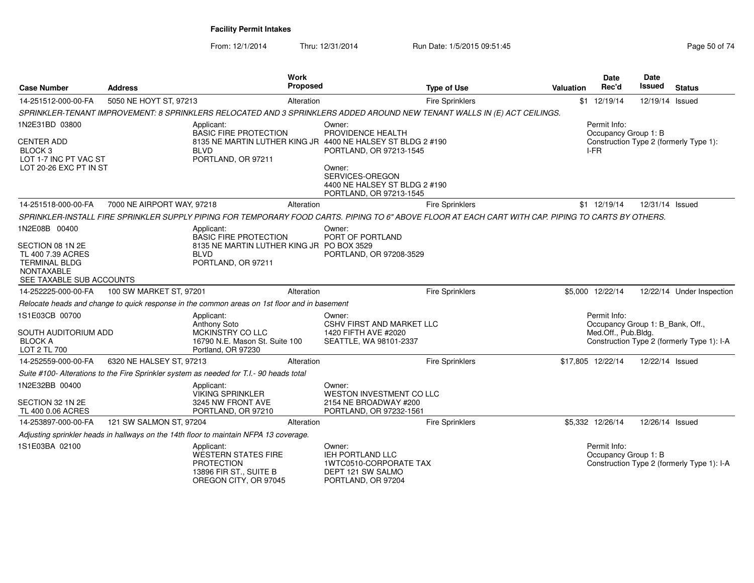**Facility Permit Intakes**

From: 12/1/2014 Thru: 12/31/2014 Run Date: 1/5/2015 09:51:45

| Case Number | Address | Work Proposed | Type of Use | Valuation | Date Rec'd | Date Issued | Status |
|---|---|---|---|---|---|---|---|
| 14-251512-000-00-FA | 5050 NE HOYT ST, 97213 | Alteration | Fire Sprinklers | $1 | 12/19/14 | 12/19/14 | Issued |

*SPRINKLER-TENANT IMPROVEMENT: 8 SPRINKLERS RELOCATED AND 3 SPRINKLERS ADDED AROUND NEW TENANT WALLS IN (E) ACT CEILINGS.*

1N2E31BD 03800

CENTER ADD
BLOCK 3
LOT 1-7 INC PT VAC ST
LOT 20-26 EXC PT IN ST

Applicant:
BASIC FIRE PROTECTION
8135 NE MARTIN LUTHER KING JR BLVD
PORTLAND, OR 97211

Owner:
PROVIDENCE HEALTH
4400 NE HALSEY ST BLDG 2 #190
PORTLAND, OR 97213-1545

Owner:
SERVICES-OREGON
4400 NE HALSEY ST BLDG 2 #190
PORTLAND, OR 97213-1545

Permit Info:
Occupancy Group 1: B
Construction Type 2 (formerly Type 1): I-FR

| Case Number | Address | Work Proposed | Type of Use | Valuation | Date Rec'd | Date Issued | Status |
|---|---|---|---|---|---|---|---|
| 14-251518-000-00-FA | 7000 NE AIRPORT WAY, 97218 | Alteration | Fire Sprinklers | $1 | 12/19/14 | 12/31/14 | Issued |

*SPRINKLER-INSTALL FIRE SPRINKLER SUPPLY PIPING FOR TEMPORARY FOOD CARTS. PIPING TO 6" ABOVE FLOOR AT EACH CART WITH CAP. PIPING TO CARTS BY OTHERS.*

1N2E08B 00400

SECTION 08 1N 2E
TL 400 7.39 ACRES
TERMINAL BLDG
NONTAXABLE
SEE TAXABLE SUB ACCOUNTS

Applicant:
BASIC FIRE PROTECTION
8135 NE MARTIN LUTHER KING JR BLVD
PORTLAND, OR 97211

Owner:
PORT OF PORTLAND
PO BOX 3529
PORTLAND, OR 97208-3529

| Case Number | Address | Work Proposed | Type of Use | Valuation | Date Rec'd | Date Issued | Status |
|---|---|---|---|---|---|---|---|
| 14-252225-000-00-FA | 100 SW MARKET ST, 97201 | Alteration | Fire Sprinklers | $5,000 | 12/22/14 | 12/22/14 | Under Inspection |

*Relocate heads and change to quick response in the common areas on 1st floor and in basement*

1S1E03CB 00700

SOUTH AUDITORIUM ADD
BLOCK A
LOT 2 TL 700

Applicant:
Anthony Soto
MCKINSTRY CO LLC
16790 N.E. Mason St. Suite 100
Portland, OR 97230

Owner:
CSHV FIRST AND MARKET LLC
1420 FIFTH AVE #2020
SEATTLE, WA 98101-2337

Permit Info:
Occupancy Group 1: B_Bank, Off., Med.Off., Pub.Bldg.
Construction Type 2 (formerly Type 1): I-A

| Case Number | Address | Work Proposed | Type of Use | Valuation | Date Rec'd | Date Issued | Status |
|---|---|---|---|---|---|---|---|
| 14-252559-000-00-FA | 6320 NE HALSEY ST, 97213 | Alteration | Fire Sprinklers | $17,805 | 12/22/14 | 12/22/14 | Issued |

*Suite #100- Alterations to the Fire Sprinkler system as needed for T.I.- 90 heads total*

1N2E32BB 00400

SECTION 32 1N 2E
TL 400 0.06 ACRES

Applicant:
VIKING SPRINKLER
3245 NW FRONT AVE
PORTLAND, OR 97210

Owner:
WESTON INVESTMENT CO LLC
2154 NE BROADWAY #200
PORTLAND, OR 97232-1561

| Case Number | Address | Work Proposed | Type of Use | Valuation | Date Rec'd | Date Issued | Status |
|---|---|---|---|---|---|---|---|
| 14-253897-000-00-FA | 121 SW SALMON ST, 97204 | Alteration | Fire Sprinklers | $5,332 | 12/26/14 | 12/26/14 | Issued |

*Adjusting sprinkler heads in hallways on the 14th floor to maintain NFPA 13 coverage.*

1S1E03BA 02100

Applicant:
WESTERN STATES FIRE PROTECTION
13896 FIR ST., SUITE B
OREGON CITY, OR 97045

Owner:
IEH PORTLAND LLC
1WTC0510-CORPORATE TAX
DEPT 121 SW SALMO
PORTLAND, OR 97204

Permit Info:
Occupancy Group 1: B
Construction Type 2 (formerly Type 1): I-A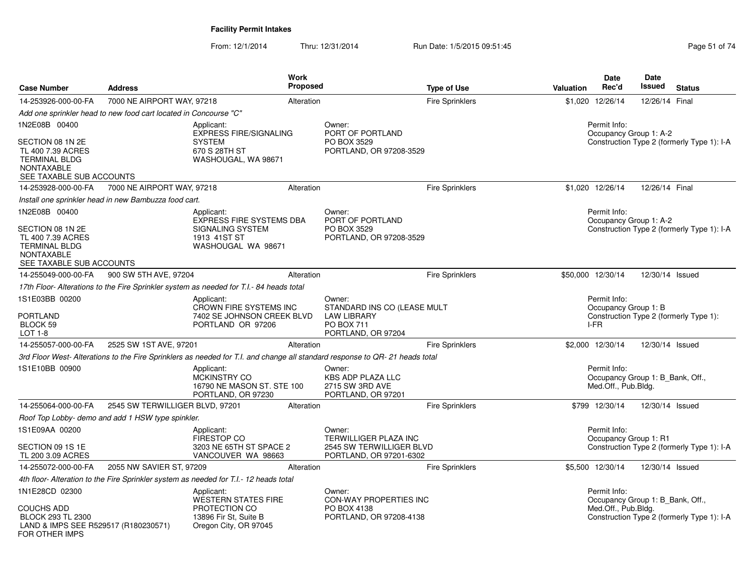**Facility Permit Intakes**

From: 12/1/2014 Thru: 12/31/2014 Run Date: 1/5/2015 09:51:45

| Case Number | Address | Work Proposed | Type of Use | Valuation | Date Rec'd | Date Issued | Status |
|---|---|---|---|---|---|---|---|
| 14-253926-000-00-FA | 7000 NE AIRPORT WAY, 97218 | Alteration | Fire Sprinklers | $1,020 | 12/26/14 | 12/26/14 | Final |

*Add one sprinkler head to new food cart located in Concourse "C"*

1N2E08B 00400

SECTION 08 1N 2E
TL 400 7.39 ACRES
TERMINAL BLDG
NONTAXABLE
SEE TAXABLE SUB ACCOUNTS

Applicant:
EXPRESS FIRE/SIGNALING SYSTEM
670 S 28TH ST
WASHOUGAL, WA 98671

Owner:
PORT OF PORTLAND
PO BOX 3529
PORTLAND, OR 97208-3529

Permit Info:
Occupancy Group 1: A-2
Construction Type 2 (formerly Type 1): I-A

| Case Number | Address | Work Proposed | Type of Use | Valuation | Date Rec'd | Date Issued | Status |
|---|---|---|---|---|---|---|---|
| 14-253928-000-00-FA | 7000 NE AIRPORT WAY, 97218 | Alteration | Fire Sprinklers | $1,020 | 12/26/14 | 12/26/14 | Final |

*Install one sprinkler head in new Bambuzza food cart.*

1N2E08B 00400

SECTION 08 1N 2E
TL 400 7.39 ACRES
TERMINAL BLDG
NONTAXABLE
SEE TAXABLE SUB ACCOUNTS

Applicant:
EXPRESS FIRE SYSTEMS DBA SIGNALING SYSTEM
1913 41ST ST
WASHOUGAL WA 98671

Owner:
PORT OF PORTLAND
PO BOX 3529
PORTLAND, OR 97208-3529

Permit Info:
Occupancy Group 1: A-2
Construction Type 2 (formerly Type 1): I-A

| Case Number | Address | Work Proposed | Type of Use | Valuation | Date Rec'd | Date Issued | Status |
|---|---|---|---|---|---|---|---|
| 14-255049-000-00-FA | 900 SW 5TH AVE, 97204 | Alteration | Fire Sprinklers | $50,000 | 12/30/14 | 12/30/14 | Issued |

*17th Floor- Alterations to the Fire Sprinkler system as needed for T.I.- 84 heads total*

1S1E03BB 00200

PORTLAND
BLOCK 59
LOT 1-8

Applicant:
CROWN FIRE SYSTEMS INC
7402 SE JOHNSON CREEK BLVD
PORTLAND OR 97206

Owner:
STANDARD INS CO (LEASE MULT
LAW LIBRARY
PO BOX 711
PORTLAND, OR 97204

Permit Info:
Occupancy Group 1: B
Construction Type 2 (formerly Type 1): I-FR

| Case Number | Address | Work Proposed | Type of Use | Valuation | Date Rec'd | Date Issued | Status |
|---|---|---|---|---|---|---|---|
| 14-255057-000-00-FA | 2525 SW 1ST AVE, 97201 | Alteration | Fire Sprinklers | $2,000 | 12/30/14 | 12/30/14 | Issued |

*3rd Floor West- Alterations to the Fire Sprinklers as needed for T.I. and change all standard response to QR- 21 heads total*

1S1E10BB 00900

Applicant:
MCKINSTRY CO
16790 NE MASON ST. STE 100
PORTLAND, OR 97230

Owner:
KBS ADP PLAZA LLC
2715 SW 3RD AVE
PORTLAND, OR 97201

Permit Info:
Occupancy Group 1: B_Bank, Off., Med.Off., Pub.Bldg.

| Case Number | Address | Work Proposed | Type of Use | Valuation | Date Rec'd | Date Issued | Status |
|---|---|---|---|---|---|---|---|
| 14-255064-000-00-FA | 2545 SW TERWILLIGER BLVD, 97201 | Alteration | Fire Sprinklers | $799 | 12/30/14 | 12/30/14 | Issued |

*Roof Top Lobby- demo and add 1 HSW type spinkler.*

1S1E09AA 00200

SECTION 09 1S 1E
TL 200 3.09 ACRES

Applicant:
FIRESTOP CO
3203 NE 65TH ST SPACE 2
VANCOUVER WA 98663

Owner:
TERWILLIGER PLAZA INC
2545 SW TERWILLIGER BLVD
PORTLAND, OR 97201-6302

Permit Info:
Occupancy Group 1: R1
Construction Type 2 (formerly Type 1): I-A

| Case Number | Address | Work Proposed | Type of Use | Valuation | Date Rec'd | Date Issued | Status |
|---|---|---|---|---|---|---|---|
| 14-255072-000-00-FA | 2055 NW SAVIER ST, 97209 | Alteration | Fire Sprinklers | $5,500 | 12/30/14 | 12/30/14 | Issued |

*4th floor- Alteration to the Fire Sprinkler system as needed for T.I.- 12 heads total*

1N1E28CD 02300

COUCHS ADD
BLOCK 293 TL 2300
LAND & IMPS SEE R529517 (R180230571) FOR OTHER IMPS

Applicant:
WESTERN STATES FIRE PROTECTION CO
13896 Fir St, Suite B
Oregon City, OR 97045

Owner:
CON-WAY PROPERTIES INC
PO BOX 4138
PORTLAND, OR 97208-4138

Permit Info:
Occupancy Group 1: B_Bank, Off., Med.Off., Pub.Bldg.
Construction Type 2 (formerly Type 1): I-A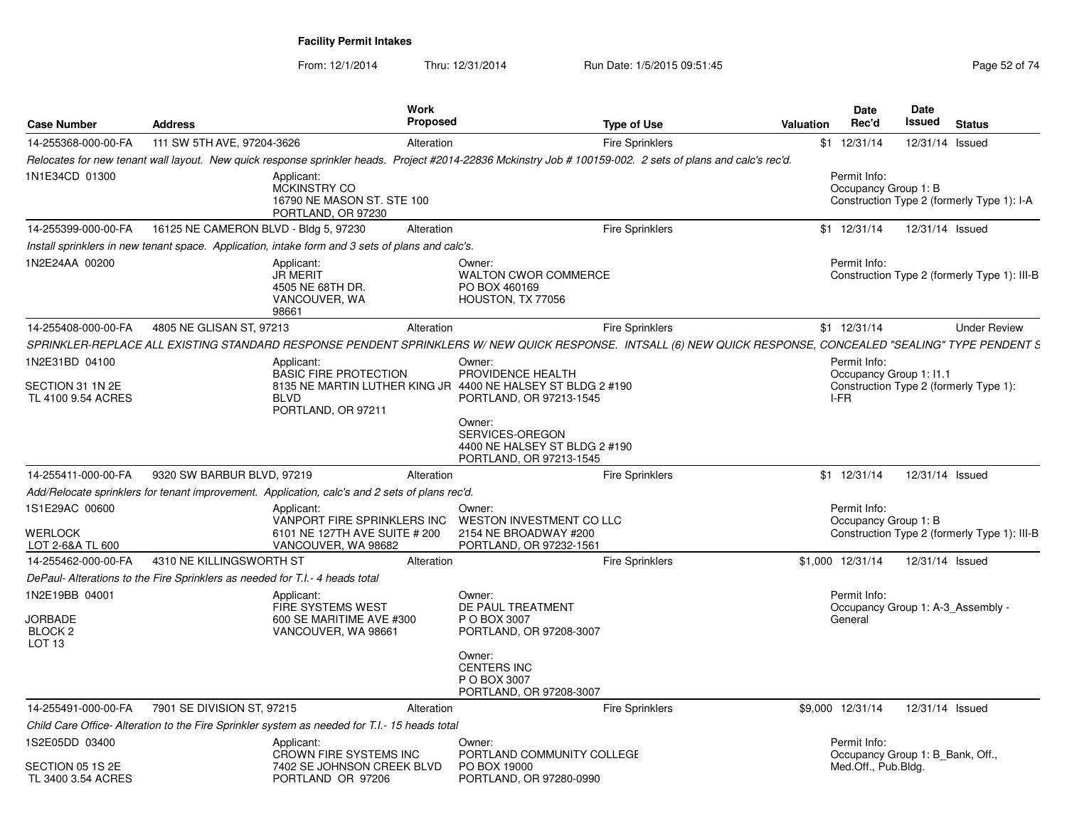# Facility Permit Intakes

From: 12/1/2014 Thru: 12/31/2014 Run Date: 1/5/2015 09:51:45

| Case Number | Address | Work Proposed | Type of Use | Valuation | Date Rec'd | Date Issued | Status |
|---|---|---|---|---|---|---|---|
| 14-255368-000-00-FA | 111 SW 5TH AVE, 97204-3626 | Alteration | Fire Sprinklers | $1 | 12/31/14 | 12/31/14 | Issued |
| *Relocates for new tenant wall layout. New quick response sprinkler heads. Project #2014-22836 Mckinstry Job # 100159-002. 2 sets of plans and calc's rec'd.* | | | | | | | |
| 1N1E34CD 01300 | Applicant: MCKINSTRY CO 16790 NE MASON ST. STE 100 PORTLAND, OR 97230 | | | | Permit Info: Occupancy Group 1: B Construction Type 2 (formerly Type 1): I-A | | |
| 14-255399-000-00-FA | 16125 NE CAMERON BLVD - Bldg 5, 97230 | Alteration | Fire Sprinklers | $1 | 12/31/14 | 12/31/14 | Issued |
| *Install sprinklers in new tenant space. Application, intake form and 3 sets of plans and calc's.* | | | | | | | |
| 1N2E24AA 00200 | Applicant: JR MERIT 4505 NE 68TH DR. VANCOUVER, WA 98661 | Owner: WALTON CWOR COMMERCE PO BOX 460169 HOUSTON, TX 77056 | | | Permit Info: Construction Type 2 (formerly Type 1): III-B | | |
| 14-255408-000-00-FA | 4805 NE GLISAN ST, 97213 | Alteration | Fire Sprinklers | $1 | 12/31/14 | | Under Review |
| *SPRINKLER-REPLACE ALL EXISTING STANDARD RESPONSE PENDENT SPRINKLERS W/ NEW QUICK RESPONSE. INTSALL (6) NEW QUICK RESPONSE, CONCEALED "SEALING" TYPE PENDENT S* | | | | | | | |
| 1N2E31BD 04100 SECTION 31 1N 2E TL 4100 9.54 ACRES | Applicant: BASIC FIRE PROTECTION 8135 NE MARTIN LUTHER KING JR BLVD PORTLAND, OR 97211 | Owner: PROVIDENCE HEALTH 4400 NE HALSEY ST BLDG 2 #190 PORTLAND, OR 97213-1545 Owner: SERVICES-OREGON 4400 NE HALSEY ST BLDG 2 #190 PORTLAND, OR 97213-1545 | | | Permit Info: Occupancy Group 1: I1.1 Construction Type 2 (formerly Type 1): I-FR | | |
| 14-255411-000-00-FA | 9320 SW BARBUR BLVD, 97219 | Alteration | Fire Sprinklers | $1 | 12/31/14 | 12/31/14 | Issued |
| *Add/Relocate sprinklers for tenant improvement. Application, calc's and 2 sets of plans rec'd.* | | | | | | | |
| 1S1E29AC 00600 WERLOCK LOT 2-6&A TL 600 | Applicant: VANPORT FIRE SPRINKLERS INC 6101 NE 127TH AVE SUITE # 200 VANCOUVER, WA 98682 | Owner: WESTON INVESTMENT CO LLC 2154 NE BROADWAY #200 PORTLAND, OR 97232-1561 | | | Permit Info: Occupancy Group 1: B Construction Type 2 (formerly Type 1): III-B | | |
| 14-255462-000-00-FA | 4310 NE KILLINGSWORTH ST | Alteration | Fire Sprinklers | $1,000 | 12/31/14 | 12/31/14 | Issued |
| *DePaul- Alterations to the Fire Sprinklers as needed for T.I.- 4 heads total* | | | | | | | |
| 1N2E19BB 04001 JORBADE BLOCK 2 LOT 13 | Applicant: FIRE SYSTEMS WEST 600 SE MARITIME AVE #300 VANCOUVER, WA 98661 | Owner: DE PAUL TREATMENT P O BOX 3007 PORTLAND, OR 97208-3007 Owner: CENTERS INC P O BOX 3007 PORTLAND, OR 97208-3007 | | | Permit Info: Occupancy Group 1: A-3_Assembly - General | | |
| 14-255491-000-00-FA | 7901 SE DIVISION ST, 97215 | Alteration | Fire Sprinklers | $9,000 | 12/31/14 | 12/31/14 | Issued |
| *Child Care Office- Alteration to the Fire Sprinkler system as needed for T.I.- 15 heads total* | | | | | | | |
| 1S2E05DD 03400 SECTION 05 1S 2E TL 3400 3.54 ACRES | Applicant: CROWN FIRE SYSTEMS INC 7402 SE JOHNSON CREEK BLVD PORTLAND OR 97206 | Owner: PORTLAND COMMUNITY COLLEGE PO BOX 19000 PORTLAND, OR 97280-0990 | | | Permit Info: Occupancy Group 1: B_Bank, Off., Med.Off., Pub.Bldg. | | |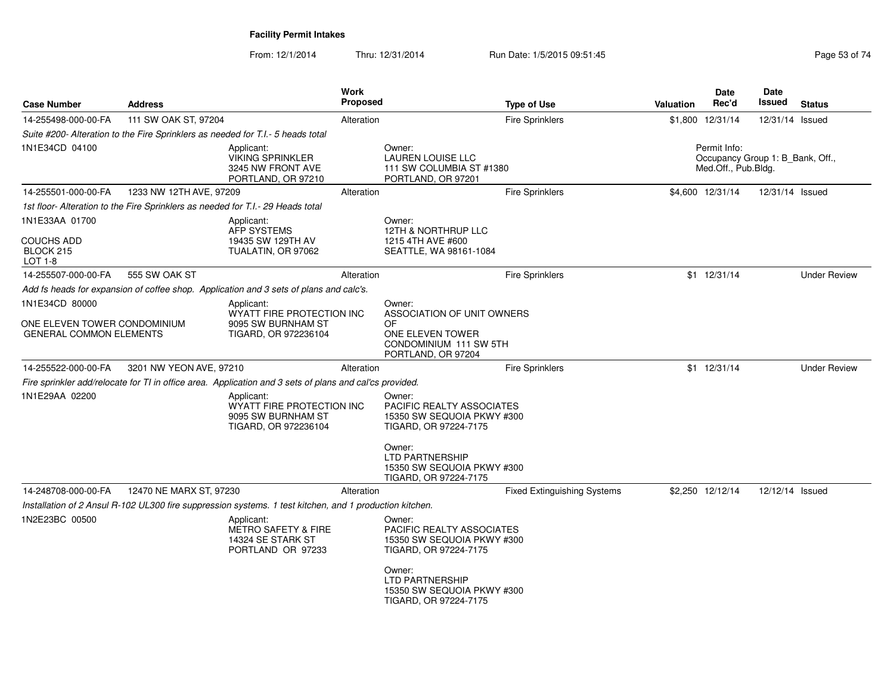## Facility Permit Intakes

From: 12/1/2014 Thru: 12/31/2014 Run Date: 1/5/2015 09:51:45

| Case Number | Address | Work Proposed | Type of Use | Valuation | Date Rec'd | Date Issued | Status |
|---|---|---|---|---|---|---|---|
| 14-255498-000-00-FA | 111 SW OAK ST, 97204 | Alteration | Fire Sprinklers | $1,800 | 12/31/14 | 12/31/14 | Issued |

*Suite #200- Alteration to the Fire Sprinklers as needed for T.I.- 5 heads total*

1N1E34CD 04100

Applicant:
VIKING SPRINKLER
3245 NW FRONT AVE
PORTLAND, OR 97210

Owner:
LAUREN LOUISE LLC
111 SW COLUMBIA ST #1380
PORTLAND, OR 97201

Permit Info:
Occupancy Group 1: B_Bank, Off., Med.Off., Pub.Bldg.

| Case Number | Address | Work Proposed | Type of Use | Valuation | Date Rec'd | Date Issued | Status |
|---|---|---|---|---|---|---|---|
| 14-255501-000-00-FA | 1233 NW 12TH AVE, 97209 | Alteration | Fire Sprinklers | $4,600 | 12/31/14 | 12/31/14 | Issued |

*1st floor- Alteration to the Fire Sprinklers as needed for T.I.- 29 Heads total*

1N1E33AA 01700

COUCHS ADD
BLOCK 215
LOT 1-8

Applicant:
AFP SYSTEMS
19435 SW 129TH AV
TUALATIN, OR 97062

Owner:
12TH & NORTHRUP LLC
1215 4TH AVE #600
SEATTLE, WA 98161-1084

| Case Number | Address | Work Proposed | Type of Use | Valuation | Date Rec'd | Date Issued | Status |
|---|---|---|---|---|---|---|---|
| 14-255507-000-00-FA | 555 SW OAK ST | Alteration | Fire Sprinklers | $1 | 12/31/14 | | Under Review |

*Add fs heads for expansion of coffee shop. Application and 3 sets of plans and calc's.*

1N1E34CD 80000

ONE ELEVEN TOWER CONDOMINIUM
GENERAL COMMON ELEMENTS

Applicant:
WYATT FIRE PROTECTION INC
9095 SW BURNHAM ST
TIGARD, OR 972236104

Owner:
ASSOCIATION OF UNIT OWNERS OF
ONE ELEVEN TOWER
CONDOMINIUM 111 SW 5TH
PORTLAND, OR 97204

| Case Number | Address | Work Proposed | Type of Use | Valuation | Date Rec'd | Date Issued | Status |
|---|---|---|---|---|---|---|---|
| 14-255522-000-00-FA | 3201 NW YEON AVE, 97210 | Alteration | Fire Sprinklers | $1 | 12/31/14 | | Under Review |

*Fire sprinkler add/relocate for TI in office area. Application and 3 sets of plans and cal'cs provided.*

1N1E29AA 02200

Applicant:
WYATT FIRE PROTECTION INC
9095 SW BURNHAM ST
TIGARD, OR 972236104

Owner:
PACIFIC REALTY ASSOCIATES
15350 SW SEQUOIA PKWY #300
TIGARD, OR 97224-7175

Owner:
LTD PARTNERSHIP
15350 SW SEQUOIA PKWY #300
TIGARD, OR 97224-7175

| Case Number | Address | Work Proposed | Type of Use | Valuation | Date Rec'd | Date Issued | Status |
|---|---|---|---|---|---|---|---|
| 14-248708-000-00-FA | 12470 NE MARX ST, 97230 | Alteration | Fixed Extinguishing Systems | $2,250 | 12/12/14 | 12/12/14 | Issued |

*Installation of 2 Ansul R-102 UL300 fire suppression systems. 1 test kitchen, and 1 production kitchen.*

1N2E23BC 00500

Applicant:
METRO SAFETY & FIRE
14324 SE STARK ST
PORTLAND OR 97233

Owner:
PACIFIC REALTY ASSOCIATES
15350 SW SEQUOIA PKWY #300
TIGARD, OR 97224-7175

Owner:
LTD PARTNERSHIP
15350 SW SEQUOIA PKWY #300
TIGARD, OR 97224-7175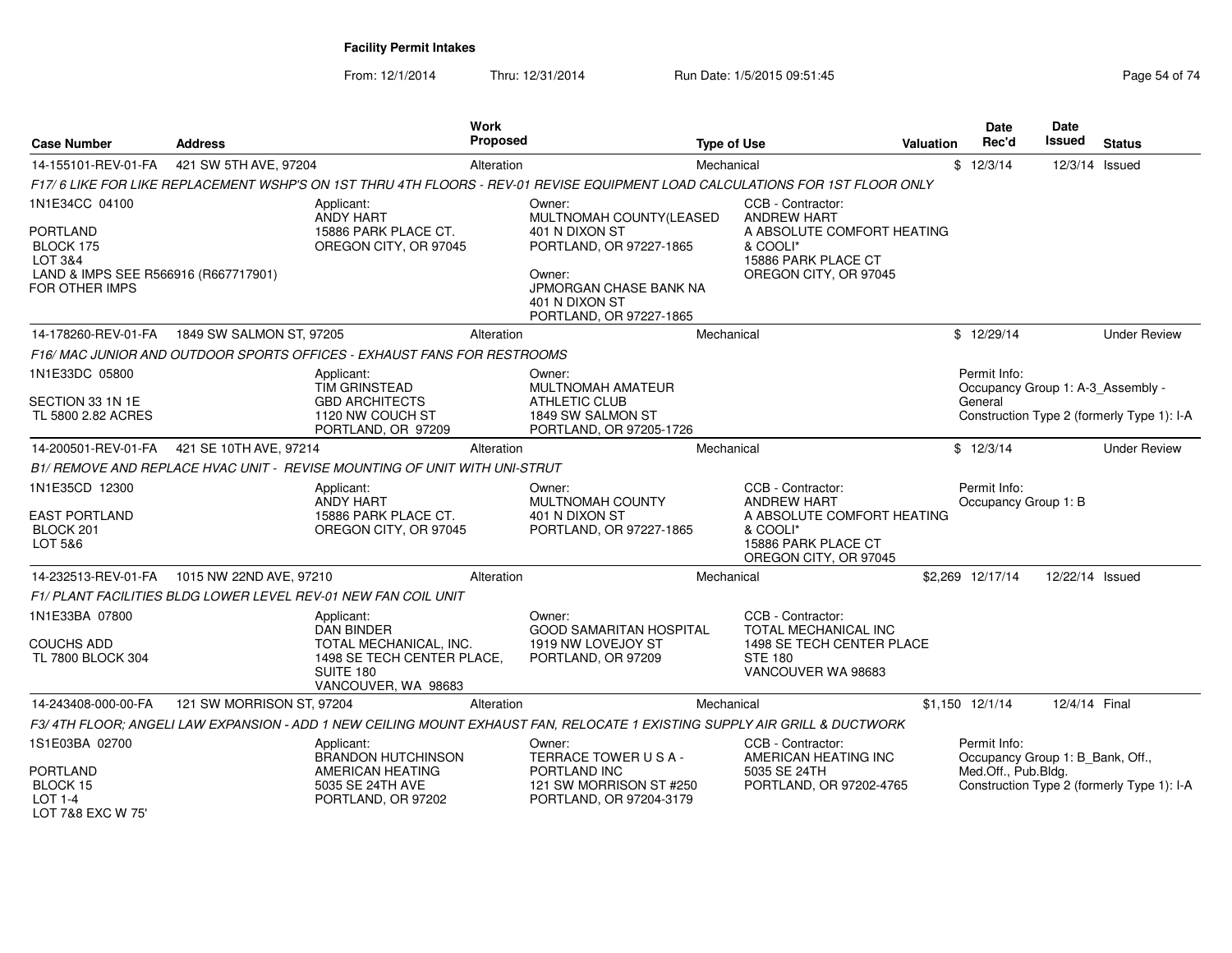**Facility Permit Intakes**

From: 12/1/2014 Thru: 12/31/2014 Run Date: 1/5/2015 09:51:45

| Case Number | Address | Work Proposed | Type of Use | Valuation | Date Rec'd | Date Issued | Status |
|---|---|---|---|---|---|---|---|
| 14-155101-REV-01-FA | 421 SW 5TH AVE, 97204 | Alteration | Mechanical | $ | 12/3/14 | 12/3/14 | Issued |

*F17/ 6 LIKE FOR LIKE REPLACEMENT WSHP'S ON 1ST THRU 4TH FLOORS - REV-01 REVISE EQUIPMENT LOAD CALCULATIONS FOR 1ST FLOOR ONLY*

1N1E34CC 04100

PORTLAND
BLOCK 175
LOT 3&4
LAND & IMPS SEE R566916 (R667717901) FOR OTHER IMPS

Applicant: ANDY HART, 15886 PARK PLACE CT., OREGON CITY, OR 97045

Owner: MULTNOMAH COUNTY(LEASED, 401 N DIXON ST, PORTLAND, OR 97227-1865

Owner: JPMORGAN CHASE BANK NA, 401 N DIXON ST, PORTLAND, OR 97227-1865

CCB - Contractor: ANDREW HART, A ABSOLUTE COMFORT HEATING & COOLI*, 15886 PARK PLACE CT, OREGON CITY, OR 97045

| Case Number | Address | Work Proposed | Type of Use | Valuation | Date Rec'd | Date Issued | Status |
|---|---|---|---|---|---|---|---|
| 14-178260-REV-01-FA | 1849 SW SALMON ST, 97205 | Alteration | Mechanical | $ | 12/29/14 | | Under Review |

*F16/ MAC JUNIOR AND OUTDOOR SPORTS OFFICES - EXHAUST FANS FOR RESTROOMS*

1N1E33DC 05800

SECTION 33 1N 1E
TL 5800 2.82 ACRES

Applicant: TIM GRINSTEAD, GBD ARCHITECTS, 1120 NW COUCH ST, PORTLAND, OR 97209

Owner: MULTNOMAH AMATEUR ATHLETIC CLUB, 1849 SW SALMON ST, PORTLAND, OR 97205-1726

Permit Info: Occupancy Group 1: A-3_Assembly - General; Construction Type 2 (formerly Type 1): I-A

| Case Number | Address | Work Proposed | Type of Use | Valuation | Date Rec'd | Date Issued | Status |
|---|---|---|---|---|---|---|---|
| 14-200501-REV-01-FA | 421 SE 10TH AVE, 97214 | Alteration | Mechanical | $ | 12/3/14 | | Under Review |

*B1/ REMOVE AND REPLACE HVAC UNIT - REVISE MOUNTING OF UNIT WITH UNI-STRUT*

1N1E35CD 12300

EAST PORTLAND
BLOCK 201
LOT 5&6

Applicant: ANDY HART, 15886 PARK PLACE CT., OREGON CITY, OR 97045

Owner: MULTNOMAH COUNTY, 401 N DIXON ST, PORTLAND, OR 97227-1865

CCB - Contractor: ANDREW HART, A ABSOLUTE COMFORT HEATING & COOLI*, 15886 PARK PLACE CT, OREGON CITY, OR 97045

Permit Info: Occupancy Group 1: B

| Case Number | Address | Work Proposed | Type of Use | Valuation | Date Rec'd | Date Issued | Status |
|---|---|---|---|---|---|---|---|
| 14-232513-REV-01-FA | 1015 NW 22ND AVE, 97210 | Alteration | Mechanical | $2,269 | 12/17/14 | 12/22/14 | Issued |

*F1/ PLANT FACILITIES BLDG LOWER LEVEL REV-01 NEW FAN COIL UNIT*

1N1E33BA 07800

COUCHS ADD
TL 7800 BLOCK 304

Applicant: DAN BINDER, TOTAL MECHANICAL, INC., 1498 SE TECH CENTER PLACE, SUITE 180, VANCOUVER, WA 98683

Owner: GOOD SAMARITAN HOSPITAL, 1919 NW LOVEJOY ST, PORTLAND, OR 97209

CCB - Contractor: TOTAL MECHANICAL INC, 1498 SE TECH CENTER PLACE, STE 180, VANCOUVER WA 98683

| Case Number | Address | Work Proposed | Type of Use | Valuation | Date Rec'd | Date Issued | Status |
|---|---|---|---|---|---|---|---|
| 14-243408-000-00-FA | 121 SW MORRISON ST, 97204 | Alteration | Mechanical | $1,150 | 12/1/14 | 12/4/14 | Final |

*F3/ 4TH FLOOR; ANGELI LAW EXPANSION - ADD 1 NEW CEILING MOUNT EXHAUST FAN, RELOCATE 1 EXISTING SUPPLY AIR GRILL & DUCTWORK*

1S1E03BA 02700

PORTLAND
BLOCK 15
LOT 1-4
LOT 7&8 EXC W 75'

Applicant: BRANDON HUTCHINSON, AMERICAN HEATING, 5035 SE 24TH AVE, PORTLAND, OR 97202

Owner: TERRACE TOWER U S A - PORTLAND INC, 121 SW MORRISON ST #250, PORTLAND, OR 97204-3179

CCB - Contractor: AMERICAN HEATING INC, 5035 SE 24TH, PORTLAND, OR 97202-4765

Permit Info: Occupancy Group 1: B_Bank, Off., Med.Off., Pub.Bldg.; Construction Type 2 (formerly Type 1): I-A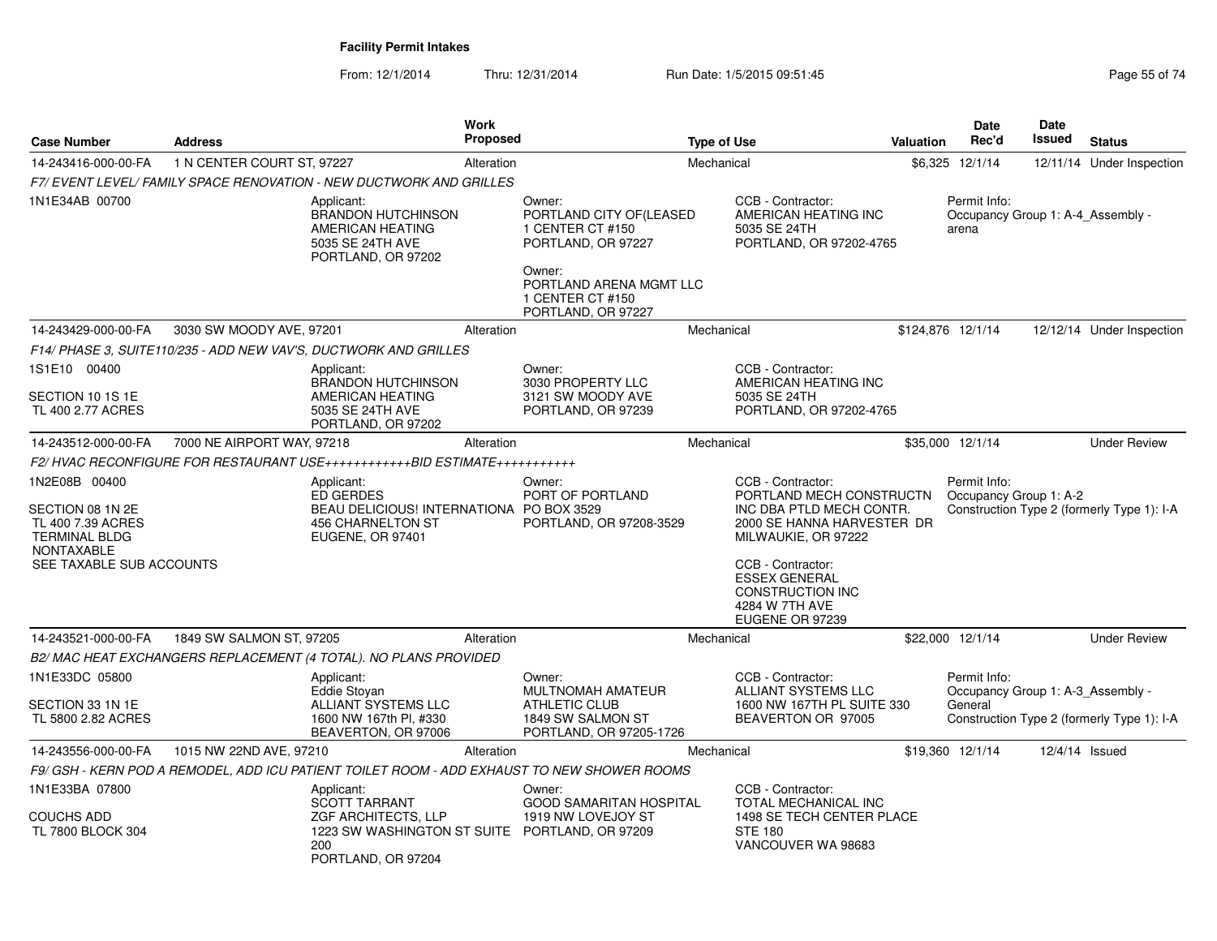# Facility Permit Intakes

From: 12/1/2014 Thru: 12/31/2014 Run Date: 1/5/2015 09:51:45

| Case Number | Address | Work Proposed | Type of Use | Valuation | Date Rec'd | Date Issued | Status |
|---|---|---|---|---|---|---|---|
| 14-243416-000-00-FA | 1 N CENTER COURT ST, 97227 | Alteration | Mechanical | $6,325 | 12/1/14 | 12/11/14 | Under Inspection |

*F7/ EVENT LEVEL/ FAMILY SPACE RENOVATION - NEW DUCTWORK AND GRILLES*

1N1E34AB 00700

Applicant: BRANDON HUTCHINSON, AMERICAN HEATING, 5035 SE 24TH AVE, PORTLAND, OR 97202

Owner: PORTLAND CITY OF(LEASED, 1 CENTER CT #150, PORTLAND, OR 97227

Owner: PORTLAND ARENA MGMT LLC, 1 CENTER CT #150, PORTLAND, OR 97227

CCB - Contractor: AMERICAN HEATING INC, 5035 SE 24TH, PORTLAND, OR 97202-4765

Permit Info: Occupancy Group 1: A-4_Assembly - arena

| Case Number | Address | Work Proposed | Type of Use | Valuation | Date Rec'd | Date Issued | Status |
|---|---|---|---|---|---|---|---|
| 14-243429-000-00-FA | 3030 SW MOODY AVE, 97201 | Alteration | Mechanical | $124,876 | 12/1/14 | 12/12/14 | Under Inspection |

*F14/ PHASE 3, SUITE110/235 - ADD NEW VAV'S, DUCTWORK AND GRILLES*

1S1E10 00400
SECTION 10 1S 1E
TL 400 2.77 ACRES

Applicant: BRANDON HUTCHINSON, AMERICAN HEATING, 5035 SE 24TH AVE, PORTLAND, OR 97202

Owner: 3030 PROPERTY LLC, 3121 SW MOODY AVE, PORTLAND, OR 97239

CCB - Contractor: AMERICAN HEATING INC, 5035 SE 24TH, PORTLAND, OR 97202-4765

| Case Number | Address | Work Proposed | Type of Use | Valuation | Date Rec'd | Date Issued | Status |
|---|---|---|---|---|---|---|---|
| 14-243512-000-00-FA | 7000 NE AIRPORT WAY, 97218 | Alteration | Mechanical | $35,000 | 12/1/14 | | Under Review |

*F2/ HVAC RECONFIGURE FOR RESTAURANT USE++++++++++++BID ESTIMATE+++++++++++*

1N2E08B 00400
SECTION 08 1N 2E
TL 400 7.39 ACRES
TERMINAL BLDG
NONTAXABLE
SEE TAXABLE SUB ACCOUNTS

Applicant: ED GERDES, BEAU DELICIOUS! INTERNATIONA, 456 CHARNELTON ST, EUGENE, OR 97401

Owner: PORT OF PORTLAND, PO BOX 3529, PORTLAND, OR 97208-3529

CCB - Contractor: PORTLAND MECH CONSTRUCTN INC DBA PTLD MECH CONTR., 2000 SE HANNA HARVESTER DR, MILWAUKIE, OR 97222

CCB - Contractor: ESSEX GENERAL CONSTRUCTION INC, 4284 W 7TH AVE, EUGENE OR 97239

Permit Info: Occupancy Group 1: A-2; Construction Type 2 (formerly Type 1): I-A

| Case Number | Address | Work Proposed | Type of Use | Valuation | Date Rec'd | Date Issued | Status |
|---|---|---|---|---|---|---|---|
| 14-243521-000-00-FA | 1849 SW SALMON ST, 97205 | Alteration | Mechanical | $22,000 | 12/1/14 | | Under Review |

*B2/ MAC HEAT EXCHANGERS REPLACEMENT (4 TOTAL). NO PLANS PROVIDED*

1N1E33DC 05800
SECTION 33 1N 1E
TL 5800 2.82 ACRES

Applicant: Eddie Stoyan, ALLIANT SYSTEMS LLC, 1600 NW 167th Pl, #330, BEAVERTON, OR 97006

Owner: MULTNOMAH AMATEUR ATHLETIC CLUB, 1849 SW SALMON ST, PORTLAND, OR 97205-1726

CCB - Contractor: ALLIANT SYSTEMS LLC, 1600 NW 167TH PL SUITE 330, BEAVERTON OR 97005

Permit Info: Occupancy Group 1: A-3_Assembly - General; Construction Type 2 (formerly Type 1): I-A

| Case Number | Address | Work Proposed | Type of Use | Valuation | Date Rec'd | Date Issued | Status |
|---|---|---|---|---|---|---|---|
| 14-243556-000-00-FA | 1015 NW 22ND AVE, 97210 | Alteration | Mechanical | $19,360 | 12/1/14 | 12/4/14 | Issued |

*F9/ GSH - KERN POD A REMODEL, ADD ICU PATIENT TOILET ROOM - ADD EXHAUST TO NEW SHOWER ROOMS*

1N1E33BA 07800
COUCHS ADD
TL 7800 BLOCK 304

Applicant: SCOTT TARRANT, ZGF ARCHITECTS, LLP, 1223 SW WASHINGTON ST SUITE 200, PORTLAND, OR 97204

Owner: GOOD SAMARITAN HOSPITAL, 1919 NW LOVEJOY ST, PORTLAND, OR 97209

CCB - Contractor: TOTAL MECHANICAL INC, 1498 SE TECH CENTER PLACE, STE 180, VANCOUVER WA 98683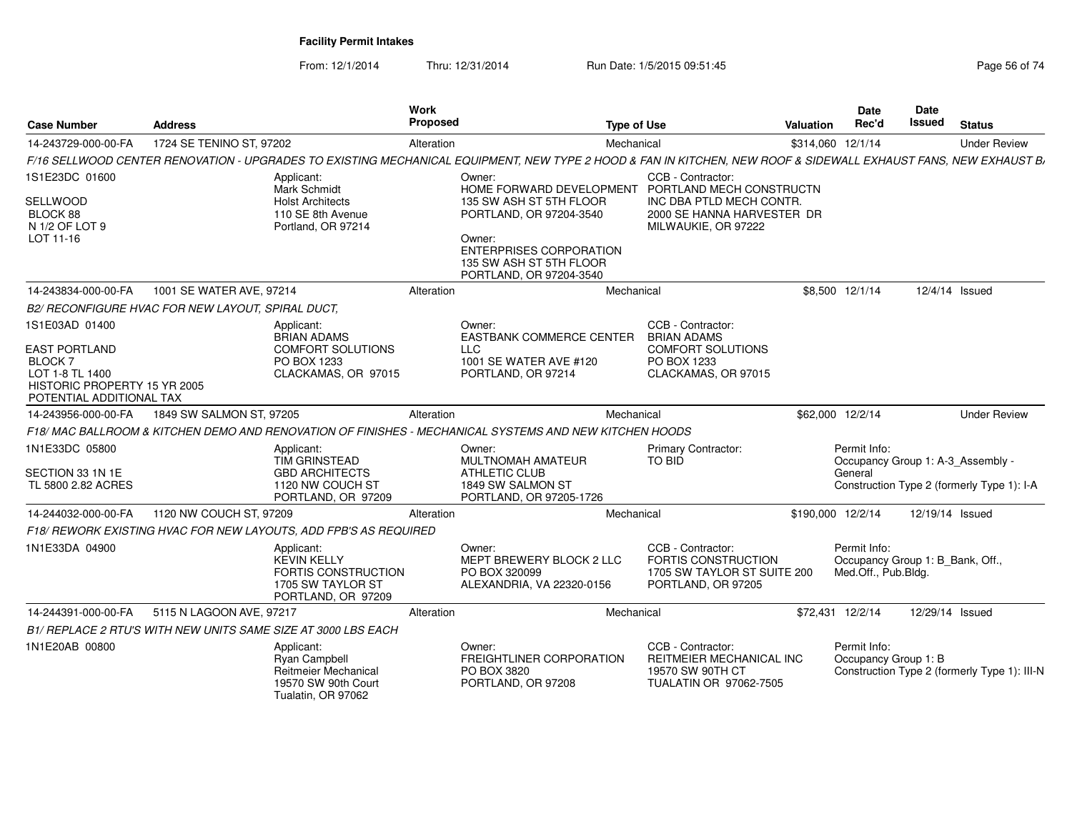## Facility Permit Intakes

From: 12/1/2014 Thru: 12/31/2014 Run Date: 1/5/2015 09:51:45

| Case Number | Address | Work Proposed | Type of Use | Valuation | Date Rec'd | Date Issued | Status |
|---|---|---|---|---|---|---|---|
| 14-243729-000-00-FA | 1724 SE TENINO ST, 97202 | Alteration | Mechanical | $314,060 | 12/1/14 | | Under Review |

F/16 SELLWOOD CENTER RENOVATION - UPGRADES TO EXISTING MECHANICAL EQUIPMENT, NEW TYPE 2 HOOD & FAN IN KITCHEN, NEW ROOF & SIDEWALL EXHAUST FANS, NEW EXHAUST B

1S1E23DC 01600
SELLWOOD
BLOCK 88
N 1/2 OF LOT 9
LOT 11-16

Applicant:
Mark Schmidt
Holst Architects
110 SE 8th Avenue
Portland, OR 97214

Owner:
HOME FORWARD DEVELOPMENT
135 SW ASH ST 5TH FLOOR
PORTLAND, OR 97204-3540

Owner:
ENTERPRISES CORPORATION
135 SW ASH ST 5TH FLOOR
PORTLAND, OR 97204-3540

CCB - Contractor:
PORTLAND MECH CONSTRUCTN
INC DBA PTLD MECH CONTR.
2000 SE HANNA HARVESTER DR
MILWAUKIE, OR 97222

| Case Number | Address | Work Proposed | Type of Use | Valuation | Date Rec'd | Date Issued | Status |
|---|---|---|---|---|---|---|---|
| 14-243834-000-00-FA | 1001 SE WATER AVE, 97214 | Alteration | Mechanical | $8,500 | 12/1/14 | 12/4/14 | Issued |

B2/ RECONFIGURE HVAC FOR NEW LAYOUT, SPIRAL DUCT,

1S1E03AD 01400
EAST PORTLAND
BLOCK 7
LOT 1-8 TL 1400
HISTORIC PROPERTY 15 YR 2005
POTENTIAL ADDITIONAL TAX

Applicant:
BRIAN ADAMS
COMFORT SOLUTIONS
PO BOX 1233
CLACKAMAS, OR 97015

Owner:
EASTBANK COMMERCE CENTER
LLC
1001 SE WATER AVE #120
PORTLAND, OR 97214

CCB - Contractor:
BRIAN ADAMS
COMFORT SOLUTIONS
PO BOX 1233
CLACKAMAS, OR 97015

| Case Number | Address | Work Proposed | Type of Use | Valuation | Date Rec'd | Date Issued | Status |
|---|---|---|---|---|---|---|---|
| 14-243956-000-00-FA | 1849 SW SALMON ST, 97205 | Alteration | Mechanical | $62,000 | 12/2/14 | | Under Review |

F18/ MAC BALLROOM & KITCHEN DEMO AND RENOVATION OF FINISHES - MECHANICAL SYSTEMS AND NEW KITCHEN HOODS

1N1E33DC 05800
SECTION 33 1N 1E
TL 5800 2.82 ACRES

Applicant:
TIM GRINSTEAD
GBD ARCHITECTS
1120 NW COUCH ST
PORTLAND, OR 97209

Owner:
MULTNOMAH AMATEUR
ATHLETIC CLUB
1849 SW SALMON ST
PORTLAND, OR 97205-1726

Primary Contractor:
TO BID

Permit Info:
Occupancy Group 1: A-3_Assembly - General
Construction Type 2 (formerly Type 1): I-A

| Case Number | Address | Work Proposed | Type of Use | Valuation | Date Rec'd | Date Issued | Status |
|---|---|---|---|---|---|---|---|
| 14-244032-000-00-FA | 1120 NW COUCH ST, 97209 | Alteration | Mechanical | $190,000 | 12/2/14 | 12/19/14 | Issued |

F18/ REWORK EXISTING HVAC FOR NEW LAYOUTS, ADD FPB'S AS REQUIRED

1N1E33DA 04900

Applicant:
KEVIN KELLY
FORTIS CONSTRUCTION
1705 SW TAYLOR ST
PORTLAND, OR 97209

Owner:
MEPT BREWERY BLOCK 2 LLC
PO BOX 320099
ALEXANDRIA, VA 22320-0156

CCB - Contractor:
FORTIS CONSTRUCTION
1705 SW TAYLOR ST SUITE 200
PORTLAND, OR 97205

Permit Info:
Occupancy Group 1: B_Bank, Off., Med.Off., Pub.Bldg.

| Case Number | Address | Work Proposed | Type of Use | Valuation | Date Rec'd | Date Issued | Status |
|---|---|---|---|---|---|---|---|
| 14-244391-000-00-FA | 5115 N LAGOON AVE, 97217 | Alteration | Mechanical | $72,431 | 12/2/14 | 12/29/14 | Issued |

B1/ REPLACE 2 RTU'S WITH NEW UNITS SAME SIZE AT 3000 LBS EACH

1N1E20AB 00800

Applicant:
Ryan Campbell
Reitmeier Mechanical
19570 SW 90th Court
Tualatin, OR 97062

Owner:
FREIGHTLINER CORPORATION
PO BOX 3820
PORTLAND, OR 97208

CCB - Contractor:
REITMEIER MECHANICAL INC
19570 SW 90TH CT
TUALATIN OR 97062-7505

Permit Info:
Occupancy Group 1: B
Construction Type 2 (formerly Type 1): III-N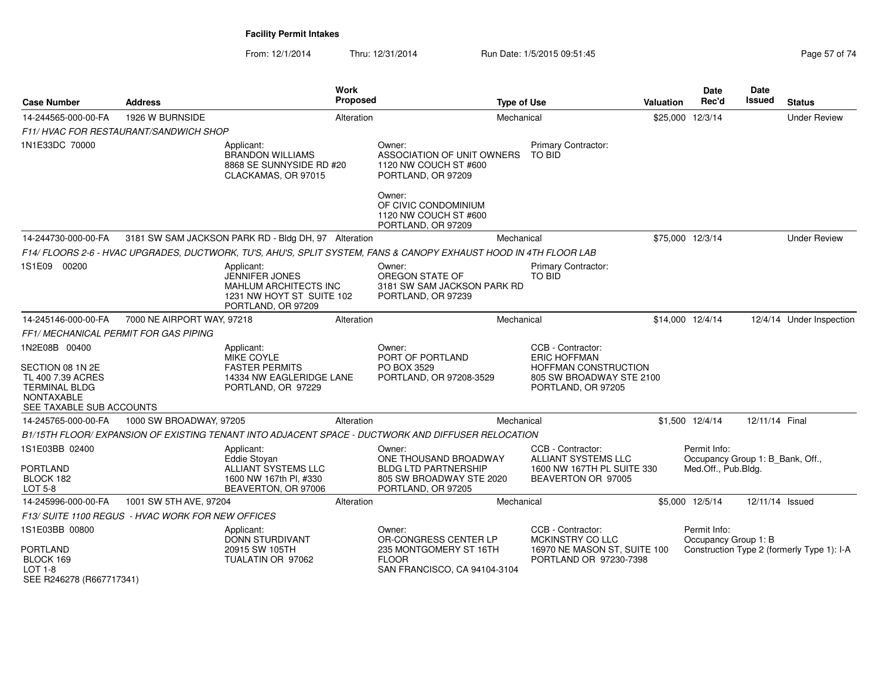**Facility Permit Intakes**

From: 12/1/2014 Thru: 12/31/2014 Run Date: 1/5/2015 09:51:45

| Case Number | Address | Work Proposed | Type of Use | Valuation | Date Rec'd | Date Issued | Status |
|---|---|---|---|---|---|---|---|
| 14-244565-000-00-FA | 1926 W BURNSIDE | Alteration | Mechanical | $25,000 | 12/3/14 | | Under Review |

*F11/ HVAC FOR RESTAURANT/SANDWICH SHOP*

1N1E33DC 70000

Applicant: BRANDON WILLIAMS, 8868 SE SUNNYSIDE RD #20, CLACKAMAS, OR 97015

Owner: ASSOCIATION OF UNIT OWNERS, 1120 NW COUCH ST #600, PORTLAND, OR 97209

Owner: OF CIVIC CONDOMINIUM, 1120 NW COUCH ST #600, PORTLAND, OR 97209

Primary Contractor: TO BID

| Case Number | Address | Work Proposed | Type of Use | Valuation | Date Rec'd | Date Issued | Status |
|---|---|---|---|---|---|---|---|
| 14-244730-000-00-FA | 3181 SW SAM JACKSON PARK RD - Bldg DH, 97 | Alteration | Mechanical | $75,000 | 12/3/14 | | Under Review |

*F14/ FLOORS 2-6 - HVAC UPGRADES, DUCTWORK, TU'S, AHU'S, SPLIT SYSTEM, FANS & CANOPY EXHAUST HOOD IN 4TH FLOOR LAB*

1S1E09 00200

Applicant: JENNIFER JONES, MAHLUM ARCHITECTS INC, 1231 NW HOYT ST SUITE 102, PORTLAND, OR 97209

Owner: OREGON STATE OF, 3181 SW SAM JACKSON PARK RD, PORTLAND, OR 97239

Primary Contractor: TO BID

| Case Number | Address | Work Proposed | Type of Use | Valuation | Date Rec'd | Date Issued | Status |
|---|---|---|---|---|---|---|---|
| 14-245146-000-00-FA | 7000 NE AIRPORT WAY, 97218 | Alteration | Mechanical | $14,000 | 12/4/14 | 12/4/14 | Under Inspection |

*FF1/ MECHANICAL PERMIT FOR GAS PIPING*

1N2E08B 00400

SECTION 08 1N 2E
TL 400 7.39 ACRES
TERMINAL BLDG
NONTAXABLE
SEE TAXABLE SUB ACCOUNTS

Applicant: MIKE COYLE, FASTER PERMITS, 14334 NW EAGLERIDGE LANE, PORTLAND, OR 97229

Owner: PORT OF PORTLAND, PO BOX 3529, PORTLAND, OR 97208-3529

CCB - Contractor: ERIC HOFFMAN, HOFFMAN CONSTRUCTION, 805 SW BROADWAY STE 2100, PORTLAND, OR 97205

| Case Number | Address | Work Proposed | Type of Use | Valuation | Date Rec'd | Date Issued | Status |
|---|---|---|---|---|---|---|---|
| 14-245765-000-00-FA | 1000 SW BROADWAY, 97205 | Alteration | Mechanical | $1,500 | 12/4/14 | 12/11/14 | Final |

*B1/15TH FLOOR/ EXPANSION OF EXISTING TENANT INTO ADJACENT SPACE - DUCTWORK AND DIFFUSER RELOCATION*

1S1E03BB 02400

PORTLAND
BLOCK 182
LOT 5-8

Applicant: Eddie Stoyan, ALLIANT SYSTEMS LLC, 1600 NW 167th Pl, #330, BEAVERTON, OR 97006

Owner: ONE THOUSAND BROADWAY BLDG LTD PARTNERSHIP, 805 SW BROADWAY STE 2020, PORTLAND, OR 97205

CCB - Contractor: ALLIANT SYSTEMS LLC, 1600 NW 167TH PL SUITE 330, BEAVERTON OR 97005

Permit Info: Occupancy Group 1: B_Bank, Off., Med.Off., Pub.Bldg.

| Case Number | Address | Work Proposed | Type of Use | Valuation | Date Rec'd | Date Issued | Status |
|---|---|---|---|---|---|---|---|
| 14-245996-000-00-FA | 1001 SW 5TH AVE, 97204 | Alteration | Mechanical | $5,000 | 12/5/14 | 12/11/14 | Issued |

*F13/ SUITE 1100 REGUS - HVAC WORK FOR NEW OFFICES*

1S1E03BB 00800

PORTLAND
BLOCK 169
LOT 1-8
SEE R246278 (R667717341)

Applicant: DONN STURDIVANT, 20915 SW 105TH, TUALATIN OR 97062

Owner: OR-CONGRESS CENTER LP, 235 MONTGOMERY ST 16TH FLOOR, SAN FRANCISCO, CA 94104-3104

CCB - Contractor: MCKINSTRY CO LLC, 16970 NE MASON ST, SUITE 100, PORTLAND OR 97230-7398

Permit Info: Occupancy Group 1: B, Construction Type 2 (formerly Type 1): I-A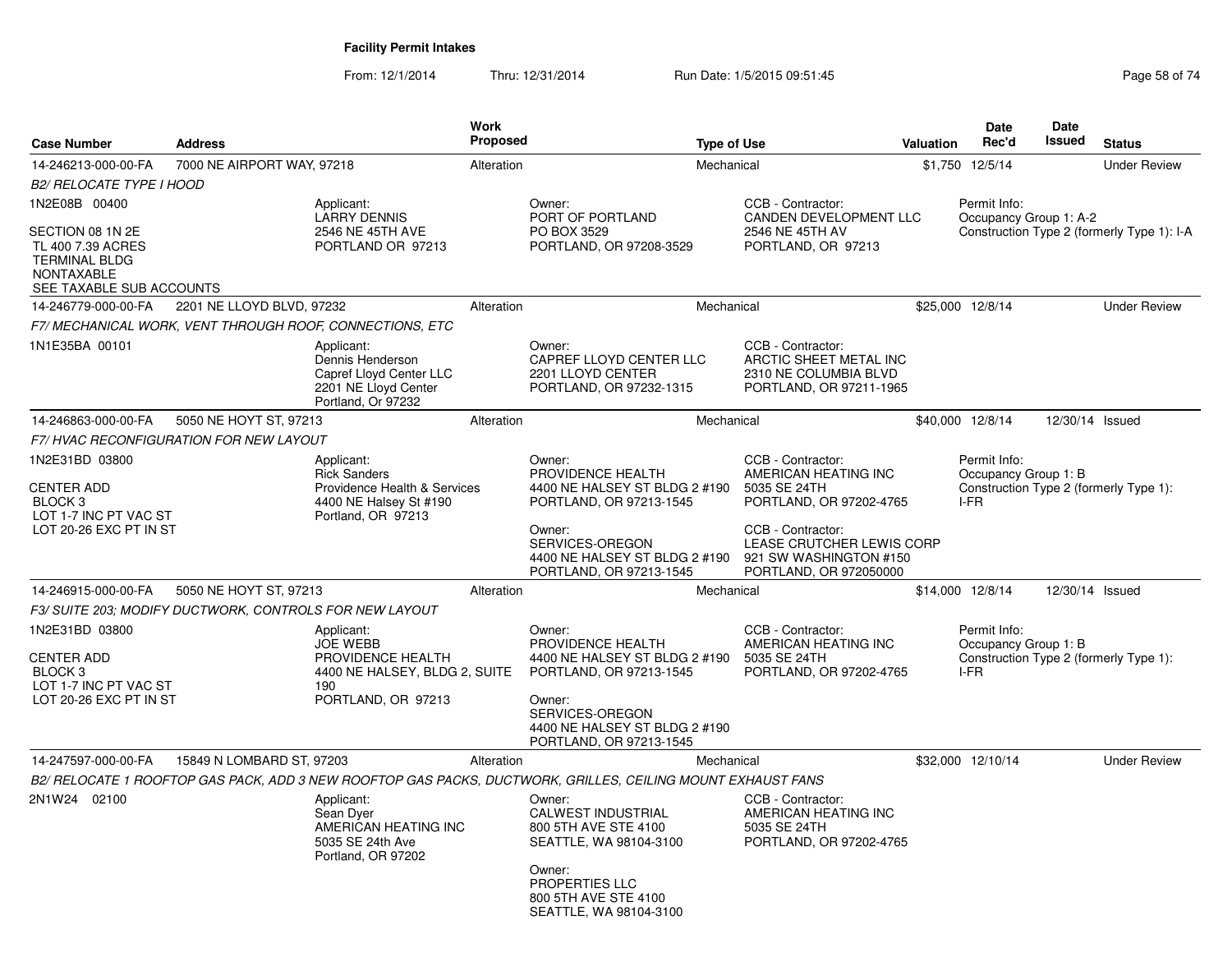**Facility Permit Intakes**

From: 12/1/2014 Thru: 12/31/2014 Run Date: 1/5/2015 09:51:45

| Case Number | Address | Work Proposed | Type of Use | Valuation | Date Rec'd | Date Issued | Status |
|---|---|---|---|---|---|---|---|
| 14-246213-000-00-FA | 7000 NE AIRPORT WAY, 97218 | Alteration | Mechanical | $1,750 | 12/5/14 | | Under Review |

*B2/ RELOCATE TYPE I HOOD*

1N2E08B 00400

SECTION 08 1N 2E
TL 400 7.39 ACRES
TERMINAL BLDG
NONTAXABLE
SEE TAXABLE SUB ACCOUNTS

Applicant:
LARRY DENNIS
2546 NE 45TH AVE
PORTLAND OR 97213

Owner:
PORT OF PORTLAND
PO BOX 3529
PORTLAND, OR 97208-3529

CCB - Contractor:
CANDEN DEVELOPMENT LLC
2546 NE 45TH AV
PORTLAND, OR 97213

Permit Info:
Occupancy Group 1: A-2
Construction Type 2 (formerly Type 1): I-A

| Case Number | Address | Work Proposed | Type of Use | Valuation | Date Rec'd | Date Issued | Status |
|---|---|---|---|---|---|---|---|
| 14-246779-000-00-FA | 2201 NE LLOYD BLVD, 97232 | Alteration | Mechanical | $25,000 | 12/8/14 | | Under Review |

*F7/ MECHANICAL WORK, VENT THROUGH ROOF, CONNECTIONS, ETC*

1N1E35BA 00101

Applicant:
Dennis Henderson
Capref Lloyd Center LLC
2201 NE Lloyd Center
Portland, Or 97232

Owner:
CAPREF LLOYD CENTER LLC
2201 LLOYD CENTER
PORTLAND, OR 97232-1315

CCB - Contractor:
ARCTIC SHEET METAL INC
2310 NE COLUMBIA BLVD
PORTLAND, OR 97211-1965

| Case Number | Address | Work Proposed | Type of Use | Valuation | Date Rec'd | Date Issued | Status |
|---|---|---|---|---|---|---|---|
| 14-246863-000-00-FA | 5050 NE HOYT ST, 97213 | Alteration | Mechanical | $40,000 | 12/8/14 | 12/30/14 | Issued |

*F7/ HVAC RECONFIGURATION FOR NEW LAYOUT*

1N2E31BD 03800

CENTER ADD
BLOCK 3
LOT 1-7 INC PT VAC ST
LOT 20-26 EXC PT IN ST

Applicant:
Rick Sanders
Providence Health & Services
4400 NE Halsey St #190
Portland, OR 97213

Owner:
PROVIDENCE HEALTH
4400 NE HALSEY ST BLDG 2 #190
PORTLAND, OR 97213-1545

Owner:
SERVICES-OREGON
4400 NE HALSEY ST BLDG 2 #190
PORTLAND, OR 97213-1545

CCB - Contractor:
AMERICAN HEATING INC
5035 SE 24TH
PORTLAND, OR 97202-4765

CCB - Contractor:
LEASE CRUTCHER LEWIS CORP
921 SW WASHINGTON #150
PORTLAND, OR 972050000

Permit Info:
Occupancy Group 1: B
Construction Type 2 (formerly Type 1): I-FR

| Case Number | Address | Work Proposed | Type of Use | Valuation | Date Rec'd | Date Issued | Status |
|---|---|---|---|---|---|---|---|
| 14-246915-000-00-FA | 5050 NE HOYT ST, 97213 | Alteration | Mechanical | $14,000 | 12/8/14 | 12/30/14 | Issued |

*F3/ SUITE 203; MODIFY DUCTWORK, CONTROLS FOR NEW LAYOUT*

1N2E31BD 03800

CENTER ADD
BLOCK 3
LOT 1-7 INC PT VAC ST
LOT 20-26 EXC PT IN ST

Applicant:
JOE WEBB
PROVIDENCE HEALTH
4400 NE HALSEY, BLDG 2, SUITE 190
PORTLAND, OR 97213

Owner:
PROVIDENCE HEALTH
4400 NE HALSEY ST BLDG 2 #190
PORTLAND, OR 97213-1545

Owner:
SERVICES-OREGON
4400 NE HALSEY ST BLDG 2 #190
PORTLAND, OR 97213-1545

CCB - Contractor:
AMERICAN HEATING INC
5035 SE 24TH
PORTLAND, OR 97202-4765

Permit Info:
Occupancy Group 1: B
Construction Type 2 (formerly Type 1): I-FR

| Case Number | Address | Work Proposed | Type of Use | Valuation | Date Rec'd | Date Issued | Status |
|---|---|---|---|---|---|---|---|
| 14-247597-000-00-FA | 15849 N LOMBARD ST, 97203 | Alteration | Mechanical | $32,000 | 12/10/14 | | Under Review |

*B2/ RELOCATE 1 ROOFTOP GAS PACK, ADD 3 NEW ROOFTOP GAS PACKS, DUCTWORK, GRILLES, CEILING MOUNT EXHAUST FANS*

2N1W24 02100

Applicant:
Sean Dyer
AMERICAN HEATING INC
5035 SE 24th Ave
Portland, OR 97202

Owner:
CALWEST INDUSTRIAL
800 5TH AVE STE 4100
SEATTLE, WA 98104-3100

Owner:
PROPERTIES LLC
800 5TH AVE STE 4100
SEATTLE, WA 98104-3100

CCB - Contractor:
AMERICAN HEATING INC
5035 SE 24TH
PORTLAND, OR 97202-4765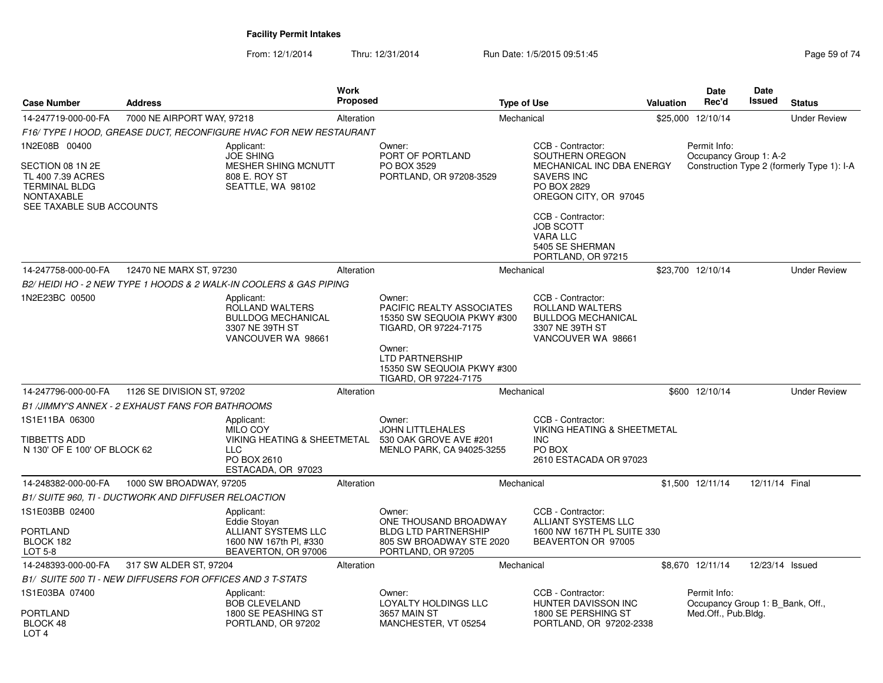# Facility Permit Intakes

From: 12/1/2014 Thru: 12/31/2014 Run Date: 1/5/2015 09:51:45

| Case Number | Address | Work Proposed | Type of Use | Valuation | Date Rec'd | Date Issued | Status |
|---|---|---|---|---|---|---|---|
| 14-247719-000-00-FA | 7000 NE AIRPORT WAY, 97218 | Alteration | Mechanical | $25,000 | 12/10/14 | | Under Review |

*F16/ TYPE I HOOD, GREASE DUCT, RECONFIGURE HVAC FOR NEW RESTAURANT*

1N2E08B 00400

SECTION 08 1N 2E
TL 400 7.39 ACRES
TERMINAL BLDG
NONTAXABLE
SEE TAXABLE SUB ACCOUNTS

Applicant:
JOE SHING
MESHER SHING MCNUTT
808 E. ROY ST
SEATTLE, WA 98102

Owner:
PORT OF PORTLAND
PO BOX 3529
PORTLAND, OR 97208-3529

CCB - Contractor:
SOUTHERN OREGON
MECHANICAL INC DBA ENERGY
SAVERS INC
PO BOX 2829
OREGON CITY, OR 97045

CCB - Contractor:
JOB SCOTT
VARA LLC
5405 SE SHERMAN
PORTLAND, OR 97215

Permit Info:
Occupancy Group 1: A-2
Construction Type 2 (formerly Type 1): I-A

| Case Number | Address | Work Proposed | Type of Use | Valuation | Date Rec'd | Date Issued | Status |
|---|---|---|---|---|---|---|---|
| 14-247758-000-00-FA | 12470 NE MARX ST, 97230 | Alteration | Mechanical | $23,700 | 12/10/14 | | Under Review |

*B2/ HEIDI HO - 2 NEW TYPE 1 HOODS & 2 WALK-IN COOLERS & GAS PIPING*

1N2E23BC 00500

Applicant:
ROLLAND WALTERS
BULLDOG MECHANICAL
3307 NE 39TH ST
VANCOUVER WA 98661

Owner:
PACIFIC REALTY ASSOCIATES
15350 SW SEQUOIA PKWY #300
TIGARD, OR 97224-7175

Owner:
LTD PARTNERSHIP
15350 SW SEQUOIA PKWY #300
TIGARD, OR 97224-7175

CCB - Contractor:
ROLLAND WALTERS
BULLDOG MECHANICAL
3307 NE 39TH ST
VANCOUVER WA 98661

| Case Number | Address | Work Proposed | Type of Use | Valuation | Date Rec'd | Date Issued | Status |
|---|---|---|---|---|---|---|---|
| 14-247796-000-00-FA | 1126 SE DIVISION ST, 97202 | Alteration | Mechanical | $600 | 12/10/14 | | Under Review |

*B1 /JIMMY'S ANNEX - 2 EXHAUST FANS FOR BATHROOMS*

1S1E11BA 06300

TIBBETTS ADD
N 130' OF E 100' OF BLOCK 62

Applicant:
MILO COY
VIKING HEATING & SHEETMETAL
LLC
PO BOX 2610
ESTACADA, OR 97023

Owner:
JOHN LITTLEHALES
530 OAK GROVE AVE #201
MENLO PARK, CA 94025-3255

CCB - Contractor:
VIKING HEATING & SHEETMETAL
INC
PO BOX
2610 ESTACADA OR 97023

| Case Number | Address | Work Proposed | Type of Use | Valuation | Date Rec'd | Date Issued | Status |
|---|---|---|---|---|---|---|---|
| 14-248382-000-00-FA | 1000 SW BROADWAY, 97205 | Alteration | Mechanical | $1,500 | 12/11/14 | 12/11/14 | Final |

*B1/ SUITE 960, TI - DUCTWORK AND DIFFUSER RELOACTION*

1S1E03BB 02400

PORTLAND
BLOCK 182
LOT 5-8

Applicant:
Eddie Stoyan
ALLIANT SYSTEMS LLC
1600 NW 167th Pl, #330
BEAVERTON, OR 97006

Owner:
ONE THOUSAND BROADWAY
BLDG LTD PARTNERSHIP
805 SW BROADWAY STE 2020
PORTLAND, OR 97205

CCB - Contractor:
ALLIANT SYSTEMS LLC
1600 NW 167TH PL SUITE 330
BEAVERTON OR 97005

| Case Number | Address | Work Proposed | Type of Use | Valuation | Date Rec'd | Date Issued | Status |
|---|---|---|---|---|---|---|---|
| 14-248393-000-00-FA | 317 SW ALDER ST, 97204 | Alteration | Mechanical | $8,670 | 12/11/14 | 12/23/14 | Issued |

*B1/ SUITE 500 TI - NEW DIFFUSERS FOR OFFICES AND 3 T-STATS*

1S1E03BA 07400

PORTLAND
BLOCK 48
LOT 4

Applicant:
BOB CLEVELAND
1800 SE PEASHING ST
PORTLAND, OR 97202

Owner:
LOYALTY HOLDINGS LLC
3657 MAIN ST
MANCHESTER, VT 05254

CCB - Contractor:
HUNTER DAVISSON INC
1800 SE PERSHING ST
PORTLAND, OR 97202-2338

Permit Info:
Occupancy Group 1: B_Bank, Off., Med.Off., Pub.Bldg.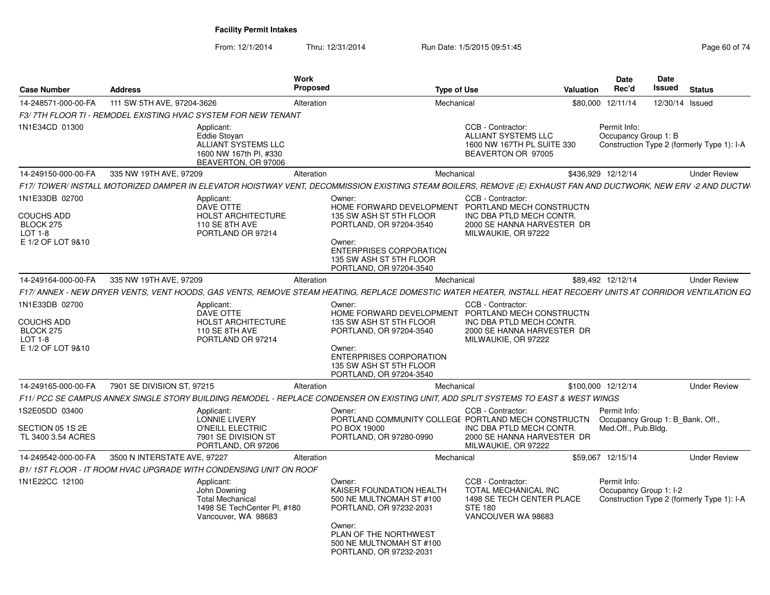**Facility Permit Intakes**

From: 12/1/2014 Thru: 12/31/2014 Run Date: 1/5/2015 09:51:45

| Case Number | Address | Work Proposed | Type of Use | Valuation | Date Rec'd | Date Issued | Status |
|---|---|---|---|---|---|---|---|
| 14-248571-000-00-FA | 111 SW 5TH AVE, 97204-3626 | Alteration | Mechanical | $80,000 | 12/11/14 | 12/30/14 | Issued |

*F3/ 7TH FLOOR TI - REMODEL EXISTING HVAC SYSTEM FOR NEW TENANT*

1N1E34CD 01300

Applicant: Eddie Stoyan, ALLIANT SYSTEMS LLC, 1600 NW 167th Pl, #330, BEAVERTON, OR 97006

CCB - Contractor: ALLIANT SYSTEMS LLC, 1600 NW 167TH PL SUITE 330, BEAVERTON OR 97005

Permit Info: Occupancy Group 1: B; Construction Type 2 (formerly Type 1): I-A

| Case Number | Address | Work Proposed | Type of Use | Valuation | Date Rec'd | Date Issued | Status |
|---|---|---|---|---|---|---|---|
| 14-249150-000-00-FA | 335 NW 19TH AVE, 97209 | Alteration | Mechanical | $436,929 | 12/12/14 | | Under Review |

*F17/ TOWER/ INSTALL MOTORIZED DAMPER IN ELEVATOR HOISTWAY VENT, DECOMMISSION EXISTING STEAM BOILERS, REMOVE (E) EXHAUST FAN AND DUCTWORK, NEW ERV -2 AND DUCTW*

1N1E33DB 02700
COUCHS ADD
BLOCK 275
LOT 1-8
E 1/2 OF LOT 9&10

Applicant: DAVE OTTE, HOLST ARCHITECTURE, 110 SE 8TH AVE, PORTLAND OR 97214

Owner: HOME FORWARD DEVELOPMENT, 135 SW ASH ST 5TH FLOOR, PORTLAND, OR 97204-3540

Owner: ENTERPRISES CORPORATION, 135 SW ASH ST 5TH FLOOR, PORTLAND, OR 97204-3540

CCB - Contractor: PORTLAND MECH CONSTRUCTN INC DBA PTLD MECH CONTR., 2000 SE HANNA HARVESTER DR, MILWAUKIE, OR 97222

| Case Number | Address | Work Proposed | Type of Use | Valuation | Date Rec'd | Date Issued | Status |
|---|---|---|---|---|---|---|---|
| 14-249164-000-00-FA | 335 NW 19TH AVE, 97209 | Alteration | Mechanical | $89,492 | 12/12/14 | | Under Review |

*F17/ ANNEX - NEW DRYER VENTS, VENT HOODS, GAS VENTS, REMOVE STEAM HEATING, REPLACE DOMESTIC WATER HEATER, INSTALL HEAT RECOERY UNITS AT CORRIDOR VENTILATION EQ*

1N1E33DB 02700
COUCHS ADD
BLOCK 275
LOT 1-8
E 1/2 OF LOT 9&10

Applicant: DAVE OTTE, HOLST ARCHITECTURE, 110 SE 8TH AVE, PORTLAND OR 97214

Owner: HOME FORWARD DEVELOPMENT, 135 SW ASH ST 5TH FLOOR, PORTLAND, OR 97204-3540

Owner: ENTERPRISES CORPORATION, 135 SW ASH ST 5TH FLOOR, PORTLAND, OR 97204-3540

CCB - Contractor: PORTLAND MECH CONSTRUCTN INC DBA PTLD MECH CONTR., 2000 SE HANNA HARVESTER DR, MILWAUKIE, OR 97222

| Case Number | Address | Work Proposed | Type of Use | Valuation | Date Rec'd | Date Issued | Status |
|---|---|---|---|---|---|---|---|
| 14-249165-000-00-FA | 7901 SE DIVISION ST, 97215 | Alteration | Mechanical | $100,000 | 12/12/14 | | Under Review |

*F11/ PCC SE CAMPUS ANNEX SINGLE STORY BUILDING REMODEL - REPLACE CONDENSER ON EXISTING UNIT, ADD SPLIT SYSTEMS TO EAST & WEST WINGS*

1S2E05DD 03400
SECTION 05 1S 2E
TL 3400 3.54 ACRES

Applicant: LONNIE LIVERY, O'NEILL ELECTRIC, 7901 SE DIVISION ST, PORTLAND, OR 97206

Owner: PORTLAND COMMUNITY COLLEGE, PO BOX 19000, PORTLAND, OR 97280-0990

CCB - Contractor: PORTLAND MECH CONSTRUCTN INC DBA PTLD MECH CONTR., 2000 SE HANNA HARVESTER DR, MILWAUKIE, OR 97222

Permit Info: Occupancy Group 1: B_Bank, Off., Med.Off., Pub.Bldg.

| Case Number | Address | Work Proposed | Type of Use | Valuation | Date Rec'd | Date Issued | Status |
|---|---|---|---|---|---|---|---|
| 14-249542-000-00-FA | 3500 N INTERSTATE AVE, 97227 | Alteration | Mechanical | $59,067 | 12/15/14 | | Under Review |

*B1/ 1ST FLOOR - IT ROOM HVAC UPGRADE WITH CONDENSING UNIT ON ROOF*

1N1E22CC 12100

Applicant: John Downing, Total Mechanical, 1498 SE TechCenter Pl, #180, Vancouver, WA 98683

Owner: KAISER FOUNDATION HEALTH, 500 NE MULTNOMAH ST #100, PORTLAND, OR 97232-2031

Owner: PLAN OF THE NORTHWEST, 500 NE MULTNOMAH ST #100, PORTLAND, OR 97232-2031

CCB - Contractor: TOTAL MECHANICAL INC, 1498 SE TECH CENTER PLACE, STE 180, VANCOUVER WA 98683

Permit Info: Occupancy Group 1: I-2; Construction Type 2 (formerly Type 1): I-A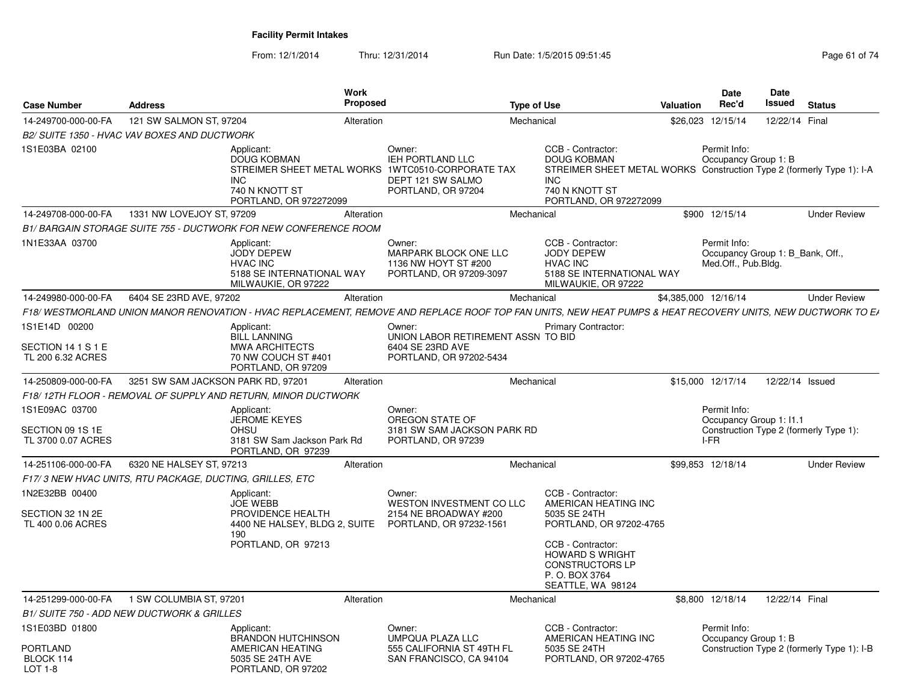# Facility Permit Intakes

From: 12/1/2014 Thru: 12/31/2014 Run Date: 1/5/2015 09:51:45

| Case Number | Address | Work Proposed | Type of Use | Valuation | Date Rec'd | Date Issued | Status |
|---|---|---|---|---|---|---|---|
| 14-249700-000-00-FA | 121 SW SALMON ST, 97204 | Alteration | Mechanical | $26,023 | 12/15/14 | 12/22/14 | Final |
| 14-249708-000-00-FA | 1331 NW LOVEJOY ST, 97209 | Alteration | Mechanical | $900 | 12/15/14 | | Under Review |
| 14-249980-000-00-FA | 6404 SE 23RD AVE, 97202 | Alteration | Mechanical | $4,385,000 | 12/16/14 | | Under Review |
| 14-250809-000-00-FA | 3251 SW SAM JACKSON PARK RD, 97201 | Alteration | Mechanical | $15,000 | 12/17/14 | 12/22/14 | Issued |
| 14-251106-000-00-FA | 6320 NE HALSEY ST, 97213 | Alteration | Mechanical | $99,853 | 12/18/14 | | Under Review |
| 14-251299-000-00-FA | 1 SW COLUMBIA ST, 97201 | Alteration | Mechanical | $8,800 | 12/18/14 | 12/22/14 | Final |

**14-249700-000-00-FA** — *B2/ SUITE 1350 - HVAC VAV BOXES AND DUCTWORK*

- 1S1E03BA 02100
- Applicant: DOUG KOBMAN, STREIMER SHEET METAL WORKS INC, 740 N KNOTT ST, PORTLAND, OR 972272099
- Owner: IEH PORTLAND LLC, 1WTC0510-CORPORATE TAX DEPT 121 SW SALMO, PORTLAND, OR 97204
- CCB - Contractor: DOUG KOBMAN, STREIMER SHEET METAL WORKS INC, 740 N KNOTT ST, PORTLAND, OR 972272099
- Permit Info: Occupancy Group 1: B; Construction Type 2 (formerly Type 1): I-A

**14-249708-000-00-FA** — *B1/ BARGAIN STORAGE SUITE 755 - DUCTWORK FOR NEW CONFERENCE ROOM*

- 1N1E33AA 03700
- Applicant: JODY DEPEW, HVAC INC, 5188 SE INTERNATIONAL WAY, MILWAUKIE, OR 97222
- Owner: MARPARK BLOCK ONE LLC, 1136 NW HOYT ST #200, PORTLAND, OR 97209-3097
- CCB - Contractor: JODY DEPEW, HVAC INC, 5188 SE INTERNATIONAL WAY, MILWAUKIE, OR 97222
- Permit Info: Occupancy Group 1: B_Bank, Off., Med.Off., Pub.Bldg.

**14-249980-000-00-FA** — *F18/ WESTMORLAND UNION MANOR RENOVATION - HVAC REPLACEMENT, REMOVE AND REPLACE ROOF TOP FAN UNITS, NEW HEAT PUMPS & HEAT RECOVERY UNITS, NEW DUCTWORK TO EA*

- 1S1E14D 00200; SECTION 14 1 S 1 E; TL 200 6.32 ACRES
- Applicant: BILL LANNING, MWA ARCHITECTS, 70 NW COUCH ST #401, PORTLAND, OR 97209
- Owner: UNION LABOR RETIREMENT ASSN, 6404 SE 23RD AVE, PORTLAND, OR 97202-5434
- Primary Contractor: TO BID

**14-250809-000-00-FA** — *F18/ 12TH FLOOR - REMOVAL OF SUPPLY AND RETURN, MINOR DUCTWORK*

- 1S1E09AC 03700; SECTION 09 1S 1E; TL 3700 0.07 ACRES
- Applicant: JEROME KEYES, OHSU, 3181 SW Sam Jackson Park Rd, PORTLAND, OR 97239
- Owner: OREGON STATE OF, 3181 SW SAM JACKSON PARK RD, PORTLAND, OR 97239
- Permit Info: Occupancy Group 1: I1.1; Construction Type 2 (formerly Type 1): I-FR

**14-251106-000-00-FA** — *F17/ 3 NEW HVAC UNITS, RTU PACKAGE, DUCTING, GRILLES, ETC*

- 1N2E32BB 00400; SECTION 32 1N 2E; TL 400 0.06 ACRES
- Applicant: JOE WEBB, PROVIDENCE HEALTH, 4400 NE HALSEY, BLDG 2, SUITE 190, PORTLAND, OR 97213
- Owner: WESTON INVESTMENT CO LLC, 2154 NE BROADWAY #200, PORTLAND, OR 97232-1561
- CCB - Contractor: AMERICAN HEATING INC, 5035 SE 24TH, PORTLAND, OR 97202-4765
- CCB - Contractor: HOWARD S WRIGHT CONSTRUCTORS LP, P. O. BOX 3764, SEATTLE, WA 98124

**14-251299-000-00-FA** — *B1/ SUITE 750 - ADD NEW DUCTWORK & GRILLES*

- 1S1E03BD 01800; PORTLAND; BLOCK 114; LOT 1-8
- Applicant: BRANDON HUTCHINSON, AMERICAN HEATING, 5035 SE 24TH AVE, PORTLAND, OR 97202
- Owner: UMPQUA PLAZA LLC, 555 CALIFORNIA ST 49TH FL, SAN FRANCISCO, CA 94104
- CCB - Contractor: AMERICAN HEATING INC, 5035 SE 24TH, PORTLAND, OR 97202-4765
- Permit Info: Occupancy Group 1: B; Construction Type 2 (formerly Type 1): I-B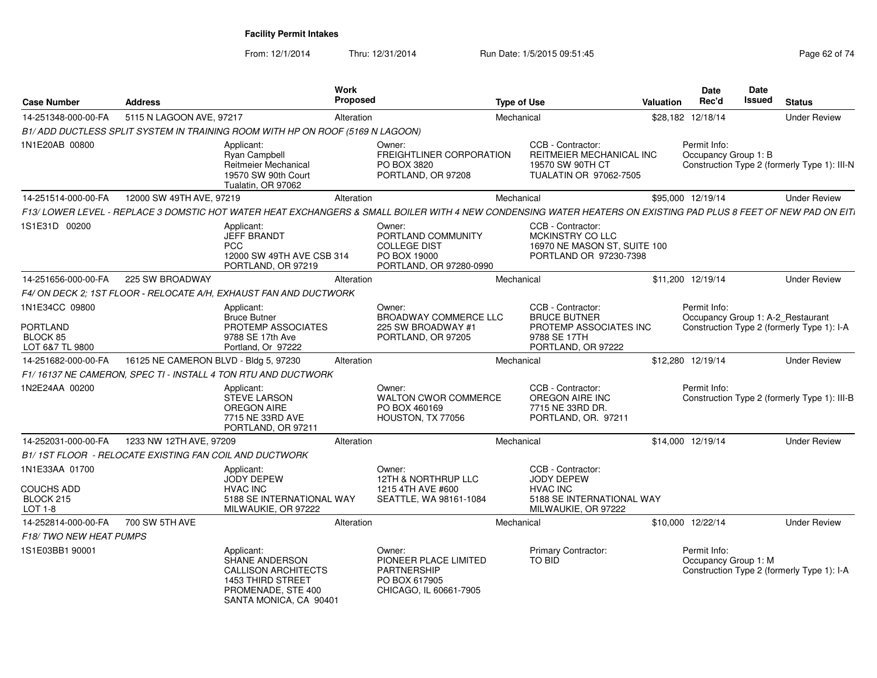**Facility Permit Intakes**

From: 12/1/2014 Thru: 12/31/2014 Run Date: 1/5/2015 09:51:45

| Case Number | Address | Work Proposed | Type of Use | Valuation | Date Rec'd | Date Issued | Status |
|---|---|---|---|---|---|---|---|
| 14-251348-000-00-FA | 5115 N LAGOON AVE, 97217 | Alteration | Mechanical | $28,182 | 12/18/14 | | Under Review |

*B1/ ADD DUCTLESS SPLIT SYSTEM IN TRAINING ROOM WITH HP ON ROOF (5169 N LAGOON)*

1N1E20AB 00800

Applicant: Ryan Campbell, Reitmeier Mechanical, 19570 SW 90th Court, Tualatin, OR 97062

Owner: FREIGHTLINER CORPORATION, PO BOX 3820, PORTLAND, OR 97208

CCB - Contractor: REITMEIER MECHANICAL INC, 19570 SW 90TH CT, TUALATIN OR 97062-7505

Permit Info: Occupancy Group 1: B; Construction Type 2 (formerly Type 1): III-N

| Case Number | Address | Work Proposed | Type of Use | Valuation | Date Rec'd | Date Issued | Status |
|---|---|---|---|---|---|---|---|
| 14-251514-000-00-FA | 12000 SW 49TH AVE, 97219 | Alteration | Mechanical | $95,000 | 12/19/14 | | Under Review |

*F13/ LOWER LEVEL - REPLACE 3 DOMSTIC HOT WATER HEAT EXCHANGERS & SMALL BOILER WITH 4 NEW CONDENSING WATER HEATERS ON EXISTING PAD PLUS 8 FEET OF NEW PAD ON EITI*

1S1E31D 00200

Applicant: JEFF BRANDT, PCC, 12000 SW 49TH AVE CSB 314, PORTLAND, OR 97219

Owner: PORTLAND COMMUNITY COLLEGE DIST, PO BOX 19000, PORTLAND, OR 97280-0990

CCB - Contractor: MCKINSTRY CO LLC, 16970 NE MASON ST, SUITE 100, PORTLAND OR 97230-7398

| Case Number | Address | Work Proposed | Type of Use | Valuation | Date Rec'd | Date Issued | Status |
|---|---|---|---|---|---|---|---|
| 14-251656-000-00-FA | 225 SW BROADWAY | Alteration | Mechanical | $11,200 | 12/19/14 | | Under Review |

*F4/ ON DECK 2; 1ST FLOOR - RELOCATE A/H, EXHAUST FAN AND DUCTWORK*

1N1E34CC 09800, PORTLAND, BLOCK 85, LOT 6&7 TL 9800

Applicant: Bruce Butner, PROTEMP ASSOCIATES, 9788 SE 17th Ave, Portland, Or 97222

Owner: BROADWAY COMMERCE LLC, 225 SW BROADWAY #1, PORTLAND, OR 97205

CCB - Contractor: BRUCE BUTNER, PROTEMP ASSOCIATES INC, 9788 SE 17TH, PORTLAND, OR 97222

Permit Info: Occupancy Group 1: A-2_Restaurant; Construction Type 2 (formerly Type 1): I-A

| Case Number | Address | Work Proposed | Type of Use | Valuation | Date Rec'd | Date Issued | Status |
|---|---|---|---|---|---|---|---|
| 14-251682-000-00-FA | 16125 NE CAMERON BLVD - Bldg 5, 97230 | Alteration | Mechanical | $12,280 | 12/19/14 | | Under Review |

*F1/ 16137 NE CAMERON, SPEC TI - INSTALL 4 TON RTU AND DUCTWORK*

1N2E24AA 00200

Applicant: STEVE LARSON, OREGON AIRE, 7715 NE 33RD AVE, PORTLAND, OR 97211

Owner: WALTON CWOR COMMERCE, PO BOX 460169, HOUSTON, TX 77056

CCB - Contractor: OREGON AIRE INC, 7715 NE 33RD DR., PORTLAND, OR. 97211

Permit Info: Construction Type 2 (formerly Type 1): III-B

| Case Number | Address | Work Proposed | Type of Use | Valuation | Date Rec'd | Date Issued | Status |
|---|---|---|---|---|---|---|---|
| 14-252031-000-00-FA | 1233 NW 12TH AVE, 97209 | Alteration | Mechanical | $14,000 | 12/19/14 | | Under Review |

*B1/ 1ST FLOOR - RELOCATE EXISTING FAN COIL AND DUCTWORK*

1N1E33AA 01700, COUCHS ADD, BLOCK 215, LOT 1-8

Applicant: JODY DEPEW, HVAC INC, 5188 SE INTERNATIONAL WAY, MILWAUKIE, OR 97222

Owner: 12TH & NORTHRUP LLC, 1215 4TH AVE #600, SEATTLE, WA 98161-1084

CCB - Contractor: JODY DEPEW, HVAC INC, 5188 SE INTERNATIONAL WAY, MILWAUKIE, OR 97222

| Case Number | Address | Work Proposed | Type of Use | Valuation | Date Rec'd | Date Issued | Status |
|---|---|---|---|---|---|---|---|
| 14-252814-000-00-FA | 700 SW 5TH AVE | Alteration | Mechanical | $10,000 | 12/22/14 | | Under Review |

*F18/ TWO NEW HEAT PUMPS*

1S1E03BB1 90001

Applicant: SHANE ANDERSON, CALLISON ARCHITECTS, 1453 THIRD STREET PROMENADE, STE 400, SANTA MONICA, CA 90401

Owner: PIONEER PLACE LIMITED PARTNERSHIP, PO BOX 617905, CHICAGO, IL 60661-7905

Primary Contractor: TO BID

Permit Info: Occupancy Group 1: M; Construction Type 2 (formerly Type 1): I-A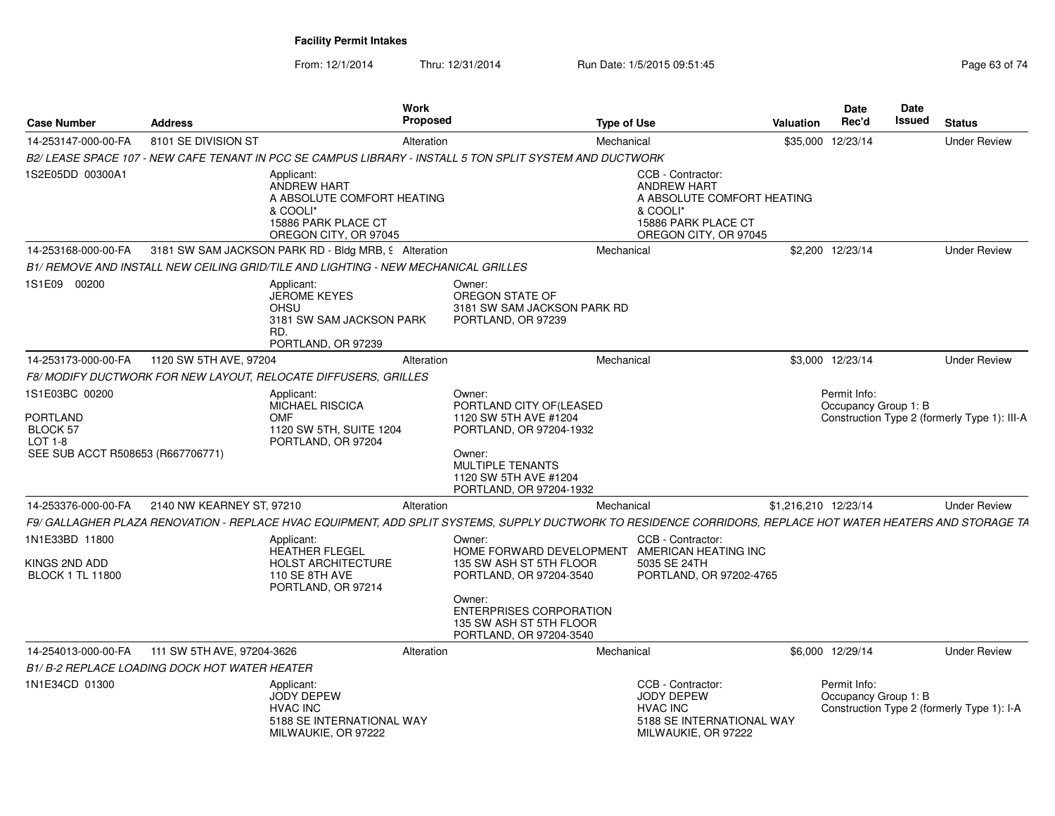## Facility Permit Intakes

From: 12/1/2014 Thru: 12/31/2014 Run Date: 1/5/2015 09:51:45

| Case Number | Address | Work Proposed | Type of Use | Valuation | Date Rec'd | Date Issued | Status |
|---|---|---|---|---|---|---|---|
| 14-253147-000-00-FA | 8101 SE DIVISION ST | Alteration | Mechanical | $35,000 | 12/23/14 | | Under Review |

*B2/ LEASE SPACE 107 - NEW CAFE TENANT IN PCC SE CAMPUS LIBRARY - INSTALL 5 TON SPLIT SYSTEM AND DUCTWORK*

1S2E05DD 00300A1

Applicant:
ANDREW HART
A ABSOLUTE COMFORT HEATING & COOLI*
15886 PARK PLACE CT
OREGON CITY, OR 97045

CCB - Contractor:
ANDREW HART
A ABSOLUTE COMFORT HEATING & COOLI*
15886 PARK PLACE CT
OREGON CITY, OR 97045

| Case Number | Address | Work Proposed | Type of Use | Valuation | Date Rec'd | Date Issued | Status |
|---|---|---|---|---|---|---|---|
| 14-253168-000-00-FA | 3181 SW SAM JACKSON PARK RD - Bldg MRB, 9 | Alteration | Mechanical | $2,200 | 12/23/14 | | Under Review |

*B1/ REMOVE AND INSTALL NEW CEILING GRID/TILE AND LIGHTING - NEW MECHANICAL GRILLES*

1S1E09 00200

Applicant:
JEROME KEYES
OHSU
3181 SW SAM JACKSON PARK RD.
PORTLAND, OR 97239

Owner:
OREGON STATE OF
3181 SW SAM JACKSON PARK RD
PORTLAND, OR 97239

| Case Number | Address | Work Proposed | Type of Use | Valuation | Date Rec'd | Date Issued | Status |
|---|---|---|---|---|---|---|---|
| 14-253173-000-00-FA | 1120 SW 5TH AVE, 97204 | Alteration | Mechanical | $3,000 | 12/23/14 | | Under Review |

*F8/ MODIFY DUCTWORK FOR NEW LAYOUT, RELOCATE DIFFUSERS, GRILLES*

1S1E03BC 00200

PORTLAND
BLOCK 57
LOT 1-8
SEE SUB ACCT R508653 (R667706771)

Applicant:
MICHAEL RISCICA
OMF
1120 SW 5TH, SUITE 1204
PORTLAND, OR 97204

Owner:
PORTLAND CITY OF(LEASED
1120 SW 5TH AVE #1204
PORTLAND, OR 97204-1932

Owner:
MULTIPLE TENANTS
1120 SW 5TH AVE #1204
PORTLAND, OR 97204-1932

Permit Info:
Occupancy Group 1: B
Construction Type 2 (formerly Type 1): III-A

| Case Number | Address | Work Proposed | Type of Use | Valuation | Date Rec'd | Date Issued | Status |
|---|---|---|---|---|---|---|---|
| 14-253376-000-00-FA | 2140 NW KEARNEY ST, 97210 | Alteration | Mechanical | $1,216,210 | 12/23/14 | | Under Review |

*F9/ GALLAGHER PLAZA RENOVATION - REPLACE HVAC EQUIPMENT, ADD SPLIT SYSTEMS, SUPPLY DUCTWORK TO RESIDENCE CORRIDORS, REPLACE HOT WATER HEATERS AND STORAGE TA*

1N1E33BD 11800

KINGS 2ND ADD
BLOCK 1 TL 11800

Applicant:
HEATHER FLEGEL
HOLST ARCHITECTURE
110 SE 8TH AVE
PORTLAND, OR 97214

Owner:
HOME FORWARD DEVELOPMENT
135 SW ASH ST 5TH FLOOR
PORTLAND, OR 97204-3540

Owner:
ENTERPRISES CORPORATION
135 SW ASH ST 5TH FLOOR
PORTLAND, OR 97204-3540

CCB - Contractor:
AMERICAN HEATING INC
5035 SE 24TH
PORTLAND, OR 97202-4765

| Case Number | Address | Work Proposed | Type of Use | Valuation | Date Rec'd | Date Issued | Status |
|---|---|---|---|---|---|---|---|
| 14-254013-000-00-FA | 111 SW 5TH AVE, 97204-3626 | Alteration | Mechanical | $6,000 | 12/29/14 | | Under Review |

*B1/ B-2 REPLACE LOADING DOCK HOT WATER HEATER*

1N1E34CD 01300

Applicant:
JODY DEPEW
HVAC INC
5188 SE INTERNATIONAL WAY
MILWAUKIE, OR 97222

CCB - Contractor:
JODY DEPEW
HVAC INC
5188 SE INTERNATIONAL WAY
MILWAUKIE, OR 97222

Permit Info:
Occupancy Group 1: B
Construction Type 2 (formerly Type 1): I-A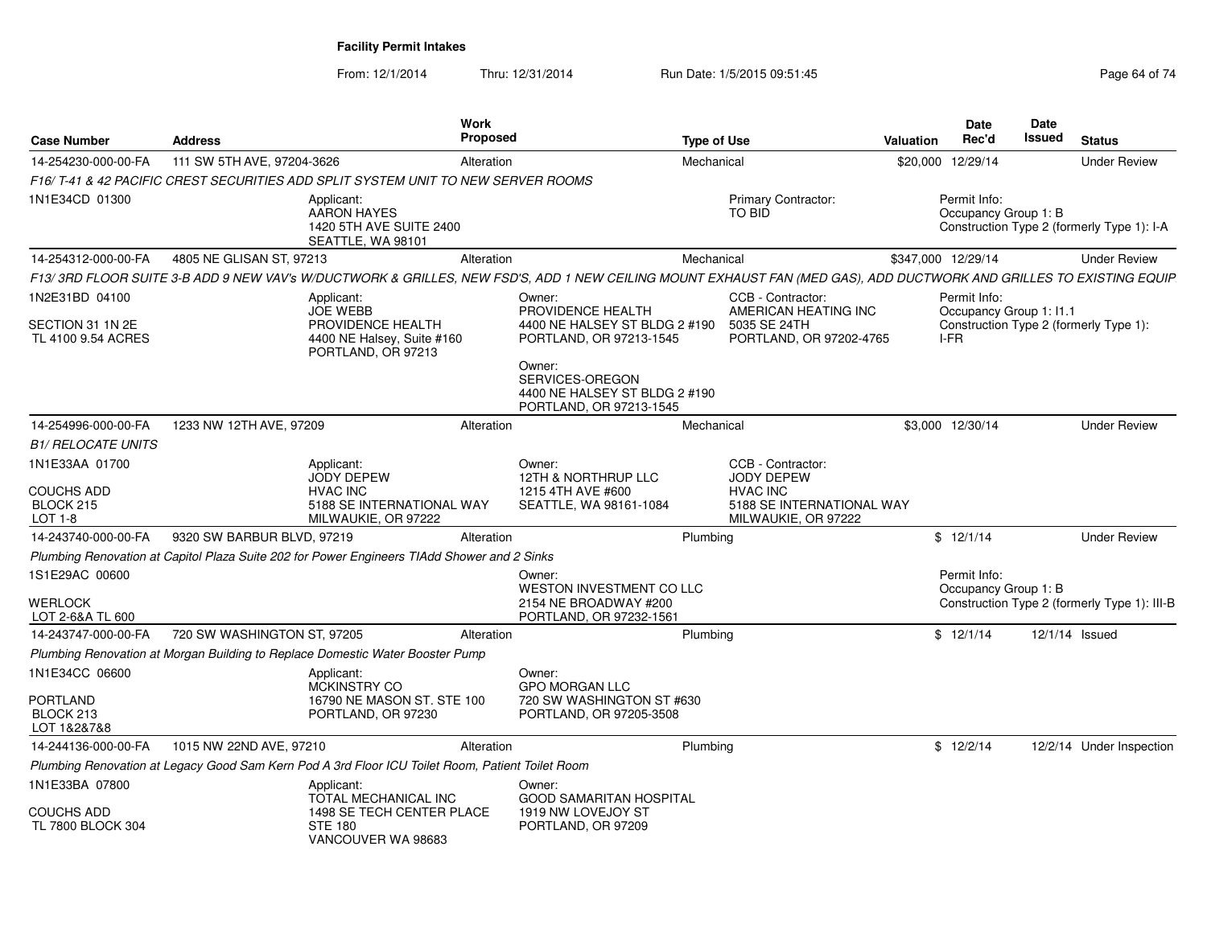# Facility Permit Intakes

From: 12/1/2014 Thru: 12/31/2014 Run Date: 1/5/2015 09:51:45

| Case Number | Address | Work Proposed | Type of Use | Valuation | Date Rec'd | Date Issued | Status |
|---|---|---|---|---|---|---|---|
| 14-254230-000-00-FA | 111 SW 5TH AVE, 97204-3626 | Alteration | Mechanical | $20,000 | 12/29/14 | | Under Review |
| *F16/ T-41 & 42 PACIFIC CREST SECURITIES ADD SPLIT SYSTEM UNIT TO NEW SERVER ROOMS* | | | | | | | |
| 1N1E34CD 01300 | Applicant: AARON HAYES 1420 5TH AVE SUITE 2400 SEATTLE, WA 98101 | | Primary Contractor: TO BID | | Permit Info: Occupancy Group 1: B Construction Type 2 (formerly Type 1): I-A | | |
| 14-254312-000-00-FA | 4805 NE GLISAN ST, 97213 | Alteration | Mechanical | $347,000 | 12/29/14 | | Under Review |
| *F13/ 3RD FLOOR SUITE 3-B ADD 9 NEW VAV's W/DUCTWORK & GRILLES, NEW FSD'S, ADD 1 NEW CEILING MOUNT EXHAUST FAN (MED GAS), ADD DUCTWORK AND GRILLES TO EXISTING EQUIP* | | | | | | | |
| 1N2E31BD 04100 SECTION 31 1N 2E TL 4100 9.54 ACRES | Applicant: JOE WEBB PROVIDENCE HEALTH 4400 NE Halsey, Suite #160 PORTLAND, OR 97213 | Owner: PROVIDENCE HEALTH 4400 NE HALSEY ST BLDG 2 #190 PORTLAND, OR 97213-1545; Owner: SERVICES-OREGON 4400 NE HALSEY ST BLDG 2 #190 PORTLAND, OR 97213-1545 | CCB - Contractor: AMERICAN HEATING INC 5035 SE 24TH PORTLAND, OR 97202-4765 | | Permit Info: Occupancy Group 1: I1.1 Construction Type 2 (formerly Type 1): I-FR | | |
| 14-254996-000-00-FA | 1233 NW 12TH AVE, 97209 | Alteration | Mechanical | $3,000 | 12/30/14 | | Under Review |
| *B1/ RELOCATE UNITS* | | | | | | | |
| 1N1E33AA 01700 COUCHS ADD BLOCK 215 LOT 1-8 | Applicant: JODY DEPEW HVAC INC 5188 SE INTERNATIONAL WAY MILWAUKIE, OR 97222 | Owner: 12TH & NORTHRUP LLC 1215 4TH AVE #600 SEATTLE, WA 98161-1084 | CCB - Contractor: JODY DEPEW HVAC INC 5188 SE INTERNATIONAL WAY MILWAUKIE, OR 97222 | | | | |
| 14-243740-000-00-FA | 9320 SW BARBUR BLVD, 97219 | Alteration | Plumbing | $ | 12/1/14 | | Under Review |
| *Plumbing Renovation at Capitol Plaza Suite 202 for Power Engineers TIAdd Shower and 2 Sinks* | | | | | | | |
| 1S1E29AC 00600 WERLOCK LOT 2-6&A TL 600 | | Owner: WESTON INVESTMENT CO LLC 2154 NE BROADWAY #200 PORTLAND, OR 97232-1561 | | | Permit Info: Occupancy Group 1: B Construction Type 2 (formerly Type 1): III-B | | |
| 14-243747-000-00-FA | 720 SW WASHINGTON ST, 97205 | Alteration | Plumbing | $ | 12/1/14 | 12/1/14 | Issued |
| *Plumbing Renovation at Morgan Building to Replace Domestic Water Booster Pump* | | | | | | | |
| 1N1E34CC 06600 PORTLAND BLOCK 213 LOT 1&2&7&8 | Applicant: MCKINSTRY CO 16790 NE MASON ST. STE 100 PORTLAND, OR 97230 | Owner: GPO MORGAN LLC 720 SW WASHINGTON ST #630 PORTLAND, OR 97205-3508 | | | | | |
| 14-244136-000-00-FA | 1015 NW 22ND AVE, 97210 | Alteration | Plumbing | $ | 12/2/14 | 12/2/14 | Under Inspection |
| *Plumbing Renovation at Legacy Good Sam Kern Pod A 3rd Floor ICU Toilet Room, Patient Toilet Room* | | | | | | | |
| 1N1E33BA 07800 COUCHS ADD TL 7800 BLOCK 304 | Applicant: TOTAL MECHANICAL INC 1498 SE TECH CENTER PLACE STE 180 VANCOUVER WA 98683 | Owner: GOOD SAMARITAN HOSPITAL 1919 NW LOVEJOY ST PORTLAND, OR 97209 | | | | | |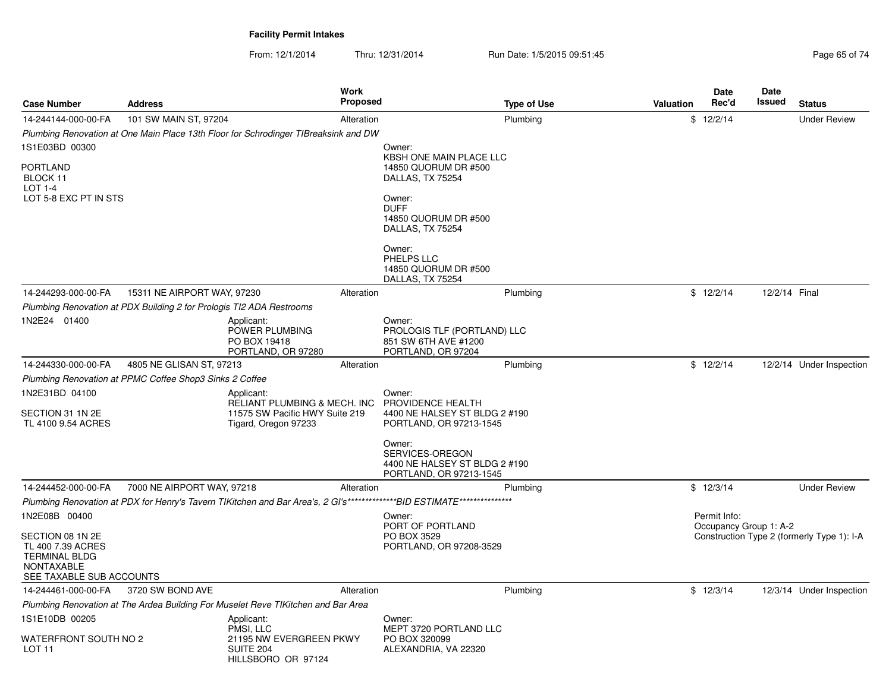# Facility Permit Intakes

From: 12/1/2014 Thru: 12/31/2014 Run Date: 1/5/2015 09:51:45

| Case Number | Address | Work Proposed | Type of Use | Valuation | Date Rec'd | Date Issued | Status |
|---|---|---|---|---|---|---|---|
| 14-244144-000-00-FA | 101 SW MAIN ST, 97204 | Alteration | Plumbing | $ | 12/2/14 | | Under Review |

*Plumbing Renovation at One Main Place 13th Floor for Schrodinger TIBreaksink and DW*

1S1E03BD 00300

PORTLAND
BLOCK 11
LOT 1-4
LOT 5-8 EXC PT IN STS

Owner:
KBSH ONE MAIN PLACE LLC
14850 QUORUM DR #500
DALLAS, TX 75254

Owner:
DUFF
14850 QUORUM DR #500
DALLAS, TX 75254

Owner:
PHELPS LLC
14850 QUORUM DR #500
DALLAS, TX 75254

| Case Number | Address | Work Proposed | Type of Use | Valuation | Date Rec'd | Date Issued | Status |
|---|---|---|---|---|---|---|---|
| 14-244293-000-00-FA | 15311 NE AIRPORT WAY, 97230 | Alteration | Plumbing | $ | 12/2/14 | 12/2/14 | Final |

*Plumbing Renovation at PDX Building 2 for Prologis TI2 ADA Restrooms*

1N2E24 01400

Applicant:
POWER PLUMBING
PO BOX 19418
PORTLAND, OR 97280

Owner:
PROLOGIS TLF (PORTLAND) LLC
851 SW 6TH AVE #1200
PORTLAND, OR 97204

| Case Number | Address | Work Proposed | Type of Use | Valuation | Date Rec'd | Date Issued | Status |
|---|---|---|---|---|---|---|---|
| 14-244330-000-00-FA | 4805 NE GLISAN ST, 97213 | Alteration | Plumbing | $ | 12/2/14 | 12/2/14 | Under Inspection |

*Plumbing Renovation at PPMC Coffee Shop3 Sinks 2 Coffee*

1N2E31BD 04100

SECTION 31 1N 2E
TL 4100 9.54 ACRES

Applicant:
RELIANT PLUMBING & MECH. INC
11575 SW Pacific HWY Suite 219
Tigard, Oregon 97233

Owner:
PROVIDENCE HEALTH
4400 NE HALSEY ST BLDG 2 #190
PORTLAND, OR 97213-1545

Owner:
SERVICES-OREGON
4400 NE HALSEY ST BLDG 2 #190
PORTLAND, OR 97213-1545

| Case Number | Address | Work Proposed | Type of Use | Valuation | Date Rec'd | Date Issued | Status |
|---|---|---|---|---|---|---|---|
| 14-244452-000-00-FA | 7000 NE AIRPORT WAY, 97218 | Alteration | Plumbing | $ | 12/3/14 | | Under Review |

*Plumbing Renovation at PDX for Henry's Tavern TIKitchen and Bar Area's, 2 GI's***************BID ESTIMATE****************

1N2E08B 00400

SECTION 08 1N 2E
TL 400 7.39 ACRES
TERMINAL BLDG
NONTAXABLE
SEE TAXABLE SUB ACCOUNTS

Owner:
PORT OF PORTLAND
PO BOX 3529
PORTLAND, OR 97208-3529

Permit Info:
Occupancy Group 1: A-2
Construction Type 2 (formerly Type 1): I-A

| Case Number | Address | Work Proposed | Type of Use | Valuation | Date Rec'd | Date Issued | Status |
|---|---|---|---|---|---|---|---|
| 14-244461-000-00-FA | 3720 SW BOND AVE | Alteration | Plumbing | $ | 12/3/14 | 12/3/14 | Under Inspection |

*Plumbing Renovation at The Ardea Building For Muselet Reve TIKitchen and Bar Area*

1S1E10DB 00205

WATERFRONT SOUTH NO 2
LOT 11

Applicant:
PMSI, LLC
21195 NW EVERGREEN PKWY
SUITE 204
HILLSBORO OR 97124

Owner:
MEPT 3720 PORTLAND LLC
PO BOX 320099
ALEXANDRIA, VA 22320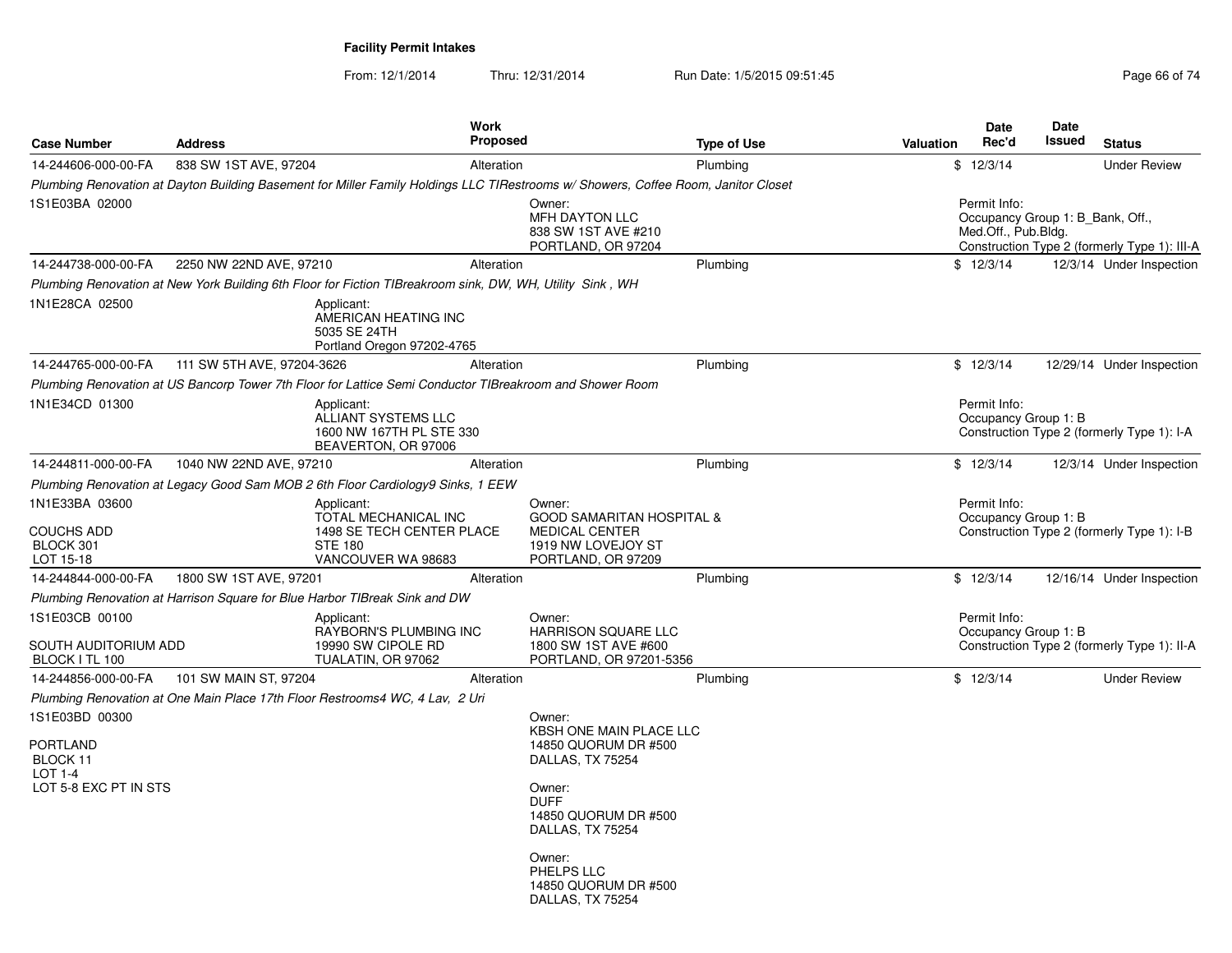**Facility Permit Intakes**

From: 12/1/2014 Thru: 12/31/2014 Run Date: 1/5/2015 09:51:45

| Case Number | Address | Work Proposed | Type of Use | Valuation | Date Rec'd | Date Issued | Status |
|---|---|---|---|---|---|---|---|
| 14-244606-000-00-FA | 838 SW 1ST AVE, 97204 | Alteration | Plumbing | $ | 12/3/14 | | Under Review |

*Plumbing Renovation at Dayton Building Basement for Miller Family Holdings LLC TIRestrooms w/ Showers, Coffee Room, Janitor Closet*

1S1E03BA 02000

Owner:
MFH DAYTON LLC
838 SW 1ST AVE #210
PORTLAND, OR 97204

Permit Info:
Occupancy Group 1: B_Bank, Off., Med.Off., Pub.Bldg.
Construction Type 2 (formerly Type 1): III-A

| Case Number | Address | Work Proposed | Type of Use | Valuation | Date Rec'd | Date Issued | Status |
|---|---|---|---|---|---|---|---|
| 14-244738-000-00-FA | 2250 NW 22ND AVE, 97210 | Alteration | Plumbing | $ | 12/3/14 | 12/3/14 | Under Inspection |

*Plumbing Renovation at New York Building 6th Floor for Fiction TIBreakroom sink, DW, WH, Utility Sink , WH*

1N1E28CA 02500

Applicant:
AMERICAN HEATING INC
5035 SE 24TH
Portland Oregon 97202-4765

| Case Number | Address | Work Proposed | Type of Use | Valuation | Date Rec'd | Date Issued | Status |
|---|---|---|---|---|---|---|---|
| 14-244765-000-00-FA | 111 SW 5TH AVE, 97204-3626 | Alteration | Plumbing | $ | 12/3/14 | 12/29/14 | Under Inspection |

*Plumbing Renovation at US Bancorp Tower 7th Floor for Lattice Semi Conductor TIBreakroom and Shower Room*

1N1E34CD 01300

Applicant:
ALLIANT SYSTEMS LLC
1600 NW 167TH PL STE 330
BEAVERTON, OR 97006

Permit Info:
Occupancy Group 1: B
Construction Type 2 (formerly Type 1): I-A

| Case Number | Address | Work Proposed | Type of Use | Valuation | Date Rec'd | Date Issued | Status |
|---|---|---|---|---|---|---|---|
| 14-244811-000-00-FA | 1040 NW 22ND AVE, 97210 | Alteration | Plumbing | $ | 12/3/14 | 12/3/14 | Under Inspection |

*Plumbing Renovation at Legacy Good Sam MOB 2 6th Floor Cardiology9 Sinks, 1 EEW*

1N1E33BA 03600

COUCHS ADD
BLOCK 301
LOT 15-18

Applicant:
TOTAL MECHANICAL INC
1498 SE TECH CENTER PLACE
STE 180
VANCOUVER WA 98683

Owner:
GOOD SAMARITAN HOSPITAL &
MEDICAL CENTER
1919 NW LOVEJOY ST
PORTLAND, OR 97209

Permit Info:
Occupancy Group 1: B
Construction Type 2 (formerly Type 1): I-B

| Case Number | Address | Work Proposed | Type of Use | Valuation | Date Rec'd | Date Issued | Status |
|---|---|---|---|---|---|---|---|
| 14-244844-000-00-FA | 1800 SW 1ST AVE, 97201 | Alteration | Plumbing | $ | 12/3/14 | 12/16/14 | Under Inspection |

*Plumbing Renovation at Harrison Square for Blue Harbor TIBreak Sink and DW*

1S1E03CB 00100

SOUTH AUDITORIUM ADD
BLOCK I TL 100

Applicant:
RAYBORN'S PLUMBING INC
19990 SW CIPOLE RD
TUALATIN, OR 97062

Owner:
HARRISON SQUARE LLC
1800 SW 1ST AVE #600
PORTLAND, OR 97201-5356

Permit Info:
Occupancy Group 1: B
Construction Type 2 (formerly Type 1): II-A

| Case Number | Address | Work Proposed | Type of Use | Valuation | Date Rec'd | Date Issued | Status |
|---|---|---|---|---|---|---|---|
| 14-244856-000-00-FA | 101 SW MAIN ST, 97204 | Alteration | Plumbing | $ | 12/3/14 | | Under Review |

*Plumbing Renovation at One Main Place 17th Floor Restrooms4 WC, 4 Lav, 2 Uri*

1S1E03BD 00300

PORTLAND
BLOCK 11
LOT 1-4
LOT 5-8 EXC PT IN STS

Owner:
KBSH ONE MAIN PLACE LLC
14850 QUORUM DR #500
DALLAS, TX 75254

Owner:
DUFF
14850 QUORUM DR #500
DALLAS, TX 75254

Owner:
PHELPS LLC
14850 QUORUM DR #500
DALLAS, TX 75254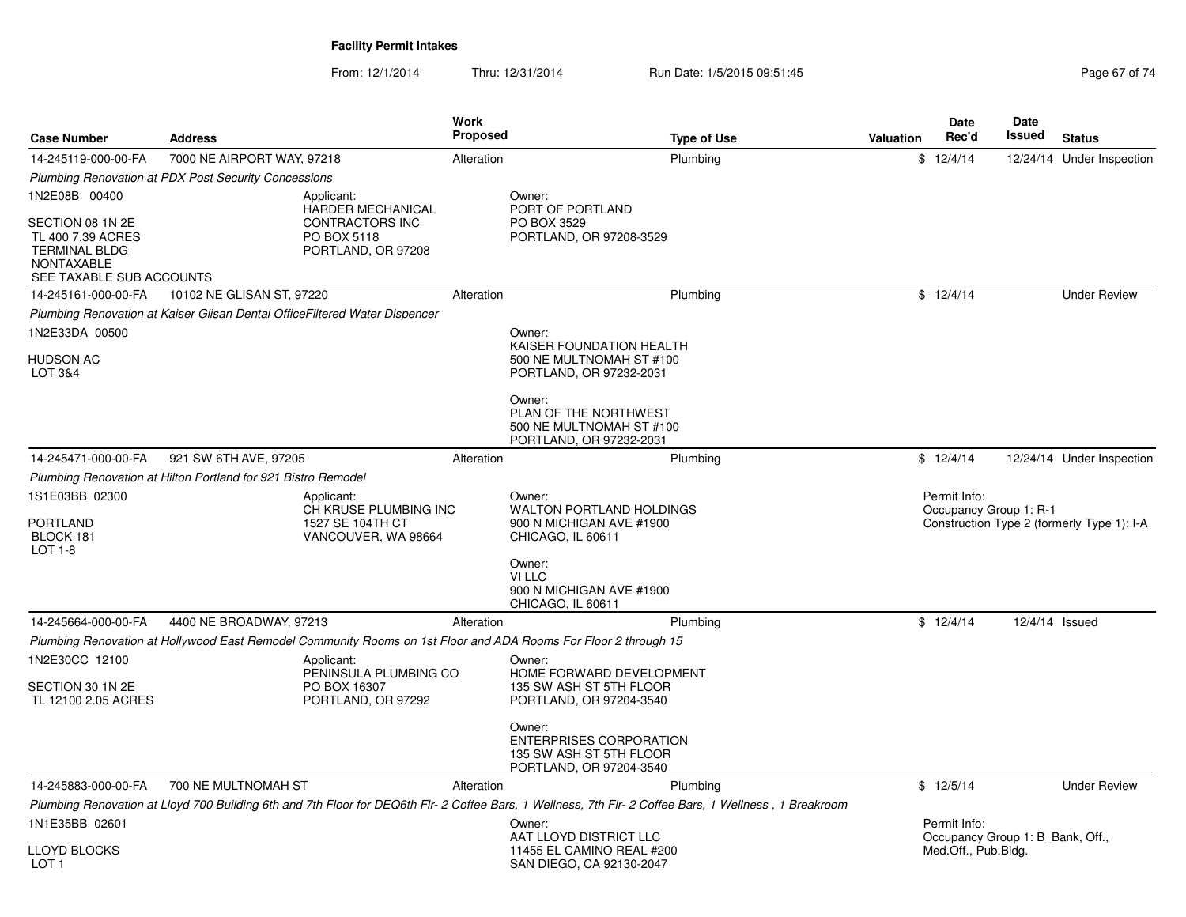## Facility Permit Intakes

From: 12/1/2014 Thru: 12/31/2014 Run Date: 1/5/2015 09:51:45

| Case Number | Address | Work Proposed | Type of Use | Valuation | Date Rec'd | Date Issued | Status |
|---|---|---|---|---|---|---|---|
| 14-245119-000-00-FA | 7000 NE AIRPORT WAY, 97218 | Alteration | Plumbing | $ | 12/4/14 | 12/24/14 | Under Inspection |

*Plumbing Renovation at PDX Post Security Concessions*

1N2E08B 00400

SECTION 08 1N 2E
TL 400 7.39 ACRES
TERMINAL BLDG
NONTAXABLE
SEE TAXABLE SUB ACCOUNTS

Applicant:
HARDER MECHANICAL CONTRACTORS INC
PO BOX 5118
PORTLAND, OR 97208

Owner:
PORT OF PORTLAND
PO BOX 3529
PORTLAND, OR 97208-3529

| Case Number | Address | Work Proposed | Type of Use | Valuation | Date Rec'd | Date Issued | Status |
|---|---|---|---|---|---|---|---|
| 14-245161-000-00-FA | 10102 NE GLISAN ST, 97220 | Alteration | Plumbing | $ | 12/4/14 | | Under Review |

*Plumbing Renovation at Kaiser Glisan Dental OfficeFiltered Water Dispencer*

1N2E33DA 00500

HUDSON AC
LOT 3&4

Owner:
KAISER FOUNDATION HEALTH
500 NE MULTNOMAH ST #100
PORTLAND, OR 97232-2031

Owner:
PLAN OF THE NORTHWEST
500 NE MULTNOMAH ST #100
PORTLAND, OR 97232-2031

| Case Number | Address | Work Proposed | Type of Use | Valuation | Date Rec'd | Date Issued | Status |
|---|---|---|---|---|---|---|---|
| 14-245471-000-00-FA | 921 SW 6TH AVE, 97205 | Alteration | Plumbing | $ | 12/4/14 | 12/24/14 | Under Inspection |

*Plumbing Renovation at Hilton Portland for 921 Bistro Remodel*

1S1E03BB 02300

PORTLAND
BLOCK 181
LOT 1-8

Applicant:
CH KRUSE PLUMBING INC
1527 SE 104TH CT
VANCOUVER, WA 98664

Owner:
WALTON PORTLAND HOLDINGS
900 N MICHIGAN AVE #1900
CHICAGO, IL 60611

Owner:
VI LLC
900 N MICHIGAN AVE #1900
CHICAGO, IL 60611

Permit Info:
Occupancy Group 1: R-1
Construction Type 2 (formerly Type 1): I-A

| Case Number | Address | Work Proposed | Type of Use | Valuation | Date Rec'd | Date Issued | Status |
|---|---|---|---|---|---|---|---|
| 14-245664-000-00-FA | 4400 NE BROADWAY, 97213 | Alteration | Plumbing | $ | 12/4/14 | 12/4/14 | Issued |

*Plumbing Renovation at Hollywood East Remodel Community Rooms on 1st Floor and ADA Rooms For Floor 2 through 15*

1N2E30CC 12100

SECTION 30 1N 2E
TL 12100 2.05 ACRES

Applicant:
PENINSULA PLUMBING CO
PO BOX 16307
PORTLAND, OR 97292

Owner:
HOME FORWARD DEVELOPMENT
135 SW ASH ST 5TH FLOOR
PORTLAND, OR 97204-3540

Owner:
ENTERPRISES CORPORATION
135 SW ASH ST 5TH FLOOR
PORTLAND, OR 97204-3540

| Case Number | Address | Work Proposed | Type of Use | Valuation | Date Rec'd | Date Issued | Status |
|---|---|---|---|---|---|---|---|
| 14-245883-000-00-FA | 700 NE MULTNOMAH ST | Alteration | Plumbing | $ | 12/5/14 | | Under Review |

*Plumbing Renovation at Lloyd 700 Building 6th and 7th Floor for DEQ6th Flr- 2 Coffee Bars, 1 Wellness, 7th Flr- 2 Coffee Bars, 1 Wellness , 1 Breakroom*

1N1E35BB 02601

LLOYD BLOCKS
LOT 1

Owner:
AAT LLOYD DISTRICT LLC
11455 EL CAMINO REAL #200
SAN DIEGO, CA 92130-2047

Permit Info:
Occupancy Group 1: B_Bank, Off., Med.Off., Pub.Bldg.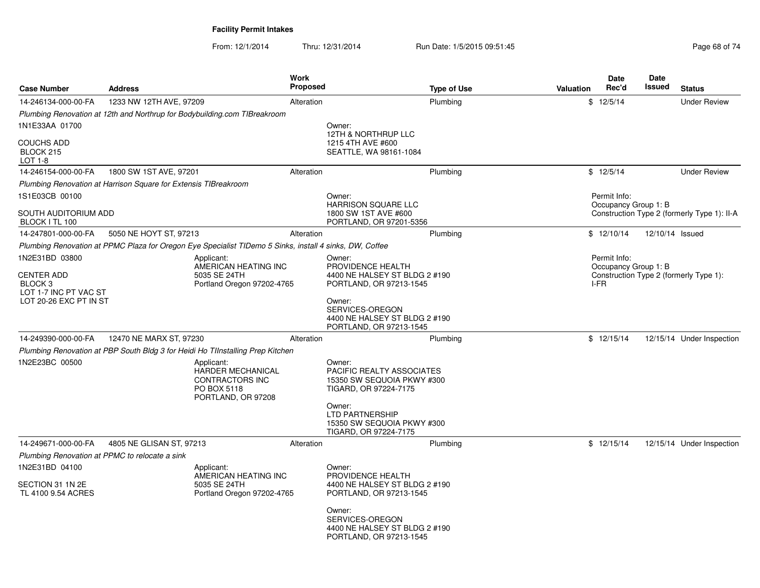**Facility Permit Intakes**

From: 12/1/2014 Thru: 12/31/2014 Run Date: 1/5/2015 09:51:45

| Case Number | Address | Work Proposed | Type of Use | Valuation | Date Rec'd | Date Issued | Status |
|---|---|---|---|---|---|---|---|
| 14-246134-000-00-FA | 1233 NW 12TH AVE, 97209 | Alteration | Plumbing | $ | 12/5/14 | | Under Review |

*Plumbing Renovation at 12th and Northrup for Bodybuilding.com TIBreakroom*

1N1E33AA 01700

COUCHS ADD
BLOCK 215
LOT 1-8

Owner:
12TH & NORTHRUP LLC
1215 4TH AVE #600
SEATTLE, WA 98161-1084

| Case Number | Address | Work Proposed | Type of Use | Valuation | Date Rec'd | Date Issued | Status |
|---|---|---|---|---|---|---|---|
| 14-246154-000-00-FA | 1800 SW 1ST AVE, 97201 | Alteration | Plumbing | $ | 12/5/14 | | Under Review |

*Plumbing Renovation at Harrison Square for Extensis TIBreakroom*

1S1E03CB 00100

SOUTH AUDITORIUM ADD
BLOCK I TL 100

Owner:
HARRISON SQUARE LLC
1800 SW 1ST AVE #600
PORTLAND, OR 97201-5356

Permit Info:
Occupancy Group 1: B
Construction Type 2 (formerly Type 1): II-A

| Case Number | Address | Work Proposed | Type of Use | Valuation | Date Rec'd | Date Issued | Status |
|---|---|---|---|---|---|---|---|
| 14-247801-000-00-FA | 5050 NE HOYT ST, 97213 | Alteration | Plumbing | $ | 12/10/14 | 12/10/14 | Issued |

*Plumbing Renovation at PPMC Plaza for Oregon Eye Specialist TIDemo 5 Sinks, install 4 sinks, DW, Coffee*

1N2E31BD 03800

CENTER ADD
BLOCK 3
LOT 1-7 INC PT VAC ST
LOT 20-26 EXC PT IN ST

Applicant:
AMERICAN HEATING INC
5035 SE 24TH
Portland Oregon 97202-4765

Owner:
PROVIDENCE HEALTH
4400 NE HALSEY ST BLDG 2 #190
PORTLAND, OR 97213-1545

Owner:
SERVICES-OREGON
4400 NE HALSEY ST BLDG 2 #190
PORTLAND, OR 97213-1545

Permit Info:
Occupancy Group 1: B
Construction Type 2 (formerly Type 1): I-FR

| Case Number | Address | Work Proposed | Type of Use | Valuation | Date Rec'd | Date Issued | Status |
|---|---|---|---|---|---|---|---|
| 14-249390-000-00-FA | 12470 NE MARX ST, 97230 | Alteration | Plumbing | $ | 12/15/14 | 12/15/14 | Under Inspection |

*Plumbing Renovation at PBP South Bldg 3 for Heidi Ho TIInstalling Prep Kitchen*

1N2E23BC 00500

Applicant:
HARDER MECHANICAL CONTRACTORS INC
PO BOX 5118
PORTLAND, OR 97208

Owner:
PACIFIC REALTY ASSOCIATES
15350 SW SEQUOIA PKWY #300
TIGARD, OR 97224-7175

Owner:
LTD PARTNERSHIP
15350 SW SEQUOIA PKWY #300
TIGARD, OR 97224-7175

| Case Number | Address | Work Proposed | Type of Use | Valuation | Date Rec'd | Date Issued | Status |
|---|---|---|---|---|---|---|---|
| 14-249671-000-00-FA | 4805 NE GLISAN ST, 97213 | Alteration | Plumbing | $ | 12/15/14 | 12/15/14 | Under Inspection |

*Plumbing Renovation at PPMC to relocate a sink*

1N2E31BD 04100

SECTION 31 1N 2E
TL 4100 9.54 ACRES

Applicant:
AMERICAN HEATING INC
5035 SE 24TH
Portland Oregon 97202-4765

Owner:
PROVIDENCE HEALTH
4400 NE HALSEY ST BLDG 2 #190
PORTLAND, OR 97213-1545

Owner:
SERVICES-OREGON
4400 NE HALSEY ST BLDG 2 #190
PORTLAND, OR 97213-1545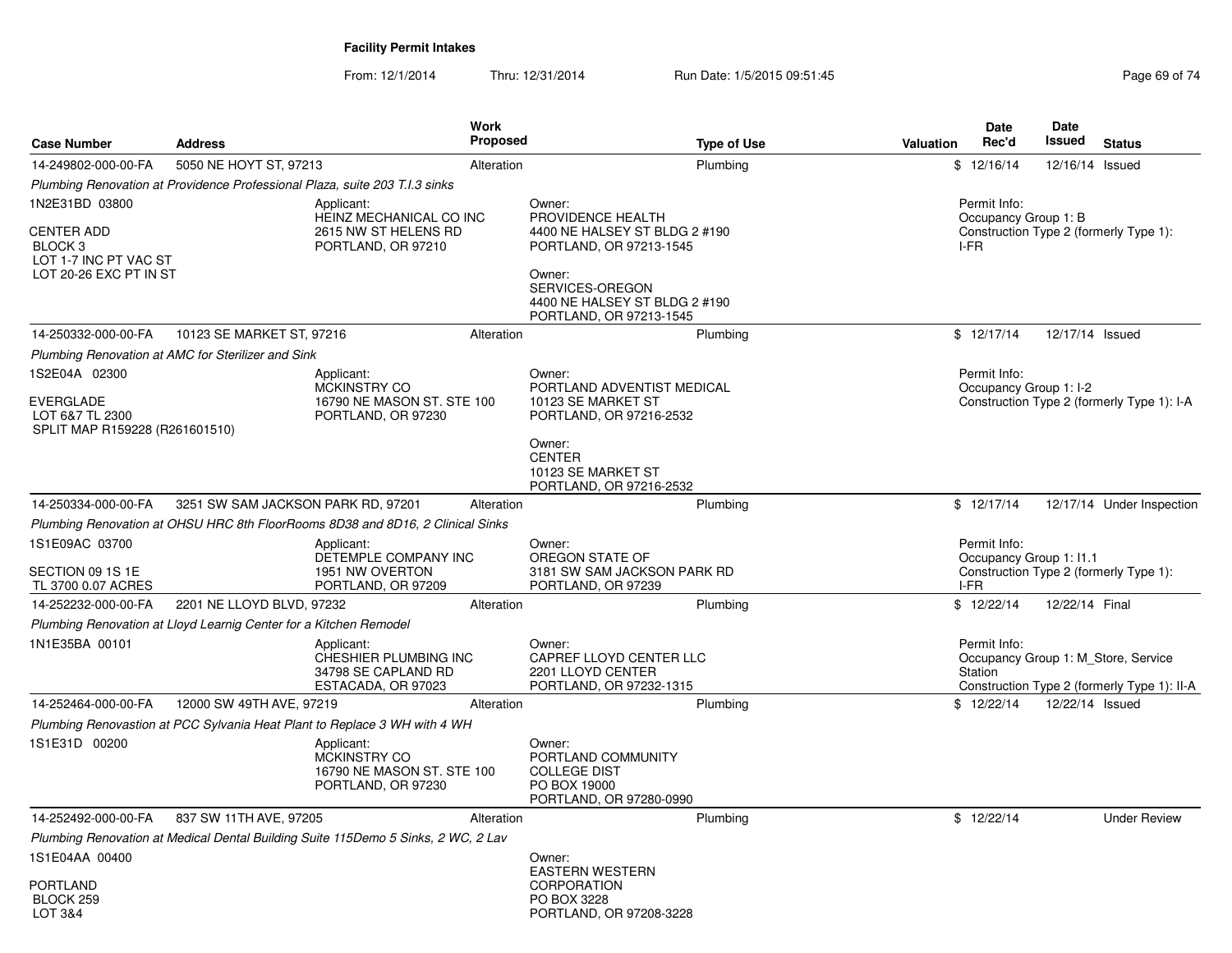**Facility Permit Intakes**

From: 12/1/2014 Thru: 12/31/2014 Run Date: 1/5/2015 09:51:45

| Case Number | Address | Work Proposed | Type of Use | Valuation | Date Rec'd | Date Issued | Status |
|---|---|---|---|---|---|---|---|
| 14-249802-000-00-FA | 5050 NE HOYT ST, 97213 | Alteration | Plumbing | $ | 12/16/14 | 12/16/14 | Issued |

*Plumbing Renovation at Providence Professional Plaza, suite 203 T.I.3 sinks*

1N2E31BD 03800

CENTER ADD
BLOCK 3
LOT 1-7 INC PT VAC ST
LOT 20-26 EXC PT IN ST

Applicant:
HEINZ MECHANICAL CO INC
2615 NW ST HELENS RD
PORTLAND, OR 97210

Owner:
PROVIDENCE HEALTH
4400 NE HALSEY ST BLDG 2 #190
PORTLAND, OR 97213-1545

Owner:
SERVICES-OREGON
4400 NE HALSEY ST BLDG 2 #190
PORTLAND, OR 97213-1545

Permit Info:
Occupancy Group 1: B
Construction Type 2 (formerly Type 1): I-FR

| Case Number | Address | Work Proposed | Type of Use | Valuation | Date Rec'd | Date Issued | Status |
|---|---|---|---|---|---|---|---|
| 14-250332-000-00-FA | 10123 SE MARKET ST, 97216 | Alteration | Plumbing | $ | 12/17/14 | 12/17/14 | Issued |

*Plumbing Renovation at AMC for Sterilizer and Sink*

1S2E04A 02300

EVERGLADE
LOT 6&7 TL 2300
SPLIT MAP R159228 (R261601510)

Applicant:
MCKINSTRY CO
16790 NE MASON ST. STE 100
PORTLAND, OR 97230

Owner:
PORTLAND ADVENTIST MEDICAL
10123 SE MARKET ST
PORTLAND, OR 97216-2532

Owner:
CENTER
10123 SE MARKET ST
PORTLAND, OR 97216-2532

Permit Info:
Occupancy Group 1: I-2
Construction Type 2 (formerly Type 1): I-A

| Case Number | Address | Work Proposed | Type of Use | Valuation | Date Rec'd | Date Issued | Status |
|---|---|---|---|---|---|---|---|
| 14-250334-000-00-FA | 3251 SW SAM JACKSON PARK RD, 97201 | Alteration | Plumbing | $ | 12/17/14 | 12/17/14 | Under Inspection |

*Plumbing Renovation at OHSU HRC 8th FloorRooms 8D38 and 8D16, 2 Clinical Sinks*

1S1E09AC 03700

SECTION 09 1S 1E
TL 3700 0.07 ACRES

Applicant:
DETEMPLE COMPANY INC
1951 NW OVERTON
PORTLAND, OR 97209

Owner:
OREGON STATE OF
3181 SW SAM JACKSON PARK RD
PORTLAND, OR 97239

Permit Info:
Occupancy Group 1: I1.1
Construction Type 2 (formerly Type 1): I-FR

| Case Number | Address | Work Proposed | Type of Use | Valuation | Date Rec'd | Date Issued | Status |
|---|---|---|---|---|---|---|---|
| 14-252232-000-00-FA | 2201 NE LLOYD BLVD, 97232 | Alteration | Plumbing | $ | 12/22/14 | 12/22/14 | Final |

*Plumbing Renovation at Lloyd Learnig Center for a Kitchen Remodel*

1N1E35BA 00101

Applicant:
CHESHIER PLUMBING INC
34798 SE CAPLAND RD
ESTACADA, OR 97023

Owner:
CAPREF LLOYD CENTER LLC
2201 LLOYD CENTER
PORTLAND, OR 97232-1315

Permit Info:
Occupancy Group 1: M_Store, Service Station
Construction Type 2 (formerly Type 1): II-A

| Case Number | Address | Work Proposed | Type of Use | Valuation | Date Rec'd | Date Issued | Status |
|---|---|---|---|---|---|---|---|
| 14-252464-000-00-FA | 12000 SW 49TH AVE, 97219 | Alteration | Plumbing | $ | 12/22/14 | 12/22/14 | Issued |

*Plumbing Renovastion at PCC Sylvania Heat Plant to Replace 3 WH with 4 WH*

1S1E31D 00200

Applicant:
MCKINSTRY CO
16790 NE MASON ST. STE 100
PORTLAND, OR 97230

Owner:
PORTLAND COMMUNITY
COLLEGE DIST
PO BOX 19000
PORTLAND, OR 97280-0990

| Case Number | Address | Work Proposed | Type of Use | Valuation | Date Rec'd | Date Issued | Status |
|---|---|---|---|---|---|---|---|
| 14-252492-000-00-FA | 837 SW 11TH AVE, 97205 | Alteration | Plumbing | $ | 12/22/14 | | Under Review |

*Plumbing Renovation at Medical Dental Building Suite 115Demo 5 Sinks, 2 WC, 2 Lav*

1S1E04AA 00400

PORTLAND
BLOCK 259
LOT 3&4

Owner:
EASTERN WESTERN
CORPORATION
PO BOX 3228
PORTLAND, OR 97208-3228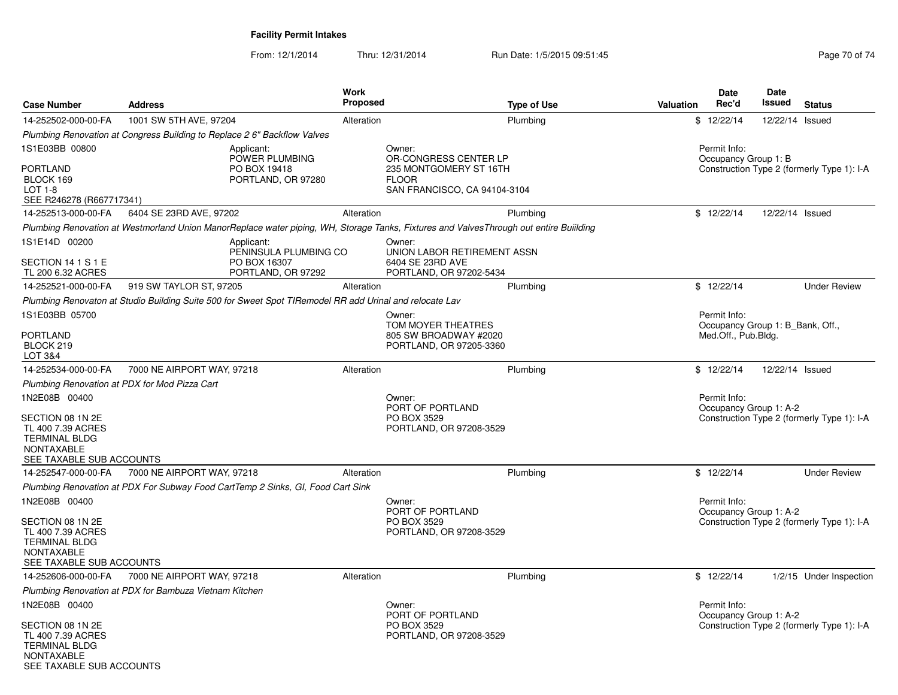# Facility Permit Intakes

From: 12/1/2014 Thru: 12/31/2014 Run Date: 1/5/2015 09:51:45

| Case Number | Address | Work Proposed | Type of Use | Valuation | Date Rec'd | Date Issued | Status |
|---|---|---|---|---|---|---|---|
| 14-252502-000-00-FA | 1001 SW 5TH AVE, 97204 | Alteration | Plumbing | $ | 12/22/14 | 12/22/14 | Issued |

*Plumbing Renovation at Congress Building to Replace 2 6" Backflow Valves*

1S1E03BB 00800
PORTLAND
BLOCK 169
LOT 1-8
SEE R246278 (R667717341)

Applicant:
POWER PLUMBING
PO BOX 19418
PORTLAND, OR 97280

Owner:
OR-CONGRESS CENTER LP
235 MONTGOMERY ST 16TH FLOOR
SAN FRANCISCO, CA 94104-3104

Permit Info:
Occupancy Group 1: B
Construction Type 2 (formerly Type 1): I-A

| Case Number | Address | Work Proposed | Type of Use | Valuation | Date Rec'd | Date Issued | Status |
|---|---|---|---|---|---|---|---|
| 14-252513-000-00-FA | 6404 SE 23RD AVE, 97202 | Alteration | Plumbing | $ | 12/22/14 | 12/22/14 | Issued |

*Plumbing Renovation at Westmorland Union ManorReplace water piping, WH, Storage Tanks, Fixtures and ValvesThrough out entire Buiilding*

1S1E14D 00200
SECTION 14 1 S 1 E
TL 200 6.32 ACRES

Applicant:
PENINSULA PLUMBING CO
PO BOX 16307
PORTLAND, OR 97292

Owner:
UNION LABOR RETIREMENT ASSN
6404 SE 23RD AVE
PORTLAND, OR 97202-5434

| Case Number | Address | Work Proposed | Type of Use | Valuation | Date Rec'd | Date Issued | Status |
|---|---|---|---|---|---|---|---|
| 14-252521-000-00-FA | 919 SW TAYLOR ST, 97205 | Alteration | Plumbing | $ | 12/22/14 | | Under Review |

*Plumbing Renovaton at Studio Building Suite 500 for Sweet Spot TIRemodel RR add Urinal and relocate Lav*

1S1E03BB 05700
PORTLAND
BLOCK 219
LOT 3&4

Owner:
TOM MOYER THEATRES
805 SW BROADWAY #2020
PORTLAND, OR 97205-3360

Permit Info:
Occupancy Group 1: B_Bank, Off., Med.Off., Pub.Bldg.

| Case Number | Address | Work Proposed | Type of Use | Valuation | Date Rec'd | Date Issued | Status |
|---|---|---|---|---|---|---|---|
| 14-252534-000-00-FA | 7000 NE AIRPORT WAY, 97218 | Alteration | Plumbing | $ | 12/22/14 | 12/22/14 | Issued |

*Plumbing Renovation at PDX for Mod Pizza Cart*

1N2E08B 00400
SECTION 08 1N 2E
TL 400 7.39 ACRES
TERMINAL BLDG
NONTAXABLE
SEE TAXABLE SUB ACCOUNTS

Owner:
PORT OF PORTLAND
PO BOX 3529
PORTLAND, OR 97208-3529

Permit Info:
Occupancy Group 1: A-2
Construction Type 2 (formerly Type 1): I-A

| Case Number | Address | Work Proposed | Type of Use | Valuation | Date Rec'd | Date Issued | Status |
|---|---|---|---|---|---|---|---|
| 14-252547-000-00-FA | 7000 NE AIRPORT WAY, 97218 | Alteration | Plumbing | $ | 12/22/14 | | Under Review |

*Plumbing Renovation at PDX For Subway Food CartTemp 2 Sinks, GI, Food Cart Sink*

1N2E08B 00400
SECTION 08 1N 2E
TL 400 7.39 ACRES
TERMINAL BLDG
NONTAXABLE
SEE TAXABLE SUB ACCOUNTS

Owner:
PORT OF PORTLAND
PO BOX 3529
PORTLAND, OR 97208-3529

Permit Info:
Occupancy Group 1: A-2
Construction Type 2 (formerly Type 1): I-A

| Case Number | Address | Work Proposed | Type of Use | Valuation | Date Rec'd | Date Issued | Status |
|---|---|---|---|---|---|---|---|
| 14-252606-000-00-FA | 7000 NE AIRPORT WAY, 97218 | Alteration | Plumbing | $ | 12/22/14 | 1/2/15 | Under Inspection |

*Plumbing Renovation at PDX for Bambuza Vietnam Kitchen*

1N2E08B 00400
SECTION 08 1N 2E
TL 400 7.39 ACRES
TERMINAL BLDG
NONTAXABLE
SEE TAXABLE SUB ACCOUNTS

Owner:
PORT OF PORTLAND
PO BOX 3529
PORTLAND, OR 97208-3529

Permit Info:
Occupancy Group 1: A-2
Construction Type 2 (formerly Type 1): I-A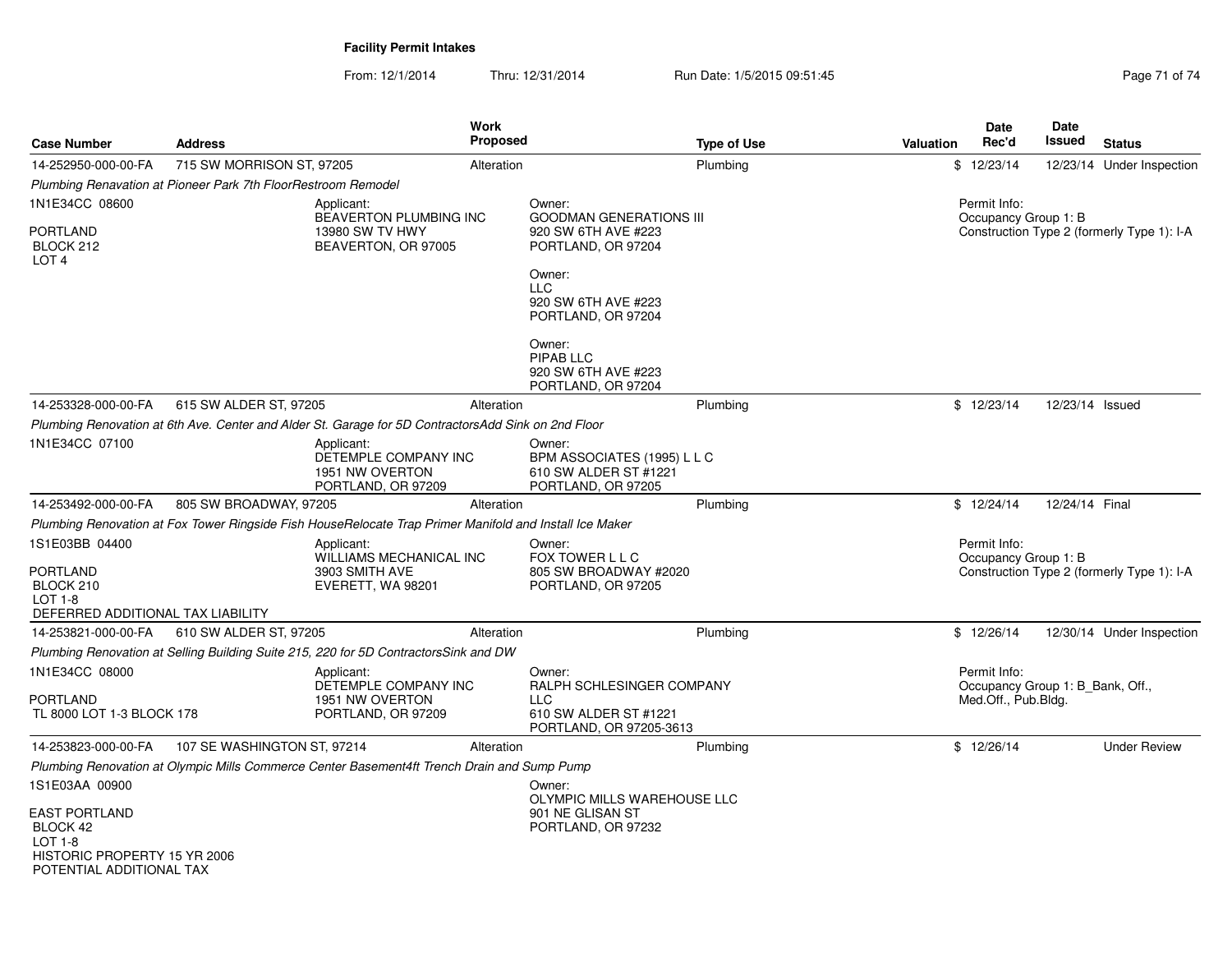**Facility Permit Intakes**

From: 12/1/2014 Thru: 12/31/2014 Run Date: 1/5/2015 09:51:45

| Case Number | Address | Work Proposed | Type of Use | Valuation | Date Rec'd | Date Issued | Status |
|---|---|---|---|---|---|---|---|
| 14-252950-000-00-FA | 715 SW MORRISON ST, 97205 | Alteration | Plumbing | $ | 12/23/14 | 12/23/14 | Under Inspection |

*Plumbing Renavation at Pioneer Park 7th FloorRestroom Remodel*

1N1E34CC 08600

PORTLAND
BLOCK 212
LOT 4

Applicant:
BEAVERTON PLUMBING INC
13980 SW TV HWY
BEAVERTON, OR 97005

Owner:
GOODMAN GENERATIONS III
920 SW 6TH AVE #223
PORTLAND, OR 97204

Owner:
LLC
920 SW 6TH AVE #223
PORTLAND, OR 97204

Owner:
PIPAB LLC
920 SW 6TH AVE #223
PORTLAND, OR 97204

Permit Info:
Occupancy Group 1: B
Construction Type 2 (formerly Type 1): I-A

| Case Number | Address | Work Proposed | Type of Use | Valuation | Date Rec'd | Date Issued | Status |
|---|---|---|---|---|---|---|---|
| 14-253328-000-00-FA | 615 SW ALDER ST, 97205 | Alteration | Plumbing | $ | 12/23/14 | 12/23/14 | Issued |

*Plumbing Renovation at 6th Ave. Center and Alder St. Garage for 5D ContractorsAdd Sink on 2nd Floor*

1N1E34CC 07100

Applicant:
DETEMPLE COMPANY INC
1951 NW OVERTON
PORTLAND, OR 97209

Owner:
BPM ASSOCIATES (1995) L L C
610 SW ALDER ST #1221
PORTLAND, OR 97205

| Case Number | Address | Work Proposed | Type of Use | Valuation | Date Rec'd | Date Issued | Status |
|---|---|---|---|---|---|---|---|
| 14-253492-000-00-FA | 805 SW BROADWAY, 97205 | Alteration | Plumbing | $ | 12/24/14 | 12/24/14 | Final |

*Plumbing Renovation at Fox Tower Ringside Fish HouseRelocate Trap Primer Manifold and Install Ice Maker*

1S1E03BB 04400

PORTLAND
BLOCK 210
LOT 1-8
DEFERRED ADDITIONAL TAX LIABILITY

Applicant:
WILLIAMS MECHANICAL INC
3903 SMITH AVE
EVERETT, WA 98201

Owner:
FOX TOWER L L C
805 SW BROADWAY #2020
PORTLAND, OR 97205

Permit Info:
Occupancy Group 1: B
Construction Type 2 (formerly Type 1): I-A

| Case Number | Address | Work Proposed | Type of Use | Valuation | Date Rec'd | Date Issued | Status |
|---|---|---|---|---|---|---|---|
| 14-253821-000-00-FA | 610 SW ALDER ST, 97205 | Alteration | Plumbing | $ | 12/26/14 | 12/30/14 | Under Inspection |

*Plumbing Renovation at Selling Building Suite 215, 220 for 5D ContractorsSink and DW*

1N1E34CC 08000

PORTLAND
TL 8000 LOT 1-3 BLOCK 178

Applicant:
DETEMPLE COMPANY INC
1951 NW OVERTON
PORTLAND, OR 97209

Owner:
RALPH SCHLESINGER COMPANY
LLC
610 SW ALDER ST #1221
PORTLAND, OR 97205-3613

Permit Info:
Occupancy Group 1: B_Bank, Off., Med.Off., Pub.Bldg.

| Case Number | Address | Work Proposed | Type of Use | Valuation | Date Rec'd | Date Issued | Status |
|---|---|---|---|---|---|---|---|
| 14-253823-000-00-FA | 107 SE WASHINGTON ST, 97214 | Alteration | Plumbing | $ | 12/26/14 | | Under Review |

*Plumbing Renovation at Olympic Mills Commerce Center Basement4ft Trench Drain and Sump Pump*

1S1E03AA 00900

EAST PORTLAND
BLOCK 42
LOT 1-8
HISTORIC PROPERTY 15 YR 2006
POTENTIAL ADDITIONAL TAX

Owner:
OLYMPIC MILLS WAREHOUSE LLC
901 NE GLISAN ST
PORTLAND, OR 97232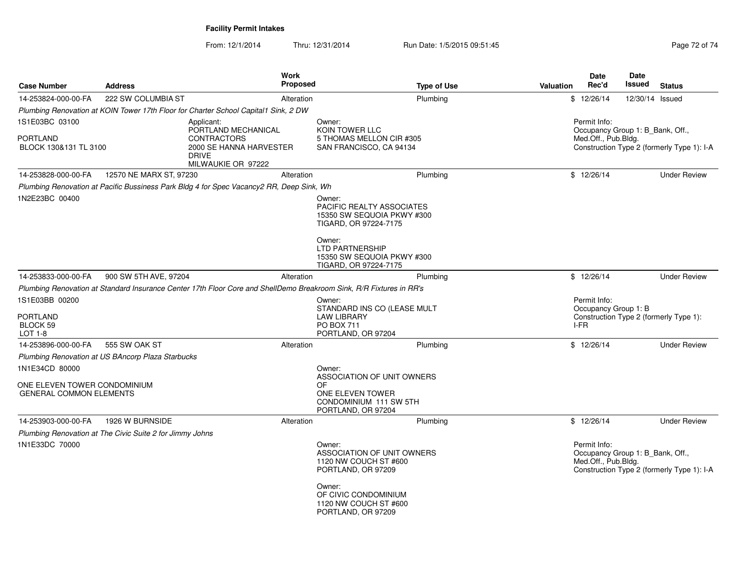**Facility Permit Intakes**

From: 12/1/2014 Thru: 12/31/2014 Run Date: 1/5/2015 09:51:45

| Case Number | Address | Work Proposed | Type of Use | Valuation | Date Rec'd | Date Issued | Status |
|---|---|---|---|---|---|---|---|
| 14-253824-000-00-FA | 222 SW COLUMBIA ST | Alteration | Plumbing | $ | 12/26/14 | 12/30/14 | Issued |
| *Plumbing Renovation at KOIN Tower 17th Floor for Charter School Capital1 Sink, 2 DW* | | | | | | | |
| 1S1E03BC 03100<br><br>PORTLAND<br>BLOCK 130&131 TL 3100 | Applicant:<br>PORTLAND MECHANICAL CONTRACTORS<br>2000 SE HANNA HARVESTER DRIVE<br>MILWAUKIE OR 97222 | | Owner:<br>KOIN TOWER LLC<br>5 THOMAS MELLON CIR #305<br>SAN FRANCISCO, CA 94134 | | Permit Info:<br>Occupancy Group 1: B_Bank, Off., Med.Off., Pub.Bldg.<br>Construction Type 2 (formerly Type 1): I-A | | |
| 14-253828-000-00-FA | 12570 NE MARX ST, 97230 | Alteration | Plumbing | $ | 12/26/14 | | Under Review |
| *Plumbing Renovation at Pacific Bussiness Park Bldg 4 for Spec Vacancy2 RR, Deep Sink, Wh* | | | | | | | |
| 1N2E23BC 00400 | | | Owner:<br>PACIFIC REALTY ASSOCIATES<br>15350 SW SEQUOIA PKWY #300<br>TIGARD, OR 97224-7175<br><br>Owner:<br>LTD PARTNERSHIP<br>15350 SW SEQUOIA PKWY #300<br>TIGARD, OR 97224-7175 | | | | |
| 14-253833-000-00-FA | 900 SW 5TH AVE, 97204 | Alteration | Plumbing | $ | 12/26/14 | | Under Review |
| *Plumbing Renovation at Standard Insurance Center 17th Floor Core and ShellDemo Breakroom Sink, R/R Fixtures in RR's* | | | | | | | |
| 1S1E03BB 00200<br><br>PORTLAND<br>BLOCK 59<br>LOT 1-8 | | | Owner:<br>STANDARD INS CO (LEASE MULT<br>LAW LIBRARY<br>PO BOX 711<br>PORTLAND, OR 97204 | | Permit Info:<br>Occupancy Group 1: B<br>Construction Type 2 (formerly Type 1): I-FR | | |
| 14-253896-000-00-FA | 555 SW OAK ST | Alteration | Plumbing | $ | 12/26/14 | | Under Review |
| *Plumbing Renovation at US BAncorp Plaza Starbucks* | | | | | | | |
| 1N1E34CD 80000<br><br>ONE ELEVEN TOWER CONDOMINIUM<br>GENERAL COMMON ELEMENTS | | | Owner:<br>ASSOCIATION OF UNIT OWNERS OF<br>ONE ELEVEN TOWER CONDOMINIUM 111 SW 5TH<br>PORTLAND, OR 97204 | | | | |
| 14-253903-000-00-FA | 1926 W BURNSIDE | Alteration | Plumbing | $ | 12/26/14 | | Under Review |
| *Plumbing Renovation at The Civic Suite 2 for Jimmy Johns* | | | | | | | |
| 1N1E33DC 70000 | | | Owner:<br>ASSOCIATION OF UNIT OWNERS<br>1120 NW COUCH ST #600<br>PORTLAND, OR 97209<br><br>Owner:<br>OF CIVIC CONDOMINIUM<br>1120 NW COUCH ST #600<br>PORTLAND, OR 97209 | | Permit Info:<br>Occupancy Group 1: B_Bank, Off., Med.Off., Pub.Bldg.<br>Construction Type 2 (formerly Type 1): I-A | | |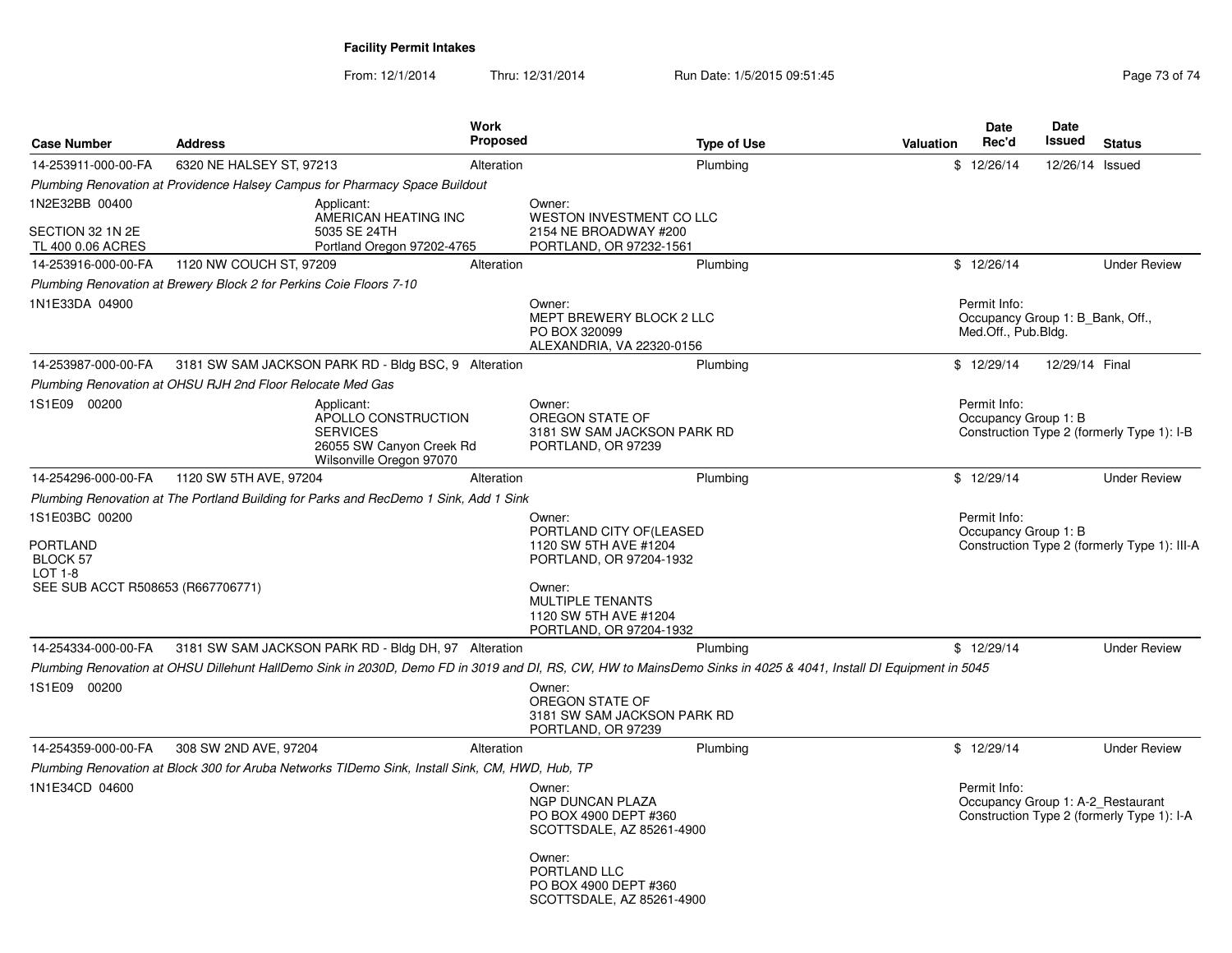**Facility Permit Intakes**

From: 12/1/2014 Thru: 12/31/2014 Run Date: 1/5/2015 09:51:45

| Case Number | Address | Work Proposed | Type of Use | Valuation | Date Rec'd | Date Issued | Status |
|---|---|---|---|---|---|---|---|
| 14-253911-000-00-FA | 6320 NE HALSEY ST, 97213 | Alteration | Plumbing | $ | 12/26/14 | 12/26/14 | Issued |

*Plumbing Renovation at Providence Halsey Campus for Pharmacy Space Buildout*

1N2E32BB 00400

SECTION 32 1N 2E
TL 400 0.06 ACRES

Applicant:
AMERICAN HEATING INC
5035 SE 24TH
Portland Oregon 97202-4765

Owner:
WESTON INVESTMENT CO LLC
2154 NE BROADWAY #200
PORTLAND, OR 97232-1561

| Case Number | Address | Work Proposed | Type of Use | Valuation | Date Rec'd | Date Issued | Status |
|---|---|---|---|---|---|---|---|
| 14-253916-000-00-FA | 1120 NW COUCH ST, 97209 | Alteration | Plumbing | $ | 12/26/14 | | Under Review |

*Plumbing Renovation at Brewery Block 2 for Perkins Coie Floors 7-10*

1N1E33DA 04900

Owner:
MEPT BREWERY BLOCK 2 LLC
PO BOX 320099
ALEXANDRIA, VA 22320-0156

Permit Info:
Occupancy Group 1: B_Bank, Off., Med.Off., Pub.Bldg.

| Case Number | Address | Work Proposed | Type of Use | Valuation | Date Rec'd | Date Issued | Status |
|---|---|---|---|---|---|---|---|
| 14-253987-000-00-FA | 3181 SW SAM JACKSON PARK RD - Bldg BSC, 9 | Alteration | Plumbing | $ | 12/29/14 | 12/29/14 | Final |

*Plumbing Renovation at OHSU RJH 2nd Floor Relocate Med Gas*

1S1E09 00200

Applicant:
APOLLO CONSTRUCTION SERVICES
26055 SW Canyon Creek Rd
Wilsonville Oregon 97070

Owner:
OREGON STATE OF
3181 SW SAM JACKSON PARK RD
PORTLAND, OR 97239

Permit Info:
Occupancy Group 1: B
Construction Type 2 (formerly Type 1): I-B

| Case Number | Address | Work Proposed | Type of Use | Valuation | Date Rec'd | Date Issued | Status |
|---|---|---|---|---|---|---|---|
| 14-254296-000-00-FA | 1120 SW 5TH AVE, 97204 | Alteration | Plumbing | $ | 12/29/14 | | Under Review |

*Plumbing Renovation at The Portland Building for Parks and RecDemo 1 Sink, Add 1 Sink*

1S1E03BC 00200

PORTLAND
BLOCK 57
LOT 1-8
SEE SUB ACCT R508653 (R667706771)

Owner:
PORTLAND CITY OF(LEASED
1120 SW 5TH AVE #1204
PORTLAND, OR 97204-1932

Owner:
MULTIPLE TENANTS
1120 SW 5TH AVE #1204
PORTLAND, OR 97204-1932

Permit Info:
Occupancy Group 1: B
Construction Type 2 (formerly Type 1): III-A

| Case Number | Address | Work Proposed | Type of Use | Valuation | Date Rec'd | Date Issued | Status |
|---|---|---|---|---|---|---|---|
| 14-254334-000-00-FA | 3181 SW SAM JACKSON PARK RD - Bldg DH, 97 | Alteration | Plumbing | $ | 12/29/14 | | Under Review |

*Plumbing Renovation at OHSU Dillehunt HallDemo Sink in 2030D, Demo FD in 3019 and DI, RS, CW, HW to MainsDemo Sinks in 4025 & 4041, Install DI Equipment in 5045*

1S1E09 00200

Owner:
OREGON STATE OF
3181 SW SAM JACKSON PARK RD
PORTLAND, OR 97239

| Case Number | Address | Work Proposed | Type of Use | Valuation | Date Rec'd | Date Issued | Status |
|---|---|---|---|---|---|---|---|
| 14-254359-000-00-FA | 308 SW 2ND AVE, 97204 | Alteration | Plumbing | $ | 12/29/14 | | Under Review |

*Plumbing Renovation at Block 300 for Aruba Networks TIDemo Sink, Install Sink, CM, HWD, Hub, TP*

1N1E34CD 04600

Owner:
NGP DUNCAN PLAZA
PO BOX 4900 DEPT #360
SCOTTSDALE, AZ 85261-4900

Owner:
PORTLAND LLC
PO BOX 4900 DEPT #360
SCOTTSDALE, AZ 85261-4900

Permit Info:
Occupancy Group 1: A-2_Restaurant
Construction Type 2 (formerly Type 1): I-A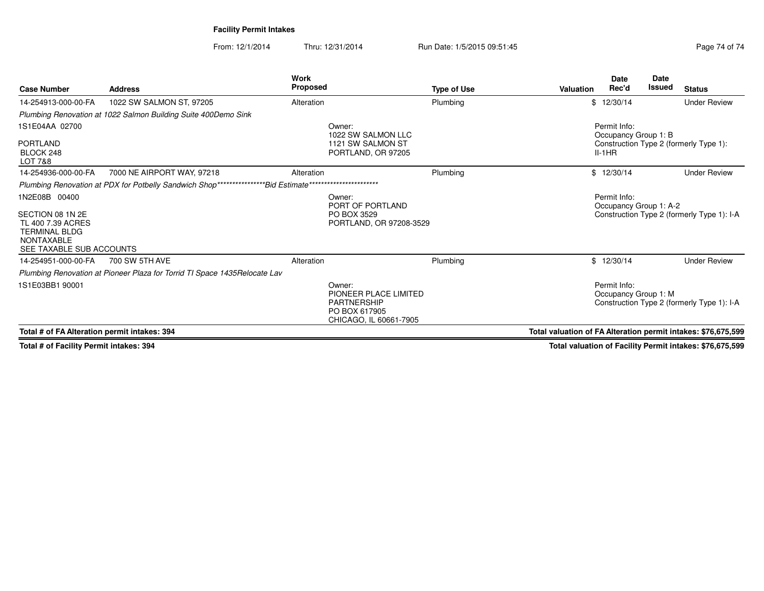## Facility Permit Intakes

From: 12/1/2014 Thru: 12/31/2014 Run Date: 1/5/2015 09:51:45

| Case Number | Address | Work Proposed | Type of Use | Valuation | Date Rec'd | Date Issued | Status |
|---|---|---|---|---|---|---|---|
| 14-254913-000-00-FA | 1022 SW SALMON ST, 97205 | Alteration | Plumbing | $ | 12/30/14 | | Under Review |
| *Plumbing Renovation at 1022 Salmon Building Suite 400Demo Sink* | | | | | | | |
| 1S1E04AA 02700<br><br>PORTLAND<br>BLOCK 248<br>LOT 7&8 | | Owner:<br>1022 SW SALMON LLC<br>1121 SW SALMON ST<br>PORTLAND, OR 97205 | | | Permit Info:<br>Occupancy Group 1: B<br>Construction Type 2 (formerly Type 1): II-1HR | | |
| 14-254936-000-00-FA | 7000 NE AIRPORT WAY, 97218 | Alteration | Plumbing | $ | 12/30/14 | | Under Review |
| *Plumbing Renovation at PDX for Potbelly Sandwich Shop****************Bid Estimate************************* | | | | | | | |
| 1N2E08B 00400<br><br>SECTION 08 1N 2E<br>TL 400 7.39 ACRES<br>TERMINAL BLDG<br>NONTAXABLE<br>SEE TAXABLE SUB ACCOUNTS | | Owner:<br>PORT OF PORTLAND<br>PO BOX 3529<br>PORTLAND, OR 97208-3529 | | | Permit Info:<br>Occupancy Group 1: A-2<br>Construction Type 2 (formerly Type 1): I-A | | |
| 14-254951-000-00-FA | 700 SW 5TH AVE | Alteration | Plumbing | $ | 12/30/14 | | Under Review |
| *Plumbing Renovation at Pioneer Plaza for Torrid TI Space 1435Relocate Lav* | | | | | | | |
| 1S1E03BB1 90001 | | Owner:<br>PIONEER PLACE LIMITED<br>PARTNERSHIP<br>PO BOX 617905<br>CHICAGO, IL 60661-7905 | | | Permit Info:<br>Occupancy Group 1: M<br>Construction Type 2 (formerly Type 1): I-A | | |

**Total # of FA Alteration permit intakes: 394**

**Total valuation of FA Alteration permit intakes: $76,675,599**

**Total # of Facility Permit intakes: 394**

**Total valuation of Facility Permit intakes: $76,675,599**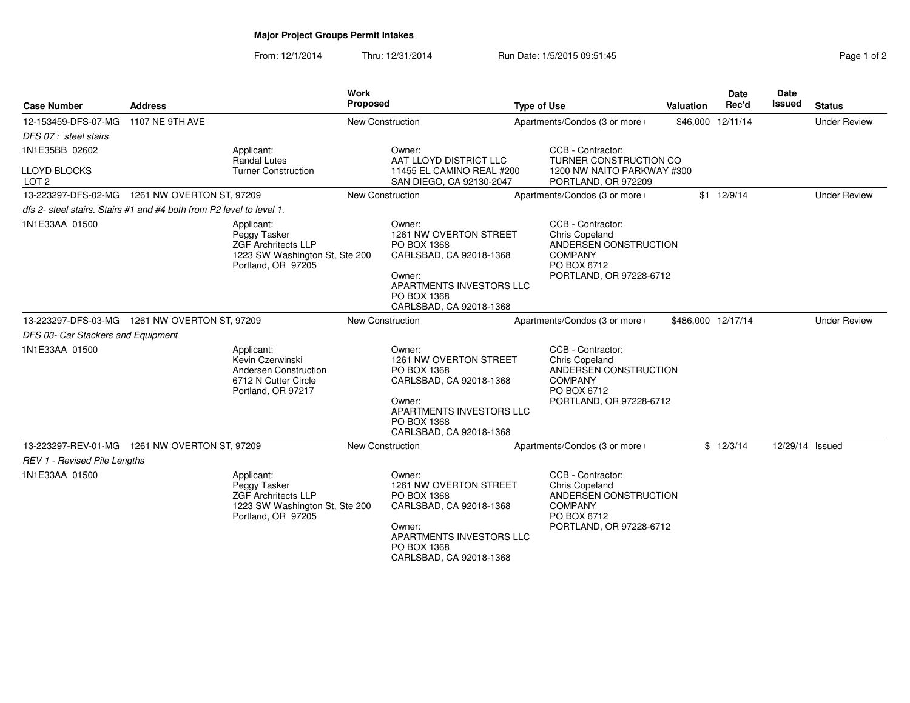**Major Project Groups Permit Intakes**

From: 12/1/2014 Thru: 12/31/2014 Run Date: 1/5/2015 09:51:45

| Case Number | Address | Work Proposed | Type of Use | Valuation | Date Rec'd | Date Issued | Status |
|---|---|---|---|---|---|---|---|
| 12-153459-DFS-07-MG | 1107 NE 9TH AVE | New Construction | Apartments/Condos (3 or more ı | $46,000 | 12/11/14 | | Under Review |
| *DFS 07 : steel stairs* | | | | | | | |
| 1N1E35BB 02602<br><br>LLOYD BLOCKS<br>LOT 2 | Applicant:<br>Randal Lutes<br>Turner Construction | Owner:<br>AAT LLOYD DISTRICT LLC<br>11455 EL CAMINO REAL #200<br>SAN DIEGO, CA 92130-2047 | CCB - Contractor:<br>TURNER CONSTRUCTION CO<br>1200 NW NAITO PARKWAY #300<br>PORTLAND, OR 972209 | | | | |
| 13-223297-DFS-02-MG | 1261 NW OVERTON ST, 97209 | New Construction | Apartments/Condos (3 or more ı | $1 | 12/9/14 | | Under Review |
| *dfs 2- steel stairs. Stairs #1 and #4 both from P2 level to level 1.* | | | | | | | |
| 1N1E33AA 01500 | Applicant:<br>Peggy Tasker<br>ZGF Arcritects LLP<br>1223 SW Washington St, Ste 200<br>Portland, OR 97205 | Owner:<br>1261 NW OVERTON STREET<br>PO BOX 1368<br>CARLSBAD, CA 92018-1368<br><br>Owner:<br>APARTMENTS INVESTORS LLC<br>PO BOX 1368<br>CARLSBAD, CA 92018-1368 | CCB - Contractor:<br>Chris Copeland<br>ANDERSEN CONSTRUCTION COMPANY<br>PO BOX 6712<br>PORTLAND, OR 97228-6712 | | | | |
| 13-223297-DFS-03-MG | 1261 NW OVERTON ST, 97209 | New Construction | Apartments/Condos (3 or more ı | $486,000 | 12/17/14 | | Under Review |
| *DFS 03- Car Stackers and Equipment* | | | | | | | |
| 1N1E33AA 01500 | Applicant:<br>Kevin Czerwinski<br>Andersen Construction<br>6712 N Cutter Circle<br>Portland, OR 97217 | Owner:<br>1261 NW OVERTON STREET<br>PO BOX 1368<br>CARLSBAD, CA 92018-1368<br><br>Owner:<br>APARTMENTS INVESTORS LLC<br>PO BOX 1368<br>CARLSBAD, CA 92018-1368 | CCB - Contractor:<br>Chris Copeland<br>ANDERSEN CONSTRUCTION COMPANY<br>PO BOX 6712<br>PORTLAND, OR 97228-6712 | | | | |
| 13-223297-REV-01-MG | 1261 NW OVERTON ST, 97209 | New Construction | Apartments/Condos (3 or more ı | $ | 12/3/14 | 12/29/14 | Issued |
| *REV 1 - Revised Pile Lengths* | | | | | | | |
| 1N1E33AA 01500 | Applicant:<br>Peggy Tasker<br>ZGF Arcritects LLP<br>1223 SW Washington St, Ste 200<br>Portland, OR 97205 | Owner:<br>1261 NW OVERTON STREET<br>PO BOX 1368<br>CARLSBAD, CA 92018-1368<br><br>Owner:<br>APARTMENTS INVESTORS LLC<br>PO BOX 1368<br>CARLSBAD, CA 92018-1368 | CCB - Contractor:<br>Chris Copeland<br>ANDERSEN CONSTRUCTION COMPANY<br>PO BOX 6712<br>PORTLAND, OR 97228-6712 | | | | |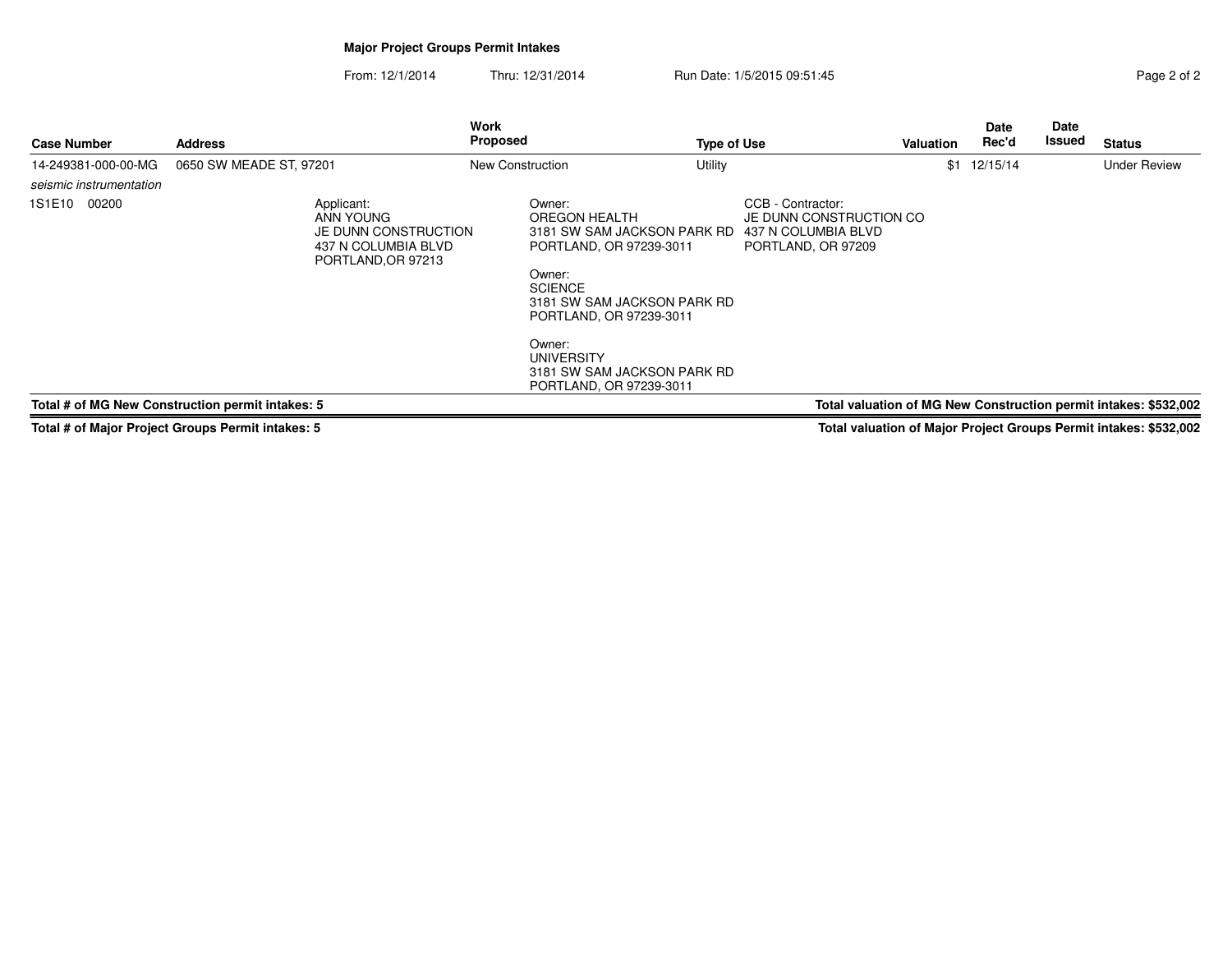**Major Project Groups Permit Intakes**

From: 12/1/2014 Thru: 12/31/2014 Run Date: 1/5/2015 09:51:45

| Case Number | Address | Work Proposed | Type of Use | Valuation | Date Rec'd | Date Issued | Status |
|---|---|---|---|---|---|---|---|
| 14-249381-000-00-MG | 0650 SW MEADE ST, 97201 | New Construction | Utility | $1 | 12/15/14 | | Under Review |

*seismic instrumentation*

1S1E10 00200

Applicant:
ANN YOUNG
JE DUNN CONSTRUCTION
437 N COLUMBIA BLVD
PORTLAND,OR 97213

Owner:
OREGON HEALTH
3181 SW SAM JACKSON PARK RD
PORTLAND, OR 97239-3011

Owner:
SCIENCE
3181 SW SAM JACKSON PARK RD
PORTLAND, OR 97239-3011

Owner:
UNIVERSITY
3181 SW SAM JACKSON PARK RD
PORTLAND, OR 97239-3011

CCB - Contractor:
JE DUNN CONSTRUCTION CO
437 N COLUMBIA BLVD
PORTLAND, OR 97209

**Total # of MG New Construction permit intakes: 5** **Total valuation of MG New Construction permit intakes: $532,002**

**Total # of Major Project Groups Permit intakes: 5** **Total valuation of Major Project Groups Permit intakes: $532,002**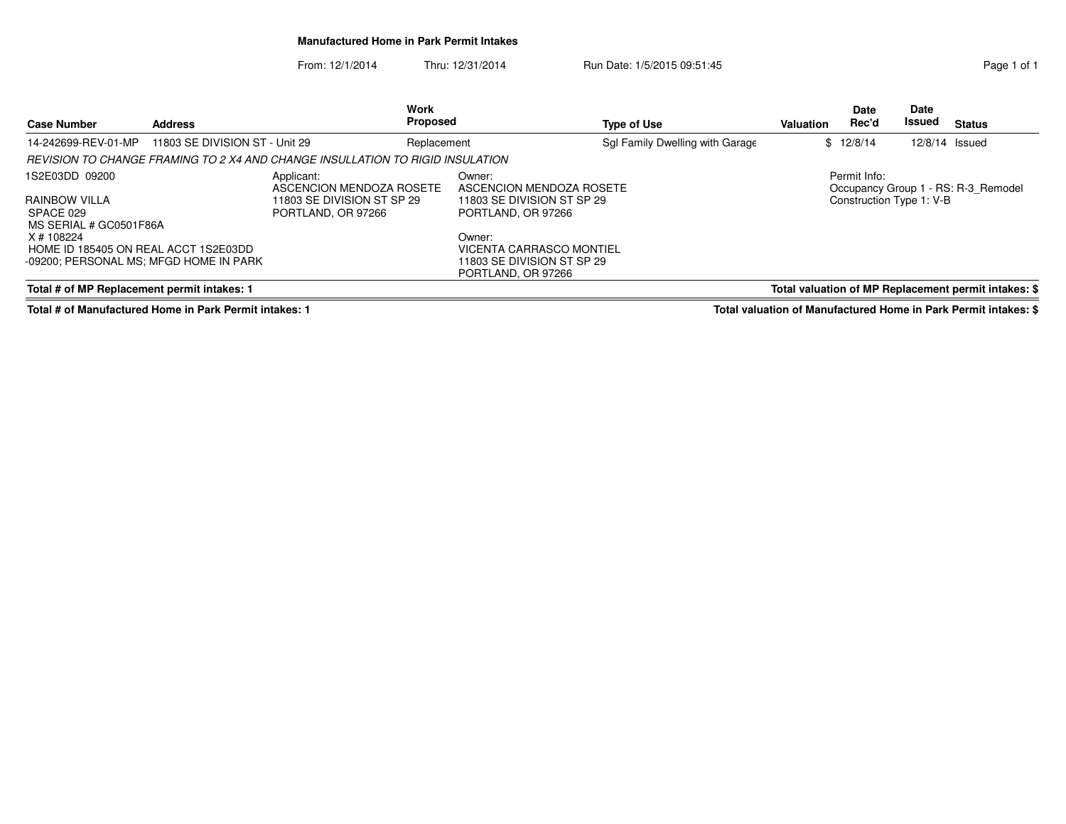# Manufactured Home in Park Permit Intakes

From: 12/1/2014 Thru: 12/31/2014 Run Date: 1/5/2015 09:51:45

| Case Number | Address | Work Proposed | Type of Use | Valuation | Date Rec'd | Date Issued | Status |
|---|---|---|---|---|---|---|---|
| 14-242699-REV-01-MP | 11803 SE DIVISION ST - Unit 29 | Replacement | Sgl Family Dwelling with Garage | $ | 12/8/14 | 12/8/14 | Issued |

*REVISION TO CHANGE FRAMING TO 2 X4 AND CHANGE INSULLATION TO RIGID INSULATION*

1S2E03DD 09200

RAINBOW VILLA
SPACE 029
MS SERIAL # GC0501F86A
X # 108224
HOME ID 185405 ON REAL ACCT 1S2E03DD -09200; PERSONAL MS; MFGD HOME IN PARK

Applicant:
ASCENCION MENDOZA ROSETE
11803 SE DIVISION ST SP 29
PORTLAND, OR 97266

Owner:
ASCENCION MENDOZA ROSETE
11803 SE DIVISION ST SP 29
PORTLAND, OR 97266

Owner:
VICENTA CARRASCO MONTIEL
11803 SE DIVISION ST SP 29
PORTLAND, OR 97266

Permit Info:
Occupancy Group 1 - RS: R-3_Remodel
Construction Type 1: V-B

**Total # of MP Replacement permit intakes: 1** **Total valuation of MP Replacement permit intakes: $**

**Total # of Manufactured Home in Park Permit intakes: 1** **Total valuation of Manufactured Home in Park Permit intakes: $**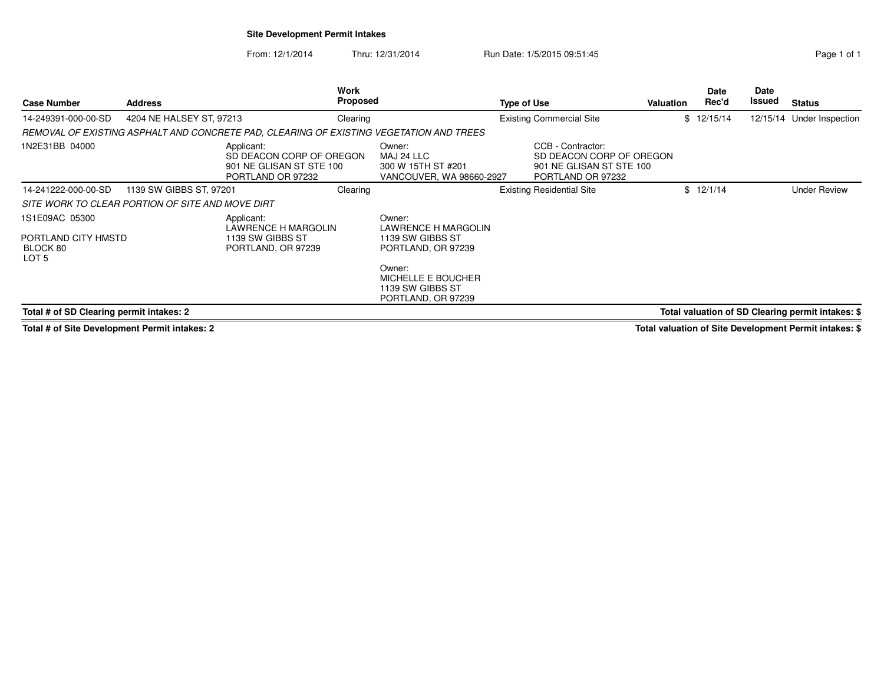## Site Development Permit Intakes

From: 12/1/2014 Thru: 12/31/2014 Run Date: 1/5/2015 09:51:45

| Case Number | Address | Work Proposed | Type of Use | Valuation | Date Rec'd | Date Issued | Status |
|---|---|---|---|---|---|---|---|
| 14-249391-000-00-SD | 4204 NE HALSEY ST, 97213 | Clearing | Existing Commercial Site | $ | 12/15/14 | 12/15/14 | Under Inspection |

*REMOVAL OF EXISTING ASPHALT AND CONCRETE PAD, CLEARING OF EXISTING VEGETATION AND TREES*

1N2E31BB 04000

Applicant:
SD DEACON CORP OF OREGON
901 NE GLISAN ST STE 100
PORTLAND OR 97232

Owner:
MAJ 24 LLC
300 W 15TH ST #201
VANCOUVER, WA 98660-2927

CCB - Contractor:
SD DEACON CORP OF OREGON
901 NE GLISAN ST STE 100
PORTLAND OR 97232

| Case Number | Address | Work Proposed | Type of Use | Valuation | Date Rec'd | Date Issued | Status |
|---|---|---|---|---|---|---|---|
| 14-241222-000-00-SD | 1139 SW GIBBS ST, 97201 | Clearing | Existing Residential Site | $ | 12/1/14 | | Under Review |

*SITE WORK TO CLEAR PORTION OF SITE AND MOVE DIRT*

1S1E09AC 05300

PORTLAND CITY HMSTD
BLOCK 80
LOT 5

Applicant:
LAWRENCE H MARGOLIN
1139 SW GIBBS ST
PORTLAND, OR 97239

Owner:
LAWRENCE H MARGOLIN
1139 SW GIBBS ST
PORTLAND, OR 97239

Owner:
MICHELLE E BOUCHER
1139 SW GIBBS ST
PORTLAND, OR 97239

**Total # of SD Clearing permit intakes: 2** — **Total valuation of SD Clearing permit intakes: $**

**Total # of Site Development Permit intakes: 2** — **Total valuation of Site Development Permit intakes: $**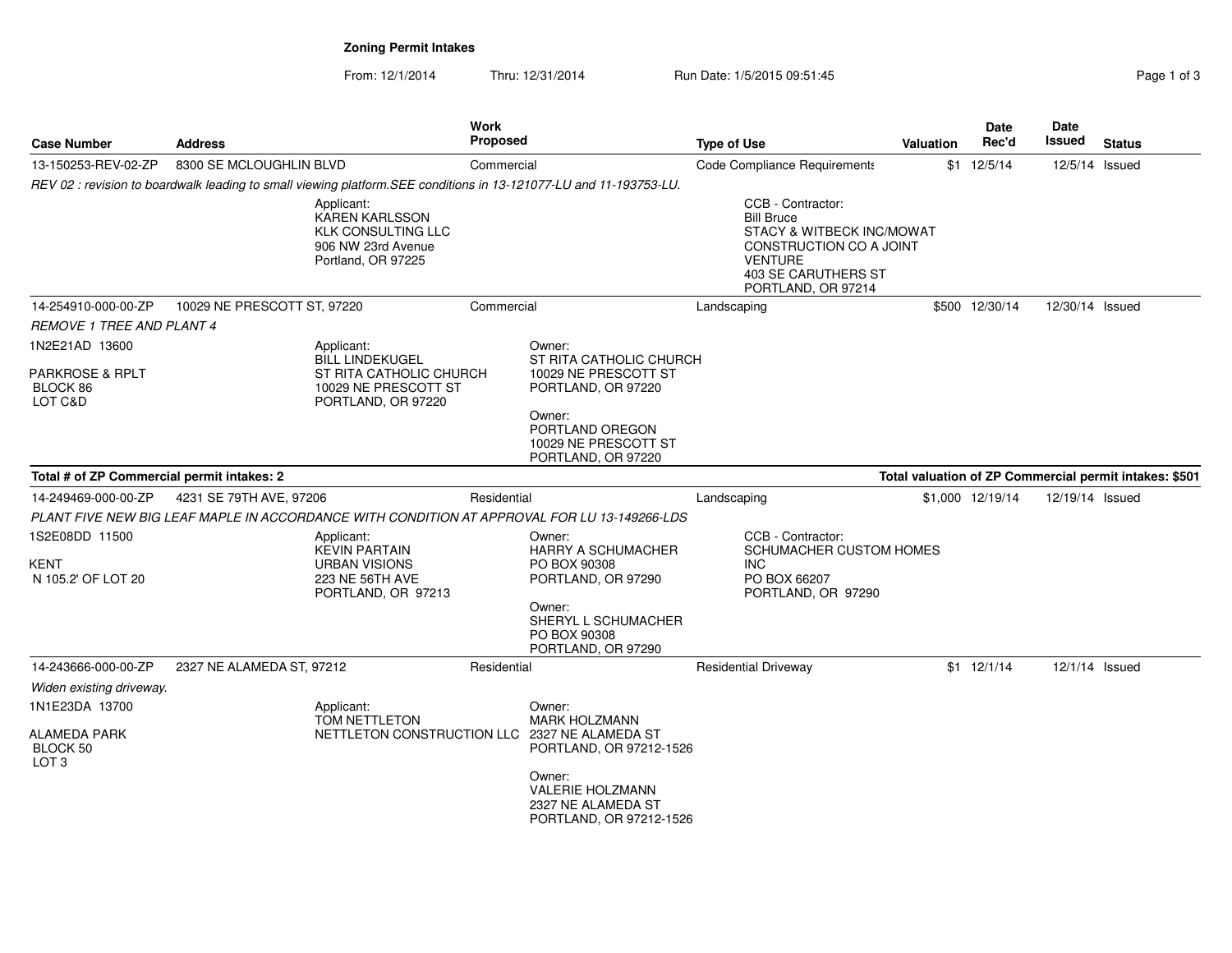# Zoning Permit Intakes

From: 12/1/2014 Thru: 12/31/2014 Run Date: 1/5/2015 09:51:45

| Case Number | Address | Work Proposed | Type of Use | Valuation | Date Rec'd | Date Issued | Status |
|---|---|---|---|---|---|---|---|
| 13-150253-REV-02-ZP | 8300 SE MCLOUGHLIN BLVD | Commercial | Code Compliance Requirements | $1 | 12/5/14 | 12/5/14 | Issued |

*REV 02 : revision to boardwalk leading to small viewing platform.SEE conditions in 13-121077-LU and 11-193753-LU.*

Applicant:
KAREN KARLSSON
KLK CONSULTING LLC
906 NW 23rd Avenue
Portland, OR 97225

CCB - Contractor:
Bill Bruce
STACY & WITBECK INC/MOWAT CONSTRUCTION CO A JOINT VENTURE
403 SE CARUTHERS ST
PORTLAND, OR 97214

| Case Number | Address | Work Proposed | Type of Use | Valuation | Date Rec'd | Date Issued | Status |
|---|---|---|---|---|---|---|---|
| 14-254910-000-00-ZP | 10029 NE PRESCOTT ST, 97220 | Commercial | Landscaping | $500 | 12/30/14 | 12/30/14 | Issued |

*REMOVE 1 TREE AND PLANT 4*

1N2E21AD 13600

PARKROSE & RPLT
BLOCK 86
LOT C&D

Applicant:
BILL LINDEKUGEL
ST RITA CATHOLIC CHURCH
10029 NE PRESCOTT ST
PORTLAND, OR 97220

Owner:
ST RITA CATHOLIC CHURCH
10029 NE PRESCOTT ST
PORTLAND, OR 97220

Owner:
PORTLAND OREGON
10029 NE PRESCOTT ST
PORTLAND, OR 97220

**Total # of ZP Commercial permit intakes: 2** — **Total valuation of ZP Commercial permit intakes: $501**

| Case Number | Address | Work Proposed | Type of Use | Valuation | Date Rec'd | Date Issued | Status |
|---|---|---|---|---|---|---|---|
| 14-249469-000-00-ZP | 4231 SE 79TH AVE, 97206 | Residential | Landscaping | $1,000 | 12/19/14 | 12/19/14 | Issued |

*PLANT FIVE NEW BIG LEAF MAPLE IN ACCORDANCE WITH CONDITION AT APPROVAL FOR LU 13-149266-LDS*

1S2E08DD 11500

KENT
N 105.2' OF LOT 20

Applicant:
KEVIN PARTAIN
URBAN VISIONS
223 NE 56TH AVE
PORTLAND, OR 97213

Owner:
HARRY A SCHUMACHER
PO BOX 90308
PORTLAND, OR 97290

Owner:
SHERYL L SCHUMACHER
PO BOX 90308
PORTLAND, OR 97290

CCB - Contractor:
SCHUMACHER CUSTOM HOMES INC
PO BOX 66207
PORTLAND, OR 97290

| Case Number | Address | Work Proposed | Type of Use | Valuation | Date Rec'd | Date Issued | Status |
|---|---|---|---|---|---|---|---|
| 14-243666-000-00-ZP | 2327 NE ALAMEDA ST, 97212 | Residential | Residential Driveway | $1 | 12/1/14 | 12/1/14 | Issued |

*Widen existing driveway.*

1N1E23DA 13700

ALAMEDA PARK
BLOCK 50
LOT 3

Applicant:
TOM NETTLETON
NETTLETON CONSTRUCTION LLC

Owner:
MARK HOLZMANN
2327 NE ALAMEDA ST
PORTLAND, OR 97212-1526

Owner:
VALERIE HOLZMANN
2327 NE ALAMEDA ST
PORTLAND, OR 97212-1526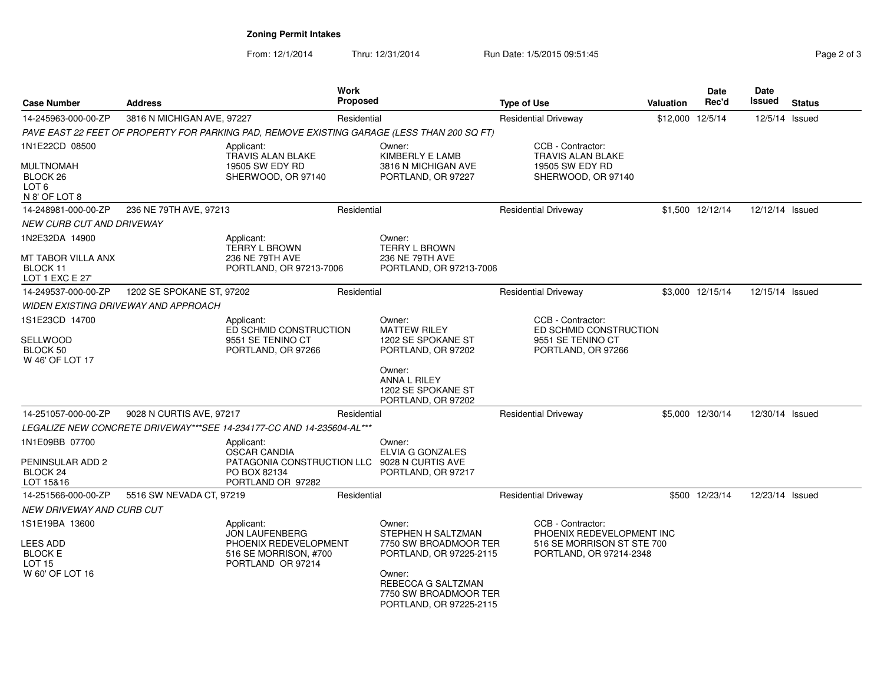## Zoning Permit Intakes

From: 12/1/2014 Thru: 12/31/2014 Run Date: 1/5/2015 09:51:45

| Case Number | Address | Work Proposed | Type of Use | Valuation | Date Rec'd | Date Issued | Status |
|---|---|---|---|---|---|---|---|
| 14-245963-000-00-ZP | 3816 N MICHIGAN AVE, 97227 | Residential | Residential Driveway | $12,000 | 12/5/14 | 12/5/14 | Issued |

*PAVE EAST 22 FEET OF PROPERTY FOR PARKING PAD, REMOVE EXISTING GARAGE (LESS THAN 200 SQ FT)*

1N1E22CD 08500
MULTNOMAH
BLOCK 26
LOT 6
N 8' OF LOT 8

Applicant: TRAVIS ALAN BLAKE, 19505 SW EDY RD, SHERWOOD, OR 97140
Owner: KIMBERLY E LAMB, 3816 N MICHIGAN AVE, PORTLAND, OR 97227
CCB - Contractor: TRAVIS ALAN BLAKE, 19505 SW EDY RD, SHERWOOD, OR 97140

| Case Number | Address | Work Proposed | Type of Use | Valuation | Date Rec'd | Date Issued | Status |
|---|---|---|---|---|---|---|---|
| 14-248981-000-00-ZP | 236 NE 79TH AVE, 97213 | Residential | Residential Driveway | $1,500 | 12/12/14 | 12/12/14 | Issued |

*NEW CURB CUT AND DRIVEWAY*

1N2E32DA 14900
MT TABOR VILLA ANX
BLOCK 11
LOT 1 EXC E 27'

Applicant: TERRY L BROWN, 236 NE 79TH AVE, PORTLAND, OR 97213-7006
Owner: TERRY L BROWN, 236 NE 79TH AVE, PORTLAND, OR 97213-7006

| Case Number | Address | Work Proposed | Type of Use | Valuation | Date Rec'd | Date Issued | Status |
|---|---|---|---|---|---|---|---|
| 14-249537-000-00-ZP | 1202 SE SPOKANE ST, 97202 | Residential | Residential Driveway | $3,000 | 12/15/14 | 12/15/14 | Issued |

*WIDEN EXISTING DRIVEWAY AND APPROACH*

1S1E23CD 14700
SELLWOOD
BLOCK 50
W 46' OF LOT 17

Applicant: ED SCHMID CONSTRUCTION, 9551 SE TENINO CT, PORTLAND, OR 97266
Owner: MATTEW RILEY, 1202 SE SPOKANE ST, PORTLAND, OR 97202
Owner: ANNA L RILEY, 1202 SE SPOKANE ST, PORTLAND, OR 97202
CCB - Contractor: ED SCHMID CONSTRUCTION, 9551 SE TENINO CT, PORTLAND, OR 97266

| Case Number | Address | Work Proposed | Type of Use | Valuation | Date Rec'd | Date Issued | Status |
|---|---|---|---|---|---|---|---|
| 14-251057-000-00-ZP | 9028 N CURTIS AVE, 97217 | Residential | Residential Driveway | $5,000 | 12/30/14 | 12/30/14 | Issued |

*LEGALIZE NEW CONCRETE DRIVEWAY***SEE 14-234177-CC AND 14-235604-AL****

1N1E09BB 07700
PENINSULAR ADD 2
BLOCK 24
LOT 15&16

Applicant: OSCAR CANDIA, PATAGONIA CONSTRUCTION LLC, PO BOX 82134, PORTLAND OR 97282
Owner: ELVIA G GONZALES, 9028 N CURTIS AVE, PORTLAND, OR 97217

| Case Number | Address | Work Proposed | Type of Use | Valuation | Date Rec'd | Date Issued | Status |
|---|---|---|---|---|---|---|---|
| 14-251566-000-00-ZP | 5516 SW NEVADA CT, 97219 | Residential | Residential Driveway | $500 | 12/23/14 | 12/23/14 | Issued |

*NEW DRIVEWAY AND CURB CUT*

1S1E19BA 13600
LEES ADD
BLOCK E
LOT 15
W 60' OF LOT 16

Applicant: JON LAUFENBERG, PHOENIX REDEVELOPMENT, 516 SE MORRISON, #700, PORTLAND OR 97214
Owner: STEPHEN H SALTZMAN, 7750 SW BROADMOOR TER, PORTLAND, OR 97225-2115
Owner: REBECCA G SALTZMAN, 7750 SW BROADMOOR TER, PORTLAND, OR 97225-2115
CCB - Contractor: PHOENIX REDEVELOPMENT INC, 516 SE MORRISON ST STE 700, PORTLAND, OR 97214-2348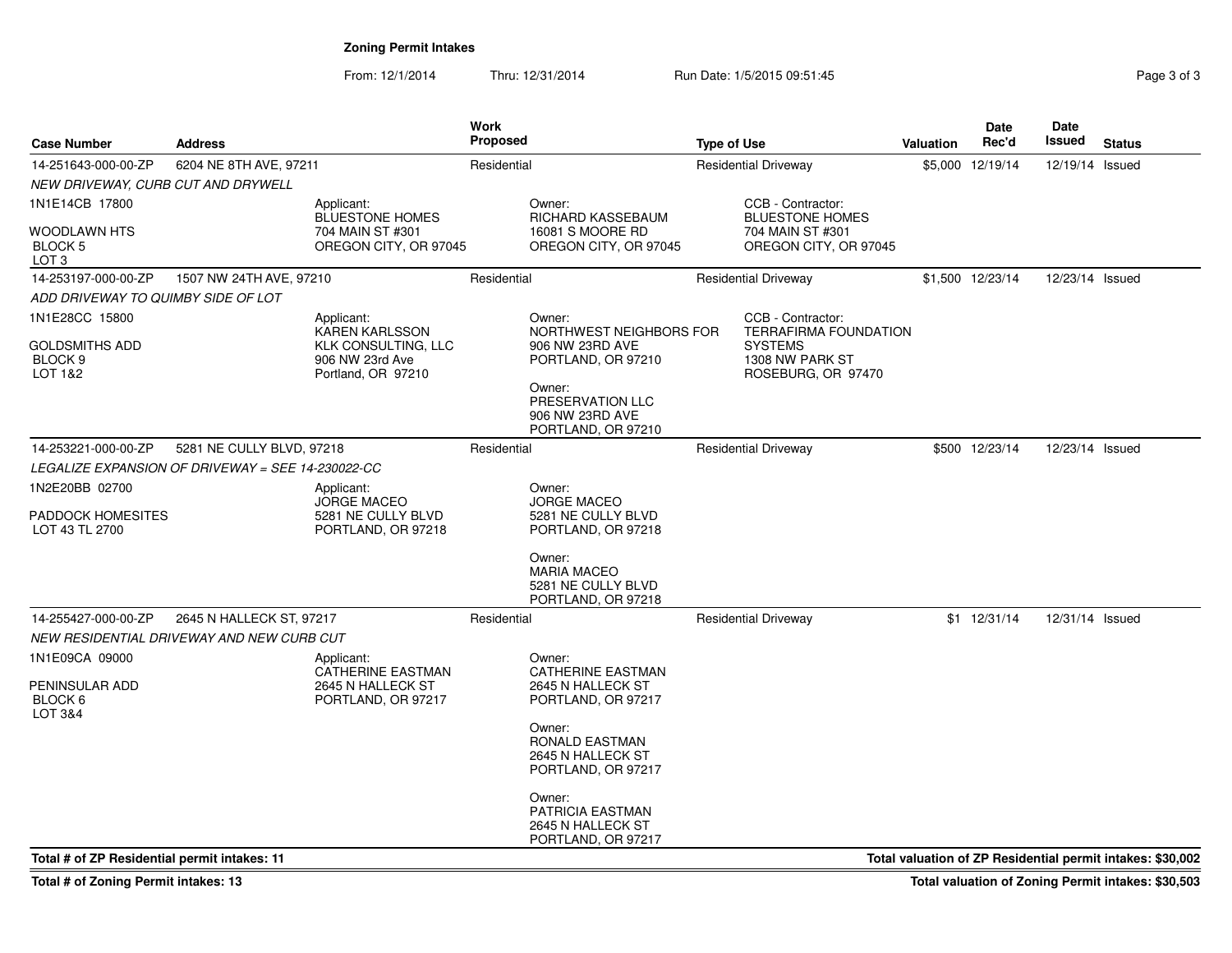## Zoning Permit Intakes

From: 12/1/2014 Thru: 12/31/2014 Run Date: 1/5/2015 09:51:45

| Case Number | Address | Work Proposed | Type of Use | Valuation | Date Rec'd | Date Issued | Status |
|---|---|---|---|---|---|---|---|
| 14-251643-000-00-ZP | 6204 NE 8TH AVE, 97211 | Residential | Residential Driveway | $5,000 | 12/19/14 | 12/19/14 | Issued |
| NEW DRIVEWAY, CURB CUT AND DRYWELL | | | | | | | |
| 1N1E14CB 17800<br>WOODLAWN HTS<br>BLOCK 5<br>LOT 3 | Applicant:<br>BLUESTONE HOMES<br>704 MAIN ST #301<br>OREGON CITY, OR 97045 | Owner:<br>RICHARD KASSEBAUM<br>16081 S MOORE RD<br>OREGON CITY, OR 97045 | CCB - Contractor:<br>BLUESTONE HOMES<br>704 MAIN ST #301<br>OREGON CITY, OR 97045 | | | | |
| 14-253197-000-00-ZP | 1507 NW 24TH AVE, 97210 | Residential | Residential Driveway | $1,500 | 12/23/14 | 12/23/14 | Issued |
| ADD DRIVEWAY TO QUIMBY SIDE OF LOT | | | | | | | |
| 1N1E28CC 15800<br>GOLDSMITHS ADD<br>BLOCK 9<br>LOT 1&2 | Applicant:<br>KAREN KARLSSON<br>KLK CONSULTING, LLC<br>906 NW 23rd Ave<br>Portland, OR 97210 | Owner:<br>NORTHWEST NEIGHBORS FOR<br>906 NW 23RD AVE<br>PORTLAND, OR 97210<br>Owner:<br>PRESERVATION LLC<br>906 NW 23RD AVE<br>PORTLAND, OR 97210 | CCB - Contractor:<br>TERRAFIRMA FOUNDATION SYSTEMS<br>1308 NW PARK ST<br>ROSEBURG, OR 97470 | | | | |
| 14-253221-000-00-ZP | 5281 NE CULLY BLVD, 97218 | Residential | Residential Driveway | $500 | 12/23/14 | 12/23/14 | Issued |
| LEGALIZE EXPANSION OF DRIVEWAY = SEE 14-230022-CC | | | | | | | |
| 1N2E20BB 02700<br>PADDOCK HOMESITES<br>LOT 43 TL 2700 | Applicant:<br>JORGE MACEO<br>5281 NE CULLY BLVD<br>PORTLAND, OR 97218 | Owner:<br>JORGE MACEO<br>5281 NE CULLY BLVD<br>PORTLAND, OR 97218<br>Owner:<br>MARIA MACEO<br>5281 NE CULLY BLVD<br>PORTLAND, OR 97218 | | | | | |
| 14-255427-000-00-ZP | 2645 N HALLECK ST, 97217 | Residential | Residential Driveway | $1 | 12/31/14 | 12/31/14 | Issued |
| NEW RESIDENTIAL DRIVEWAY AND NEW CURB CUT | | | | | | | |
| 1N1E09CA 09000<br>PENINSULAR ADD<br>BLOCK 6<br>LOT 3&4 | Applicant:<br>CATHERINE EASTMAN<br>2645 N HALLECK ST<br>PORTLAND, OR 97217 | Owner:<br>CATHERINE EASTMAN<br>2645 N HALLECK ST<br>PORTLAND, OR 97217<br>Owner:<br>RONALD EASTMAN<br>2645 N HALLECK ST<br>PORTLAND, OR 97217<br>Owner:<br>PATRICIA EASTMAN<br>2645 N HALLECK ST<br>PORTLAND, OR 97217 | | | | | |

**Total # of ZP Residential permit intakes: 11**

**Total valuation of ZP Residential permit intakes: $30,002**

**Total # of Zoning Permit intakes: 13**

**Total valuation of Zoning Permit intakes: $30,503**